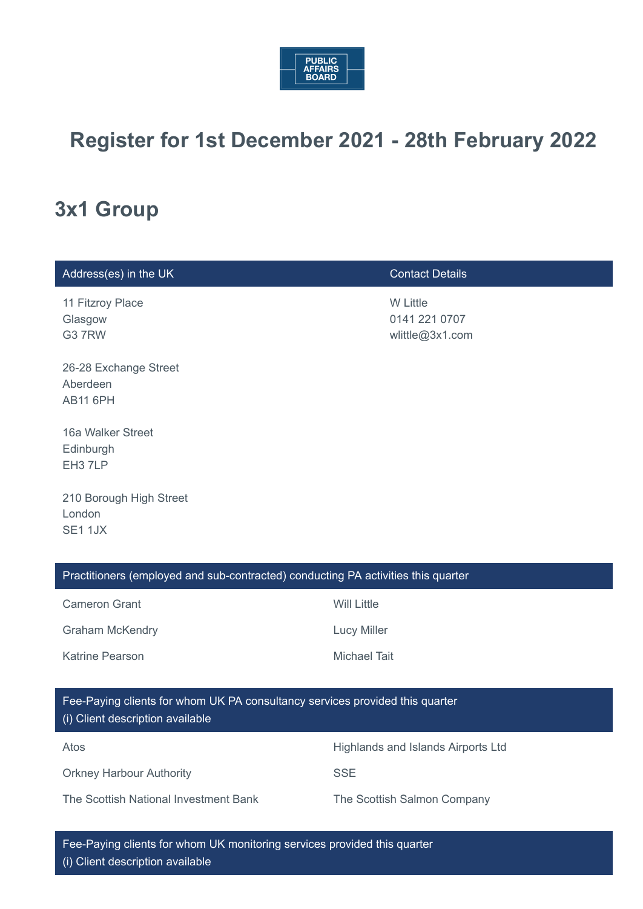PUBLIC AFFAIRS BOARD

# Register for 1st December 2021 - 28th February 2022

## 3x1 Group

| Address(es) in the UK | Contact Details |
| --- | --- |
| 11 Fitzroy Place<br>Glasgow<br>G3 7RW<br><br>26-28 Exchange Street<br>Aberdeen<br>AB11 6PH<br><br>16a Walker Street<br>Edinburgh<br>EH3 7LP<br><br>210 Borough High Street<br>London<br>SE1 1JX | W Little<br>0141 221 0707<br>wlittle@3x1.com |

| Practitioners (employed and sub-contracted) conducting PA activities this quarter | |
| --- | --- |
| Cameron Grant | Will Little |
| Graham McKendry | Lucy Miller |
| Katrine Pearson | Michael Tait |

| Fee-Paying clients for whom UK PA consultancy services provided this quarter<br>(i) Client description available | |
| --- | --- |
| Atos | Highlands and Islands Airports Ltd |
| Orkney Harbour Authority | SSE |
| The Scottish National Investment Bank | The Scottish Salmon Company |

| Fee-Paying clients for whom UK monitoring services provided this quarter<br>(i) Client description available |
| --- |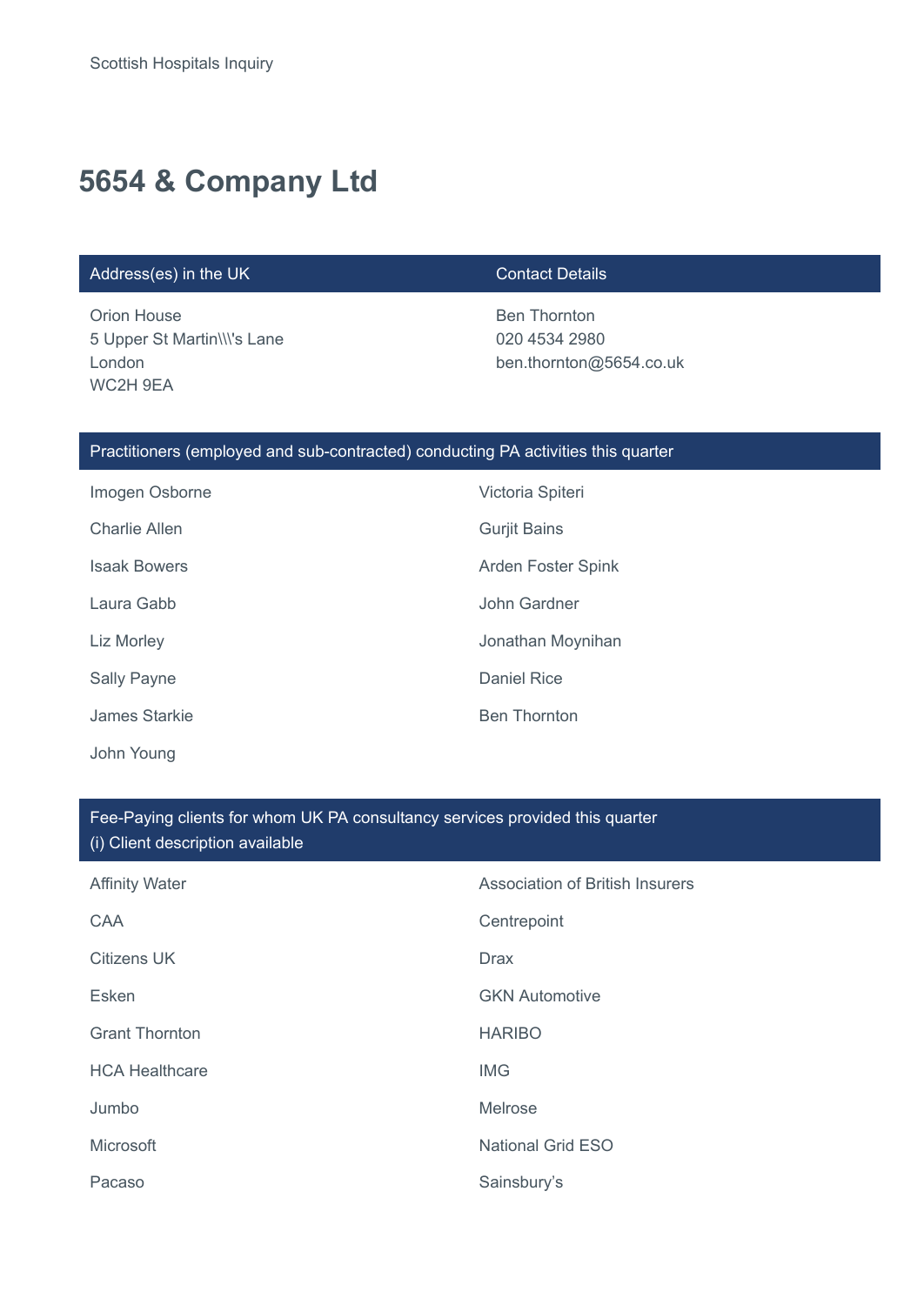Scottish Hospitals Inquiry

# 5654 & Company Ltd

| Address(es) in the UK | Contact Details |
|---|---|
| Orion House<br>5 Upper St Martin\\\'s Lane<br>London<br>WC2H 9EA | Ben Thornton<br>020 4534 2980<br>ben.thornton@5654.co.uk |

## Practitioners (employed and sub-contracted) conducting PA activities this quarter

- Imogen Osborne
- Charlie Allen
- Isaak Bowers
- Laura Gabb
- Liz Morley
- Sally Payne
- James Starkie
- John Young
- Victoria Spiteri
- Gurjit Bains
- Arden Foster Spink
- John Gardner
- Jonathan Moynihan
- Daniel Rice
- Ben Thornton

## Fee-Paying clients for whom UK PA consultancy services provided this quarter
(i) Client description available

- Affinity Water
- CAA
- Citizens UK
- Esken
- Grant Thornton
- HCA Healthcare
- Jumbo
- Microsoft
- Pacaso
- Association of British Insurers
- Centrepoint
- Drax
- GKN Automotive
- HARIBO
- IMG
- Melrose
- National Grid ESO
- Sainsbury's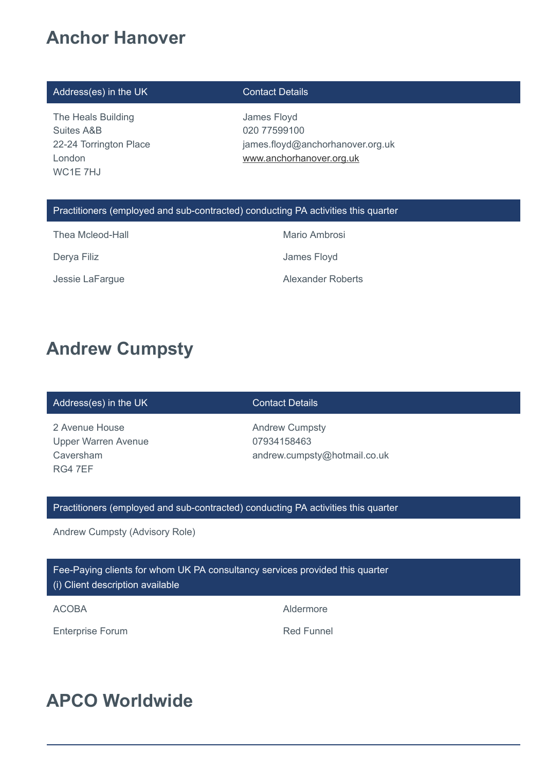# Anchor Hanover

| Address(es) in the UK | Contact Details |
|---|---|
| The Heals Building<br>Suites A&B<br>22-24 Torrington Place<br>London<br>WC1E 7HJ | James Floyd<br>020 77599100<br>james.floyd@anchorhanover.org.uk<br>www.anchorhanover.org.uk |

| Practitioners (employed and sub-contracted) conducting PA activities this quarter | |
|---|---|
| Thea Mcleod-Hall | Mario Ambrosi |
| Derya Filiz | James Floyd |
| Jessie LaFargue | Alexander Roberts |

# Andrew Cumpsty

| Address(es) in the UK | Contact Details |
|---|---|
| 2 Avenue House<br>Upper Warren Avenue<br>Caversham<br>RG4 7EF | Andrew Cumpsty<br>07934158463<br>andrew.cumpsty@hotmail.co.uk |

| Practitioners (employed and sub-contracted) conducting PA activities this quarter |
|---|
| Andrew Cumpsty (Advisory Role) |

| Fee-Paying clients for whom UK PA consultancy services provided this quarter<br>(i) Client description available | |
|---|---|
| ACOBA | Aldermore |
| Enterprise Forum | Red Funnel |

# APCO Worldwide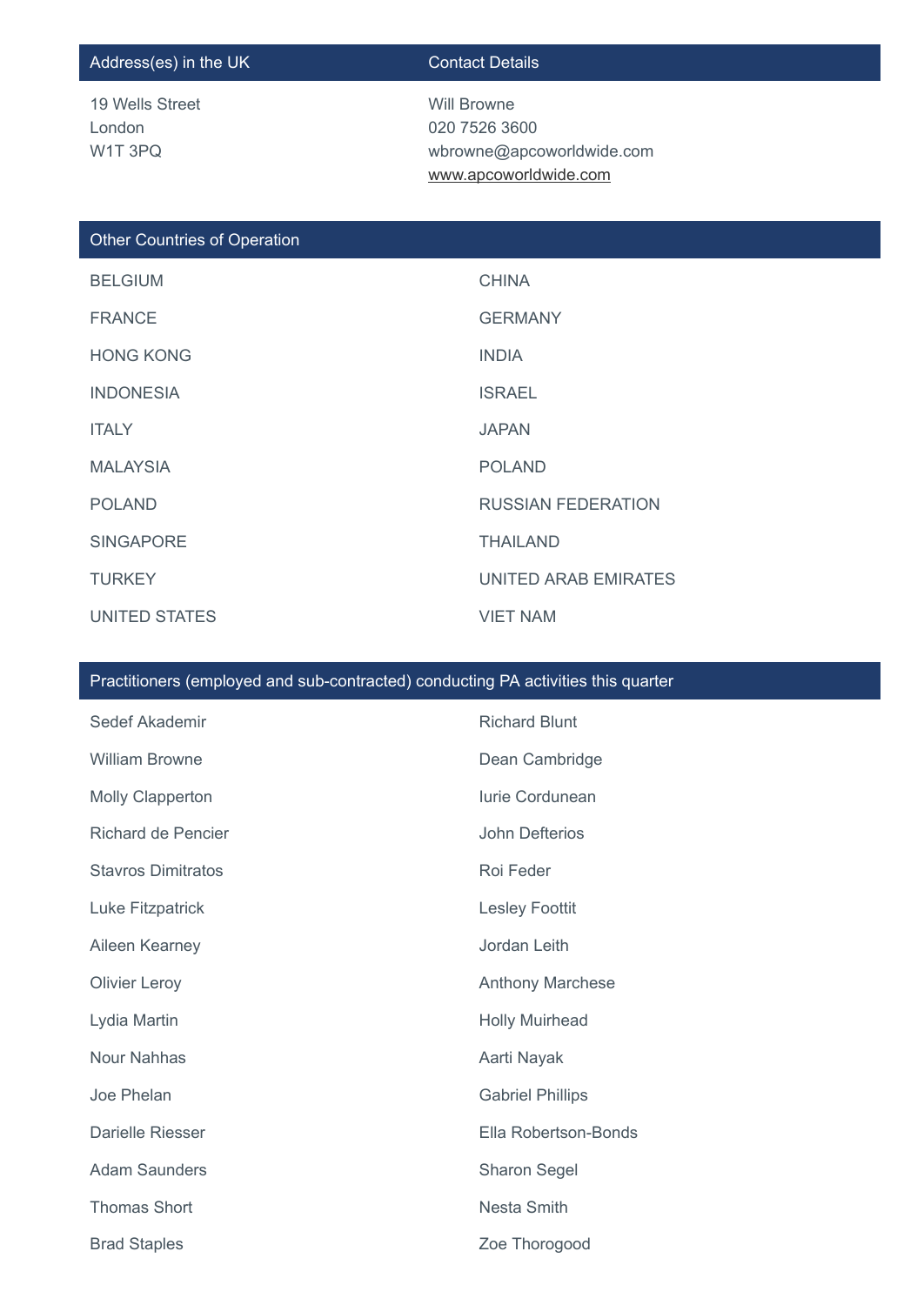| Address(es) in the UK | Contact Details |
| --- | --- |
| 19 Wells Street<br>London<br>W1T 3PQ | Will Browne<br>020 7526 3600<br>wbrowne@apcoworldwide.com<br>www.apcoworldwide.com |

## Other Countries of Operation

| | |
| --- | --- |
| BELGIUM | CHINA |
| FRANCE | GERMANY |
| HONG KONG | INDIA |
| INDONESIA | ISRAEL |
| ITALY | JAPAN |
| MALAYSIA | POLAND |
| POLAND | RUSSIAN FEDERATION |
| SINGAPORE | THAILAND |
| TURKEY | UNITED ARAB EMIRATES |
| UNITED STATES | VIET NAM |

## Practitioners (employed and sub-contracted) conducting PA activities this quarter

| | |
| --- | --- |
| Sedef Akademir | Richard Blunt |
| William Browne | Dean Cambridge |
| Molly Clapperton | Iurie Cordunean |
| Richard de Pencier | John Defterios |
| Stavros Dimitratos | Roi Feder |
| Luke Fitzpatrick | Lesley Foottit |
| Aileen Kearney | Jordan Leith |
| Olivier Leroy | Anthony Marchese |
| Lydia Martin | Holly Muirhead |
| Nour Nahhas | Aarti Nayak |
| Joe Phelan | Gabriel Phillips |
| Darielle Riesser | Ella Robertson-Bonds |
| Adam Saunders | Sharon Segel |
| Thomas Short | Nesta Smith |
| Brad Staples | Zoe Thorogood |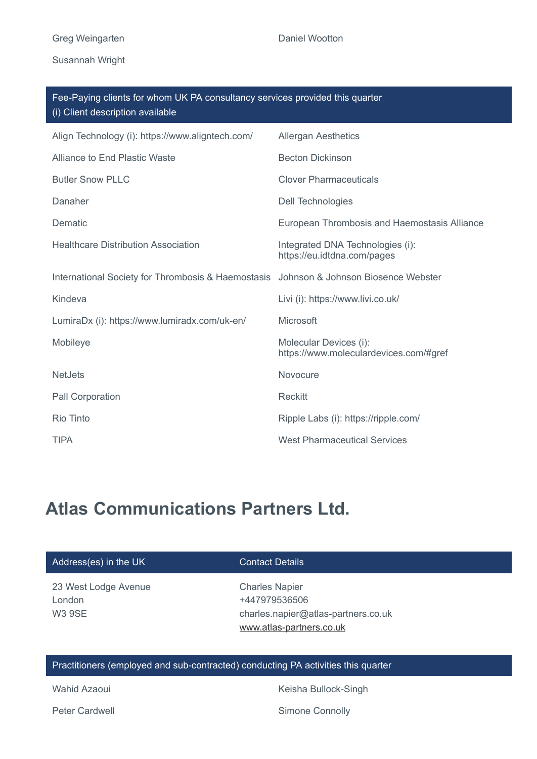| | |
|---|---|
| Greg Weingarten | Daniel Wootton |
| Susannah Wright | |

| Fee-Paying clients for whom UK PA consultancy services provided this quarter<br>(i) Client description available | |
|---|---|
| Align Technology (i): https://www.aligntech.com/ | Allergan Aesthetics |
| Alliance to End Plastic Waste | Becton Dickinson |
| Butler Snow PLLC | Clover Pharmaceuticals |
| Danaher | Dell Technologies |
| Dematic | European Thrombosis and Haemostasis Alliance |
| Healthcare Distribution Association | Integrated DNA Technologies (i): https://eu.idtdna.com/pages |
| International Society for Thrombosis & Haemostasis | Johnson & Johnson Biosence Webster |
| Kindeva | Livi (i): https://www.livi.co.uk/ |
| LumiraDx (i): https://www.lumiradx.com/uk-en/ | Microsoft |
| Mobileye | Molecular Devices (i): https://www.moleculardevices.com/#gref |
| NetJets | Novocure |
| Pall Corporation | Reckitt |
| Rio Tinto | Ripple Labs (i): https://ripple.com/ |
| TIPA | West Pharmaceutical Services |

# Atlas Communications Partners Ltd.

| Address(es) in the UK | Contact Details |
|---|---|
| 23 West Lodge Avenue<br>London<br>W3 9SE | Charles Napier<br>+447979536506<br>charles.napier@atlas-partners.co.uk<br>www.atlas-partners.co.uk |

| Practitioners (employed and sub-contracted) conducting PA activities this quarter | |
|---|---|
| Wahid Azaoui | Keisha Bullock-Singh |
| Peter Cardwell | Simone Connolly |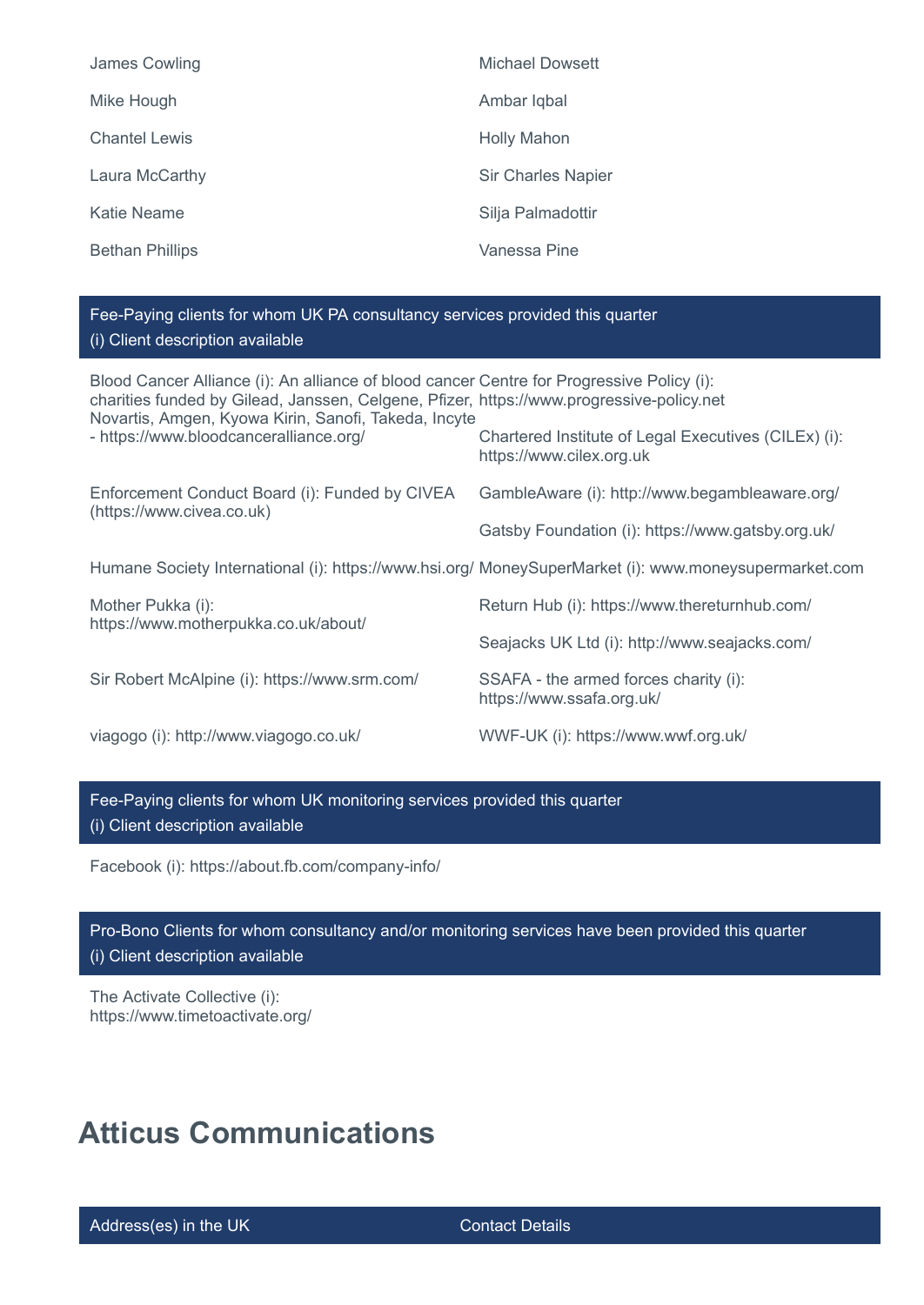James Cowling

Michael Dowsett

Mike Hough

Ambar Iqbal

Chantel Lewis

Holly Mahon

Laura McCarthy

Sir Charles Napier

Katie Neame

Silja Palmadottir

Bethan Phillips

Vanessa Pine

**Fee-Paying clients for whom UK PA consultancy services provided this quarter**
(i) Client description available

Blood Cancer Alliance (i): An alliance of blood cancer charities funded by Gilead, Janssen, Celgene, Pfizer, Novartis, Amgen, Kyowa Kirin, Sanofi, Takeda, Incyte - https://www.bloodcanceralliance.org/

Centre for Progressive Policy (i): https://www.progressive-policy.net

Chartered Institute of Legal Executives (CILEx) (i): https://www.cilex.org.uk

Enforcement Conduct Board (i): Funded by CIVEA (https://www.civea.co.uk)

GambleAware (i): http://www.begambleaware.org/

Gatsby Foundation (i): https://www.gatsby.org.uk/

Humane Society International (i): https://www.hsi.org/

MoneySuperMarket (i): www.moneysupermarket.com

Mother Pukka (i): https://www.motherpukka.co.uk/about/

Return Hub (i): https://www.thereturnhub.com/

Seajacks UK Ltd (i): http://www.seajacks.com/

Sir Robert McAlpine (i): https://www.srm.com/

SSAFA - the armed forces charity (i): https://www.ssafa.org.uk/

viagogo (i): http://www.viagogo.co.uk/

WWF-UK (i): https://www.wwf.org.uk/

**Fee-Paying clients for whom UK monitoring services provided this quarter**
(i) Client description available

Facebook (i): https://about.fb.com/company-info/

**Pro-Bono Clients for whom consultancy and/or monitoring services have been provided this quarter**
(i) Client description available

The Activate Collective (i): https://www.timetoactivate.org/

# Atticus Communications

| Address(es) in the UK | Contact Details |
|---|---|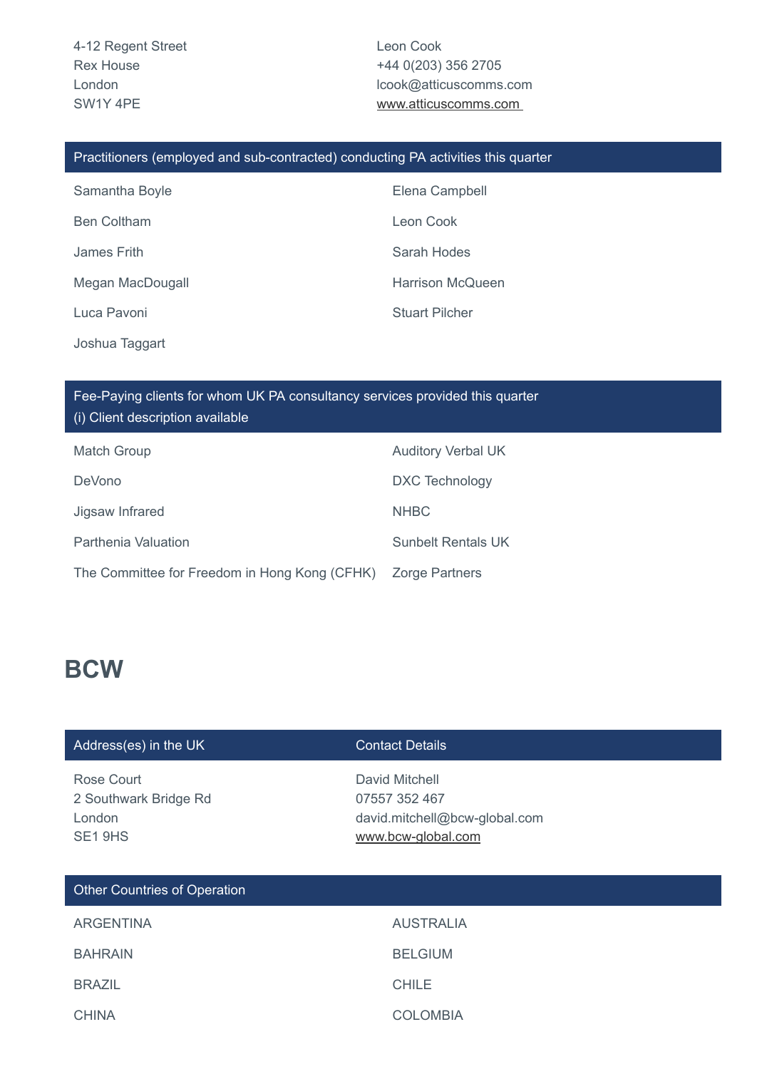| | |
|---|---|
| 4-12 Regent Street<br>Rex House<br>London<br>SW1Y 4PE | Leon Cook<br>+44 0(203) 356 2705<br>lcook@atticuscomms.com<br>www.atticuscomms.com |

| Practitioners (employed and sub-contracted) conducting PA activities this quarter | |
|---|---|
| Samantha Boyle | Elena Campbell |
| Ben Coltham | Leon Cook |
| James Frith | Sarah Hodes |
| Megan MacDougall | Harrison McQueen |
| Luca Pavoni | Stuart Pilcher |
| Joshua Taggart | |

| Fee-Paying clients for whom UK PA consultancy services provided this quarter<br>(i) Client description available | |
|---|---|
| Match Group | Auditory Verbal UK |
| DeVono | DXC Technology |
| Jigsaw Infrared | NHBC |
| Parthenia Valuation | Sunbelt Rentals UK |
| The Committee for Freedom in Hong Kong (CFHK) | Zorge Partners |

# BCW

| Address(es) in the UK | Contact Details |
|---|---|
| Rose Court<br>2 Southwark Bridge Rd<br>London<br>SE1 9HS | David Mitchell<br>07557 352 467<br>david.mitchell@bcw-global.com<br>www.bcw-global.com |

| Other Countries of Operation | |
|---|---|
| ARGENTINA | AUSTRALIA |
| BAHRAIN | BELGIUM |
| BRAZIL | CHILE |
| CHINA | COLOMBIA |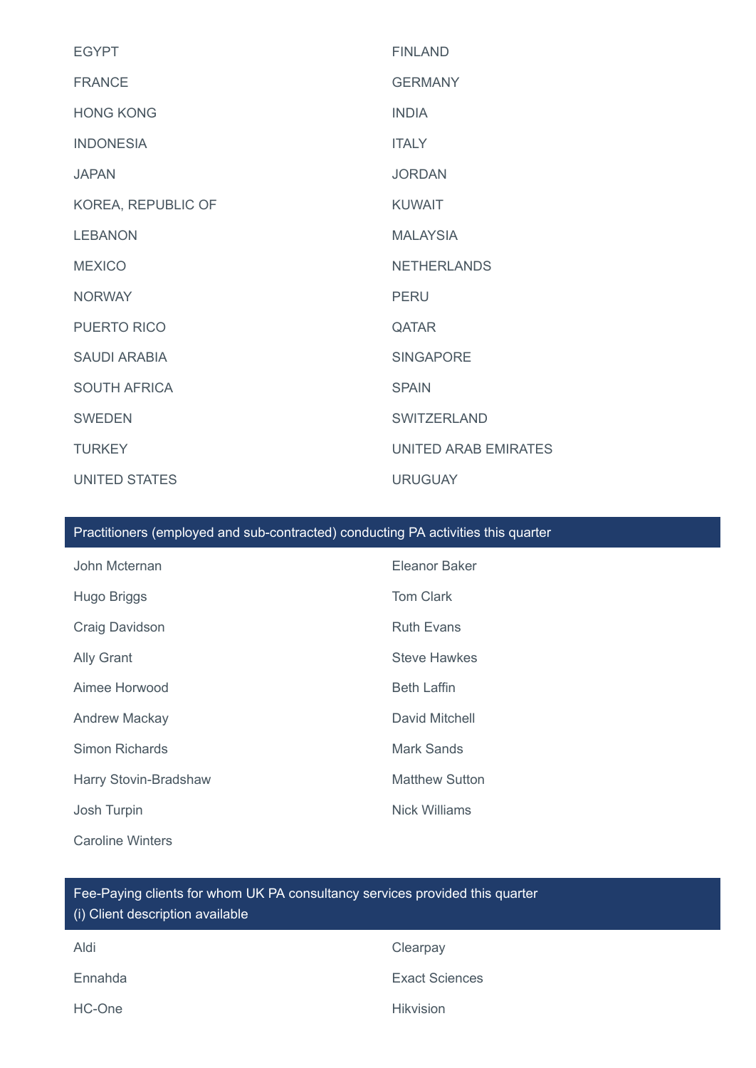EGYPT

FINLAND

FRANCE

GERMANY

HONG KONG

INDIA

INDONESIA

ITALY

JAPAN

JORDAN

KOREA, REPUBLIC OF

KUWAIT

LEBANON

MALAYSIA

MEXICO

NETHERLANDS

NORWAY

PERU

PUERTO RICO

QATAR

SAUDI ARABIA

SINGAPORE

SOUTH AFRICA

SPAIN

SWEDEN

SWITZERLAND

TURKEY

UNITED ARAB EMIRATES

UNITED STATES

URUGUAY

## Practitioners (employed and sub-contracted) conducting PA activities this quarter

John Mcternan

Eleanor Baker

Hugo Briggs

Tom Clark

Craig Davidson

Ruth Evans

Ally Grant

Steve Hawkes

Aimee Horwood

Beth Laffin

Andrew Mackay

David Mitchell

Simon Richards

Mark Sands

Harry Stovin-Bradshaw

Matthew Sutton

Josh Turpin

Nick Williams

Caroline Winters

## Fee-Paying clients for whom UK PA consultancy services provided this quarter
(i) Client description available

Aldi

Clearpay

Ennahda

Exact Sciences

HC-One

Hikvision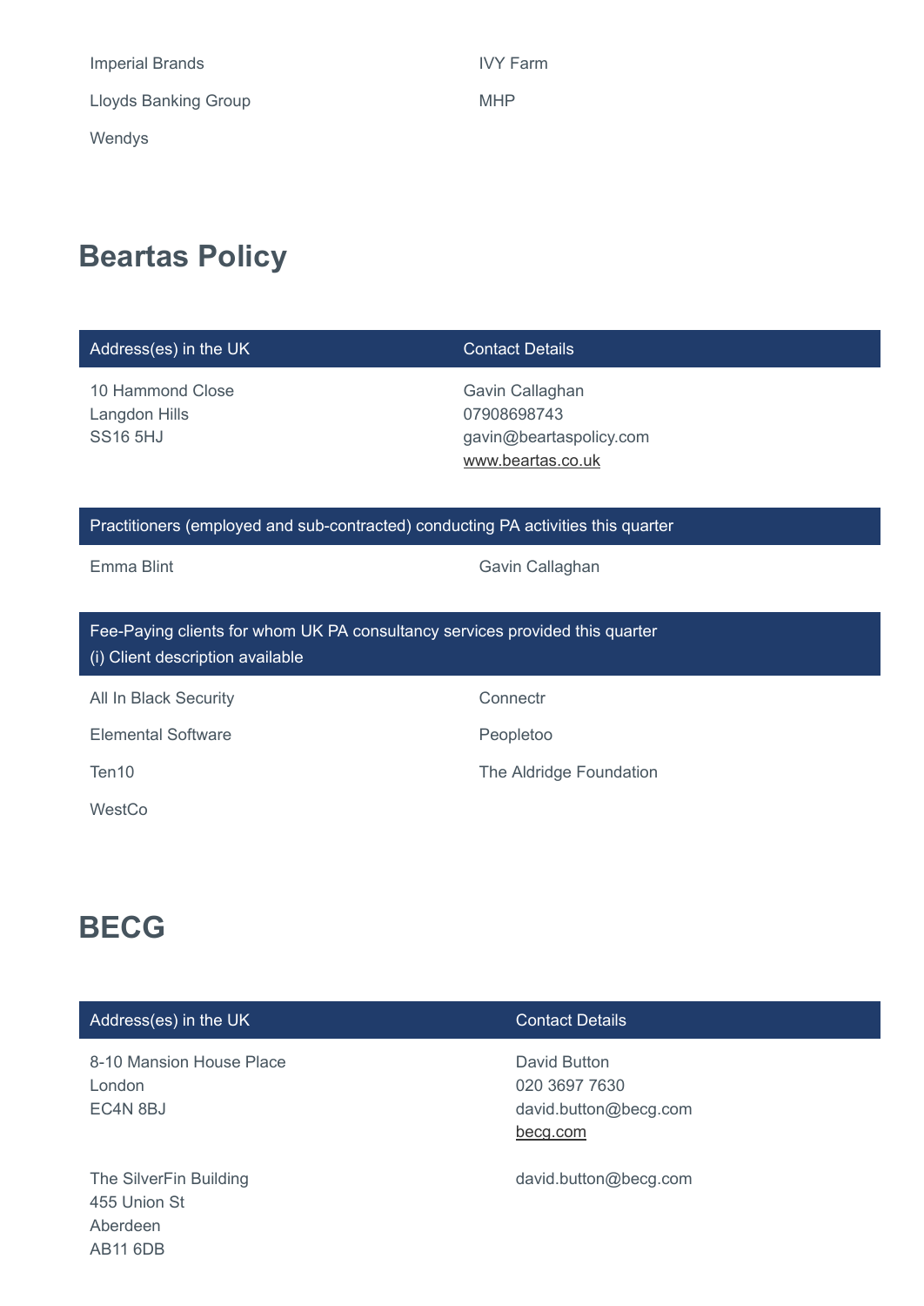| | |
|---|---|
| Imperial Brands | IVY Farm |
| Lloyds Banking Group | MHP |
| Wendys | |

## Beartas Policy

| Address(es) in the UK | Contact Details |
|---|---|
| 10 Hammond Close<br>Langdon Hills<br>SS16 5HJ | Gavin Callaghan<br>07908698743<br>gavin@beartaspolicy.com<br>www.beartas.co.uk |

| Practitioners (employed and sub-contracted) conducting PA activities this quarter | |
|---|---|
| Emma Blint | Gavin Callaghan |

| Fee-Paying clients for whom UK PA consultancy services provided this quarter<br>(i) Client description available | |
|---|---|
| All In Black Security | Connectr |
| Elemental Software | Peopletoo |
| Ten10 | The Aldridge Foundation |
| WestCo | |

## BECG

| Address(es) in the UK | Contact Details |
|---|---|
| 8-10 Mansion House Place<br>London<br>EC4N 8BJ | David Button<br>020 3697 7630<br>david.button@becg.com<br>becg.com |
| The SilverFin Building<br>455 Union St<br>Aberdeen<br>AB11 6DB | david.button@becg.com |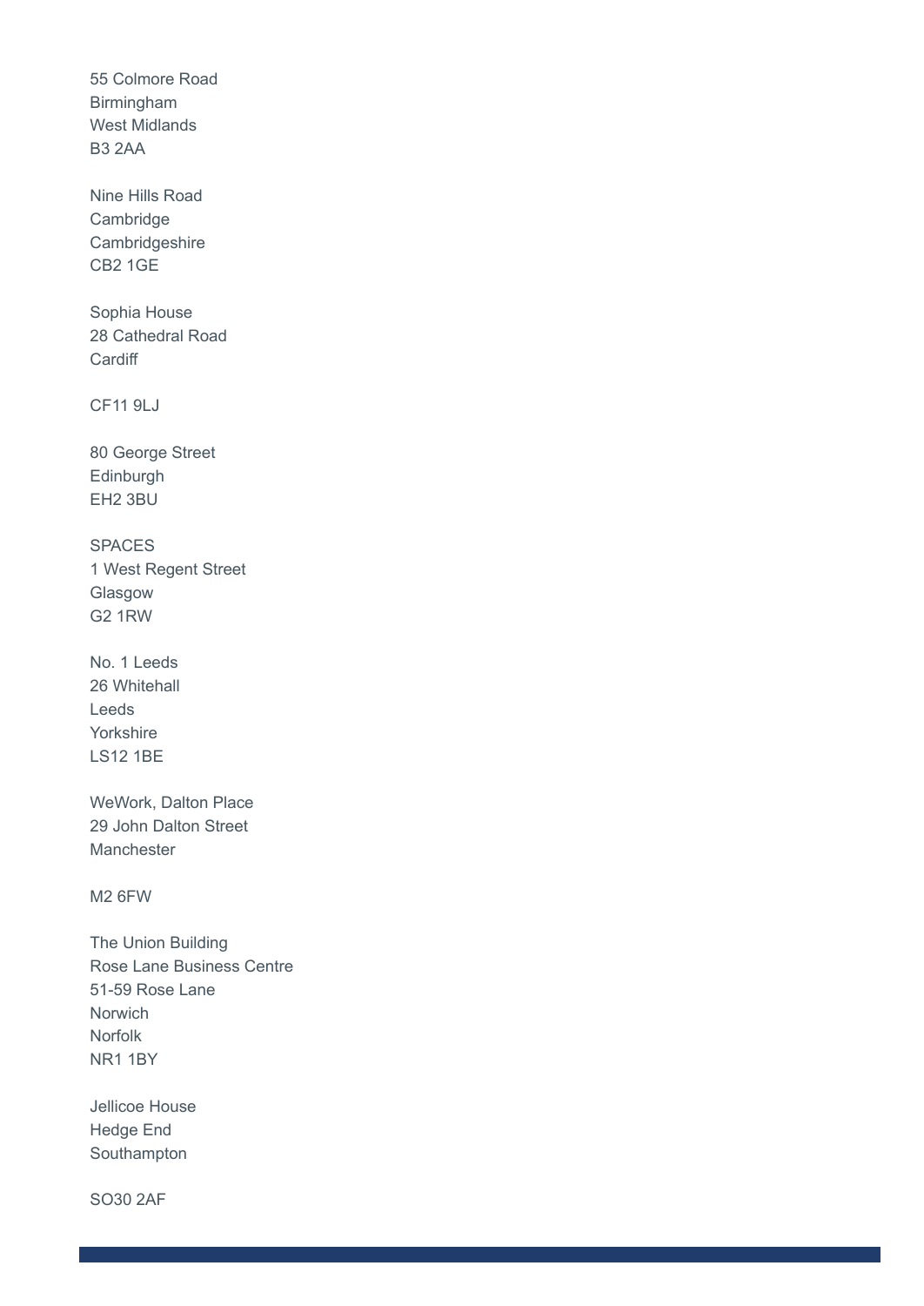55 Colmore Road
Birmingham
West Midlands
B3 2AA

Nine Hills Road
Cambridge
Cambridgeshire
CB2 1GE

Sophia House
28 Cathedral Road
Cardiff

CF11 9LJ

80 George Street
Edinburgh
EH2 3BU

SPACES
1 West Regent Street
Glasgow
G2 1RW

No. 1 Leeds
26 Whitehall
Leeds
Yorkshire
LS12 1BE

WeWork, Dalton Place
29 John Dalton Street
Manchester

M2 6FW

The Union Building
Rose Lane Business Centre
51-59 Rose Lane
Norwich
Norfolk
NR1 1BY

Jellicoe House
Hedge End
Southampton

SO30 2AF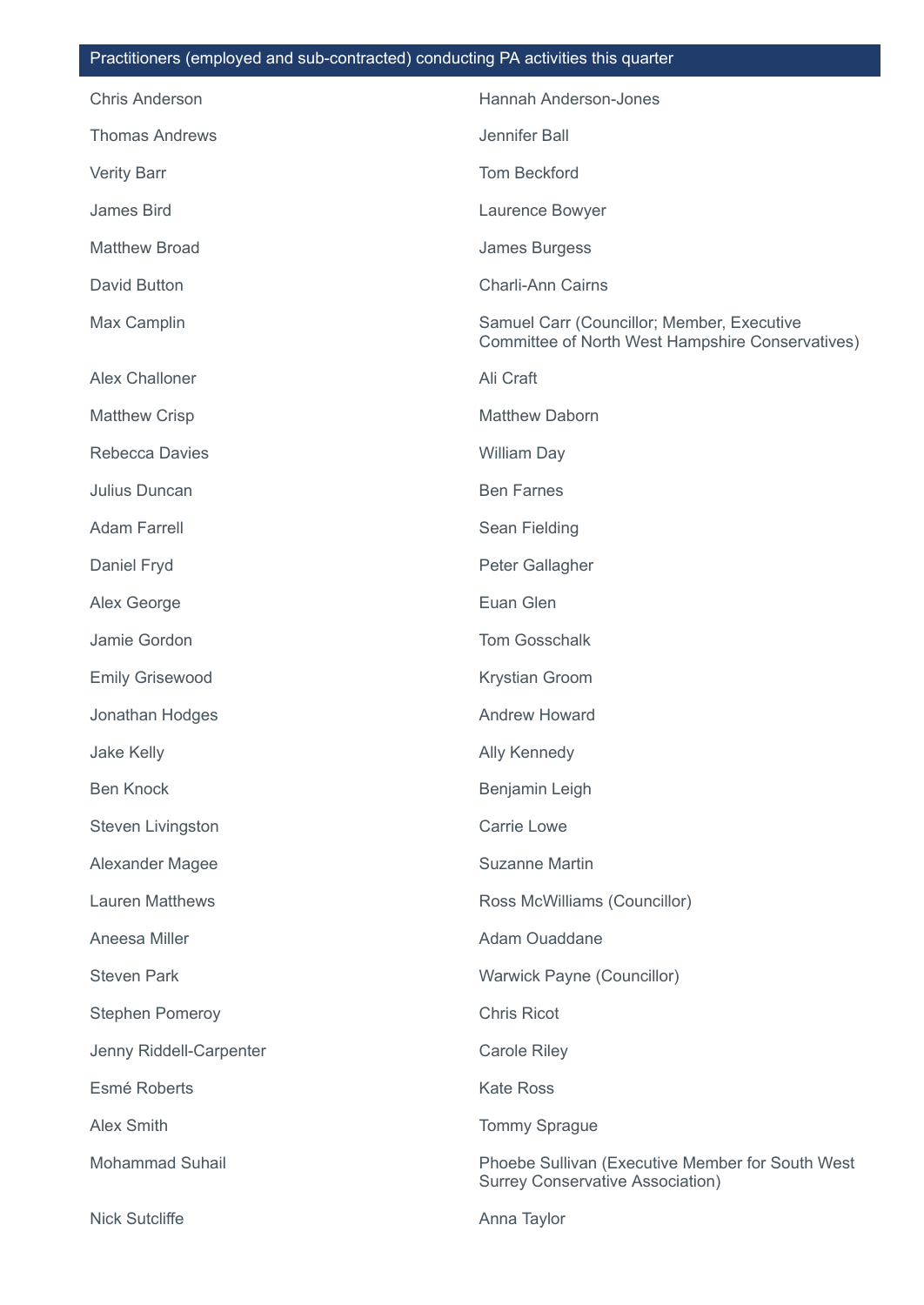| Practitioners (employed and sub-contracted) conducting PA activities this quarter | |
|---|---|
| Chris Anderson | Hannah Anderson-Jones |
| Thomas Andrews | Jennifer Ball |
| Verity Barr | Tom Beckford |
| James Bird | Laurence Bowyer |
| Matthew Broad | James Burgess |
| David Button | Charli-Ann Cairns |
| Max Camplin | Samuel Carr (Councillor; Member, Executive Committee of North West Hampshire Conservatives) |
| Alex Challoner | Ali Craft |
| Matthew Crisp | Matthew Daborn |
| Rebecca Davies | William Day |
| Julius Duncan | Ben Farnes |
| Adam Farrell | Sean Fielding |
| Daniel Fryd | Peter Gallagher |
| Alex George | Euan Glen |
| Jamie Gordon | Tom Gosschalk |
| Emily Grisewood | Krystian Groom |
| Jonathan Hodges | Andrew Howard |
| Jake Kelly | Ally Kennedy |
| Ben Knock | Benjamin Leigh |
| Steven Livingston | Carrie Lowe |
| Alexander Magee | Suzanne Martin |
| Lauren Matthews | Ross McWilliams (Councillor) |
| Aneesa Miller | Adam Ouaddane |
| Steven Park | Warwick Payne (Councillor) |
| Stephen Pomeroy | Chris Ricot |
| Jenny Riddell-Carpenter | Carole Riley |
| Esmé Roberts | Kate Ross |
| Alex Smith | Tommy Sprague |
| Mohammad Suhail | Phoebe Sullivan (Executive Member for South West Surrey Conservative Association) |
| Nick Sutcliffe | Anna Taylor |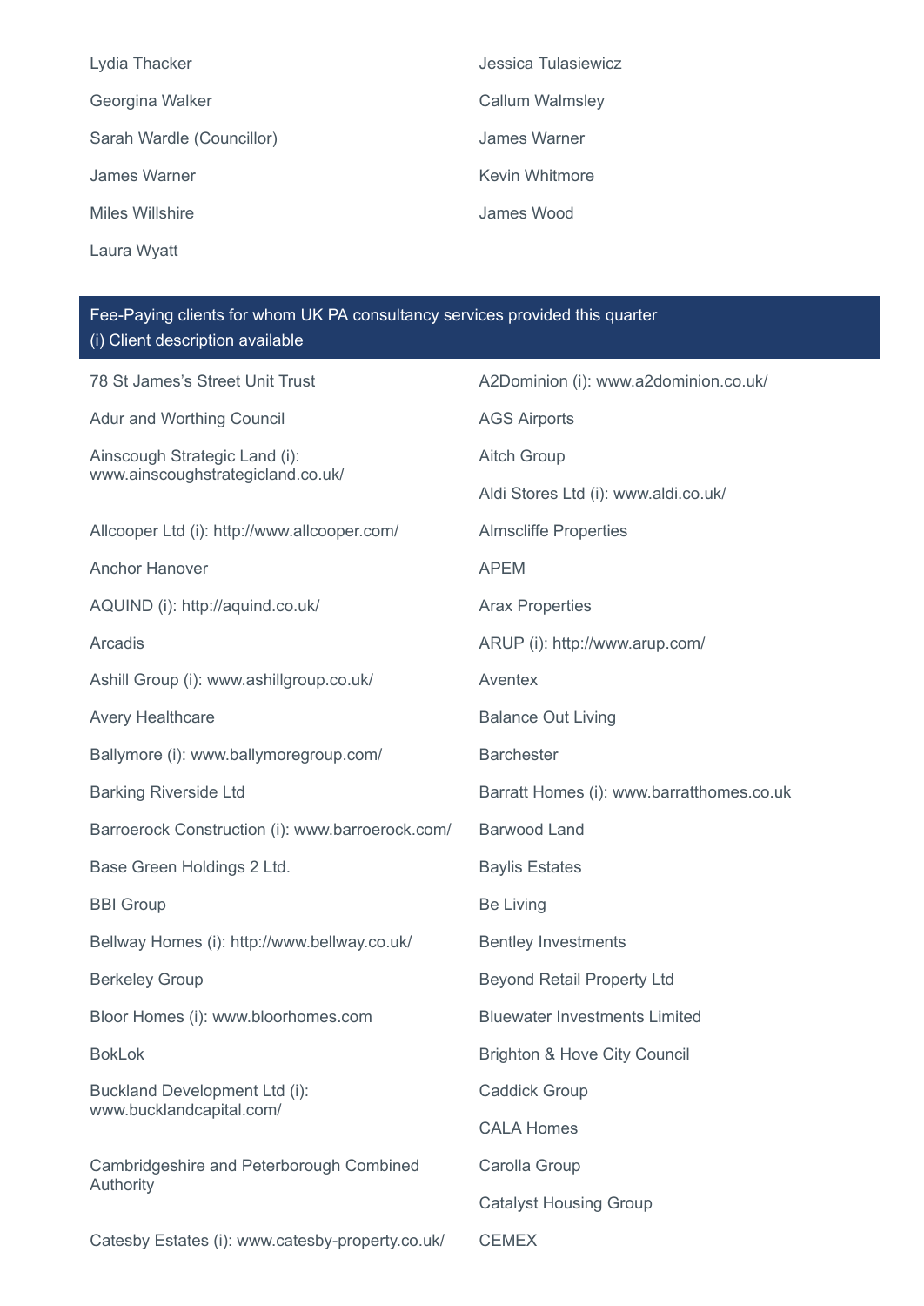Lydia Thacker

Georgina Walker

Sarah Wardle (Councillor)

James Warner

Miles Willshire

Laura Wyatt

Jessica Tulasiewicz

Callum Walmsley

James Warner

Kevin Whitmore

James Wood

## Fee-Paying clients for whom UK PA consultancy services provided this quarter
(i) Client description available

78 St James's Street Unit Trust

Adur and Worthing Council

Ainscough Strategic Land (i): www.ainscoughstrategicland.co.uk/

Allcooper Ltd (i): http://www.allcooper.com/

Anchor Hanover

AQUIND (i): http://aquind.co.uk/

Arcadis

Ashill Group (i): www.ashillgroup.co.uk/

Avery Healthcare

Ballymore (i): www.ballymoregroup.com/

Barking Riverside Ltd

Barroerock Construction (i): www.barroerock.com/

Base Green Holdings 2 Ltd.

BBI Group

Bellway Homes (i): http://www.bellway.co.uk/

Berkeley Group

Bloor Homes (i): www.bloorhomes.com

BokLok

Buckland Development Ltd (i): www.bucklandcapital.com/

Cambridgeshire and Peterborough Combined Authority

Catesby Estates (i): www.catesby-property.co.uk/

A2Dominion (i): www.a2dominion.co.uk/

AGS Airports

Aitch Group

Aldi Stores Ltd (i): www.aldi.co.uk/

Almscliffe Properties

APEM

Arax Properties

ARUP (i): http://www.arup.com/

Aventex

Balance Out Living

Barchester

Barratt Homes (i): www.barratthomes.co.uk

Barwood Land

Baylis Estates

Be Living

Bentley Investments

Beyond Retail Property Ltd

Bluewater Investments Limited

Brighton & Hove City Council

Caddick Group

CALA Homes

Carolla Group

Catalyst Housing Group

CEMEX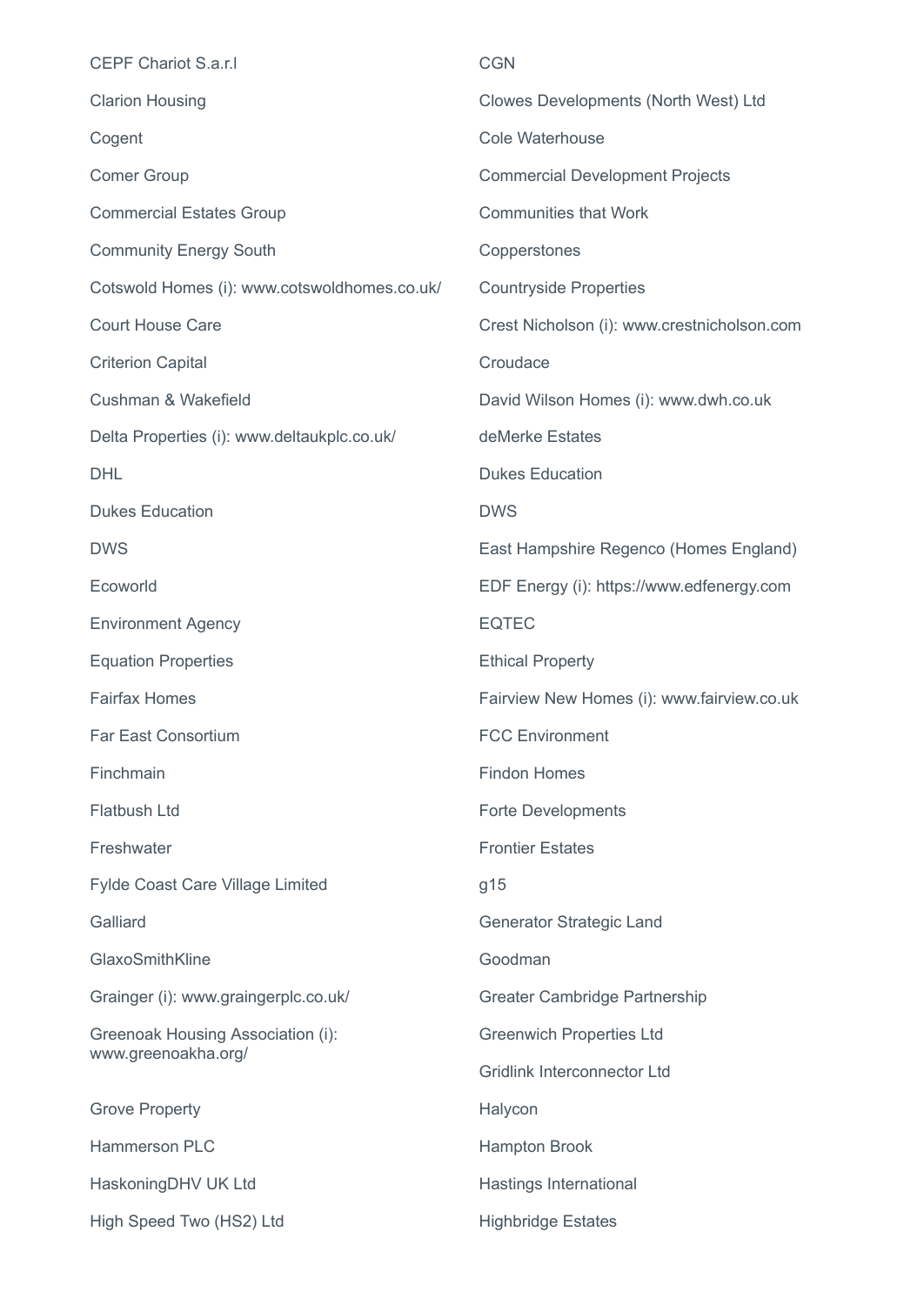CEPF Chariot S.a.r.l

Clarion Housing

Cogent

Comer Group

Commercial Estates Group

Community Energy South

Cotswold Homes (i): www.cotswoldhomes.co.uk/

Court House Care

Criterion Capital

Cushman & Wakefield

Delta Properties (i): www.deltaukplc.co.uk/

DHL

Dukes Education

DWS

Ecoworld

Environment Agency

Equation Properties

Fairfax Homes

Far East Consortium

Finchmain

Flatbush Ltd

Freshwater

Fylde Coast Care Village Limited

Galliard

GlaxoSmithKline

Grainger (i): www.graingerplc.co.uk/

Greenoak Housing Association (i): www.greenoakha.org/

Grove Property

Hammerson PLC

HaskoningDHV UK Ltd

High Speed Two (HS2) Ltd

CGN

Clowes Developments (North West) Ltd

Cole Waterhouse

Commercial Development Projects

Communities that Work

Copperstones

Countryside Properties

Crest Nicholson (i): www.crestnicholson.com

Croudace

David Wilson Homes (i): www.dwh.co.uk

deMerke Estates

Dukes Education

DWS

East Hampshire Regenco (Homes England)

EDF Energy (i): https://www.edfenergy.com

EQTEC

Ethical Property

Fairview New Homes (i): www.fairview.co.uk

FCC Environment

Findon Homes

Forte Developments

Frontier Estates

g15

Generator Strategic Land

Goodman

Greater Cambridge Partnership

Greenwich Properties Ltd

Gridlink Interconnector Ltd

Halycon

Hampton Brook

Hastings International

Highbridge Estates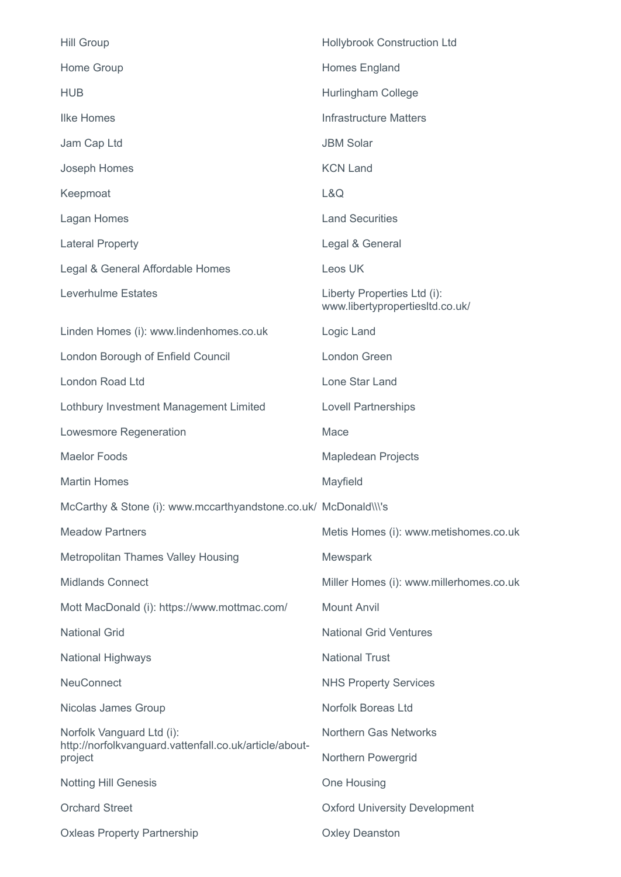Hill Group

Hollybrook Construction Ltd

Home Group

Homes England

HUB

Hurlingham College

Ilke Homes

Infrastructure Matters

Jam Cap Ltd

JBM Solar

Joseph Homes

KCN Land

Keepmoat

L&Q

Lagan Homes

Land Securities

Lateral Property

Legal & General

Legal & General Affordable Homes

Leos UK

Leverhulme Estates

Liberty Properties Ltd (i): www.libertypropertiesltd.co.uk/

Linden Homes (i): www.lindenhomes.co.uk

Logic Land

London Borough of Enfield Council

London Green

London Road Ltd

Lone Star Land

Lothbury Investment Management Limited

Lovell Partnerships

Lowesmore Regeneration

Mace

Maelor Foods

Mapledean Projects

Martin Homes

Mayfield

McCarthy & Stone (i): www.mccarthyandstone.co.uk/

McDonald\\\'s

Meadow Partners

Metis Homes (i): www.metishomes.co.uk

Metropolitan Thames Valley Housing

Mewspark

Midlands Connect

Miller Homes (i): www.millerhomes.co.uk

Mott MacDonald (i): https://www.mottmac.com/

Mount Anvil

National Grid

National Grid Ventures

National Highways

National Trust

NeuConnect

NHS Property Services

Nicolas James Group

Norfolk Boreas Ltd

Norfolk Vanguard Ltd (i): http://norfolkvanguard.vattenfall.co.uk/article/about-project

Northern Gas Networks

Northern Powergrid

Notting Hill Genesis

One Housing

Orchard Street

Oxford University Development

Oxleas Property Partnership

Oxley Deanston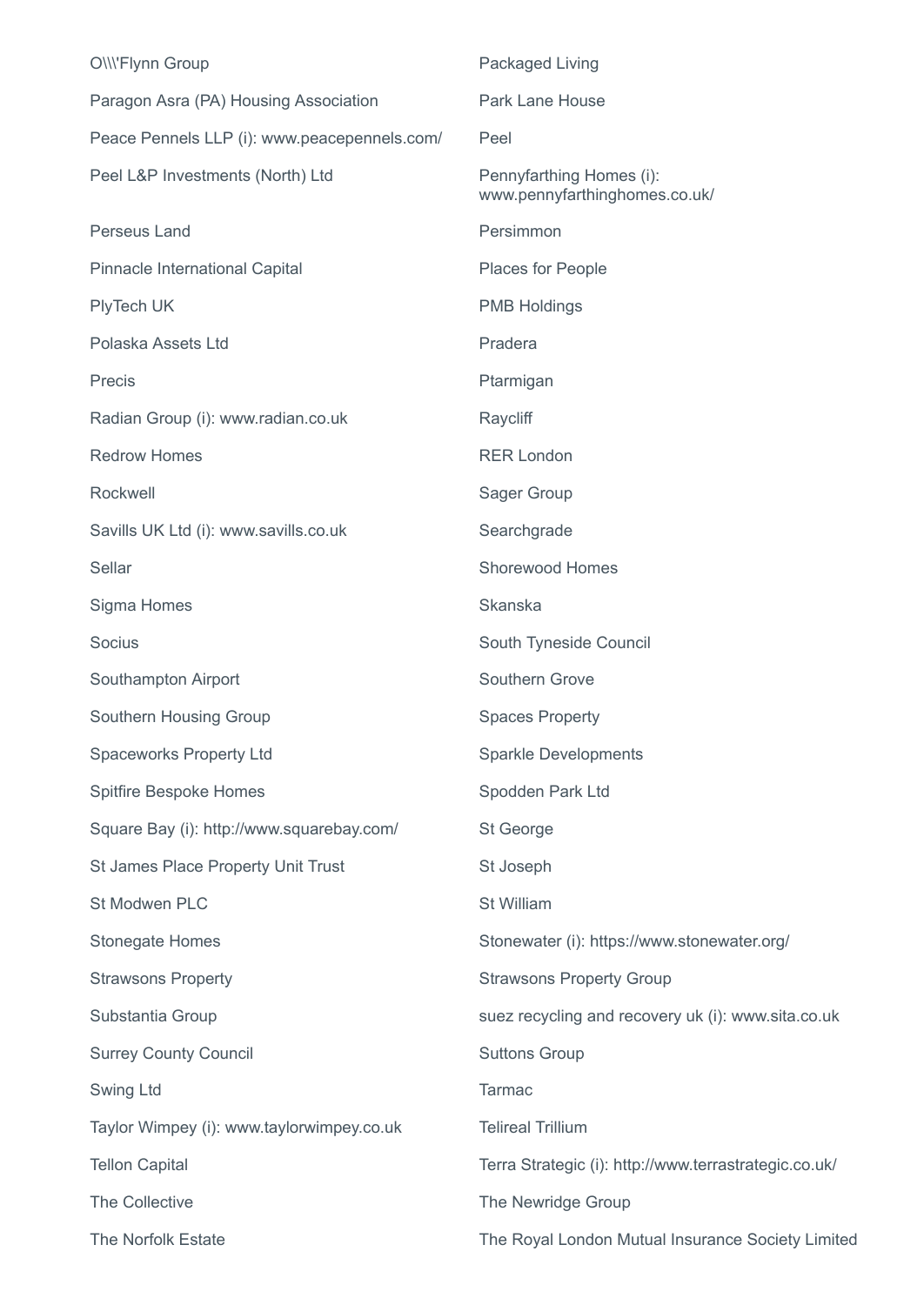O\\\'Flynn Group

Packaged Living

Paragon Asra (PA) Housing Association

Park Lane House

Peace Pennels LLP (i): www.peacepennels.com/

Peel

Peel L&P Investments (North) Ltd

Pennyfarthing Homes (i): www.pennyfarthinghomes.co.uk/

Perseus Land

Persimmon

Pinnacle International Capital

Places for People

PlyTech UK

PMB Holdings

Polaska Assets Ltd

Pradera

Precis

Ptarmigan

Radian Group (i): www.radian.co.uk

Raycliff

Redrow Homes

RER London

Rockwell

Sager Group

Savills UK Ltd (i): www.savills.co.uk

Searchgrade

Sellar

Shorewood Homes

Sigma Homes

Skanska

Socius

South Tyneside Council

Southampton Airport

Southern Grove

Southern Housing Group

Spaces Property

Spaceworks Property Ltd

Sparkle Developments

Spitfire Bespoke Homes

Spodden Park Ltd

Square Bay (i): http://www.squarebay.com/

St George

St James Place Property Unit Trust

St Joseph

St Modwen PLC

St William

Stonegate Homes

Stonewater (i): https://www.stonewater.org/

Strawsons Property

Strawsons Property Group

Substantia Group

suez recycling and recovery uk (i): www.sita.co.uk

Surrey County Council

Suttons Group

Swing Ltd

Tarmac

Taylor Wimpey (i): www.taylorwimpey.co.uk

Telireal Trillium

Tellon Capital

Terra Strategic (i): http://www.terrastrategic.co.uk/

The Collective

The Newridge Group

The Norfolk Estate

The Royal London Mutual Insurance Society Limited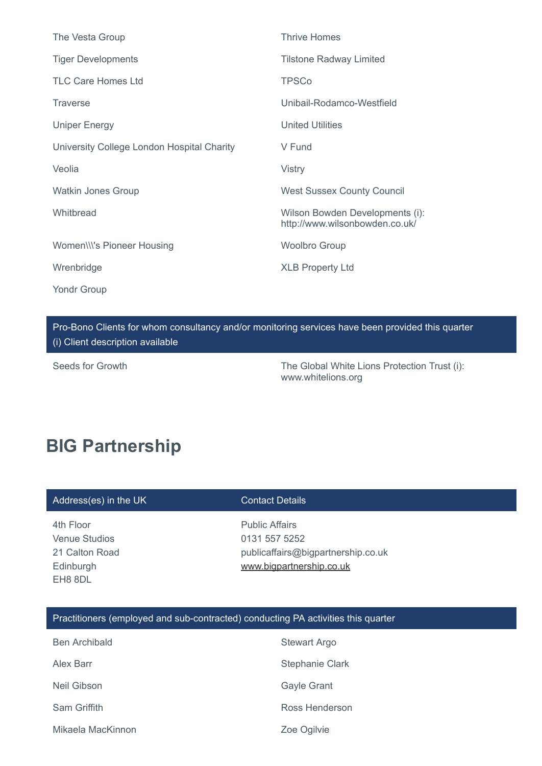The Vesta Group

Thrive Homes

Tiger Developments

Tilstone Radway Limited

TLC Care Homes Ltd

TPSCo

Traverse

Unibail-Rodamco-Westfield

Uniper Energy

United Utilities

University College London Hospital Charity

V Fund

Veolia

Vistry

Watkin Jones Group

West Sussex County Council

Whitbread

Wilson Bowden Developments (i): http://www.wilsonbowden.co.uk/

Women\\\'s Pioneer Housing

Woolbro Group

Wrenbridge

XLB Property Ltd

Yondr Group

| Pro-Bono Clients for whom consultancy and/or monitoring services have been provided this quarter (i) Client description available | |
|---|---|
| Seeds for Growth | The Global White Lions Protection Trust (i): www.whitelions.org |

# BIG Partnership

| Address(es) in the UK | Contact Details |
|---|---|
| 4th Floor<br>Venue Studios<br>21 Calton Road<br>Edinburgh<br>EH8 8DL | Public Affairs<br>0131 557 5252<br>publicaffairs@bigpartnership.co.uk<br>www.bigpartnership.co.uk |

| Practitioners (employed and sub-contracted) conducting PA activities this quarter | |
|---|---|
| Ben Archibald | Stewart Argo |
| Alex Barr | Stephanie Clark |
| Neil Gibson | Gayle Grant |
| Sam Griffith | Ross Henderson |
| Mikaela MacKinnon | Zoe Ogilvie |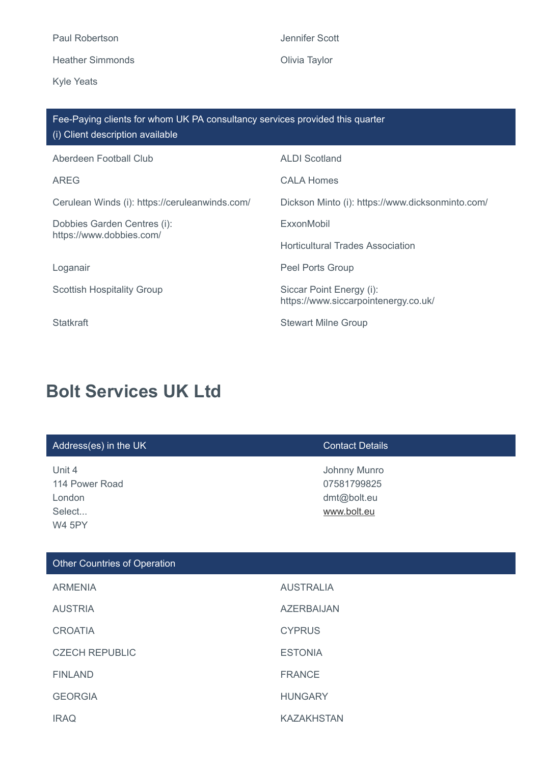Paul Robertson

Jennifer Scott

Heather Simmonds

Olivia Taylor

Kyle Yeats

| Fee-Paying clients for whom UK PA consultancy services provided this quarter<br>(i) Client description available | |
|---|---|
| Aberdeen Football Club | ALDI Scotland |
| AREG | CALA Homes |
| Cerulean Winds (i): https://ceruleanwinds.com/ | Dickson Minto (i): https://www.dicksonminto.com/ |
| Dobbies Garden Centres (i): https://www.dobbies.com/ | ExxonMobil |
| | Horticultural Trades Association |
| Loganair | Peel Ports Group |
| Scottish Hospitality Group | Siccar Point Energy (i): https://www.siccarpointenergy.co.uk/ |
| Statkraft | Stewart Milne Group |

# Bolt Services UK Ltd

| Address(es) in the UK | Contact Details |
|---|---|
| Unit 4<br>114 Power Road<br>London<br>Select...<br>W4 5PY | Johnny Munro<br>07581799825<br>dmt@bolt.eu<br>www.bolt.eu |

| Other Countries of Operation | |
|---|---|
| ARMENIA | AUSTRALIA |
| AUSTRIA | AZERBAIJAN |
| CROATIA | CYPRUS |
| CZECH REPUBLIC | ESTONIA |
| FINLAND | FRANCE |
| GEORGIA | HUNGARY |
| IRAQ | KAZAKHSTAN |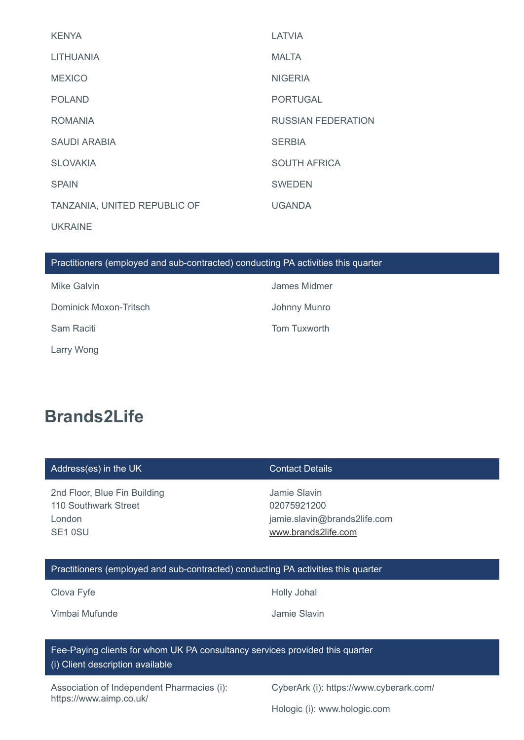KENYA

LATVIA

LITHUANIA

MALTA

MEXICO

NIGERIA

POLAND

PORTUGAL

ROMANIA

RUSSIAN FEDERATION

SAUDI ARABIA

SERBIA

SLOVAKIA

SOUTH AFRICA

SPAIN

SWEDEN

TANZANIA, UNITED REPUBLIC OF

UGANDA

UKRAINE

| Practitioners (employed and sub-contracted) conducting PA activities this quarter |
| --- |

Mike Galvin

James Midmer

Dominick Moxon-Tritsch

Johnny Munro

Sam Raciti

Tom Tuxworth

Larry Wong

## Brands2Life

| Address(es) in the UK | Contact Details |
| --- | --- |
| 2nd Floor, Blue Fin Building<br>110 Southwark Street<br>London<br>SE1 0SU | Jamie Slavin<br>02075921200<br>jamie.slavin@brands2life.com<br>www.brands2life.com |

| Practitioners (employed and sub-contracted) conducting PA activities this quarter |
| --- |

Clova Fyfe

Holly Johal

Vimbai Mufunde

Jamie Slavin

| Fee-Paying clients for whom UK PA consultancy services provided this quarter<br>(i) Client description available |
| --- |

Association of Independent Pharmacies (i): https://www.aimp.co.uk/

CyberArk (i): https://www.cyberark.com/

Hologic (i): www.hologic.com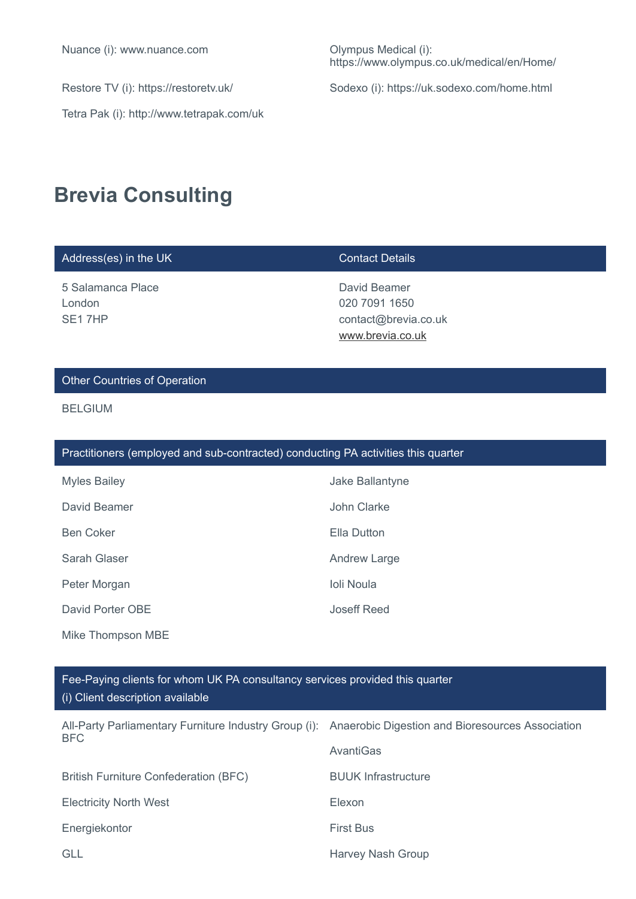Nuance (i): www.nuance.com

Olympus Medical (i): https://www.olympus.co.uk/medical/en/Home/

Restore TV (i): https://restoretv.uk/

Sodexo (i): https://uk.sodexo.com/home.html

Tetra Pak (i): http://www.tetrapak.com/uk

## Brevia Consulting

| Address(es) in the UK | Contact Details |
| --- | --- |
| 5 Salamanca Place<br>London<br>SE1 7HP | David Beamer<br>020 7091 1650<br>contact@brevia.co.uk<br>www.brevia.co.uk |

**Other Countries of Operation**

BELGIUM

**Practitioners (employed and sub-contracted) conducting PA activities this quarter**

- Myles Bailey
- Jake Ballantyne
- David Beamer
- John Clarke
- Ben Coker
- Ella Dutton
- Sarah Glaser
- Andrew Large
- Peter Morgan
- Ioli Noula
- David Porter OBE
- Joseff Reed
- Mike Thompson MBE

**Fee-Paying clients for whom UK PA consultancy services provided this quarter**
(i) Client description available

- All-Party Parliamentary Furniture Industry Group (i): BFC
- Anaerobic Digestion and Bioresources Association
- AvantiGas
- British Furniture Confederation (BFC)
- BUUK Infrastructure
- Electricity North West
- Elexon
- Energiekontor
- First Bus
- GLL
- Harvey Nash Group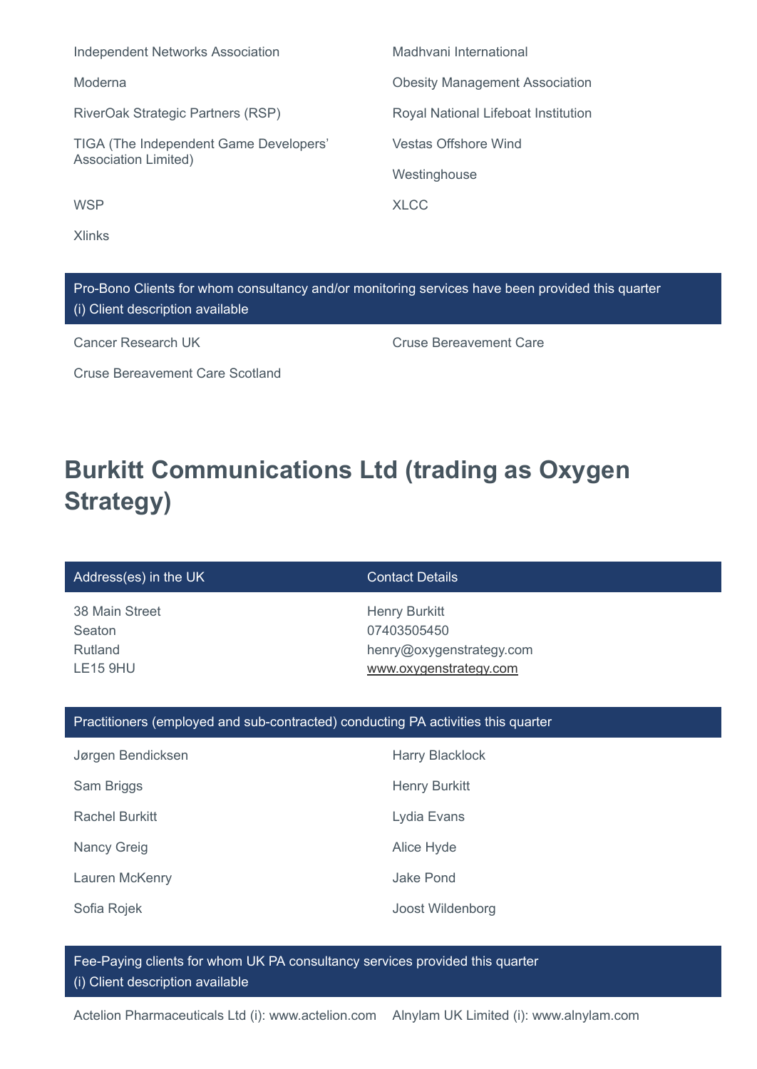Independent Networks Association

Madhvani International

Moderna

Obesity Management Association

RiverOak Strategic Partners (RSP)

Royal National Lifeboat Institution

TIGA (The Independent Game Developers' Association Limited)

Vestas Offshore Wind

Westinghouse

WSP

XLCC

Xlinks

**Pro-Bono Clients for whom consultancy and/or monitoring services have been provided this quarter**
(i) Client description available

Cancer Research UK

Cruse Bereavement Care

Cruse Bereavement Care Scotland

# Burkitt Communications Ltd (trading as Oxygen Strategy)

| Address(es) in the UK | Contact Details |
|---|---|
| 38 Main Street<br>Seaton<br>Rutland<br>LE15 9HU | Henry Burkitt<br>07403505450<br>henry@oxygenstrategy.com<br>www.oxygenstrategy.com |

**Practitioners (employed and sub-contracted) conducting PA activities this quarter**

Jørgen Bendicksen

Harry Blacklock

Sam Briggs

Henry Burkitt

Rachel Burkitt

Lydia Evans

Nancy Greig

Alice Hyde

Lauren McKenry

Jake Pond

Sofia Rojek

Joost Wildenborg

**Fee-Paying clients for whom UK PA consultancy services provided this quarter**
(i) Client description available

Actelion Pharmaceuticals Ltd (i): www.actelion.com

Alnylam UK Limited (i): www.alnylam.com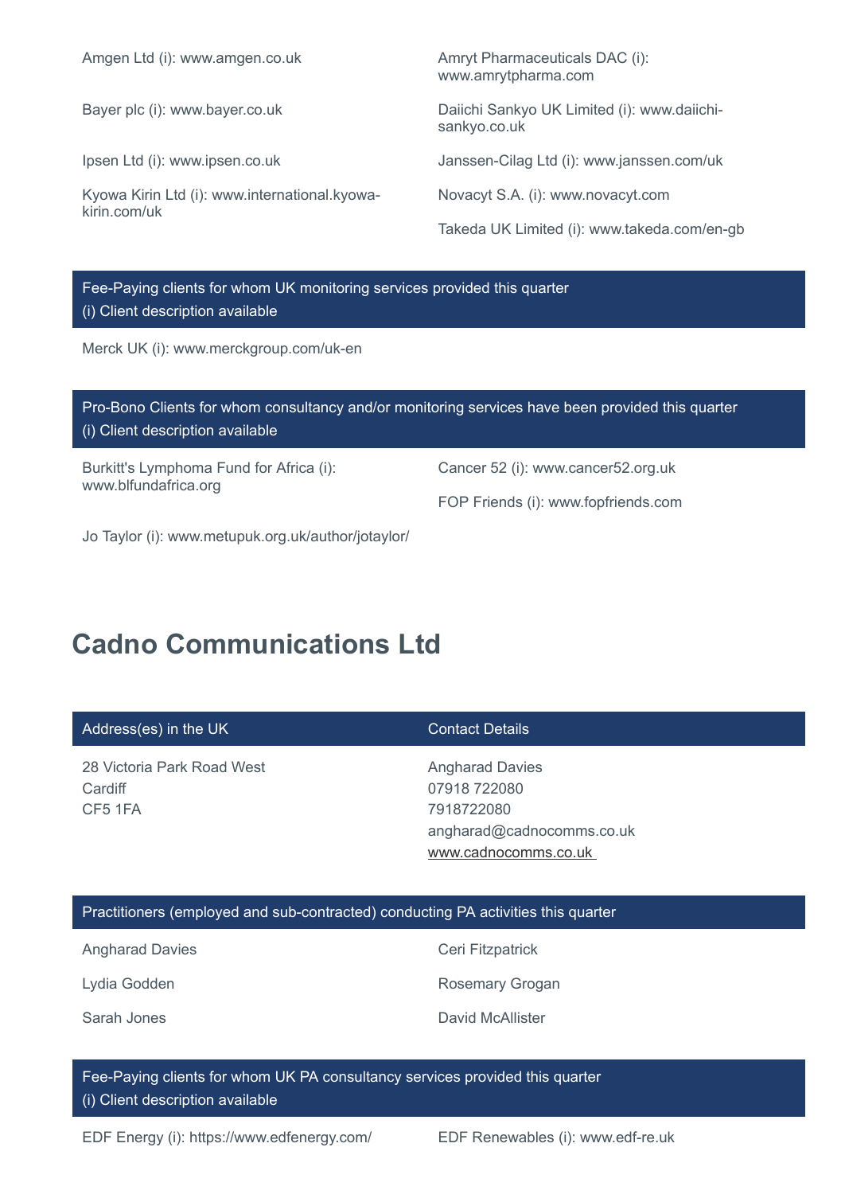Amgen Ltd (i): www.amgen.co.uk

Amryt Pharmaceuticals DAC (i): www.amrytpharma.com

Bayer plc (i): www.bayer.co.uk

Daiichi Sankyo UK Limited (i): www.daiichi-sankyo.co.uk

Ipsen Ltd (i): www.ipsen.co.uk

Janssen-Cilag Ltd (i): www.janssen.com/uk

Kyowa Kirin Ltd (i): www.international.kyowa-kirin.com/uk

Novacyt S.A. (i): www.novacyt.com

Takeda UK Limited (i): www.takeda.com/en-gb

**Fee-Paying clients for whom UK monitoring services provided this quarter**
(i) Client description available

Merck UK (i): www.merckgroup.com/uk-en

**Pro-Bono Clients for whom consultancy and/or monitoring services have been provided this quarter**
(i) Client description available

Burkitt's Lymphoma Fund for Africa (i): www.blfundafrica.org

Cancer 52 (i): www.cancer52.org.uk

FOP Friends (i): www.fopfriends.com

Jo Taylor (i): www.metupuk.org.uk/author/jotaylor/

# Cadno Communications Ltd

| Address(es) in the UK | Contact Details |
|---|---|
| 28 Victoria Park Road West<br>Cardiff<br>CF5 1FA | Angharad Davies<br>07918 722080<br>7918722080<br>angharad@cadnocomms.co.uk<br>www.cadnocomms.co.uk |

**Practitioners (employed and sub-contracted) conducting PA activities this quarter**

Angharad Davies

Ceri Fitzpatrick

Lydia Godden

Rosemary Grogan

Sarah Jones

David McAllister

**Fee-Paying clients for whom UK PA consultancy services provided this quarter**
(i) Client description available

EDF Energy (i): https://www.edfenergy.com/

EDF Renewables (i): www.edf-re.uk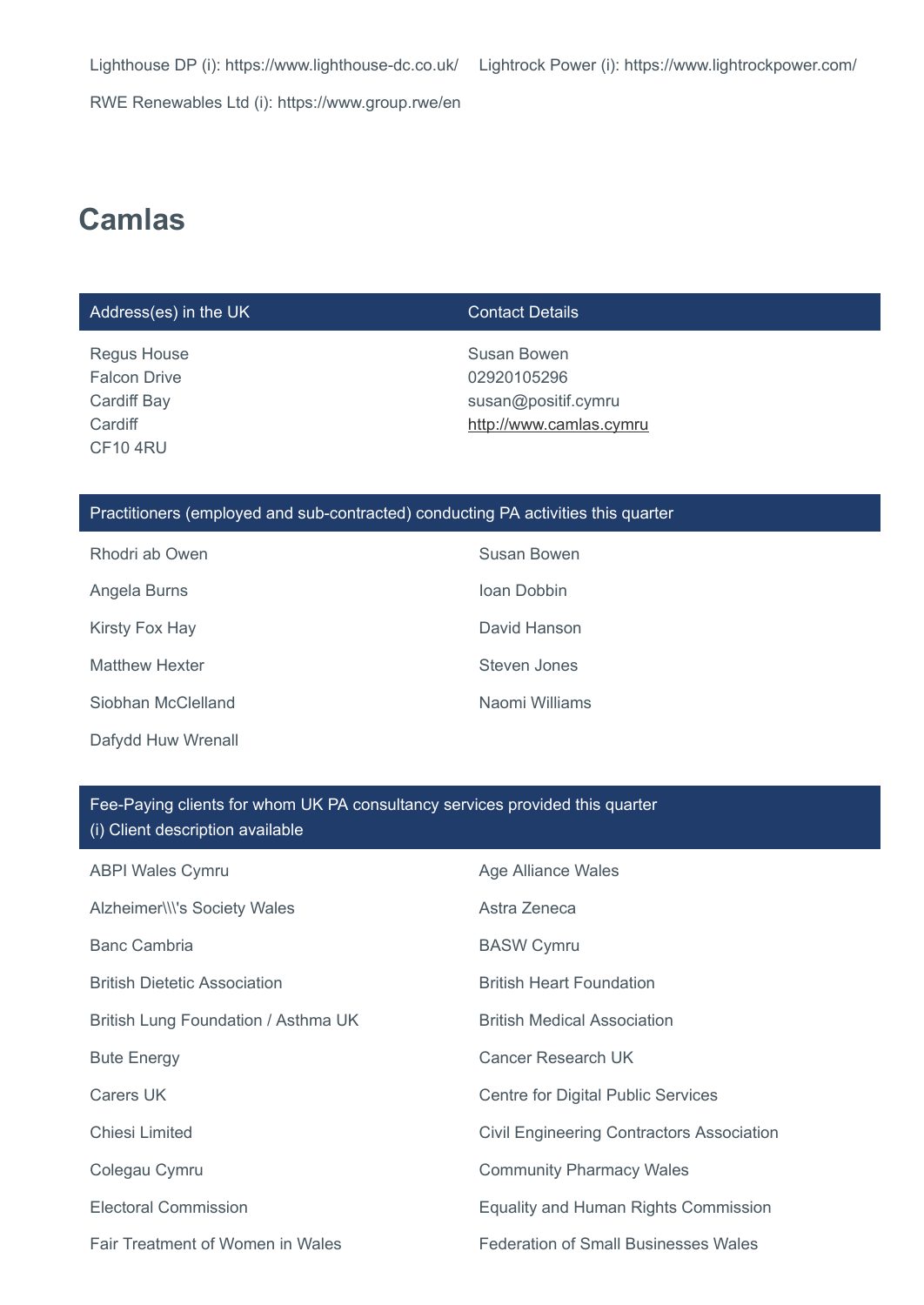Lighthouse DP (i): https://www.lighthouse-dc.co.uk/

Lightrock Power (i): https://www.lightrockpower.com/

RWE Renewables Ltd (i): https://www.group.rwe/en

## Camlas

| Address(es) in the UK | Contact Details |
|---|---|
| Regus House<br>Falcon Drive<br>Cardiff Bay<br>Cardiff<br>CF10 4RU | Susan Bowen<br>02920105296<br>susan@positif.cymru<br>http://www.camlas.cymru |

### Practitioners (employed and sub-contracted) conducting PA activities this quarter

Rhodri ab Owen

Susan Bowen

Angela Burns

Ioan Dobbin

Kirsty Fox Hay

David Hanson

Matthew Hexter

Steven Jones

Siobhan McClelland

Naomi Williams

Dafydd Huw Wrenall

### Fee-Paying clients for whom UK PA consultancy services provided this quarter
(i) Client description available

ABPI Wales Cymru

Age Alliance Wales

Alzheimer\\\'s Society Wales

Astra Zeneca

Banc Cambria

BASW Cymru

British Dietetic Association

British Heart Foundation

British Lung Foundation / Asthma UK

British Medical Association

Bute Energy

Cancer Research UK

Carers UK

Centre for Digital Public Services

Chiesi Limited

Civil Engineering Contractors Association

Colegau Cymru

Community Pharmacy Wales

Electoral Commission

Equality and Human Rights Commission

Fair Treatment of Women in Wales

Federation of Small Businesses Wales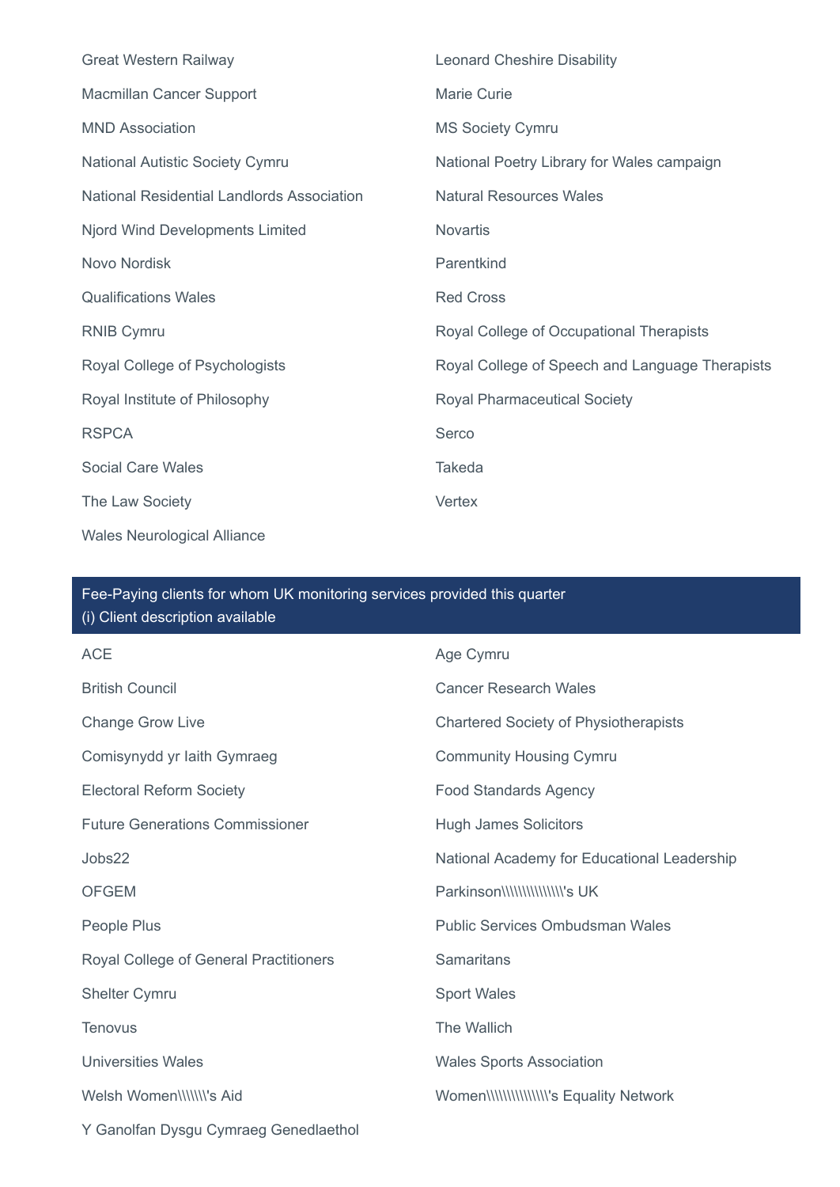Great Western Railway

Leonard Cheshire Disability

Macmillan Cancer Support

Marie Curie

MND Association

MS Society Cymru

National Autistic Society Cymru

National Poetry Library for Wales campaign

National Residential Landlords Association

Natural Resources Wales

Njord Wind Developments Limited

Novartis

Novo Nordisk

Parentkind

Qualifications Wales

Red Cross

RNIB Cymru

Royal College of Occupational Therapists

Royal College of Psychologists

Royal College of Speech and Language Therapists

Royal Institute of Philosophy

Royal Pharmaceutical Society

RSPCA

Serco

Social Care Wales

Takeda

The Law Society

Vertex

Wales Neurological Alliance

## Fee-Paying clients for whom UK monitoring services provided this quarter
(i) Client description available

ACE

Age Cymru

British Council

Cancer Research Wales

Change Grow Live

Chartered Society of Physiotherapists

Comisynydd yr Iaith Gymraeg

Community Housing Cymru

Electoral Reform Society

Food Standards Agency

Future Generations Commissioner

Hugh James Solicitors

Jobs22

National Academy for Educational Leadership

OFGEM

Parkinson\\\\\\\\\\\\\\\'s UK

People Plus

Public Services Ombudsman Wales

Royal College of General Practitioners

Samaritans

Shelter Cymru

Sport Wales

Tenovus

The Wallich

Universities Wales

Wales Sports Association

Welsh Women\\\\\\\'s Aid

Women\\\\\\\\\\\\\\\'s Equality Network

Y Ganolfan Dysgu Cymraeg Genedlaethol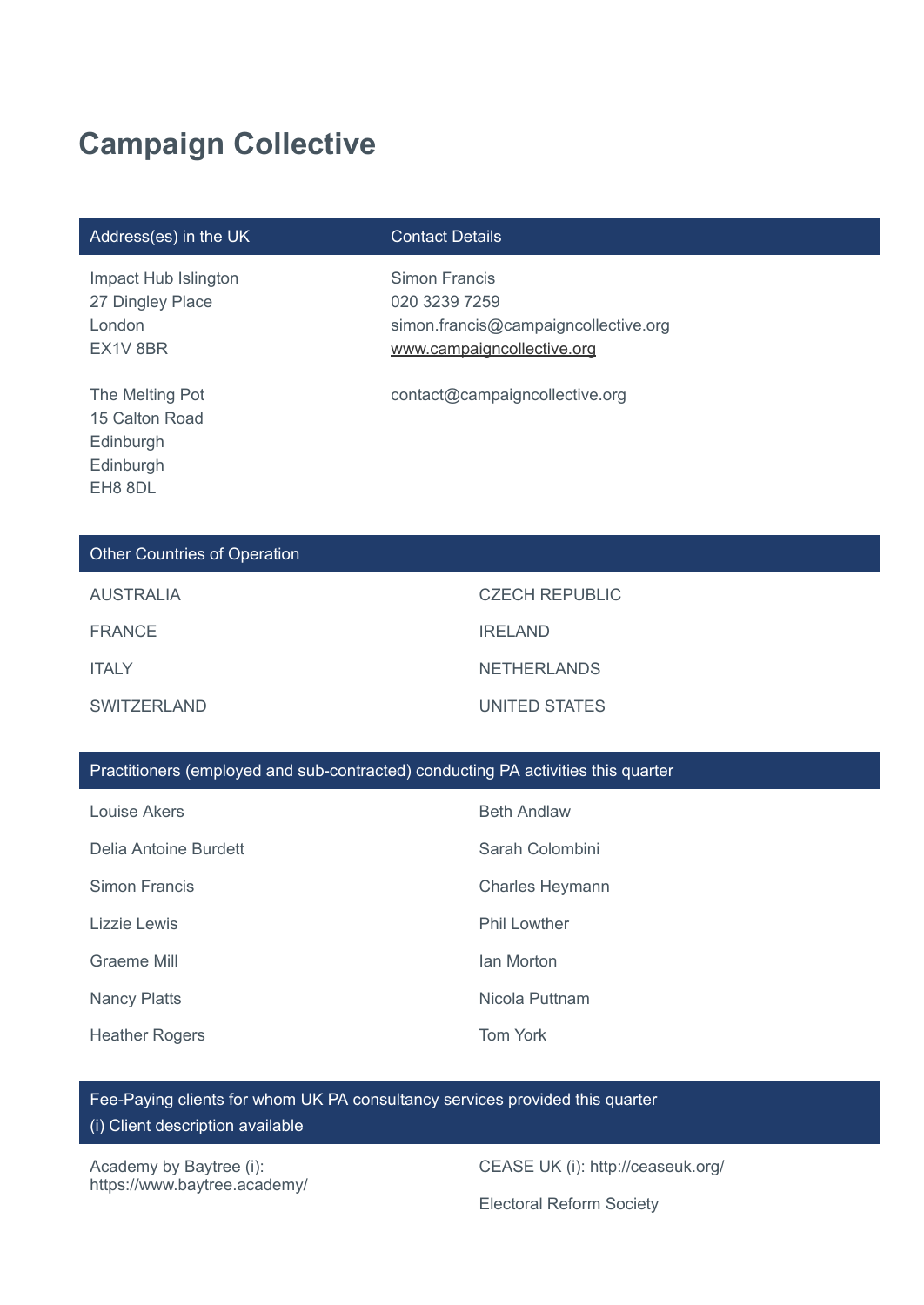# Campaign Collective

| Address(es) in the UK | Contact Details |
| --- | --- |
| Impact Hub Islington<br>27 Dingley Place<br>London<br>EX1V 8BR | Simon Francis<br>020 3239 7259<br>simon.francis@campaigncollective.org<br>www.campaigncollective.org |
| The Melting Pot<br>15 Calton Road<br>Edinburgh<br>Edinburgh<br>EH8 8DL | contact@campaigncollective.org |

| Other Countries of Operation | |
| --- | --- |
| AUSTRALIA | CZECH REPUBLIC |
| FRANCE | IRELAND |
| ITALY | NETHERLANDS |
| SWITZERLAND | UNITED STATES |

| Practitioners (employed and sub-contracted) conducting PA activities this quarter | |
| --- | --- |
| Louise Akers | Beth Andlaw |
| Delia Antoine Burdett | Sarah Colombini |
| Simon Francis | Charles Heymann |
| Lizzie Lewis | Phil Lowther |
| Graeme Mill | Ian Morton |
| Nancy Platts | Nicola Puttnam |
| Heather Rogers | Tom York |

| Fee-Paying clients for whom UK PA consultancy services provided this quarter<br>(i) Client description available | |
| --- | --- |
| Academy by Baytree (i): https://www.baytree.academy/ | CEASE UK (i): http://ceaseuk.org/ |
| | Electoral Reform Society |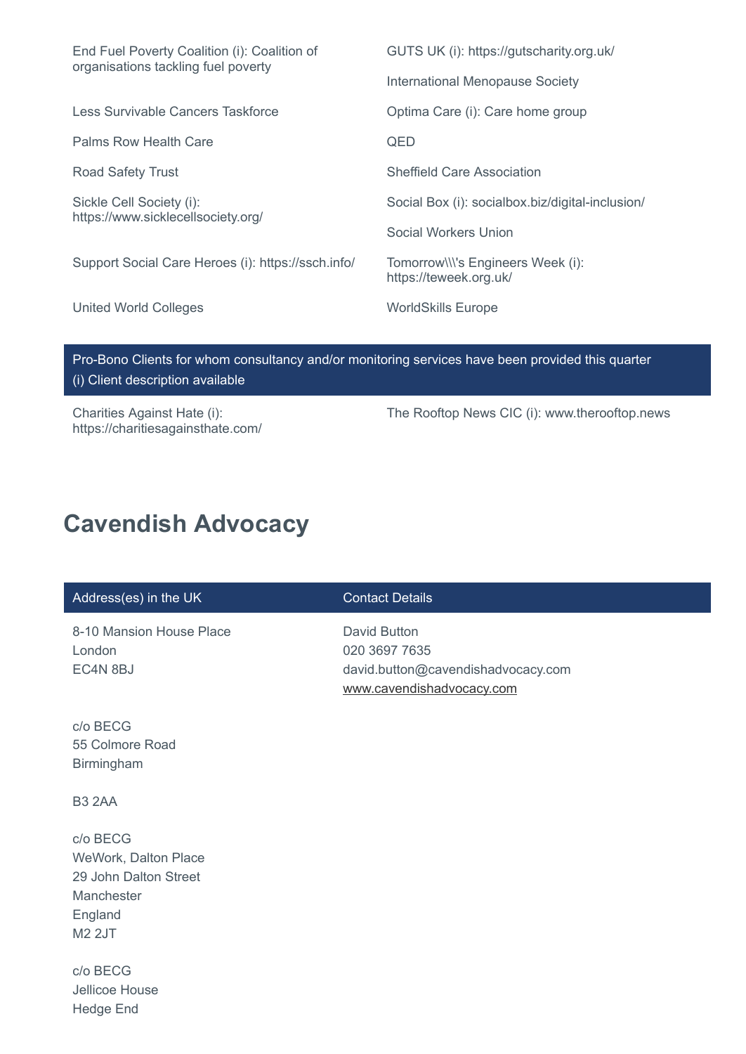End Fuel Poverty Coalition (i): Coalition of organisations tackling fuel poverty

GUTS UK (i): https://gutscharity.org.uk/

International Menopause Society

Less Survivable Cancers Taskforce

Optima Care (i): Care home group

Palms Row Health Care

QED

Road Safety Trust

Sheffield Care Association

Sickle Cell Society (i): https://www.sicklecellsociety.org/

Social Box (i): socialbox.biz/digital-inclusion/

Social Workers Union

Support Social Care Heroes (i): https://ssch.info/

Tomorrow\\\'s Engineers Week (i): https://teweek.org.uk/

United World Colleges

WorldSkills Europe

| Pro-Bono Clients for whom consultancy and/or monitoring services have been provided this quarter (i) Client description available | |
|---|---|
| Charities Against Hate (i): https://charitiesagainsthate.com/ | The Rooftop News CIC (i): www.therooftop.news |

# Cavendish Advocacy

| Address(es) in the UK | Contact Details |
|---|---|
| 8-10 Mansion House Place<br>London<br>EC4N 8BJ<br><br>c/o BECG<br>55 Colmore Road<br>Birmingham<br><br>B3 2AA<br><br>c/o BECG<br>WeWork, Dalton Place<br>29 John Dalton Street<br>Manchester<br>England<br>M2 2JT<br><br>c/o BECG<br>Jellicoe House<br>Hedge End | David Button<br>020 3697 7635<br>david.button@cavendishadvocacy.com<br>www.cavendishadvocacy.com |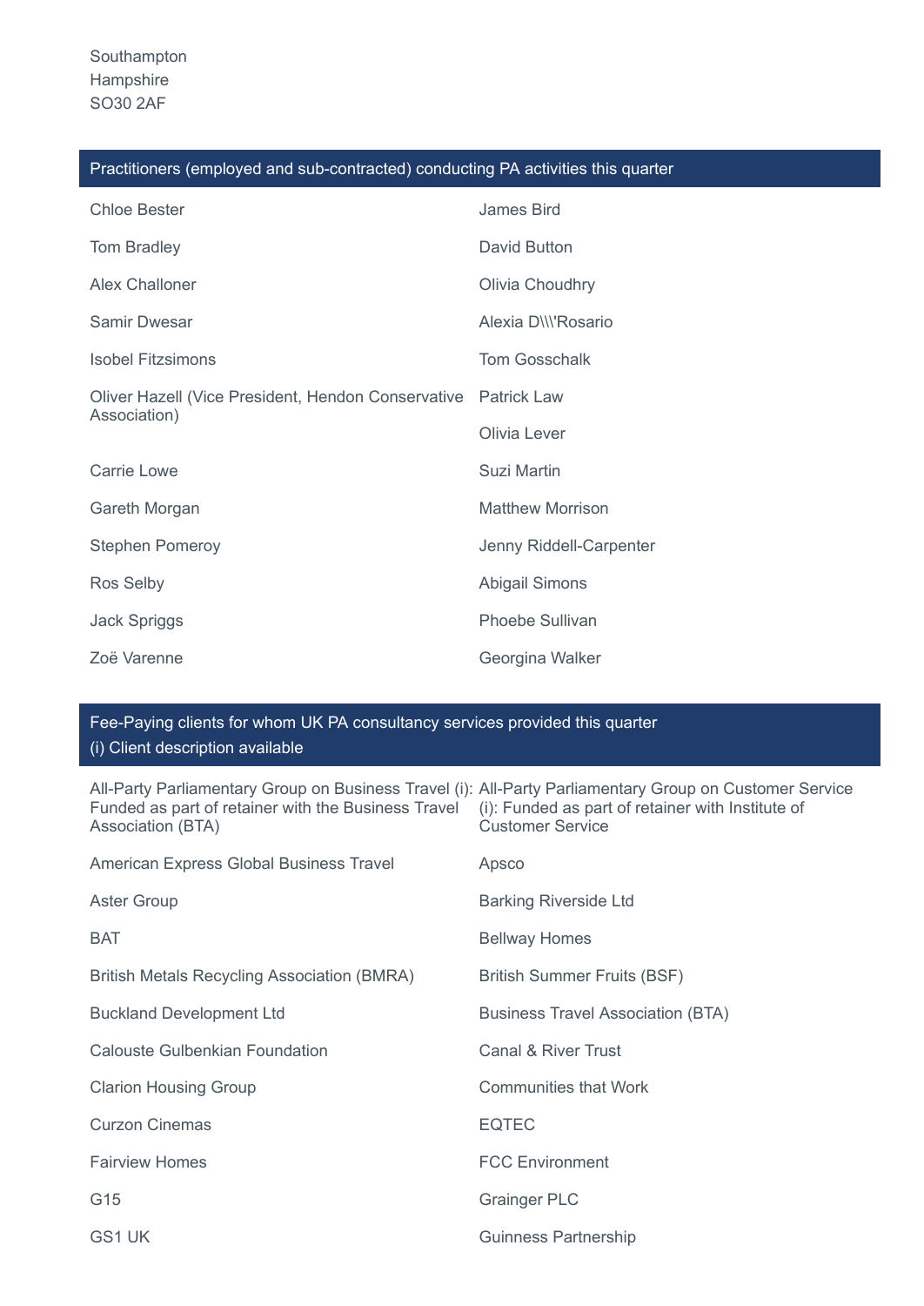Southampton
Hampshire
SO30 2AF

## Practitioners (employed and sub-contracted) conducting PA activities this quarter

- Chloe Bester
- James Bird
- Tom Bradley
- David Button
- Alex Challoner
- Olivia Choudhry
- Samir Dwesar
- Alexia D\\\'Rosario
- Isobel Fitzsimons
- Tom Gosschalk
- Oliver Hazell (Vice President, Hendon Conservative Association)
- Patrick Law
- Olivia Lever
- Carrie Lowe
- Suzi Martin
- Gareth Morgan
- Matthew Morrison
- Stephen Pomeroy
- Jenny Riddell-Carpenter
- Ros Selby
- Abigail Simons
- Jack Spriggs
- Phoebe Sullivan
- Zoë Varenne
- Georgina Walker

## Fee-Paying clients for whom UK PA consultancy services provided this quarter

(i) Client description available

- All-Party Parliamentary Group on Business Travel (i): Funded as part of retainer with the Business Travel Association (BTA)
- All-Party Parliamentary Group on Customer Service (i): Funded as part of retainer with Institute of Customer Service
- American Express Global Business Travel
- Apsco
- Aster Group
- Barking Riverside Ltd
- BAT
- Bellway Homes
- British Metals Recycling Association (BMRA)
- British Summer Fruits (BSF)
- Buckland Development Ltd
- Business Travel Association (BTA)
- Calouste Gulbenkian Foundation
- Canal & River Trust
- Clarion Housing Group
- Communities that Work
- Curzon Cinemas
- EQTEC
- Fairview Homes
- FCC Environment
- G15
- Grainger PLC
- GS1 UK
- Guinness Partnership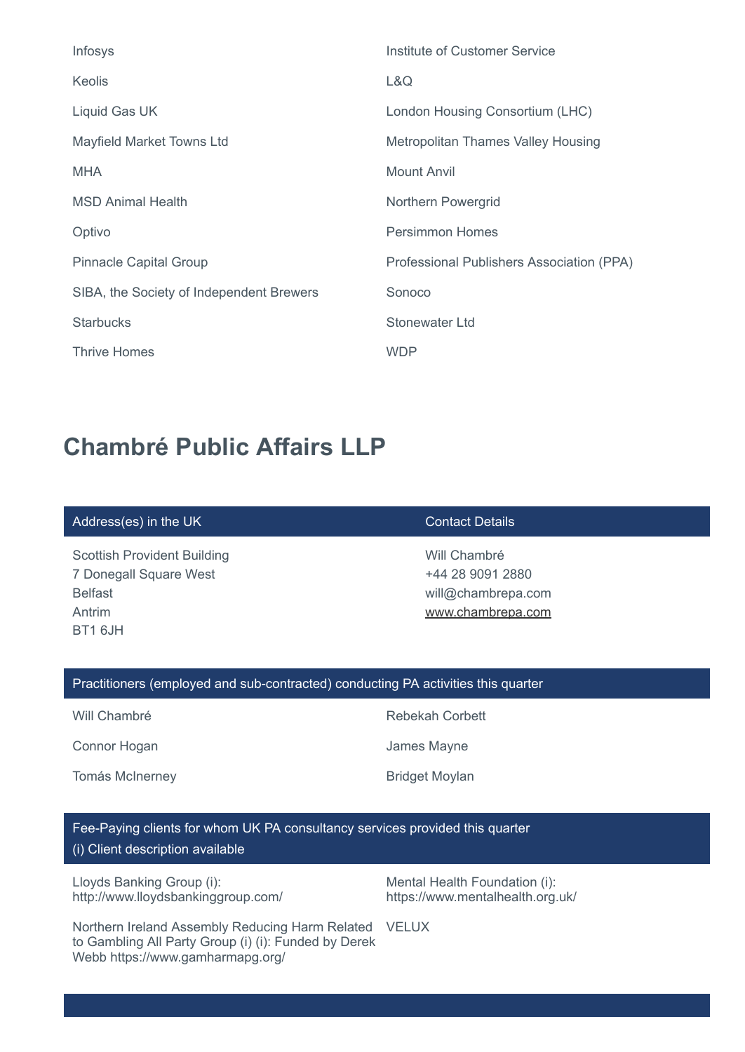| | |
|---|---|
| Infosys | Institute of Customer Service |
| Keolis | L&Q |
| Liquid Gas UK | London Housing Consortium (LHC) |
| Mayfield Market Towns Ltd | Metropolitan Thames Valley Housing |
| MHA | Mount Anvil |
| MSD Animal Health | Northern Powergrid |
| Optivo | Persimmon Homes |
| Pinnacle Capital Group | Professional Publishers Association (PPA) |
| SIBA, the Society of Independent Brewers | Sonoco |
| Starbucks | Stonewater Ltd |
| Thrive Homes | WDP |

## Chambré Public Affairs LLP

| Address(es) in the UK | Contact Details |
|---|---|
| Scottish Provident Building<br>7 Donegall Square West<br>Belfast<br>Antrim<br>BT1 6JH | Will Chambré<br>+44 28 9091 2880<br>will@chambrepa.com<br>www.chambrepa.com |

| Practitioners (employed and sub-contracted) conducting PA activities this quarter | |
|---|---|
| Will Chambré | Rebekah Corbett |
| Connor Hogan | James Mayne |
| Tomás McInerney | Bridget Moylan |

| Fee-Paying clients for whom UK PA consultancy services provided this quarter<br>(i) Client description available | |
|---|---|
| Lloyds Banking Group (i): http://www.lloydsbankinggroup.com/ | Mental Health Foundation (i): https://www.mentalhealth.org.uk/ |
| Northern Ireland Assembly Reducing Harm Related to Gambling All Party Group (i) (i): Funded by Derek Webb https://www.gamharmapg.org/ | VELUX |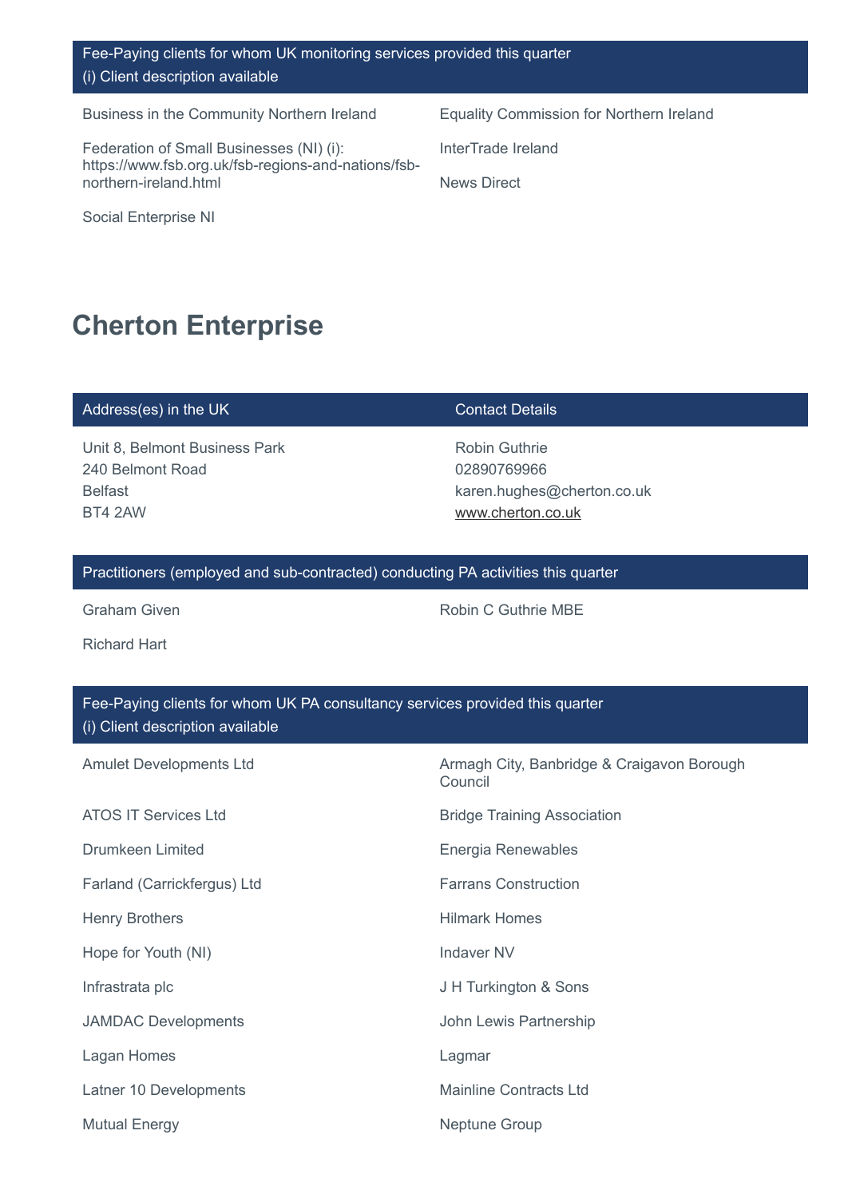**Fee-Paying clients for whom UK monitoring services provided this quarter**
(i) Client description available

- Business in the Community Northern Ireland
- Equality Commission for Northern Ireland
- Federation of Small Businesses (NI) (i): https://www.fsb.org.uk/fsb-regions-and-nations/fsb-northern-ireland.html
- InterTrade Ireland
- News Direct
- Social Enterprise NI

# Cherton Enterprise

| Address(es) in the UK | Contact Details |
| --- | --- |
| Unit 8, Belmont Business Park<br>240 Belmont Road<br>Belfast<br>BT4 2AW | Robin Guthrie<br>02890769966<br>karen.hughes@cherton.co.uk<br>www.cherton.co.uk |

**Practitioners (employed and sub-contracted) conducting PA activities this quarter**

- Graham Given
- Robin C Guthrie MBE
- Richard Hart

**Fee-Paying clients for whom UK PA consultancy services provided this quarter**
(i) Client description available

- Amulet Developments Ltd
- Armagh City, Banbridge & Craigavon Borough Council
- ATOS IT Services Ltd
- Bridge Training Association
- Drumkeen Limited
- Energia Renewables
- Farland (Carrickfergus) Ltd
- Farrans Construction
- Henry Brothers
- Hilmark Homes
- Hope for Youth (NI)
- Indaver NV
- Infrastrata plc
- J H Turkington & Sons
- JAMDAC Developments
- John Lewis Partnership
- Lagan Homes
- Lagmar
- Latner 10 Developments
- Mainline Contracts Ltd
- Mutual Energy
- Neptune Group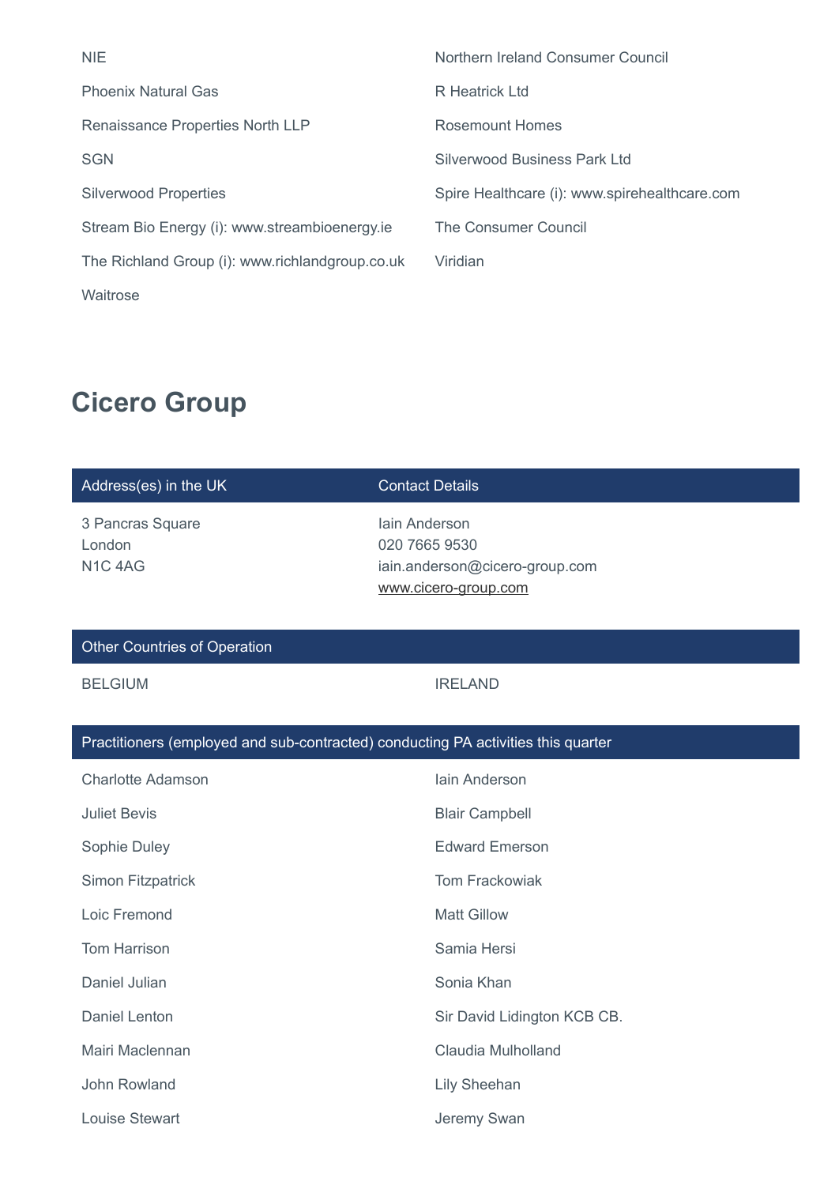NIE

Northern Ireland Consumer Council

Phoenix Natural Gas

R Heatrick Ltd

Renaissance Properties North LLP

Rosemount Homes

SGN

Silverwood Business Park Ltd

Silverwood Properties

Spire Healthcare (i): www.spirehealthcare.com

Stream Bio Energy (i): www.streambioenergy.ie

The Consumer Council

The Richland Group (i): www.richlandgroup.co.uk

Viridian

Waitrose

## Cicero Group

| Address(es) in the UK | Contact Details |
| --- | --- |
| 3 Pancras Square<br>London<br>N1C 4AG | Iain Anderson<br>020 7665 9530<br>iain.anderson@cicero-group.com<br>www.cicero-group.com |

### Other Countries of Operation

BELGIUM

IRELAND

### Practitioners (employed and sub-contracted) conducting PA activities this quarter

Charlotte Adamson

Iain Anderson

Juliet Bevis

Blair Campbell

Sophie Duley

Edward Emerson

Simon Fitzpatrick

Tom Frackowiak

Loic Fremond

Matt Gillow

Tom Harrison

Samia Hersi

Daniel Julian

Sonia Khan

Daniel Lenton

Sir David Lidington KCB CB.

Mairi Maclennan

Claudia Mulholland

John Rowland

Lily Sheehan

Louise Stewart

Jeremy Swan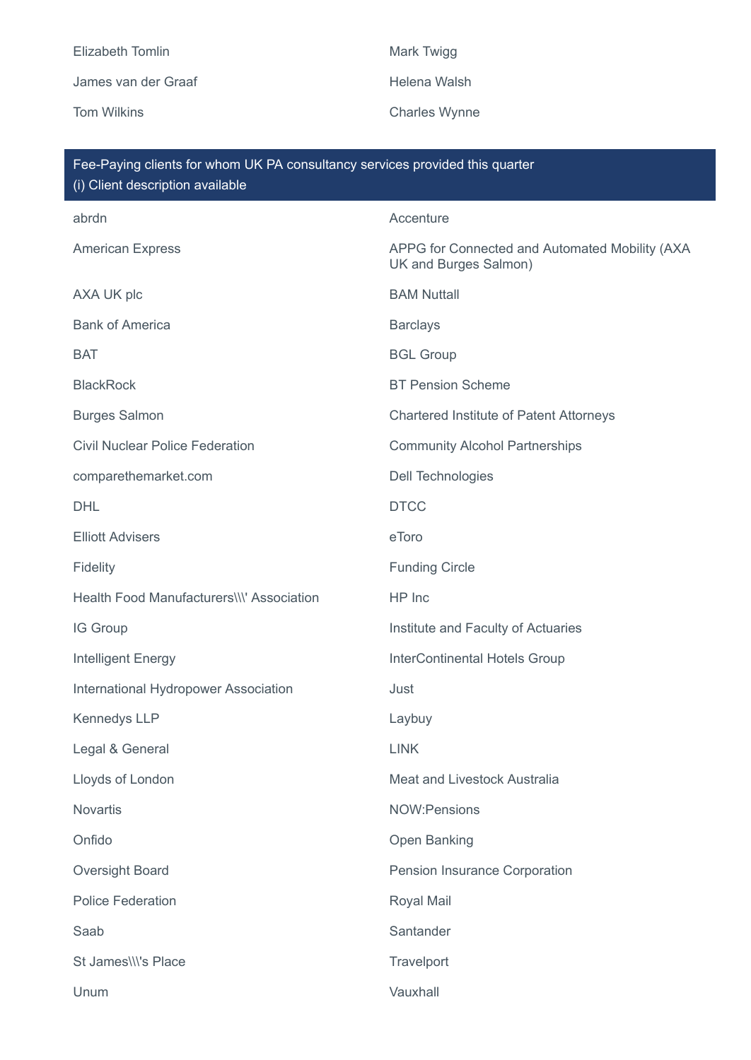Elizabeth Tomlin

Mark Twigg

James van der Graaf

Helena Walsh

Tom Wilkins

Charles Wynne

## Fee-Paying clients for whom UK PA consultancy services provided this quarter
(i) Client description available

abrdn

Accenture

American Express

APPG for Connected and Automated Mobility (AXA UK and Burges Salmon)

AXA UK plc

BAM Nuttall

Bank of America

Barclays

BAT

BGL Group

BlackRock

BT Pension Scheme

Burges Salmon

Chartered Institute of Patent Attorneys

Civil Nuclear Police Federation

Community Alcohol Partnerships

comparethemarket.com

Dell Technologies

DHL

DTCC

Elliott Advisers

eToro

Fidelity

Funding Circle

Health Food Manufacturers\\\' Association

HP Inc

IG Group

Institute and Faculty of Actuaries

Intelligent Energy

InterContinental Hotels Group

International Hydropower Association

Just

Kennedys LLP

Laybuy

Legal & General

LINK

Lloyds of London

Meat and Livestock Australia

Novartis

NOW:Pensions

Onfido

Open Banking

Oversight Board

Pension Insurance Corporation

Police Federation

Royal Mail

Saab

Santander

St James\\\'s Place

Travelport

Unum

Vauxhall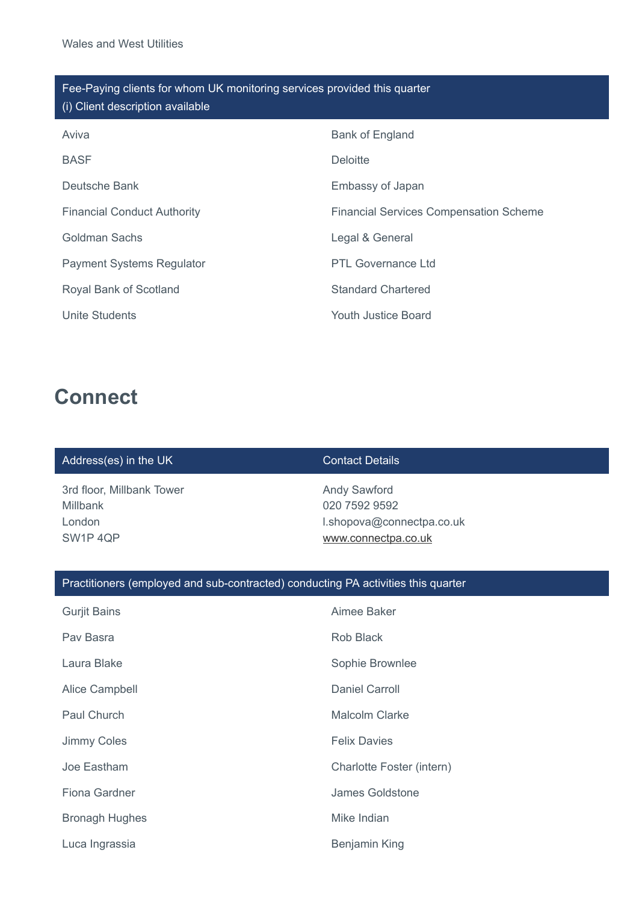Wales and West Utilities

| Fee-Paying clients for whom UK monitoring services provided this quarter (i) Client description available | |
|---|---|
| Aviva | Bank of England |
| BASF | Deloitte |
| Deutsche Bank | Embassy of Japan |
| Financial Conduct Authority | Financial Services Compensation Scheme |
| Goldman Sachs | Legal & General |
| Payment Systems Regulator | PTL Governance Ltd |
| Royal Bank of Scotland | Standard Chartered |
| Unite Students | Youth Justice Board |

## Connect

| Address(es) in the UK | Contact Details |
|---|---|
| 3rd floor, Millbank Tower<br>Millbank<br>London<br>SW1P 4QP | Andy Sawford<br>020 7592 9592<br>l.shopova@connectpa.co.uk<br>www.connectpa.co.uk |

| Practitioners (employed and sub-contracted) conducting PA activities this quarter | |
|---|---|
| Gurjit Bains | Aimee Baker |
| Pav Basra | Rob Black |
| Laura Blake | Sophie Brownlee |
| Alice Campbell | Daniel Carroll |
| Paul Church | Malcolm Clarke |
| Jimmy Coles | Felix Davies |
| Joe Eastham | Charlotte Foster (intern) |
| Fiona Gardner | James Goldstone |
| Bronagh Hughes | Mike Indian |
| Luca Ingrassia | Benjamin King |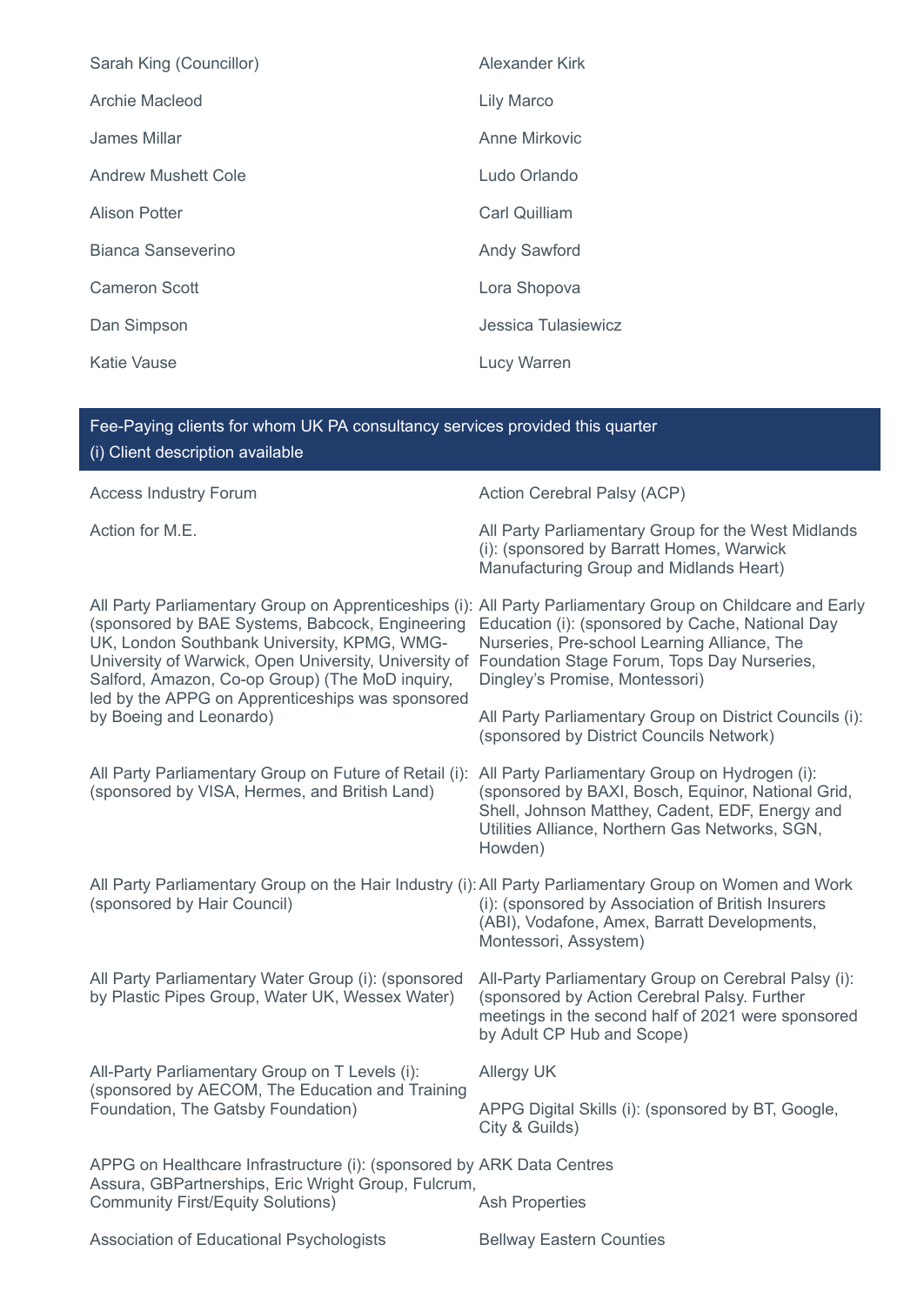Sarah King (Councillor)

Alexander Kirk

Archie Macleod

Lily Marco

James Millar

Anne Mirkovic

Andrew Mushett Cole

Ludo Orlando

Alison Potter

Carl Quilliam

Bianca Sanseverino

Andy Sawford

Cameron Scott

Lora Shopova

Dan Simpson

Jessica Tulasiewicz

Katie Vause

Lucy Warren

## Fee-Paying clients for whom UK PA consultancy services provided this quarter

(i) Client description available

Access Industry Forum

Action Cerebral Palsy (ACP)

Action for M.E.

All Party Parliamentary Group for the West Midlands (i): (sponsored by Barratt Homes, Warwick Manufacturing Group and Midlands Heart)

All Party Parliamentary Group on Apprenticeships (i): (sponsored by BAE Systems, Babcock, Engineering UK, London Southbank University, KPMG, WMG-University of Warwick, Open University, University of Salford, Amazon, Co-op Group) (The MoD inquiry, led by the APPG on Apprenticeships was sponsored by Boeing and Leonardo)

All Party Parliamentary Group on Childcare and Early Education (i): (sponsored by Cache, National Day Nurseries, Pre-school Learning Alliance, The Foundation Stage Forum, Tops Day Nurseries, Dingley's Promise, Montessori)

All Party Parliamentary Group on District Councils (i): (sponsored by District Councils Network)

All Party Parliamentary Group on Future of Retail (i): (sponsored by VISA, Hermes, and British Land)

All Party Parliamentary Group on Hydrogen (i): (sponsored by BAXI, Bosch, Equinor, National Grid, Shell, Johnson Matthey, Cadent, EDF, Energy and Utilities Alliance, Northern Gas Networks, SGN, Howden)

All Party Parliamentary Group on the Hair Industry (i): (sponsored by Hair Council)

All Party Parliamentary Group on Women and Work (i): (sponsored by Association of British Insurers (ABI), Vodafone, Amex, Barratt Developments, Montessori, Assystem)

All Party Parliamentary Water Group (i): (sponsored by Plastic Pipes Group, Water UK, Wessex Water)

All-Party Parliamentary Group on Cerebral Palsy (i): (sponsored by Action Cerebral Palsy. Further meetings in the second half of 2021 were sponsored by Adult CP Hub and Scope)

All-Party Parliamentary Group on T Levels (i): (sponsored by AECOM, The Education and Training Foundation, The Gatsby Foundation)

Allergy UK

APPG Digital Skills (i): (sponsored by BT, Google, City & Guilds)

APPG on Healthcare Infrastructure (i): (sponsored by Assura, GBPartnerships, Eric Wright Group, Fulcrum, Community First/Equity Solutions)

ARK Data Centres

Ash Properties

Association of Educational Psychologists

Bellway Eastern Counties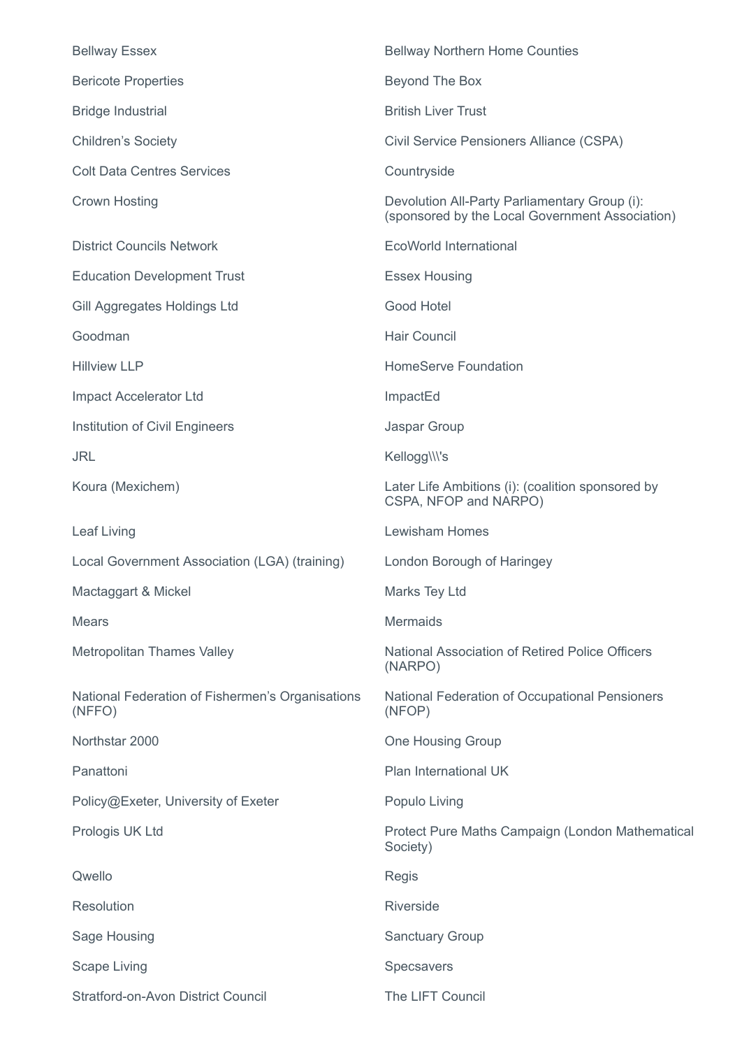Bellway Essex

Bellway Northern Home Counties

Bericote Properties

Beyond The Box

Bridge Industrial

British Liver Trust

Children's Society

Civil Service Pensioners Alliance (CSPA)

Colt Data Centres Services

Countryside

Crown Hosting

Devolution All-Party Parliamentary Group (i): (sponsored by the Local Government Association)

District Councils Network

EcoWorld International

Education Development Trust

Essex Housing

Gill Aggregates Holdings Ltd

Good Hotel

Goodman

Hair Council

Hillview LLP

HomeServe Foundation

Impact Accelerator Ltd

ImpactEd

Institution of Civil Engineers

Jaspar Group

JRL

Kellogg\\\'s

Koura (Mexichem)

Later Life Ambitions (i): (coalition sponsored by CSPA, NFOP and NARPO)

Leaf Living

Lewisham Homes

Local Government Association (LGA) (training)

London Borough of Haringey

Mactaggart & Mickel

Marks Tey Ltd

Mears

Mermaids

Metropolitan Thames Valley

National Association of Retired Police Officers (NARPO)

National Federation of Fishermen's Organisations (NFFO)

National Federation of Occupational Pensioners (NFOP)

Northstar 2000

One Housing Group

Panattoni

Plan International UK

Policy@Exeter, University of Exeter

Populo Living

Prologis UK Ltd

Protect Pure Maths Campaign (London Mathematical Society)

Qwello

Regis

Resolution

Riverside

Sage Housing

Sanctuary Group

Scape Living

Specsavers

Stratford-on-Avon District Council

The LIFT Council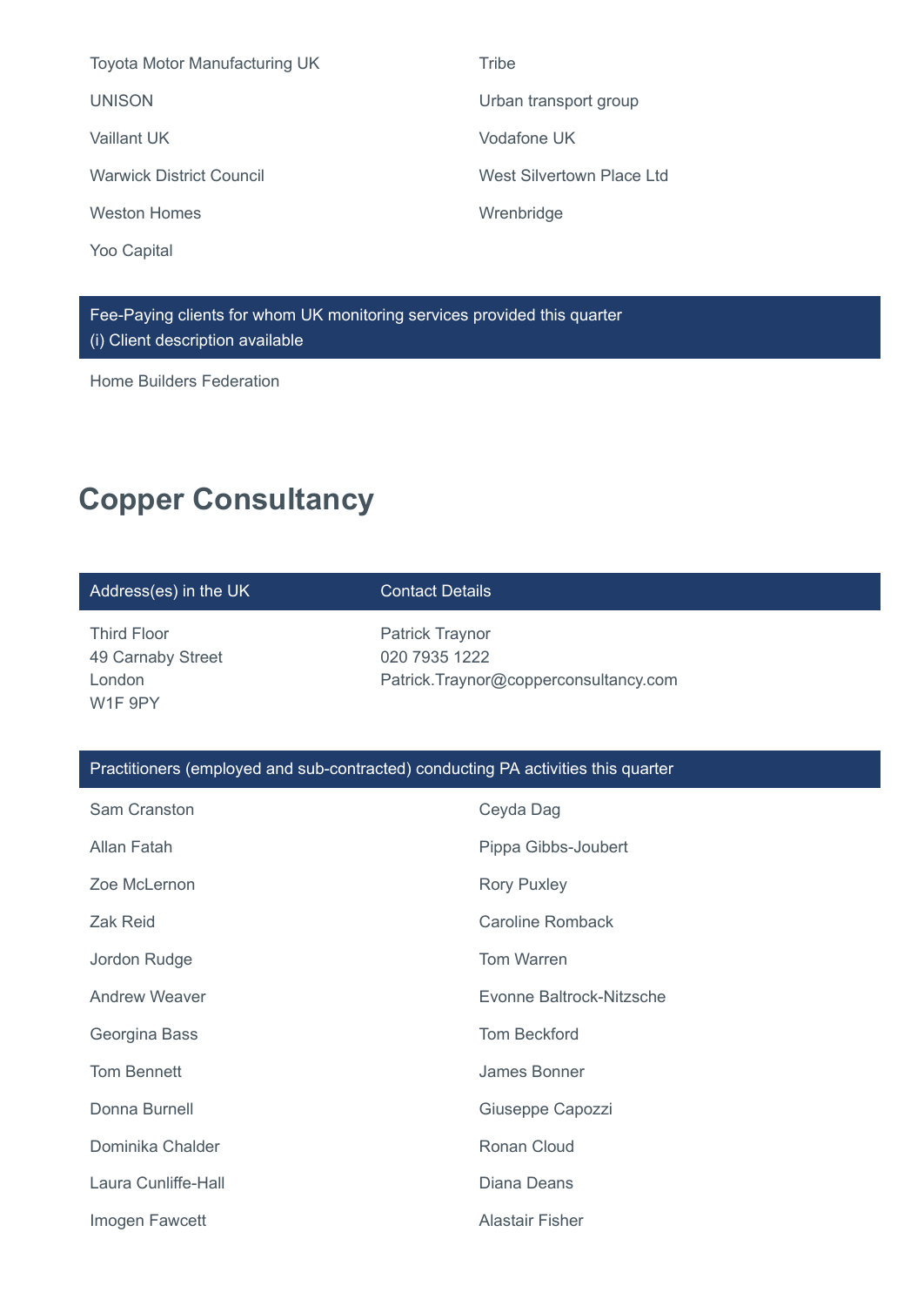Toyota Motor Manufacturing UK

Tribe

UNISON

Urban transport group

Vaillant UK

Vodafone UK

Warwick District Council

West Silvertown Place Ltd

Weston Homes

Wrenbridge

Yoo Capital

| Fee-Paying clients for whom UK monitoring services provided this quarter (i) Client description available |
|---|
| Home Builders Federation |

## Copper Consultancy

| Address(es) in the UK | Contact Details |
|---|---|
| Third Floor<br>49 Carnaby Street<br>London<br>W1F 9PY | Patrick Traynor<br>020 7935 1222<br>Patrick.Traynor@copperconsultancy.com |

**Practitioners (employed and sub-contracted) conducting PA activities this quarter**

Sam Cranston

Ceyda Dag

Allan Fatah

Pippa Gibbs-Joubert

Zoe McLernon

Rory Puxley

Zak Reid

Caroline Romback

Jordon Rudge

Tom Warren

Andrew Weaver

Evonne Baltrock-Nitzsche

Georgina Bass

Tom Beckford

Tom Bennett

James Bonner

Donna Burnell

Giuseppe Capozzi

Dominika Chalder

Ronan Cloud

Laura Cunliffe-Hall

Diana Deans

Imogen Fawcett

Alastair Fisher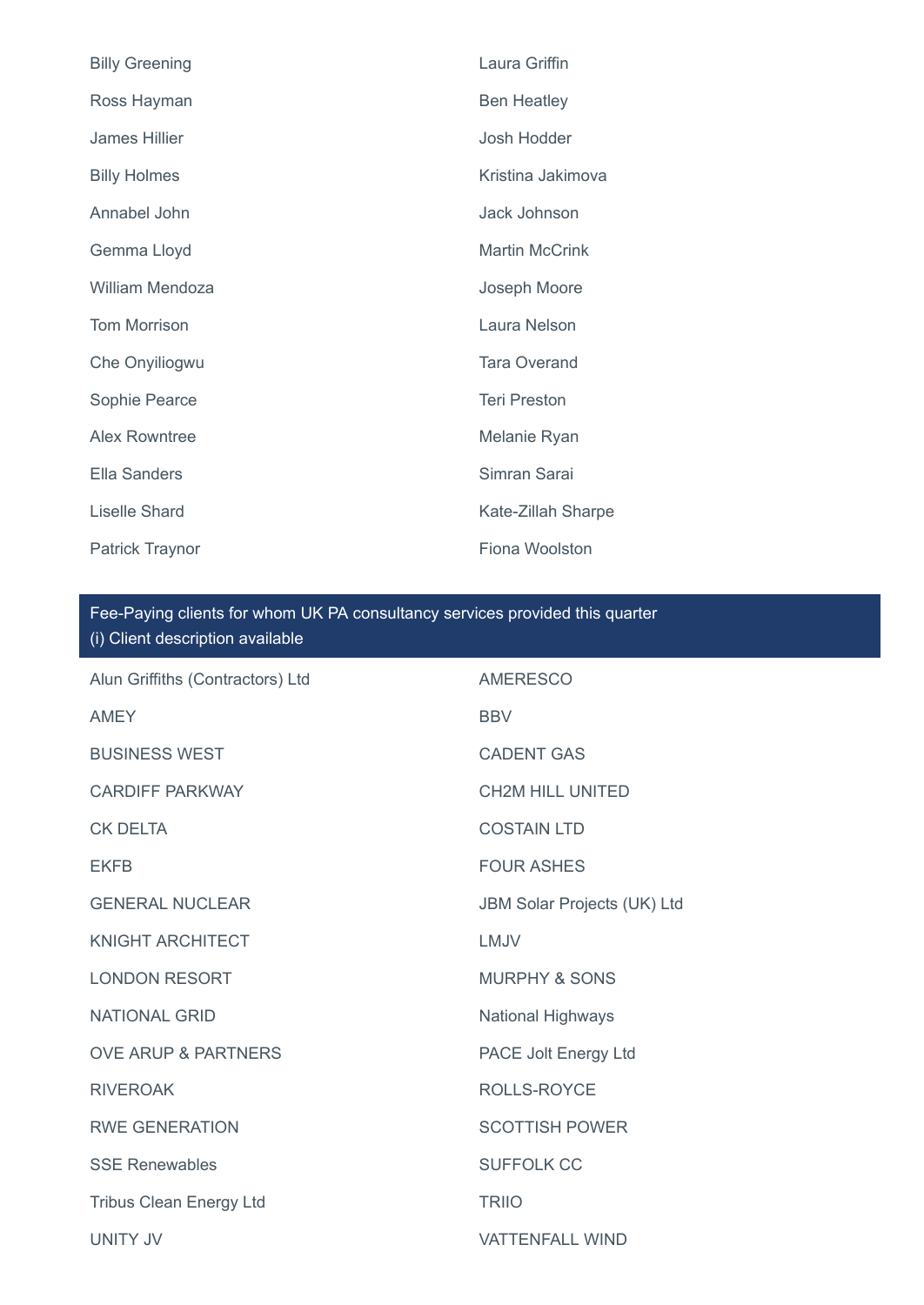Billy Greening

Laura Griffin

Ross Hayman

Ben Heatley

James Hillier

Josh Hodder

Billy Holmes

Kristina Jakimova

Annabel John

Jack Johnson

Gemma Lloyd

Martin McCrink

William Mendoza

Joseph Moore

Tom Morrison

Laura Nelson

Che Onyiliogwu

Tara Overand

Sophie Pearce

Teri Preston

Alex Rowntree

Melanie Ryan

Ella Sanders

Simran Sarai

Liselle Shard

Kate-Zillah Sharpe

Patrick Traynor

Fiona Woolston

## Fee-Paying clients for whom UK PA consultancy services provided this quarter
## (i) Client description available

Alun Griffiths (Contractors) Ltd

AMERESCO

AMEY

BBV

BUSINESS WEST

CADENT GAS

CARDIFF PARKWAY

CH2M HILL UNITED

CK DELTA

COSTAIN LTD

EKFB

FOUR ASHES

GENERAL NUCLEAR

JBM Solar Projects (UK) Ltd

KNIGHT ARCHITECT

LMJV

LONDON RESORT

MURPHY & SONS

NATIONAL GRID

National Highways

OVE ARUP & PARTNERS

PACE Jolt Energy Ltd

RIVEROAK

ROLLS-ROYCE

RWE GENERATION

SCOTTISH POWER

SSE Renewables

SUFFOLK CC

Tribus Clean Energy Ltd

TRIIO

UNITY JV

VATTENFALL WIND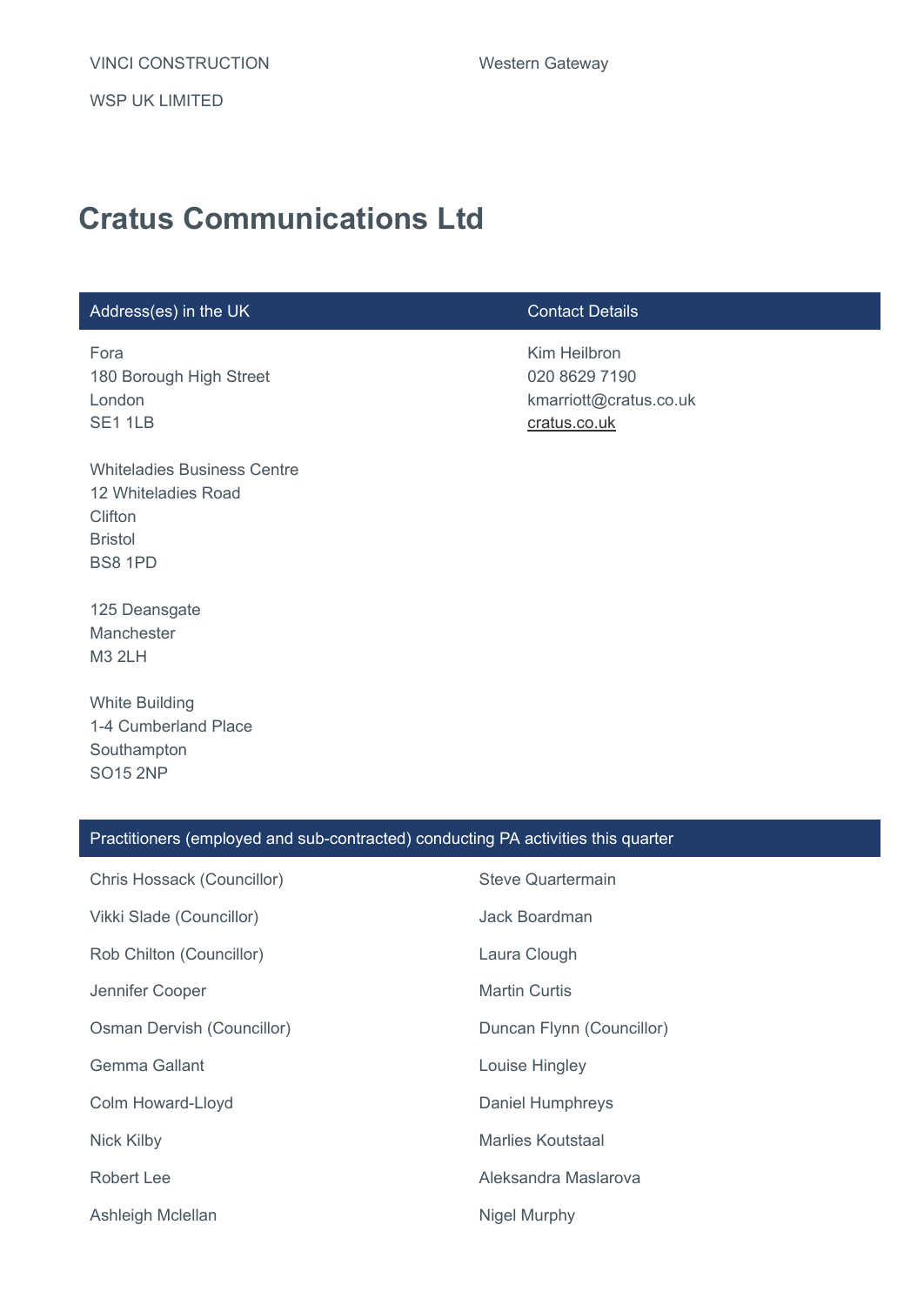VINCI CONSTRUCTION

Western Gateway

WSP UK LIMITED

# Cratus Communications Ltd

| Address(es) in the UK | Contact Details |
| --- | --- |
| Fora<br>180 Borough High Street<br>London<br>SE1 1LB<br><br>Whiteladies Business Centre<br>12 Whiteladies Road<br>Clifton<br>Bristol<br>BS8 1PD<br><br>125 Deansgate<br>Manchester<br>M3 2LH<br><br>White Building<br>1-4 Cumberland Place<br>Southampton<br>SO15 2NP | Kim Heilbron<br>020 8629 7190<br>kmarriott@cratus.co.uk<br>cratus.co.uk |

| Practitioners (employed and sub-contracted) conducting PA activities this quarter | |
| --- | --- |
| Chris Hossack (Councillor) | Steve Quartermain |
| Vikki Slade (Councillor) | Jack Boardman |
| Rob Chilton (Councillor) | Laura Clough |
| Jennifer Cooper | Martin Curtis |
| Osman Dervish (Councillor) | Duncan Flynn (Councillor) |
| Gemma Gallant | Louise Hingley |
| Colm Howard-Lloyd | Daniel Humphreys |
| Nick Kilby | Marlies Koutstaal |
| Robert Lee | Aleksandra Maslarova |
| Ashleigh Mclellan | Nigel Murphy |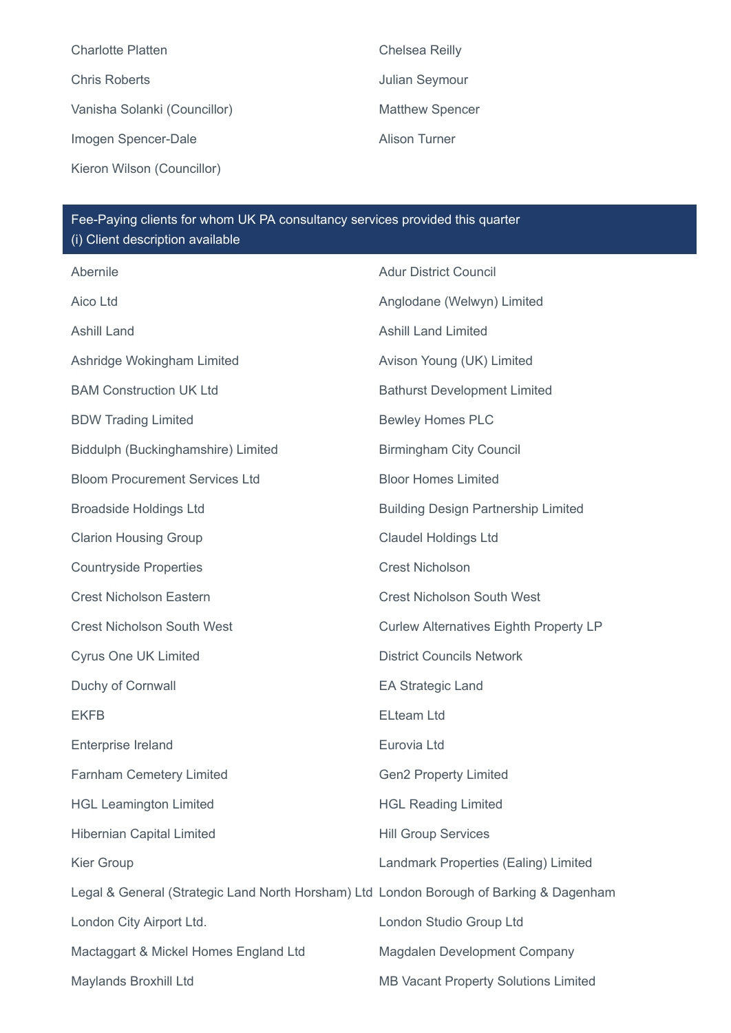Charlotte Platten

Chelsea Reilly

Chris Roberts

Julian Seymour

Vanisha Solanki (Councillor)

Matthew Spencer

Imogen Spencer-Dale

Alison Turner

Kieron Wilson (Councillor)

## Fee-Paying clients for whom UK PA consultancy services provided this quarter
(i) Client description available

Abernile

Adur District Council

Aico Ltd

Anglodane (Welwyn) Limited

Ashill Land

Ashill Land Limited

Ashridge Wokingham Limited

Avison Young (UK) Limited

BAM Construction UK Ltd

Bathurst Development Limited

BDW Trading Limited

Bewley Homes PLC

Biddulph (Buckinghamshire) Limited

Birmingham City Council

Bloom Procurement Services Ltd

Bloor Homes Limited

Broadside Holdings Ltd

Building Design Partnership Limited

Clarion Housing Group

Claudel Holdings Ltd

Countryside Properties

Crest Nicholson

Crest Nicholson Eastern

Crest Nicholson South West

Crest Nicholson South West

Curlew Alternatives Eighth Property LP

Cyrus One UK Limited

District Councils Network

Duchy of Cornwall

EA Strategic Land

EKFB

ELteam Ltd

Enterprise Ireland

Eurovia Ltd

Farnham Cemetery Limited

Gen2 Property Limited

HGL Leamington Limited

HGL Reading Limited

Hibernian Capital Limited

Hill Group Services

Kier Group

Landmark Properties (Ealing) Limited

Legal & General (Strategic Land North Horsham) Ltd

London Borough of Barking & Dagenham

London City Airport Ltd.

London Studio Group Ltd

Mactaggart & Mickel Homes England Ltd

Magdalen Development Company

Maylands Broxhill Ltd

MB Vacant Property Solutions Limited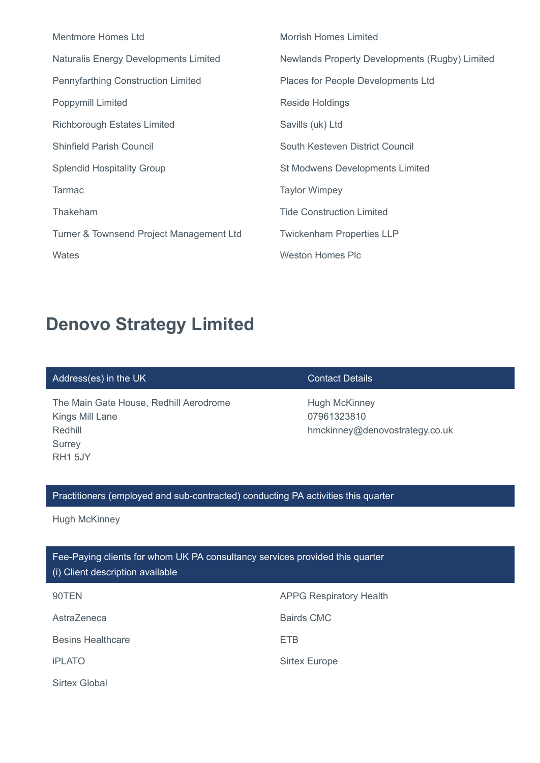| | |
|---|---|
| Mentmore Homes Ltd | Morrish Homes Limited |
| Naturalis Energy Developments Limited | Newlands Property Developments (Rugby) Limited |
| Pennyfarthing Construction Limited | Places for People Developments Ltd |
| Poppymill Limited | Reside Holdings |
| Richborough Estates Limited | Savills (uk) Ltd |
| Shinfield Parish Council | South Kesteven District Council |
| Splendid Hospitality Group | St Modwens Developments Limited |
| Tarmac | Taylor Wimpey |
| Thakeham | Tide Construction Limited |
| Turner & Townsend Project Management Ltd | Twickenham Properties LLP |
| Wates | Weston Homes Plc |

## Denovo Strategy Limited

| Address(es) in the UK | Contact Details |
|---|---|
| The Main Gate House, Redhill Aerodrome<br>Kings Mill Lane<br>Redhill<br>Surrey<br>RH1 5JY | Hugh McKinney<br>07961323810<br>hmckinney@denovostrategy.co.uk |

| Practitioners (employed and sub-contracted) conducting PA activities this quarter |
|---|
| Hugh McKinney |

| Fee-Paying clients for whom UK PA consultancy services provided this quarter<br>(i) Client description available | |
|---|---|
| 90TEN | APPG Respiratory Health |
| AstraZeneca | Bairds CMC |
| Besins Healthcare | ETB |
| iPLATO | Sirtex Europe |
| Sirtex Global | |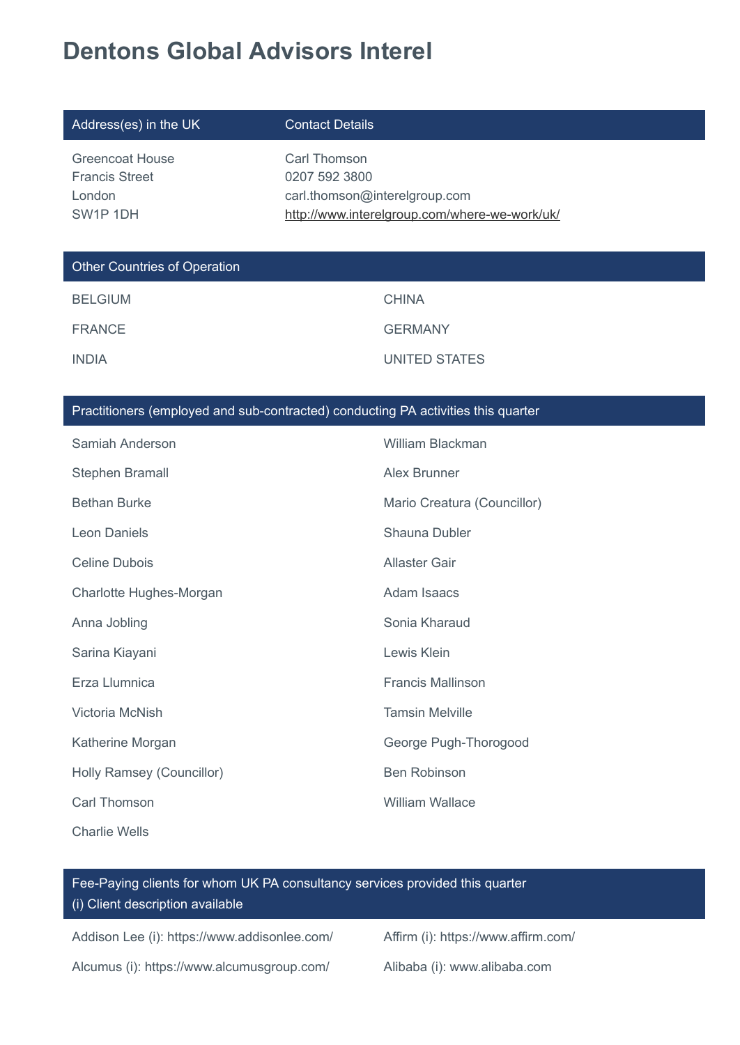# Dentons Global Advisors Interel

| Address(es) in the UK | Contact Details |
| --- | --- |
| Greencoat House<br>Francis Street<br>London<br>SW1P 1DH | Carl Thomson<br>0207 592 3800<br>carl.thomson@interelgroup.com<br>http://www.interelgroup.com/where-we-work/uk/ |

## Other Countries of Operation

- BELGIUM
- CHINA
- FRANCE
- GERMANY
- INDIA
- UNITED STATES

## Practitioners (employed and sub-contracted) conducting PA activities this quarter

- Samiah Anderson
- William Blackman
- Stephen Bramall
- Alex Brunner
- Bethan Burke
- Mario Creatura (Councillor)
- Leon Daniels
- Shauna Dubler
- Celine Dubois
- Allaster Gair
- Charlotte Hughes-Morgan
- Adam Isaacs
- Anna Jobling
- Sonia Kharaud
- Sarina Kiayani
- Lewis Klein
- Erza Llumnica
- Francis Mallinson
- Victoria McNish
- Tamsin Melville
- Katherine Morgan
- George Pugh-Thorogood
- Holly Ramsey (Councillor)
- Ben Robinson
- Carl Thomson
- William Wallace
- Charlie Wells

## Fee-Paying clients for whom UK PA consultancy services provided this quarter
(i) Client description available

- Addison Lee (i): https://www.addisonlee.com/
- Affirm (i): https://www.affirm.com/
- Alcumus (i): https://www.alcumusgroup.com/
- Alibaba (i): www.alibaba.com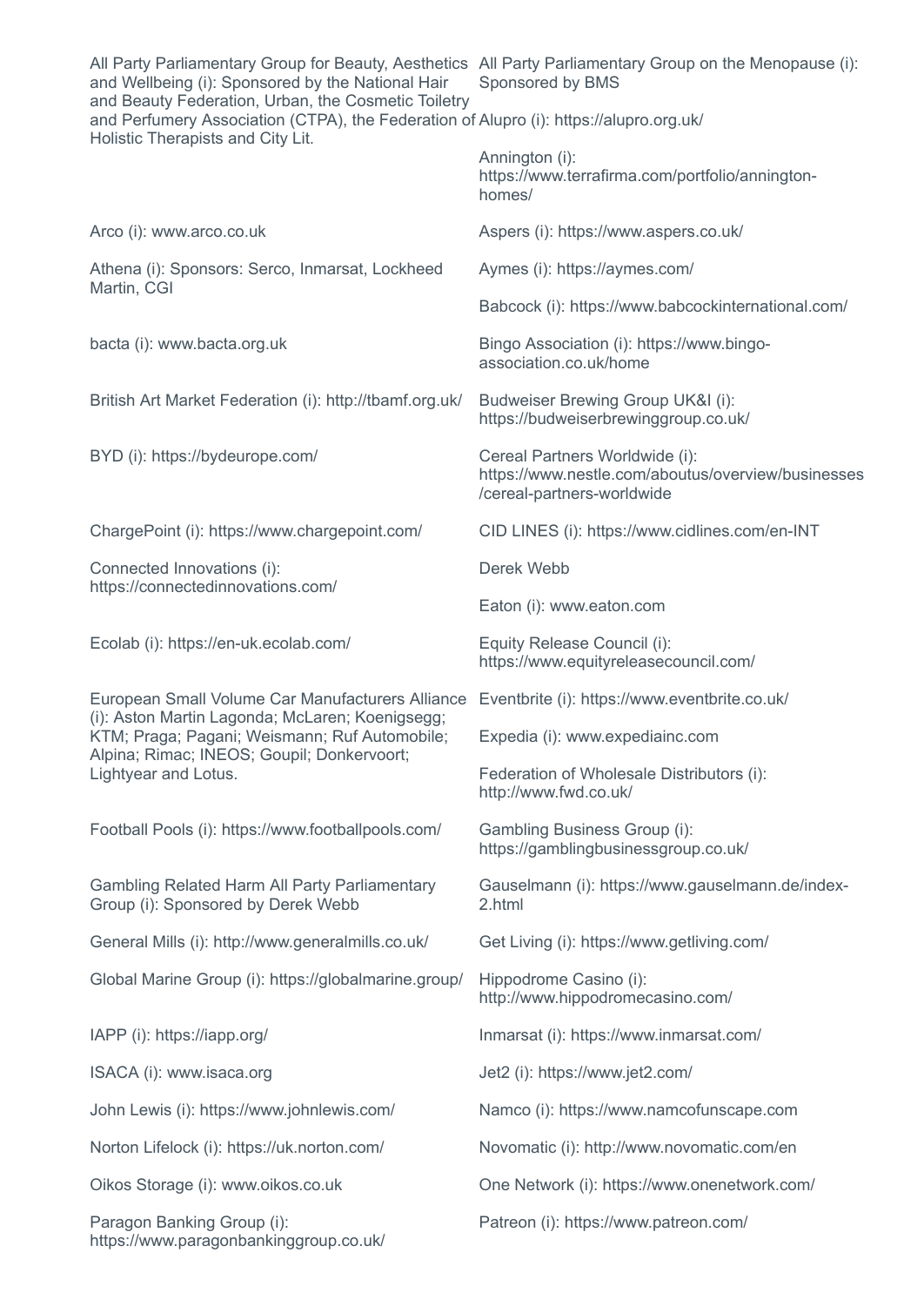All Party Parliamentary Group for Beauty, Aesthetics and Wellbeing (i): Sponsored by the National Hair and Beauty Federation, Urban, the Cosmetic Toiletry and Perfumery Association (CTPA), the Federation of Holistic Therapists and City Lit.

All Party Parliamentary Group on the Menopause (i): Sponsored by BMS

Alupro (i): https://alupro.org.uk/

Annington (i): https://www.terrafirma.com/portfolio/annington-homes/

Arco (i): www.arco.co.uk

Aspers (i): https://www.aspers.co.uk/

Athena (i): Sponsors: Serco, Inmarsat, Lockheed Martin, CGI

Aymes (i): https://aymes.com/

Babcock (i): https://www.babcockinternational.com/

bacta (i): www.bacta.org.uk

Bingo Association (i): https://www.bingo-association.co.uk/home

British Art Market Federation (i): http://tbamf.org.uk/

Budweiser Brewing Group UK&I (i): https://budweiserbrewinggroup.co.uk/

BYD (i): https://bydeurope.com/

Cereal Partners Worldwide (i): https://www.nestle.com/aboutus/overview/businesses/cereal-partners-worldwide

ChargePoint (i): https://www.chargepoint.com/

CID LINES (i): https://www.cidlines.com/en-INT

Connected Innovations (i): https://connectedinnovations.com/

Derek Webb

Eaton (i): www.eaton.com

Ecolab (i): https://en-uk.ecolab.com/

Equity Release Council (i): https://www.equityreleasecouncil.com/

European Small Volume Car Manufacturers Alliance (i): Aston Martin Lagonda; McLaren; Koenigsegg; KTM; Praga; Pagani; Weismann; Ruf Automobile; Alpina; Rimac; INEOS; Goupil; Donkervoort; Lightyear and Lotus.

Eventbrite (i): https://www.eventbrite.co.uk/

Expedia (i): www.expediainc.com

Federation of Wholesale Distributors (i): http://www.fwd.co.uk/

Football Pools (i): https://www.footballpools.com/

Gambling Business Group (i): https://gamblingbusinessgroup.co.uk/

Gambling Related Harm All Party Parliamentary Group (i): Sponsored by Derek Webb

Gauselmann (i): https://www.gauselmann.de/index-2.html

General Mills (i): http://www.generalmills.co.uk/

Get Living (i): https://www.getliving.com/

Global Marine Group (i): https://globalmarine.group/

Hippodrome Casino (i): http://www.hippodromecasino.com/

IAPP (i): https://iapp.org/

Inmarsat (i): https://www.inmarsat.com/

ISACA (i): www.isaca.org

Jet2 (i): https://www.jet2.com/

John Lewis (i): https://www.johnlewis.com/

Namco (i): https://www.namcofunscape.com

Norton Lifelock (i): https://uk.norton.com/

Novomatic (i): http://www.novomatic.com/en

Oikos Storage (i): www.oikos.co.uk

One Network (i): https://www.onenetwork.com/

Paragon Banking Group (i): https://www.paragonbankinggroup.co.uk/

Patreon (i): https://www.patreon.com/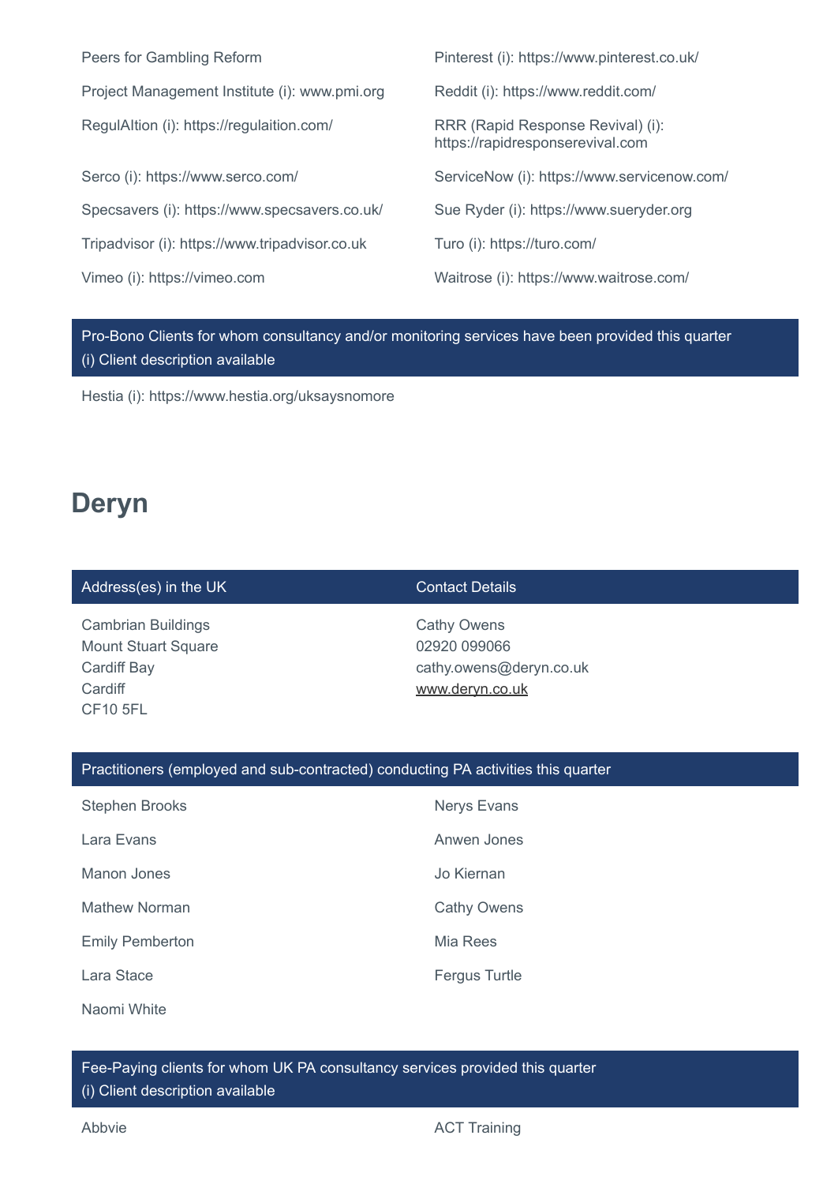Peers for Gambling Reform

Pinterest (i): https://www.pinterest.co.uk/

Project Management Institute (i): www.pmi.org

Reddit (i): https://www.reddit.com/

RegulAItion (i): https://regulaition.com/

RRR (Rapid Response Revival) (i): https://rapidresponserevival.com

Serco (i): https://www.serco.com/

ServiceNow (i): https://www.servicenow.com/

Specsavers (i): https://www.specsavers.co.uk/

Sue Ryder (i): https://www.sueryder.org

Tripadvisor (i): https://www.tripadvisor.co.uk

Turo (i): https://turo.com/

Vimeo (i): https://vimeo.com

Waitrose (i): https://www.waitrose.com/

### Pro-Bono Clients for whom consultancy and/or monitoring services have been provided this quarter
(i) Client description available

Hestia (i): https://www.hestia.org/uksaysnomore

## Deryn

| Address(es) in the UK | Contact Details |
| --- | --- |
| Cambrian Buildings<br>Mount Stuart Square<br>Cardiff Bay<br>Cardiff<br>CF10 5FL | Cathy Owens<br>02920 099066<br>cathy.owens@deryn.co.uk<br>www.deryn.co.uk |

### Practitioners (employed and sub-contracted) conducting PA activities this quarter

Stephen Brooks

Nerys Evans

Lara Evans

Anwen Jones

Manon Jones

Jo Kiernan

Mathew Norman

Cathy Owens

Emily Pemberton

Mia Rees

Lara Stace

Fergus Turtle

Naomi White

### Fee-Paying clients for whom UK PA consultancy services provided this quarter
(i) Client description available

Abbvie

ACT Training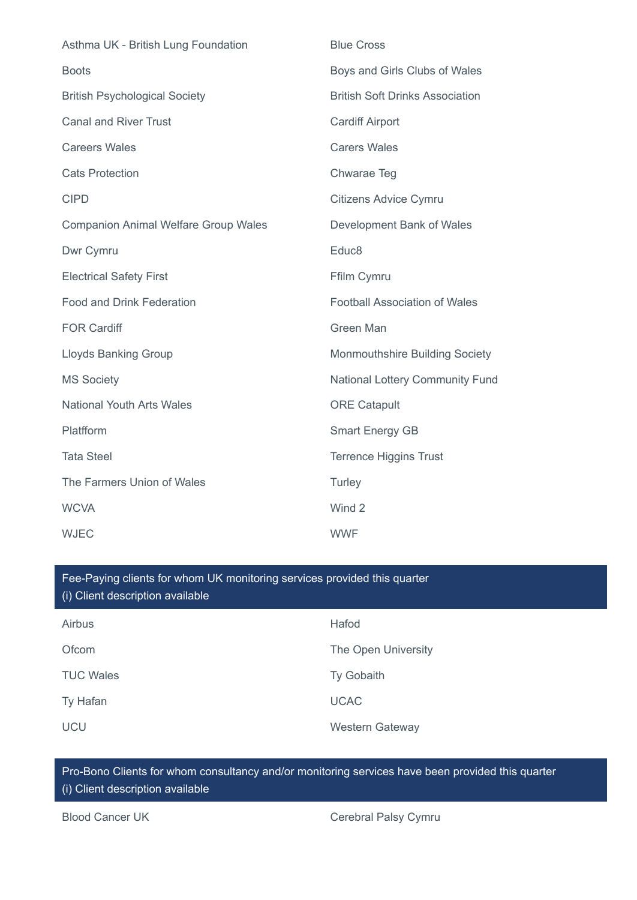| | |
|---|---|
| Asthma UK - British Lung Foundation | Blue Cross |
| Boots | Boys and Girls Clubs of Wales |
| British Psychological Society | British Soft Drinks Association |
| Canal and River Trust | Cardiff Airport |
| Careers Wales | Carers Wales |
| Cats Protection | Chwarae Teg |
| CIPD | Citizens Advice Cymru |
| Companion Animal Welfare Group Wales | Development Bank of Wales |
| Dwr Cymru | Educ8 |
| Electrical Safety First | Ffilm Cymru |
| Food and Drink Federation | Football Association of Wales |
| FOR Cardiff | Green Man |
| Lloyds Banking Group | Monmouthshire Building Society |
| MS Society | National Lottery Community Fund |
| National Youth Arts Wales | ORE Catapult |
| Platfform | Smart Energy GB |
| Tata Steel | Terrence Higgins Trust |
| The Farmers Union of Wales | Turley |
| WCVA | Wind 2 |
| WJEC | WWF |

| Fee-Paying clients for whom UK monitoring services provided this quarter<br>(i) Client description available | |
|---|---|
| Airbus | Hafod |
| Ofcom | The Open University |
| TUC Wales | Ty Gobaith |
| Ty Hafan | UCAC |
| UCU | Western Gateway |

| Pro-Bono Clients for whom consultancy and/or monitoring services have been provided this quarter<br>(i) Client description available | |
|---|---|
| Blood Cancer UK | Cerebral Palsy Cymru |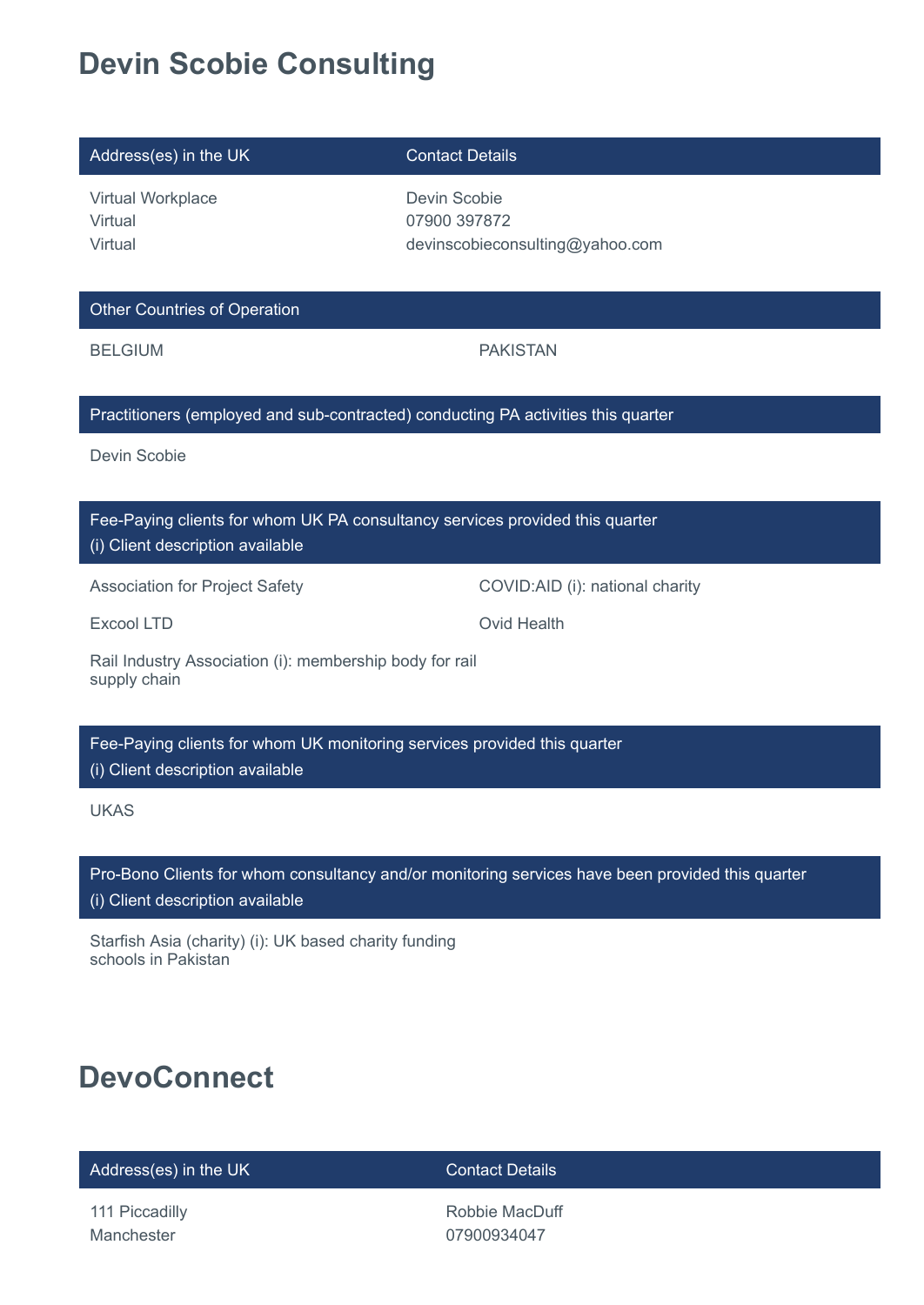# Devin Scobie Consulting

| Address(es) in the UK | Contact Details |
| --- | --- |
| Virtual Workplace<br>Virtual<br>Virtual | Devin Scobie<br>07900 397872<br>devinscobieconsulting@yahoo.com |

| Other Countries of Operation | |
| --- | --- |
| BELGIUM | PAKISTAN |

| Practitioners (employed and sub-contracted) conducting PA activities this quarter |
| --- |
| Devin Scobie |

| Fee-Paying clients for whom UK PA consultancy services provided this quarter<br>(i) Client description available | |
| --- | --- |
| Association for Project Safety | COVID:AID (i): national charity |
| Excool LTD | Ovid Health |
| Rail Industry Association (i): membership body for rail supply chain | |

| Fee-Paying clients for whom UK monitoring services provided this quarter<br>(i) Client description available |
| --- |
| UKAS |

| Pro-Bono Clients for whom consultancy and/or monitoring services have been provided this quarter<br>(i) Client description available |
| --- |
| Starfish Asia (charity) (i): UK based charity funding schools in Pakistan |

# DevoConnect

| Address(es) in the UK | Contact Details |
| --- | --- |
| 111 Piccadilly<br>Manchester | Robbie MacDuff<br>07900934047 |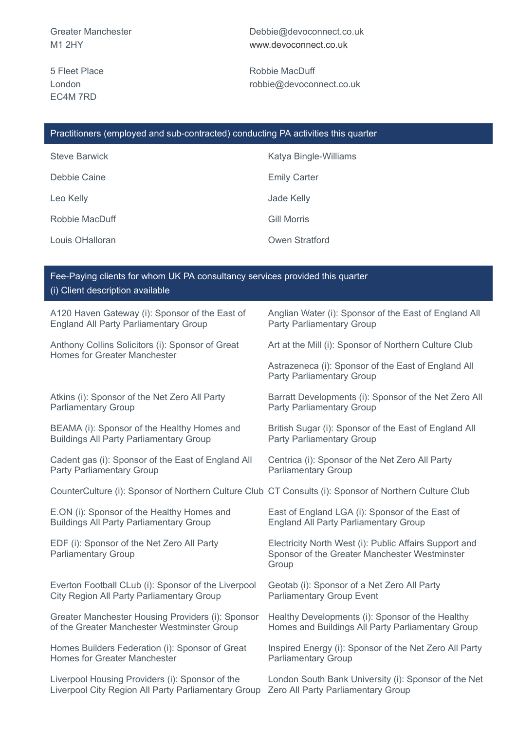Greater Manchester
M1 2HY

5 Fleet Place
London
EC4M 7RD

Debbie@devoconnect.co.uk
www.devoconnect.co.uk

Robbie MacDuff
robbie@devoconnect.co.uk

## Practitioners (employed and sub-contracted) conducting PA activities this quarter

Steve Barwick

Katya Bingle-Williams

Debbie Caine

Emily Carter

Leo Kelly

Jade Kelly

Robbie MacDuff

Gill Morris

Louis OHalloran

Owen Stratford

## Fee-Paying clients for whom UK PA consultancy services provided this quarter

(i) Client description available

A120 Haven Gateway (i): Sponsor of the East of England All Party Parliamentary Group

Anglian Water (i): Sponsor of the East of England All Party Parliamentary Group

Anthony Collins Solicitors (i): Sponsor of Great Homes for Greater Manchester

Art at the Mill (i): Sponsor of Northern Culture Club

Astrazeneca (i): Sponsor of the East of England All Party Parliamentary Group

Atkins (i): Sponsor of the Net Zero All Party Parliamentary Group

Barratt Developments (i): Sponsor of the Net Zero All Party Parliamentary Group

BEAMA (i): Sponsor of the Healthy Homes and Buildings All Party Parliamentary Group

British Sugar (i): Sponsor of the East of England All Party Parliamentary Group

Cadent gas (i): Sponsor of the East of England All Party Parliamentary Group

Centrica (i): Sponsor of the Net Zero All Party Parliamentary Group

CounterCulture (i): Sponsor of Northern Culture Club

CT Consults (i): Sponsor of Northern Culture Club

E.ON (i): Sponsor of the Healthy Homes and Buildings All Party Parliamentary Group

East of England LGA (i): Sponsor of the East of England All Party Parliamentary Group

EDF (i): Sponsor of the Net Zero All Party Parliamentary Group

Electricity North West (i): Public Affairs Support and Sponsor of the Greater Manchester Westminster Group

Everton Football CLub (i): Sponsor of the Liverpool City Region All Party Parliamentary Group

Geotab (i): Sponsor of a Net Zero All Party Parliamentary Group Event

Greater Manchester Housing Providers (i): Sponsor of the Greater Manchester Westminster Group

Healthy Developments (i): Sponsor of the Healthy Homes and Buildings All Party Parliamentary Group

Homes Builders Federation (i): Sponsor of Great Homes for Greater Manchester

Inspired Energy (i): Sponsor of the Net Zero All Party Parliamentary Group

Liverpool Housing Providers (i): Sponsor of the Liverpool City Region All Party Parliamentary Group

London South Bank University (i): Sponsor of the Net Zero All Party Parliamentary Group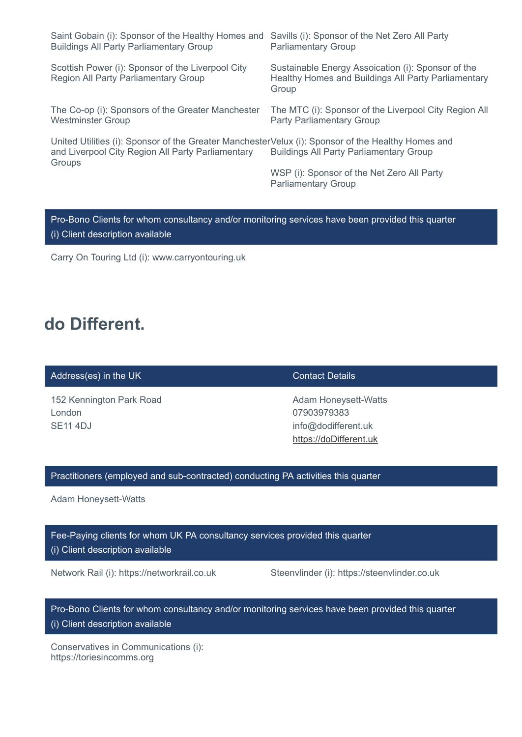Saint Gobain (i): Sponsor of the Healthy Homes and Buildings All Party Parliamentary Group

Savills (i): Sponsor of the Net Zero All Party Parliamentary Group

Scottish Power (i): Sponsor of the Liverpool City Region All Party Parliamentary Group

Sustainable Energy Assoication (i): Sponsor of the Healthy Homes and Buildings All Party Parliamentary Group

The Co-op (i): Sponsors of the Greater Manchester Westminster Group

The MTC (i): Sponsor of the Liverpool City Region All Party Parliamentary Group

United Utilities (i): Sponsor of the Greater Manchester and Liverpool City Region All Party Parliamentary Groups

Velux (i): Sponsor of the Healthy Homes and Buildings All Party Parliamentary Group

WSP (i): Sponsor of the Net Zero All Party Parliamentary Group

**Pro-Bono Clients for whom consultancy and/or monitoring services have been provided this quarter**
(i) Client description available

Carry On Touring Ltd (i): www.carryontouring.uk

## do Different.

| Address(es) in the UK | Contact Details |
| --- | --- |
| 152 Kennington Park Road<br>London<br>SE11 4DJ | Adam Honeysett-Watts<br>07903979383<br>info@dodifferent.uk<br>https://doDifferent.uk |

**Practitioners (employed and sub-contracted) conducting PA activities this quarter**

Adam Honeysett-Watts

**Fee-Paying clients for whom UK PA consultancy services provided this quarter**
(i) Client description available

Network Rail (i): https://networkrail.co.uk

Steenvlinder (i): https://steenvlinder.co.uk

**Pro-Bono Clients for whom consultancy and/or monitoring services have been provided this quarter**
(i) Client description available

Conservatives in Communications (i): https://toriesincomms.org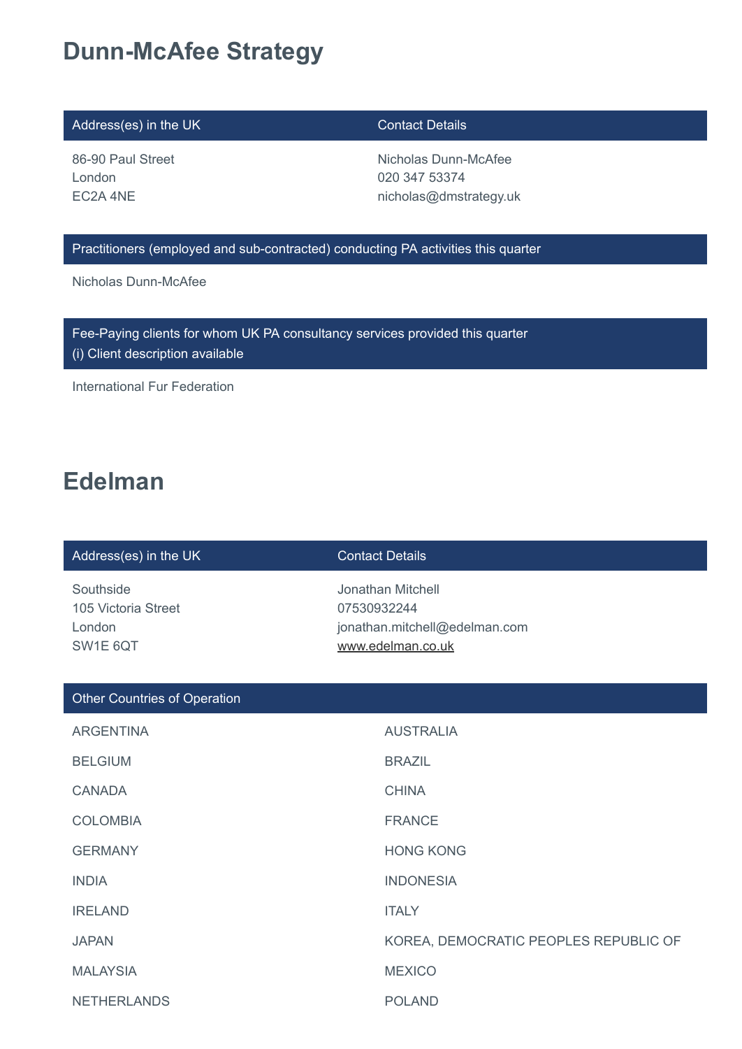# Dunn-McAfee Strategy

| Address(es) in the UK | Contact Details |
| --- | --- |
| 86-90 Paul Street<br>London<br>EC2A 4NE | Nicholas Dunn-McAfee<br>020 347 53374<br>nicholas@dmstrategy.uk |

**Practitioners (employed and sub-contracted) conducting PA activities this quarter**

Nicholas Dunn-McAfee

**Fee-Paying clients for whom UK PA consultancy services provided this quarter**
**(i) Client description available**

International Fur Federation

# Edelman

| Address(es) in the UK | Contact Details |
| --- | --- |
| Southside<br>105 Victoria Street<br>London<br>SW1E 6QT | Jonathan Mitchell<br>07530932244<br>jonathan.mitchell@edelman.com<br>www.edelman.co.uk |

**Other Countries of Operation**

| | |
| --- | --- |
| ARGENTINA | AUSTRALIA |
| BELGIUM | BRAZIL |
| CANADA | CHINA |
| COLOMBIA | FRANCE |
| GERMANY | HONG KONG |
| INDIA | INDONESIA |
| IRELAND | ITALY |
| JAPAN | KOREA, DEMOCRATIC PEOPLES REPUBLIC OF |
| MALAYSIA | MEXICO |
| NETHERLANDS | POLAND |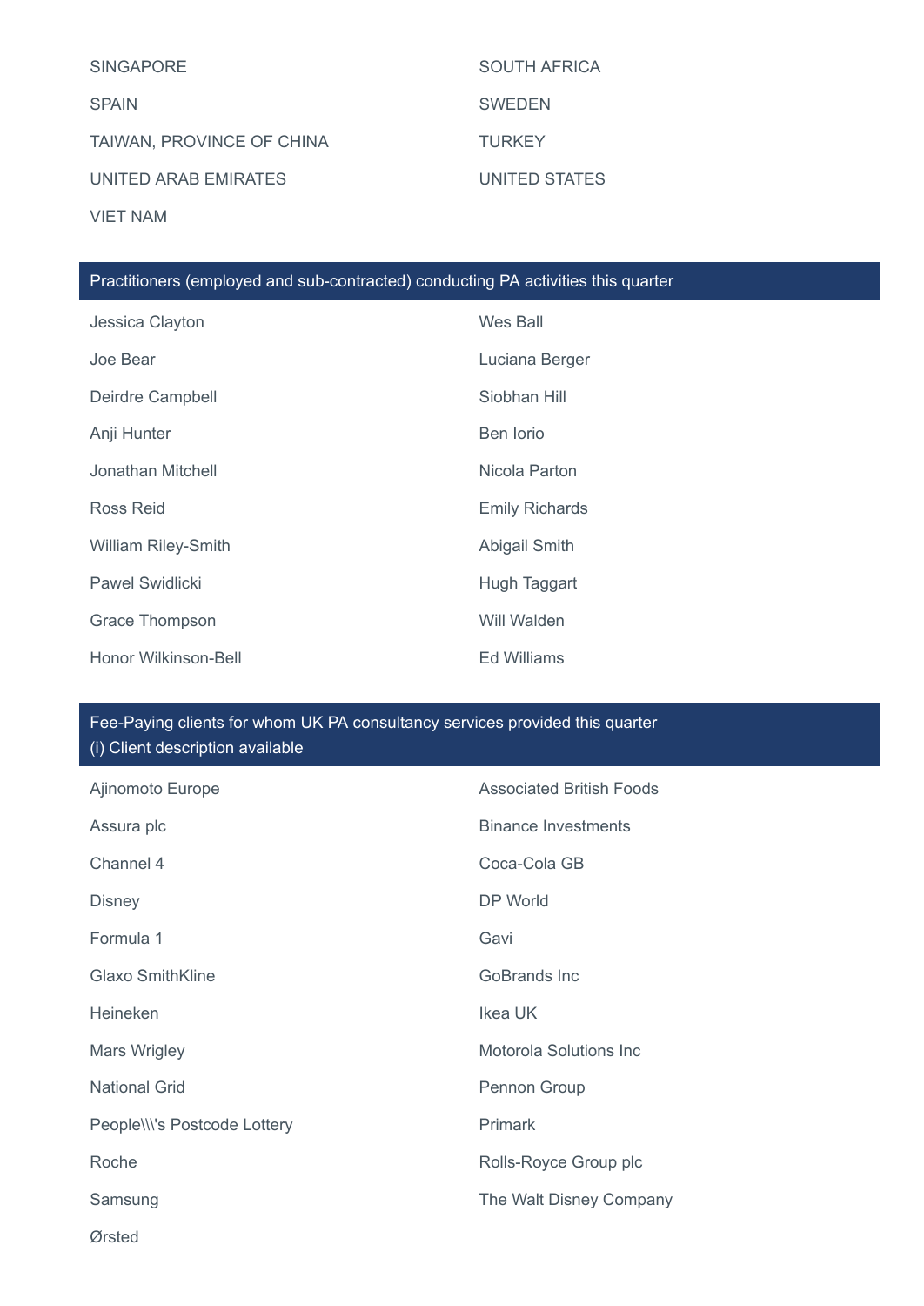SINGAPORE

SOUTH AFRICA

SPAIN

SWEDEN

TAIWAN, PROVINCE OF CHINA

TURKEY

UNITED ARAB EMIRATES

UNITED STATES

VIET NAM

## Practitioners (employed and sub-contracted) conducting PA activities this quarter

Jessica Clayton

Wes Ball

Joe Bear

Luciana Berger

Deirdre Campbell

Siobhan Hill

Anji Hunter

Ben Iorio

Jonathan Mitchell

Nicola Parton

Ross Reid

Emily Richards

William Riley-Smith

Abigail Smith

Pawel Swidlicki

Hugh Taggart

Grace Thompson

Will Walden

Honor Wilkinson-Bell

Ed Williams

## Fee-Paying clients for whom UK PA consultancy services provided this quarter
(i) Client description available

Ajinomoto Europe

Associated British Foods

Assura plc

Binance Investments

Channel 4

Coca-Cola GB

Disney

DP World

Formula 1

Gavi

Glaxo SmithKline

GoBrands Inc

Heineken

Ikea UK

Mars Wrigley

Motorola Solutions Inc

National Grid

Pennon Group

People\\\'s Postcode Lottery

Primark

Roche

Rolls-Royce Group plc

Samsung

The Walt Disney Company

Ørsted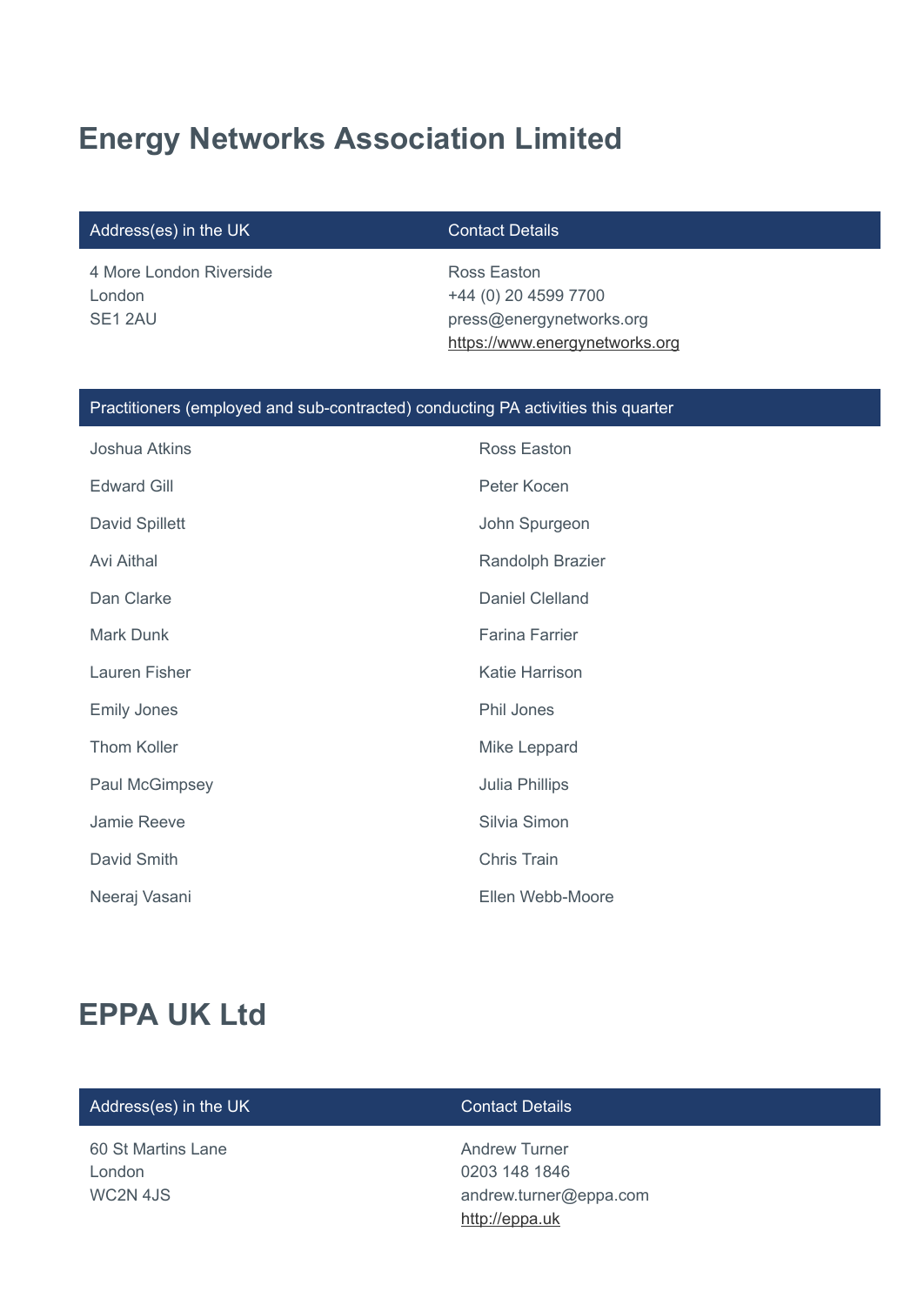## Energy Networks Association Limited

| Address(es) in the UK | Contact Details |
| --- | --- |
| 4 More London Riverside<br>London<br>SE1 2AU | Ross Easton<br>+44 (0) 20 4599 7700<br>press@energynetworks.org<br>https://www.energynetworks.org |

| Practitioners (employed and sub-contracted) conducting PA activities this quarter | |
| --- | --- |
| Joshua Atkins | Ross Easton |
| Edward Gill | Peter Kocen |
| David Spillett | John Spurgeon |
| Avi Aithal | Randolph Brazier |
| Dan Clarke | Daniel Clelland |
| Mark Dunk | Farina Farrier |
| Lauren Fisher | Katie Harrison |
| Emily Jones | Phil Jones |
| Thom Koller | Mike Leppard |
| Paul McGimpsey | Julia Phillips |
| Jamie Reeve | Silvia Simon |
| David Smith | Chris Train |
| Neeraj Vasani | Ellen Webb-Moore |

## EPPA UK Ltd

| Address(es) in the UK | Contact Details |
| --- | --- |
| 60 St Martins Lane<br>London<br>WC2N 4JS | Andrew Turner<br>0203 148 1846<br>andrew.turner@eppa.com<br>http://eppa.uk |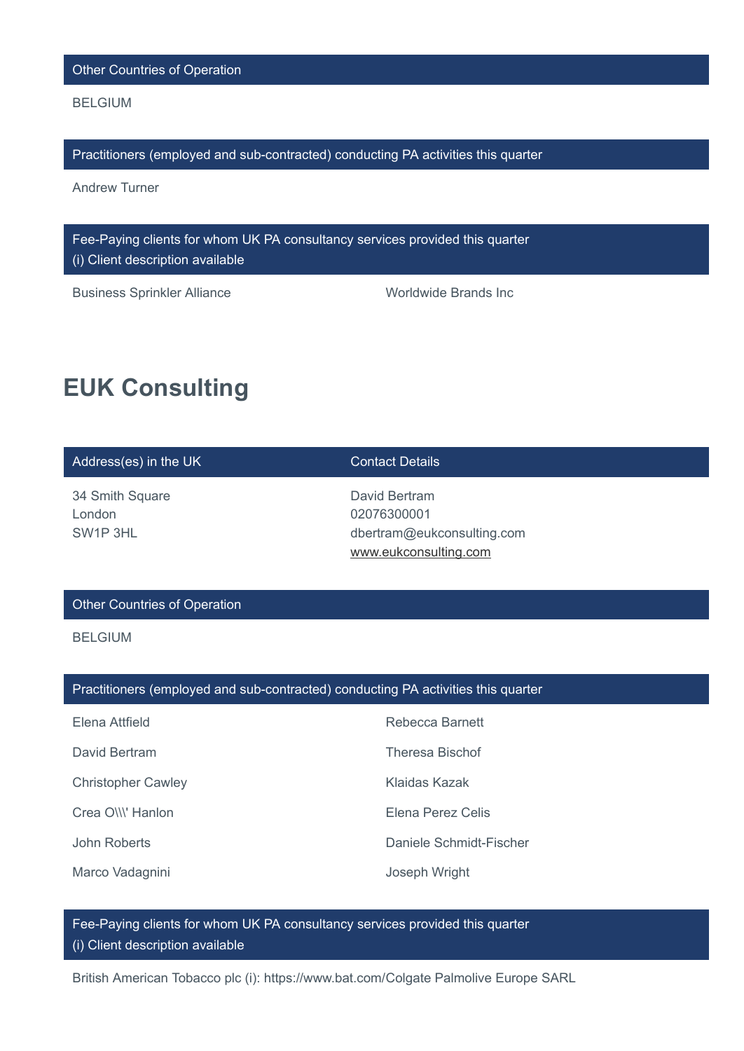Other Countries of Operation

BELGIUM

Practitioners (employed and sub-contracted) conducting PA activities this quarter

Andrew Turner

Fee-Paying clients for whom UK PA consultancy services provided this quarter
(i) Client description available

Business Sprinkler Alliance

Worldwide Brands Inc

# EUK Consulting

| Address(es) in the UK | Contact Details |
| --- | --- |
| 34 Smith Square<br>London<br>SW1P 3HL | David Bertram<br>02076300001<br>dbertram@eukconsulting.com<br>www.eukconsulting.com |

Other Countries of Operation

BELGIUM

Practitioners (employed and sub-contracted) conducting PA activities this quarter

Elena Attfield

Rebecca Barnett

David Bertram

Theresa Bischof

Christopher Cawley

Klaidas Kazak

Crea O\\\' Hanlon

Elena Perez Celis

John Roberts

Daniele Schmidt-Fischer

Marco Vadagnini

Joseph Wright

Fee-Paying clients for whom UK PA consultancy services provided this quarter
(i) Client description available

British American Tobacco plc (i): https://www.bat.com/Colgate Palmolive Europe SARL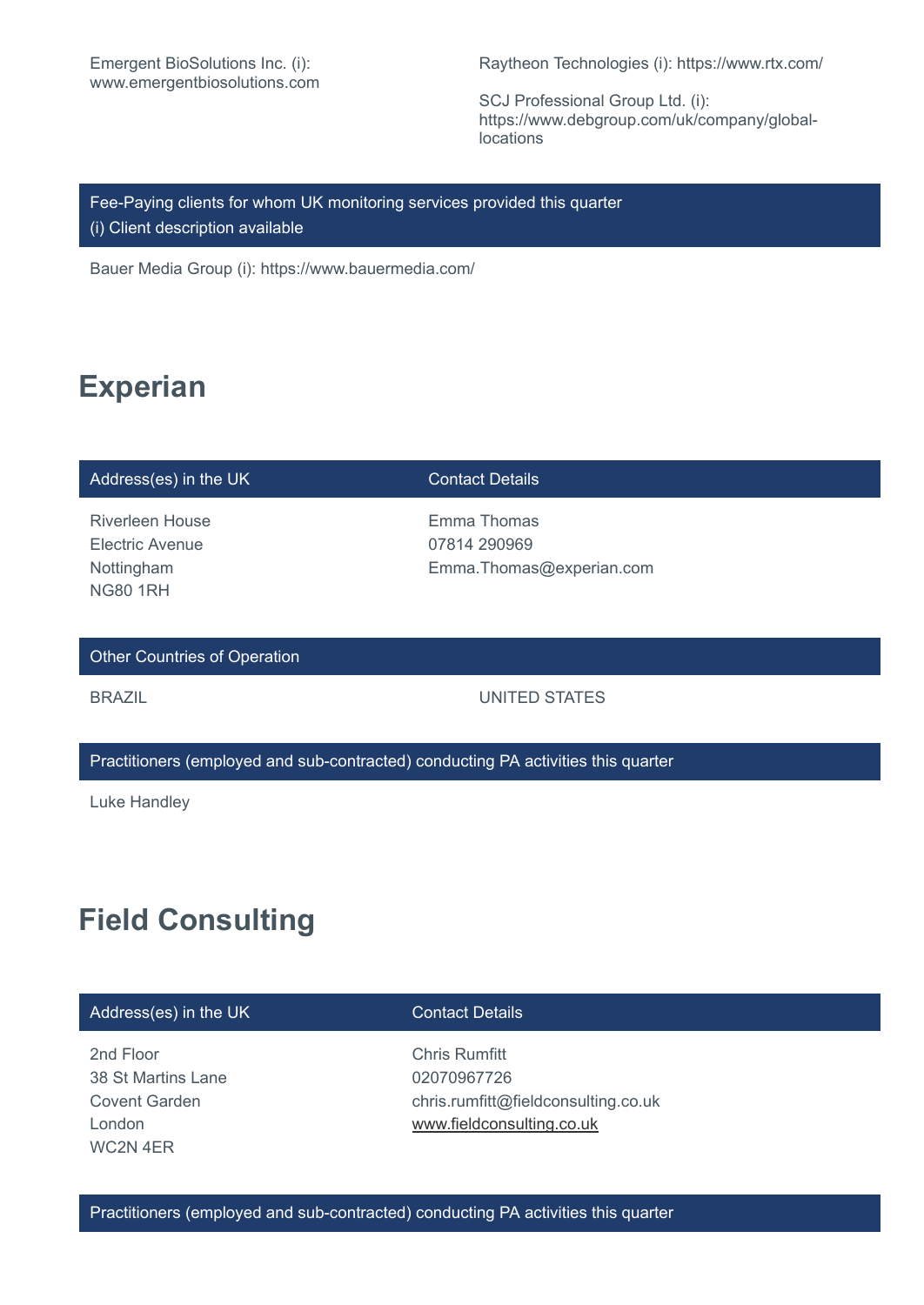Emergent BioSolutions Inc. (i): www.emergentbiosolutions.com

Raytheon Technologies (i): https://www.rtx.com/

SCJ Professional Group Ltd. (i): https://www.debgroup.com/uk/company/global-locations

| Fee-Paying clients for whom UK monitoring services provided this quarter<br>(i) Client description available |
| --- |

Bauer Media Group (i): https://www.bauermedia.com/

## Experian

| Address(es) in the UK | Contact Details |
| --- | --- |
| Riverleen House<br>Electric Avenue<br>Nottingham<br>NG80 1RH | Emma Thomas<br>07814 290969<br>Emma.Thomas@experian.com |

| Other Countries of Operation | |
| --- | --- |
| BRAZIL | UNITED STATES |

| Practitioners (employed and sub-contracted) conducting PA activities this quarter |
| --- |
| Luke Handley |

## Field Consulting

| Address(es) in the UK | Contact Details |
| --- | --- |
| 2nd Floor<br>38 St Martins Lane<br>Covent Garden<br>London<br>WC2N 4ER | Chris Rumfitt<br>02070967726<br>chris.rumfitt@fieldconsulting.co.uk<br>www.fieldconsulting.co.uk |

| Practitioners (employed and sub-contracted) conducting PA activities this quarter |
| --- |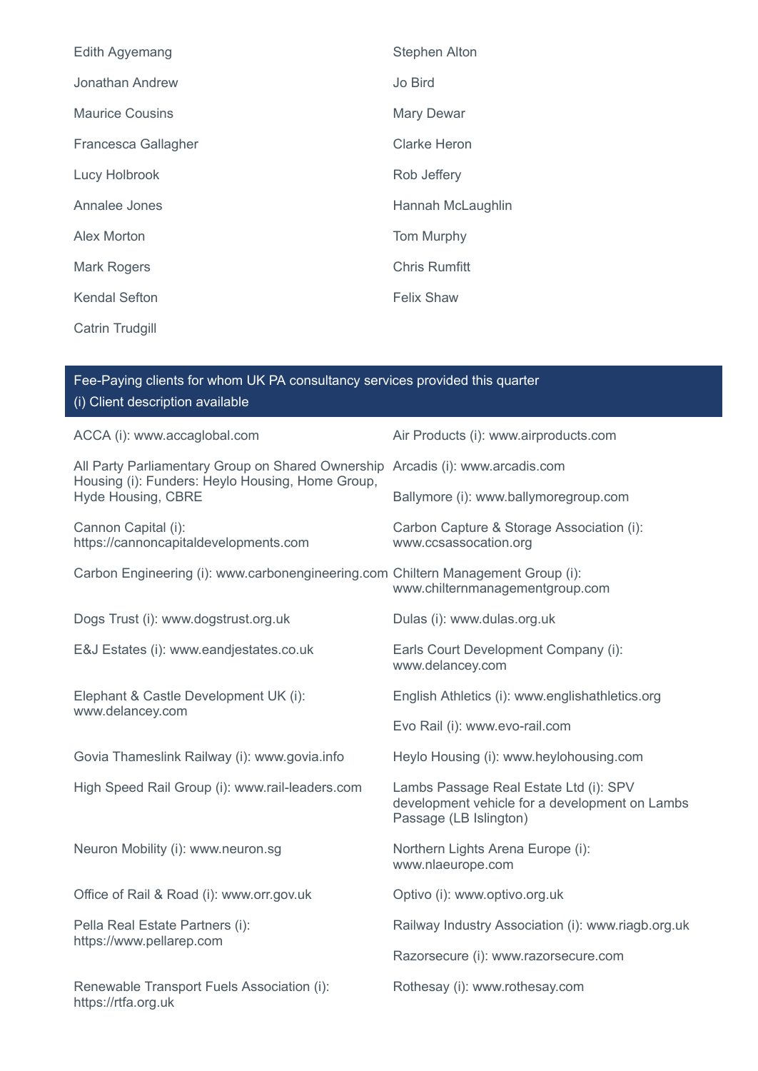Edith Agyemang

Stephen Alton

Jonathan Andrew

Jo Bird

Maurice Cousins

Mary Dewar

Francesca Gallagher

Clarke Heron

Lucy Holbrook

Rob Jeffery

Annalee Jones

Hannah McLaughlin

Alex Morton

Tom Murphy

Mark Rogers

Chris Rumfitt

Kendal Sefton

Felix Shaw

Catrin Trudgill

## Fee-Paying clients for whom UK PA consultancy services provided this quarter
(i) Client description available

ACCA (i): www.accaglobal.com

Air Products (i): www.airproducts.com

All Party Parliamentary Group on Shared Ownership Housing (i): Funders: Heylo Housing, Home Group, Hyde Housing, CBRE

Arcadis (i): www.arcadis.com

Ballymore (i): www.ballymoregroup.com

Cannon Capital (i): https://cannoncapitaldevelopments.com

Carbon Capture & Storage Association (i): www.ccsassocation.org

Carbon Engineering (i): www.carbonengineering.com

Chiltern Management Group (i): www.chilternmanagementgroup.com

Dogs Trust (i): www.dogstrust.org.uk

Dulas (i): www.dulas.org.uk

E&J Estates (i): www.eandjestates.co.uk

Earls Court Development Company (i): www.delancey.com

Elephant & Castle Development UK (i): www.delancey.com

English Athletics (i): www.englishathletics.org

Evo Rail (i): www.evo-rail.com

Govia Thameslink Railway (i): www.govia.info

Heylo Housing (i): www.heylohousing.com

High Speed Rail Group (i): www.rail-leaders.com

Lambs Passage Real Estate Ltd (i): SPV development vehicle for a development on Lambs Passage (LB Islington)

Neuron Mobility (i): www.neuron.sg

Northern Lights Arena Europe (i): www.nlaeurope.com

Office of Rail & Road (i): www.orr.gov.uk

Optivo (i): www.optivo.org.uk

Pella Real Estate Partners (i): https://www.pellarep.com

Railway Industry Association (i): www.riagb.org.uk

Razorsecure (i): www.razorsecure.com

Renewable Transport Fuels Association (i): https://rtfa.org.uk

Rothesay (i): www.rothesay.com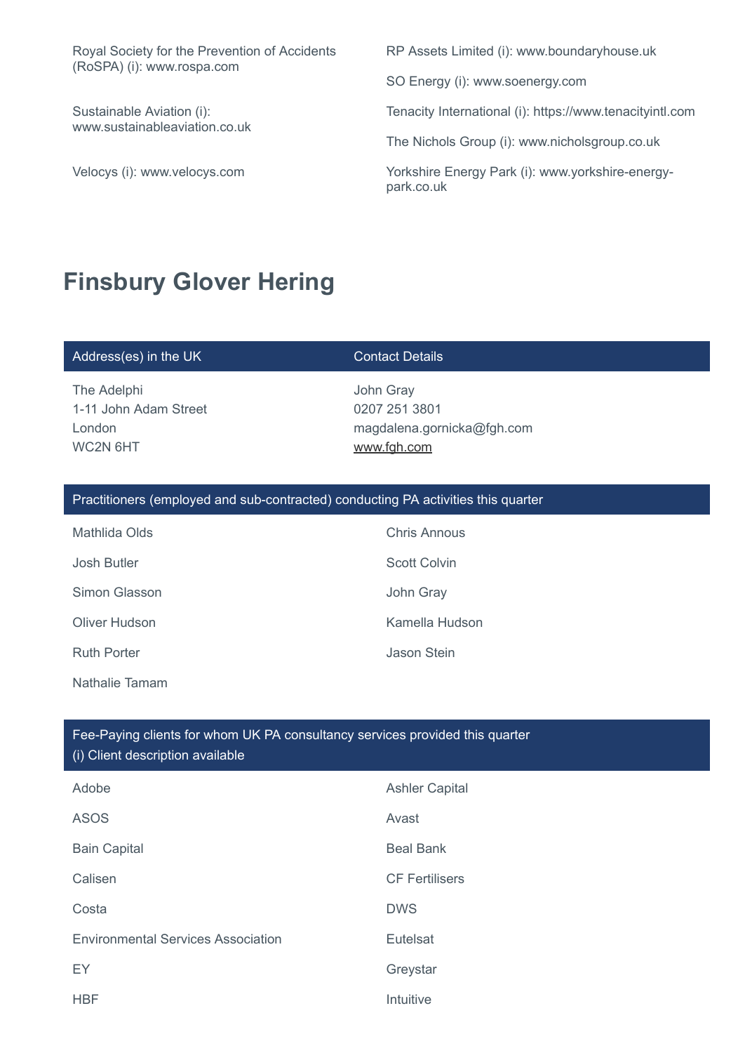Royal Society for the Prevention of Accidents (RoSPA) (i): www.rospa.com

Sustainable Aviation (i): www.sustainableaviation.co.uk

Velocys (i): www.velocys.com

RP Assets Limited (i): www.boundaryhouse.uk

SO Energy (i): www.soenergy.com

Tenacity International (i): https://www.tenacityintl.com

The Nichols Group (i): www.nicholsgroup.co.uk

Yorkshire Energy Park (i): www.yorkshire-energy-park.co.uk

## Finsbury Glover Hering

| Address(es) in the UK | Contact Details |
| --- | --- |
| The Adelphi<br>1-11 John Adam Street<br>London<br>WC2N 6HT | John Gray<br>0207 251 3801<br>magdalena.gornicka@fgh.com<br>www.fgh.com |

**Practitioners (employed and sub-contracted) conducting PA activities this quarter**

- Mathlida Olds
- Josh Butler
- Simon Glasson
- Oliver Hudson
- Ruth Porter
- Nathalie Tamam
- Chris Annous
- Scott Colvin
- John Gray
- Kamella Hudson
- Jason Stein

**Fee-Paying clients for whom UK PA consultancy services provided this quarter**
(i) Client description available

- Adobe
- Ashler Capital
- ASOS
- Avast
- Bain Capital
- Beal Bank
- Calisen
- CF Fertilisers
- Costa
- DWS
- Environmental Services Association
- Eutelsat
- EY
- Greystar
- HBF
- Intuitive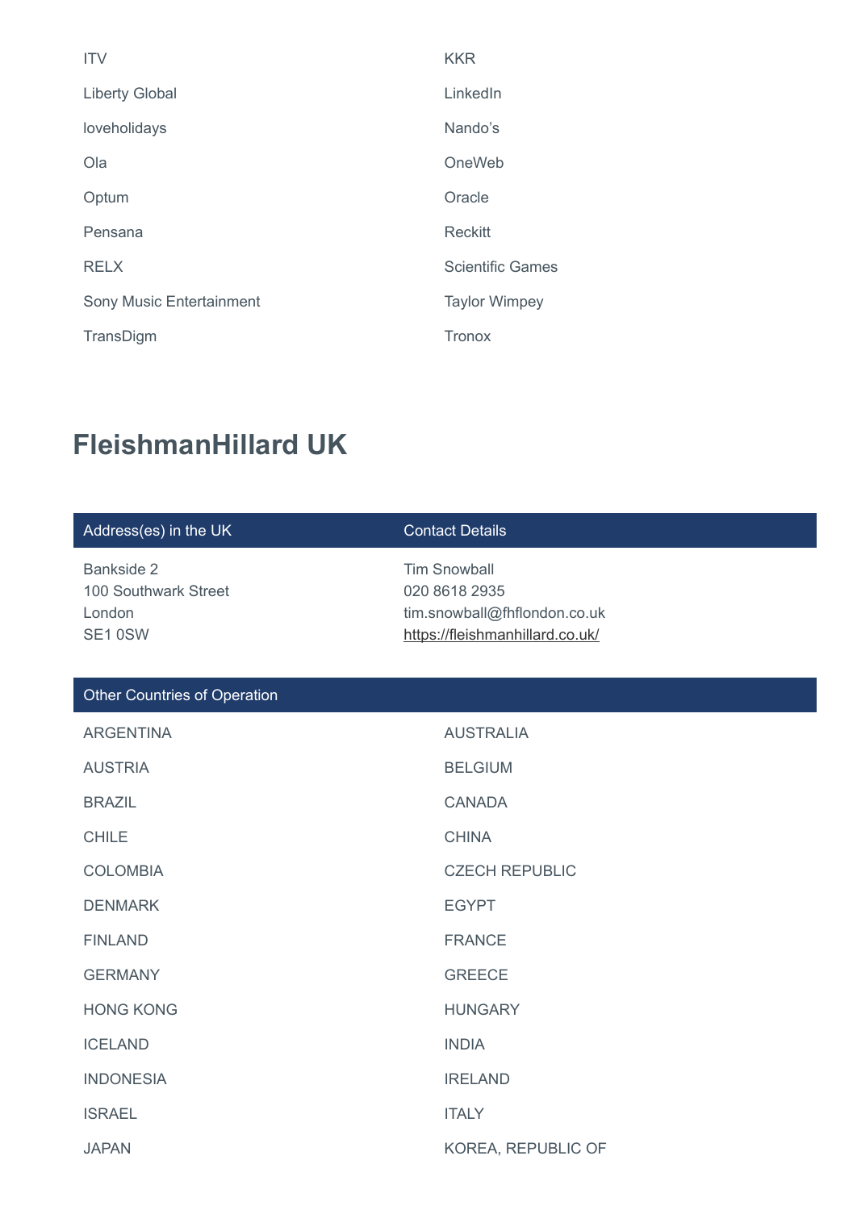| | |
|---|---|
| ITV | KKR |
| Liberty Global | LinkedIn |
| loveholidays | Nando's |
| Ola | OneWeb |
| Optum | Oracle |
| Pensana | Reckitt |
| RELX | Scientific Games |
| Sony Music Entertainment | Taylor Wimpey |
| TransDigm | Tronox |

## FleishmanHillard UK

| Address(es) in the UK | Contact Details |
|---|---|
| Bankside 2<br>100 Southwark Street<br>London<br>SE1 0SW | Tim Snowball<br>020 8618 2935<br>tim.snowball@fhflondon.co.uk<br>https://fleishmanhillard.co.uk/ |

| Other Countries of Operation | |
|---|---|
| ARGENTINA | AUSTRALIA |
| AUSTRIA | BELGIUM |
| BRAZIL | CANADA |
| CHILE | CHINA |
| COLOMBIA | CZECH REPUBLIC |
| DENMARK | EGYPT |
| FINLAND | FRANCE |
| GERMANY | GREECE |
| HONG KONG | HUNGARY |
| ICELAND | INDIA |
| INDONESIA | IRELAND |
| ISRAEL | ITALY |
| JAPAN | KOREA, REPUBLIC OF |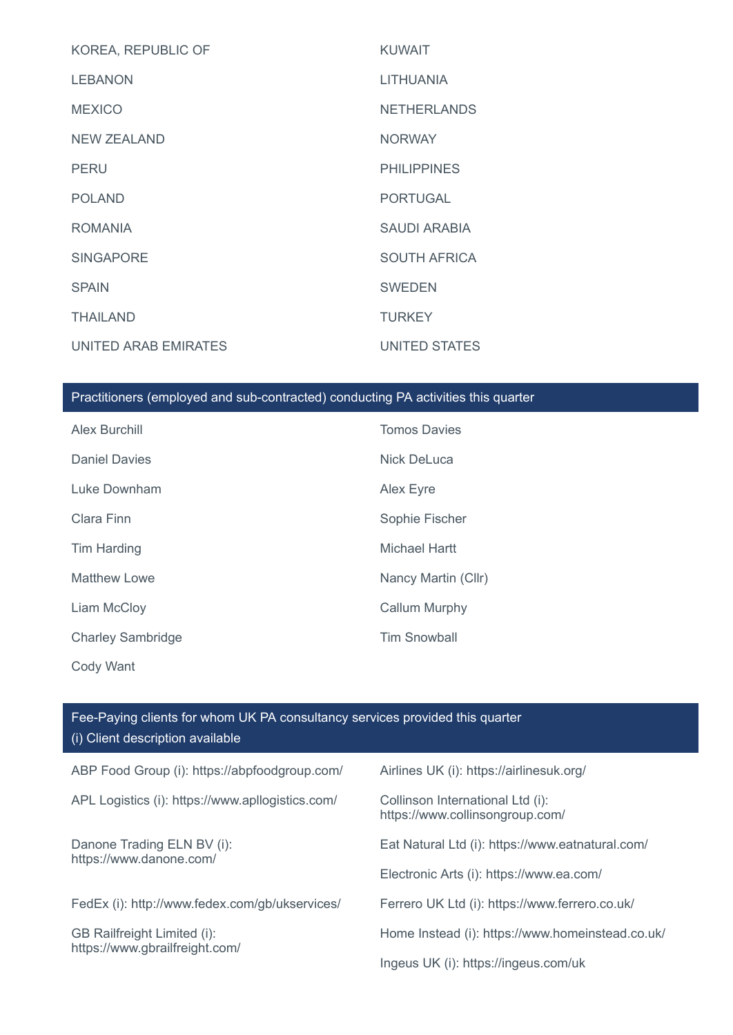KOREA, REPUBLIC OF

KUWAIT

LEBANON

LITHUANIA

MEXICO

NETHERLANDS

NEW ZEALAND

NORWAY

PERU

PHILIPPINES

POLAND

PORTUGAL

ROMANIA

SAUDI ARABIA

SINGAPORE

SOUTH AFRICA

SPAIN

SWEDEN

THAILAND

TURKEY

UNITED ARAB EMIRATES

UNITED STATES

## Practitioners (employed and sub-contracted) conducting PA activities this quarter

Alex Burchill

Tomos Davies

Daniel Davies

Nick DeLuca

Luke Downham

Alex Eyre

Clara Finn

Sophie Fischer

Tim Harding

Michael Hartt

Matthew Lowe

Nancy Martin (Cllr)

Liam McCloy

Callum Murphy

Charley Sambridge

Tim Snowball

Cody Want

## Fee-Paying clients for whom UK PA consultancy services provided this quarter

(i) Client description available

ABP Food Group (i): https://abpfoodgroup.com/

Airlines UK (i): https://airlinesuk.org/

APL Logistics (i): https://www.apllogistics.com/

Collinson International Ltd (i): https://www.collinsongroup.com/

Danone Trading ELN BV (i): https://www.danone.com/

Eat Natural Ltd (i): https://www.eatnatural.com/

Electronic Arts (i): https://www.ea.com/

FedEx (i): http://www.fedex.com/gb/ukservices/

Ferrero UK Ltd (i): https://www.ferrero.co.uk/

GB Railfreight Limited (i): https://www.gbrailfreight.com/

Home Instead (i): https://www.homeinstead.co.uk/

Ingeus UK (i): https://ingeus.com/uk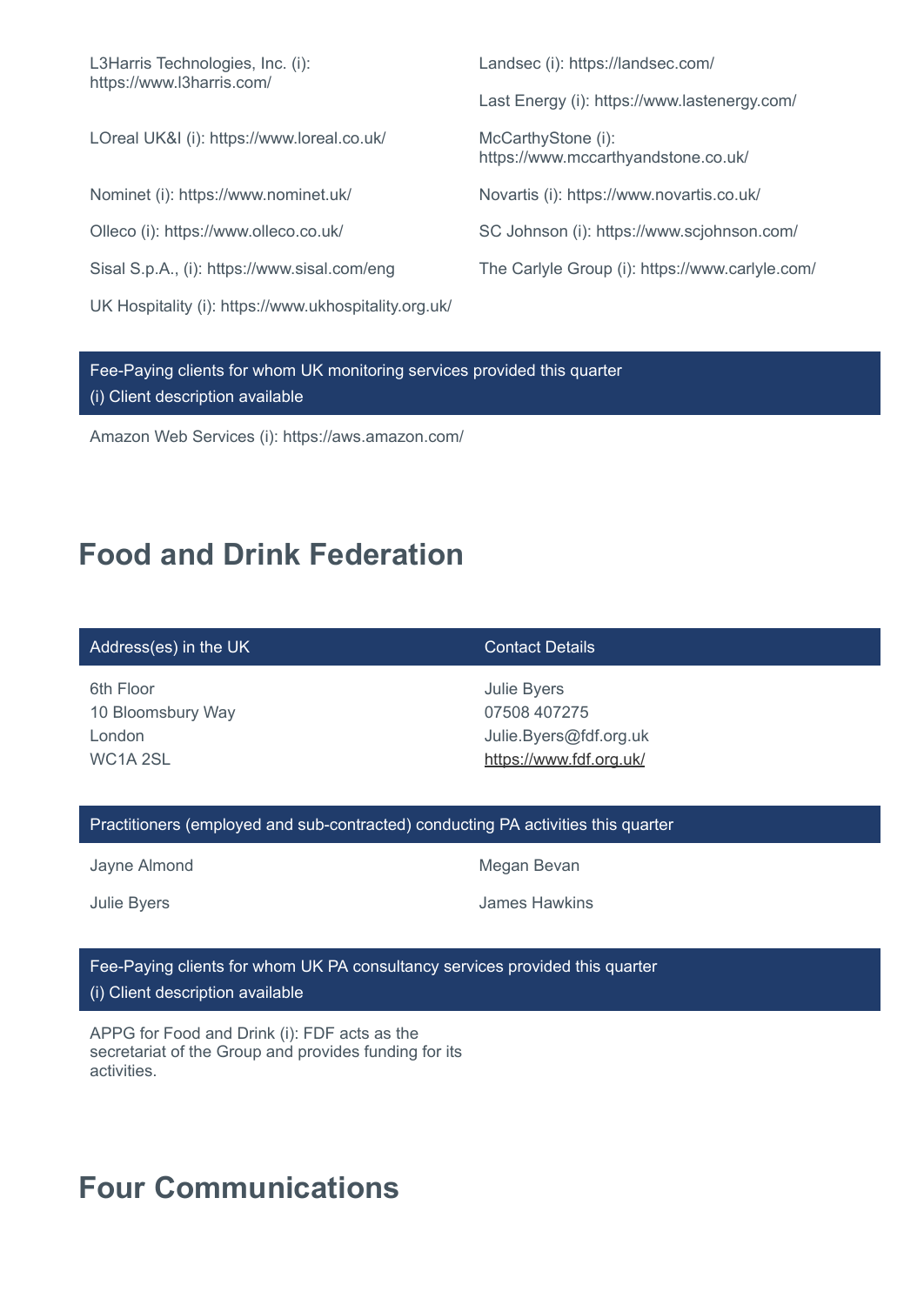L3Harris Technologies, Inc. (i): https://www.l3harris.com/

Landsec (i): https://landsec.com/

Last Energy (i): https://www.lastenergy.com/

LOreal UK&I (i): https://www.loreal.co.uk/

McCarthyStone (i): https://www.mccarthyandstone.co.uk/

Nominet (i): https://www.nominet.uk/

Novartis (i): https://www.novartis.co.uk/

Olleco (i): https://www.olleco.co.uk/

SC Johnson (i): https://www.scjohnson.com/

Sisal S.p.A., (i): https://www.sisal.com/eng

The Carlyle Group (i): https://www.carlyle.com/

UK Hospitality (i): https://www.ukhospitality.org.uk/

**Fee-Paying clients for whom UK monitoring services provided this quarter**
(i) Client description available

Amazon Web Services (i): https://aws.amazon.com/

## Food and Drink Federation

| Address(es) in the UK | Contact Details |
| --- | --- |
| 6th Floor<br>10 Bloomsbury Way<br>London<br>WC1A 2SL | Julie Byers<br>07508 407275<br>Julie.Byers@fdf.org.uk<br>https://www.fdf.org.uk/ |

**Practitioners (employed and sub-contracted) conducting PA activities this quarter**

Jayne Almond

Megan Bevan

Julie Byers

James Hawkins

**Fee-Paying clients for whom UK PA consultancy services provided this quarter**
(i) Client description available

APPG for Food and Drink (i): FDF acts as the secretariat of the Group and provides funding for its activities.

## Four Communications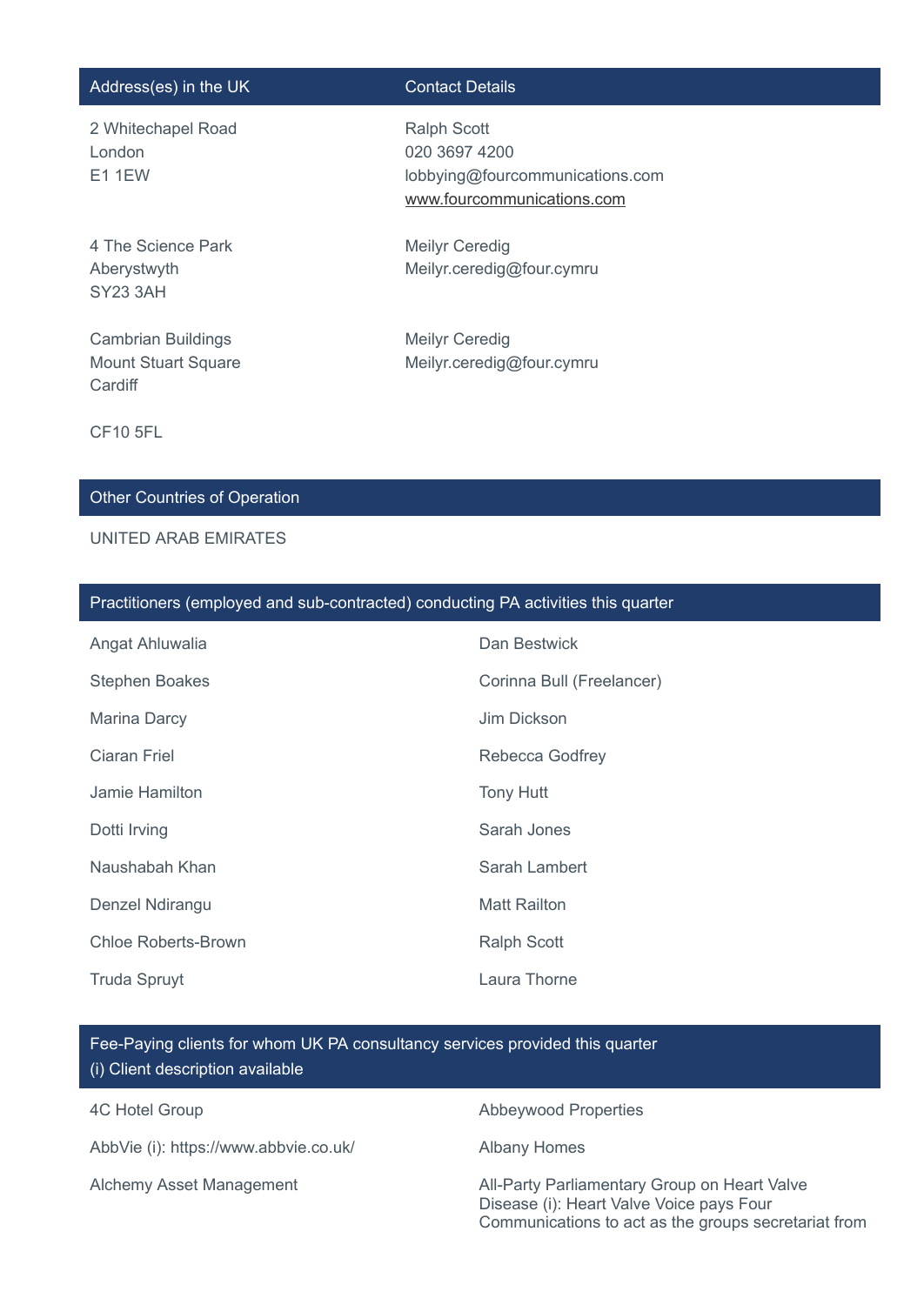| Address(es) in the UK | Contact Details |
|---|---|
| 2 Whitechapel Road<br>London<br>E1 1EW | Ralph Scott<br>020 3697 4200<br>lobbying@fourcommunications.com<br>www.fourcommunications.com |
| 4 The Science Park<br>Aberystwyth<br>SY23 3AH | Meilyr Ceredig<br>Meilyr.ceredig@four.cymru |
| Cambrian Buildings<br>Mount Stuart Square<br>Cardiff<br><br>CF10 5FL | Meilyr Ceredig<br>Meilyr.ceredig@four.cymru |

## Other Countries of Operation

UNITED ARAB EMIRATES

## Practitioners (employed and sub-contracted) conducting PA activities this quarter

| | |
|---|---|
| Angat Ahluwalia | Dan Bestwick |
| Stephen Boakes | Corinna Bull (Freelancer) |
| Marina Darcy | Jim Dickson |
| Ciaran Friel | Rebecca Godfrey |
| Jamie Hamilton | Tony Hutt |
| Dotti Irving | Sarah Jones |
| Naushabah Khan | Sarah Lambert |
| Denzel Ndirangu | Matt Railton |
| Chloe Roberts-Brown | Ralph Scott |
| Truda Spruyt | Laura Thorne |

## Fee-Paying clients for whom UK PA consultancy services provided this quarter
(i) Client description available

| | |
|---|---|
| 4C Hotel Group | Abbeywood Properties |
| AbbVie (i): https://www.abbvie.co.uk/ | Albany Homes |
| Alchemy Asset Management | All-Party Parliamentary Group on Heart Valve Disease (i): Heart Valve Voice pays Four Communications to act as the groups secretariat from |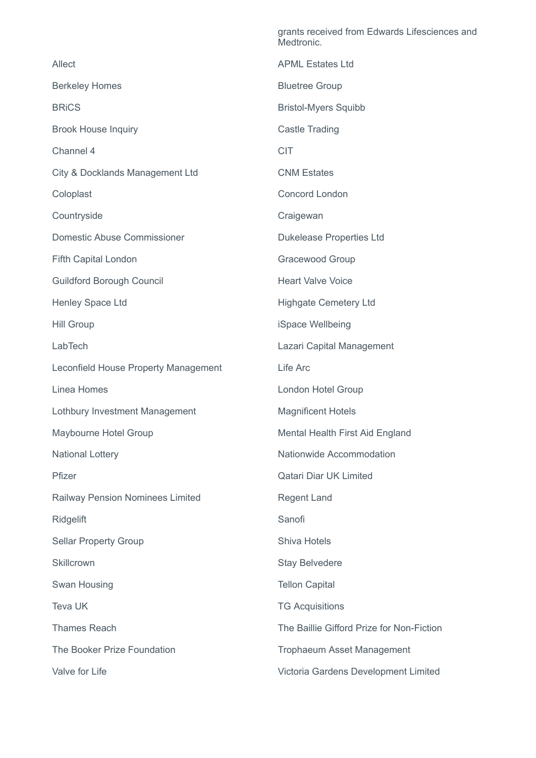grants received from Edwards Lifesciences and Medtronic.

Allect

APML Estates Ltd

Berkeley Homes

Bluetree Group

BRiCS

Bristol-Myers Squibb

Brook House Inquiry

Castle Trading

Channel 4

CIT

City & Docklands Management Ltd

CNM Estates

Coloplast

Concord London

Countryside

Craigewan

Domestic Abuse Commissioner

Dukelease Properties Ltd

Fifth Capital London

Gracewood Group

Guildford Borough Council

Heart Valve Voice

Henley Space Ltd

Highgate Cemetery Ltd

Hill Group

iSpace Wellbeing

LabTech

Lazari Capital Management

Leconfield House Property Management

Life Arc

Linea Homes

London Hotel Group

Lothbury Investment Management

Magnificent Hotels

Maybourne Hotel Group

Mental Health First Aid England

National Lottery

Nationwide Accommodation

Pfizer

Qatari Diar UK Limited

Railway Pension Nominees Limited

Regent Land

Ridgelift

Sanofi

Sellar Property Group

Shiva Hotels

Skillcrown

Stay Belvedere

Swan Housing

Tellon Capital

Teva UK

TG Acquisitions

Thames Reach

The Baillie Gifford Prize for Non-Fiction

The Booker Prize Foundation

Trophaeum Asset Management

Valve for Life

Victoria Gardens Development Limited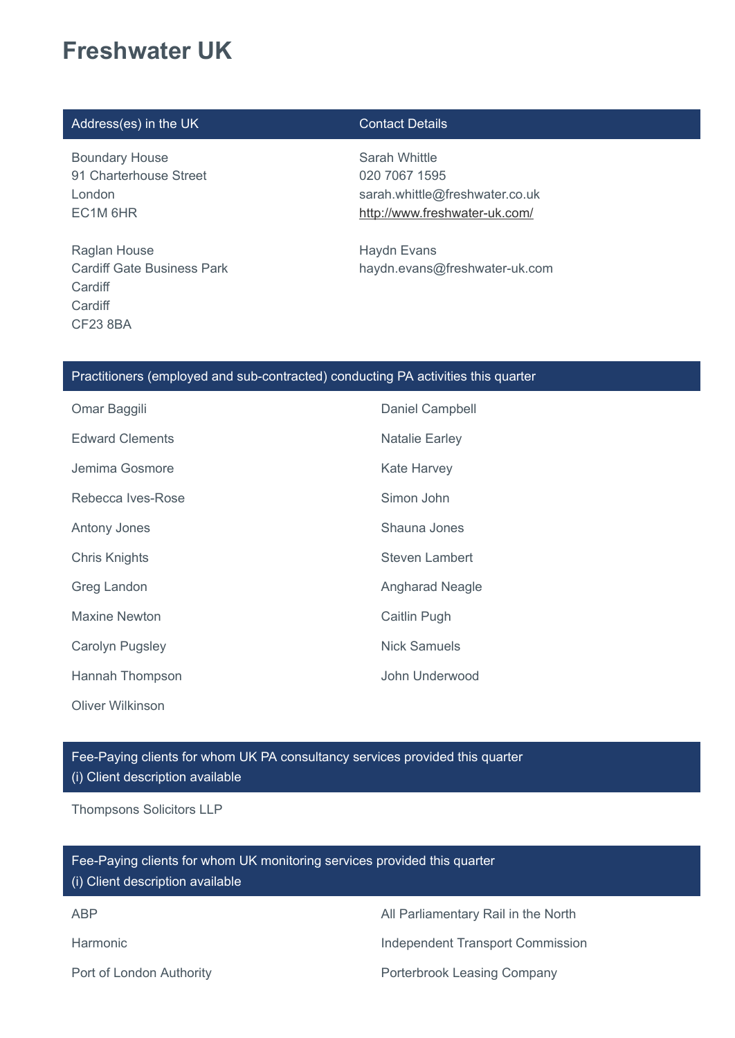# Freshwater UK

| Address(es) in the UK | Contact Details |
|---|---|
| Boundary House<br>91 Charterhouse Street<br>London<br>EC1M 6HR | Sarah Whittle<br>020 7067 1595<br>sarah.whittle@freshwater.co.uk<br>http://www.freshwater-uk.com/ |
| Raglan House<br>Cardiff Gate Business Park<br>Cardiff<br>Cardiff<br>CF23 8BA | Haydn Evans<br>haydn.evans@freshwater-uk.com |

## Practitioners (employed and sub-contracted) conducting PA activities this quarter

- Omar Baggili
- Daniel Campbell
- Edward Clements
- Natalie Earley
- Jemima Gosmore
- Kate Harvey
- Rebecca Ives-Rose
- Simon John
- Antony Jones
- Shauna Jones
- Chris Knights
- Steven Lambert
- Greg Landon
- Angharad Neagle
- Maxine Newton
- Caitlin Pugh
- Carolyn Pugsley
- Nick Samuels
- Hannah Thompson
- John Underwood
- Oliver Wilkinson

## Fee-Paying clients for whom UK PA consultancy services provided this quarter

(i) Client description available

- Thompsons Solicitors LLP

## Fee-Paying clients for whom UK monitoring services provided this quarter

(i) Client description available

- ABP
- All Parliamentary Rail in the North
- Harmonic
- Independent Transport Commission
- Port of London Authority
- Porterbrook Leasing Company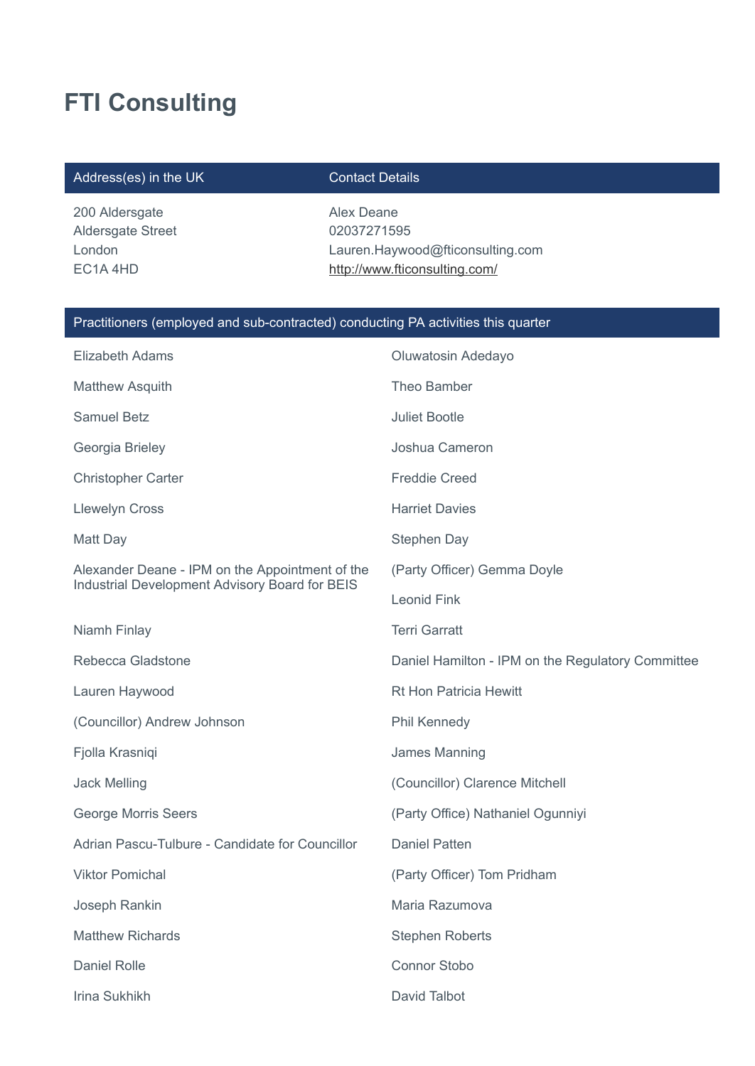# FTI Consulting

| Address(es) in the UK | Contact Details |
| --- | --- |
| 200 Aldersgate<br>Aldersgate Street<br>London<br>EC1A 4HD | Alex Deane<br>02037271595<br>Lauren.Haywood@fticonsulting.com<br>http://www.fticonsulting.com/ |

## Practitioners (employed and sub-contracted) conducting PA activities this quarter

- Elizabeth Adams
- Oluwatosin Adedayo
- Matthew Asquith
- Theo Bamber
- Samuel Betz
- Juliet Bootle
- Georgia Brieley
- Joshua Cameron
- Christopher Carter
- Freddie Creed
- Llewelyn Cross
- Harriet Davies
- Matt Day
- Stephen Day
- Alexander Deane - IPM on the Appointment of the Industrial Development Advisory Board for BEIS
- (Party Officer) Gemma Doyle
- Leonid Fink
- Niamh Finlay
- Terri Garratt
- Rebecca Gladstone
- Daniel Hamilton - IPM on the Regulatory Committee
- Lauren Haywood
- Rt Hon Patricia Hewitt
- (Councillor) Andrew Johnson
- Phil Kennedy
- Fjolla Krasniqi
- James Manning
- Jack Melling
- (Councillor) Clarence Mitchell
- George Morris Seers
- (Party Office) Nathaniel Ogunniyi
- Adrian Pascu-Tulbure - Candidate for Councillor
- Daniel Patten
- Viktor Pomichal
- (Party Officer) Tom Pridham
- Joseph Rankin
- Maria Razumova
- Matthew Richards
- Stephen Roberts
- Daniel Rolle
- Connor Stobo
- Irina Sukhikh
- David Talbot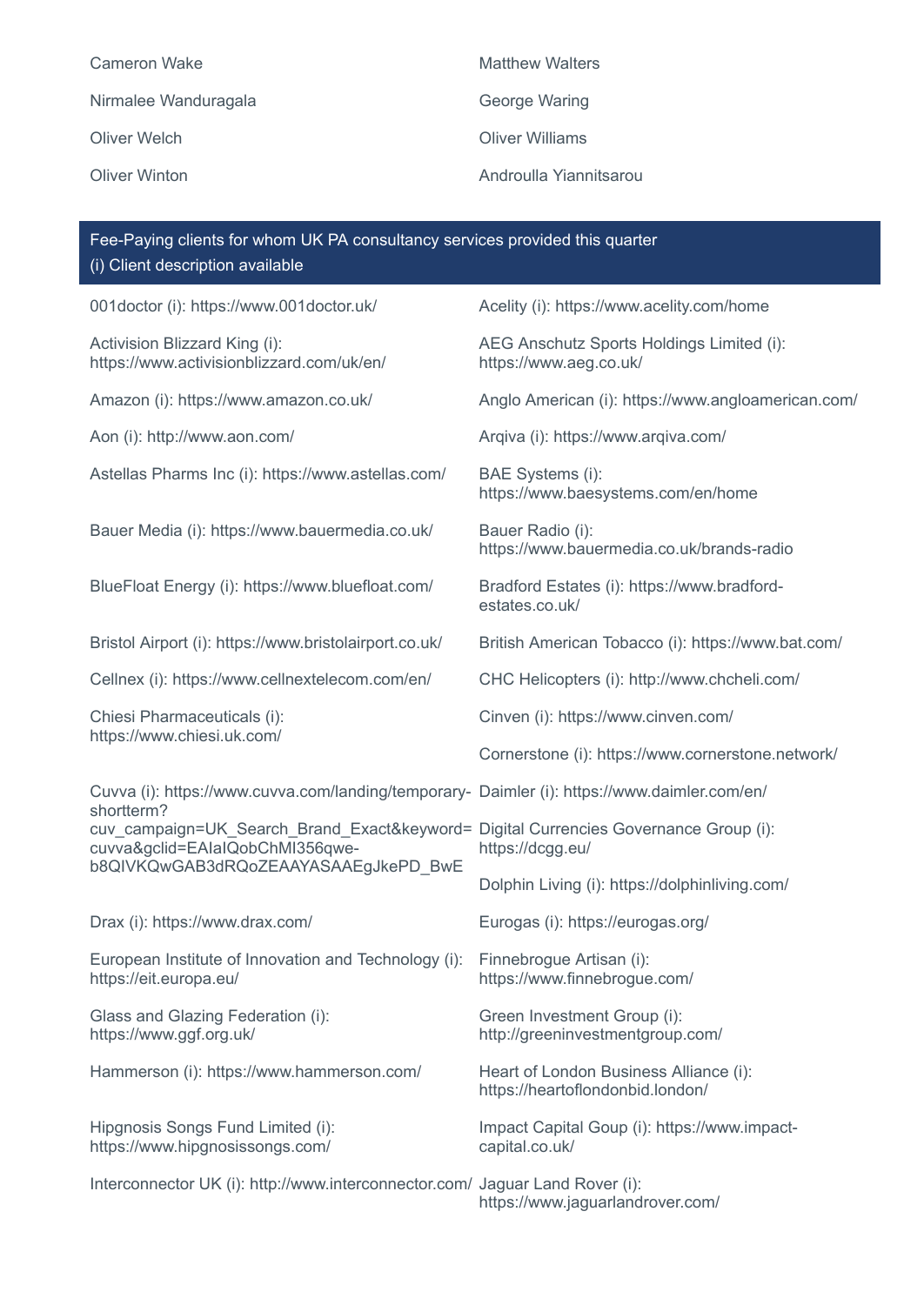Cameron Wake

Matthew Walters

Nirmalee Wanduragala

George Waring

Oliver Welch

Oliver Williams

Oliver Winton

Androulla Yiannitsarou

## Fee-Paying clients for whom UK PA consultancy services provided this quarter
(i) Client description available

001doctor (i): https://www.001doctor.uk/

Acelity (i): https://www.acelity.com/home

Activision Blizzard King (i): https://www.activisionblizzard.com/uk/en/

AEG Anschutz Sports Holdings Limited (i): https://www.aeg.co.uk/

Amazon (i): https://www.amazon.co.uk/

Anglo American (i): https://www.angloamerican.com/

Aon (i): http://www.aon.com/

Arqiva (i): https://www.arqiva.com/

Astellas Pharms Inc (i): https://www.astellas.com/

BAE Systems (i): https://www.baesystems.com/en/home

Bauer Media (i): https://www.bauermedia.co.uk/

Bauer Radio (i): https://www.bauermedia.co.uk/brands-radio

BlueFloat Energy (i): https://www.bluefloat.com/

Bradford Estates (i): https://www.bradford-estates.co.uk/

Bristol Airport (i): https://www.bristolairport.co.uk/

British American Tobacco (i): https://www.bat.com/

Cellnex (i): https://www.cellnextelecom.com/en/

CHC Helicopters (i): http://www.chcheli.com/

Chiesi Pharmaceuticals (i): https://www.chiesi.uk.com/

Cinven (i): https://www.cinven.com/

Cornerstone (i): https://www.cornerstone.network/

Cuvva (i): https://www.cuvva.com/landing/temporary-shortterm?cuv_campaign=UK_Search_Brand_Exact&keyword=cuvva&gclid=EAIaIQobChMI356qwe-b8QIVKQwGAB3dRQoZEAAYASAAEgJkePD_BwE

Daimler (i): https://www.daimler.com/en/

Digital Currencies Governance Group (i): https://dcgg.eu/

Dolphin Living (i): https://dolphinliving.com/

Drax (i): https://www.drax.com/

Eurogas (i): https://eurogas.org/

European Institute of Innovation and Technology (i): https://eit.europa.eu/

Finnebrogue Artisan (i): https://www.finnebrogue.com/

Glass and Glazing Federation (i): https://www.ggf.org.uk/

Green Investment Group (i): http://greeninvestmentgroup.com/

Hammerson (i): https://www.hammerson.com/

Heart of London Business Alliance (i): https://heartoflondonbid.london/

Hipgnosis Songs Fund Limited (i): https://www.hipgnosissongs.com/

Impact Capital Goup (i): https://www.impact-capital.co.uk/

Interconnector UK (i): http://www.interconnector.com/

Jaguar Land Rover (i): https://www.jaguarlandrover.com/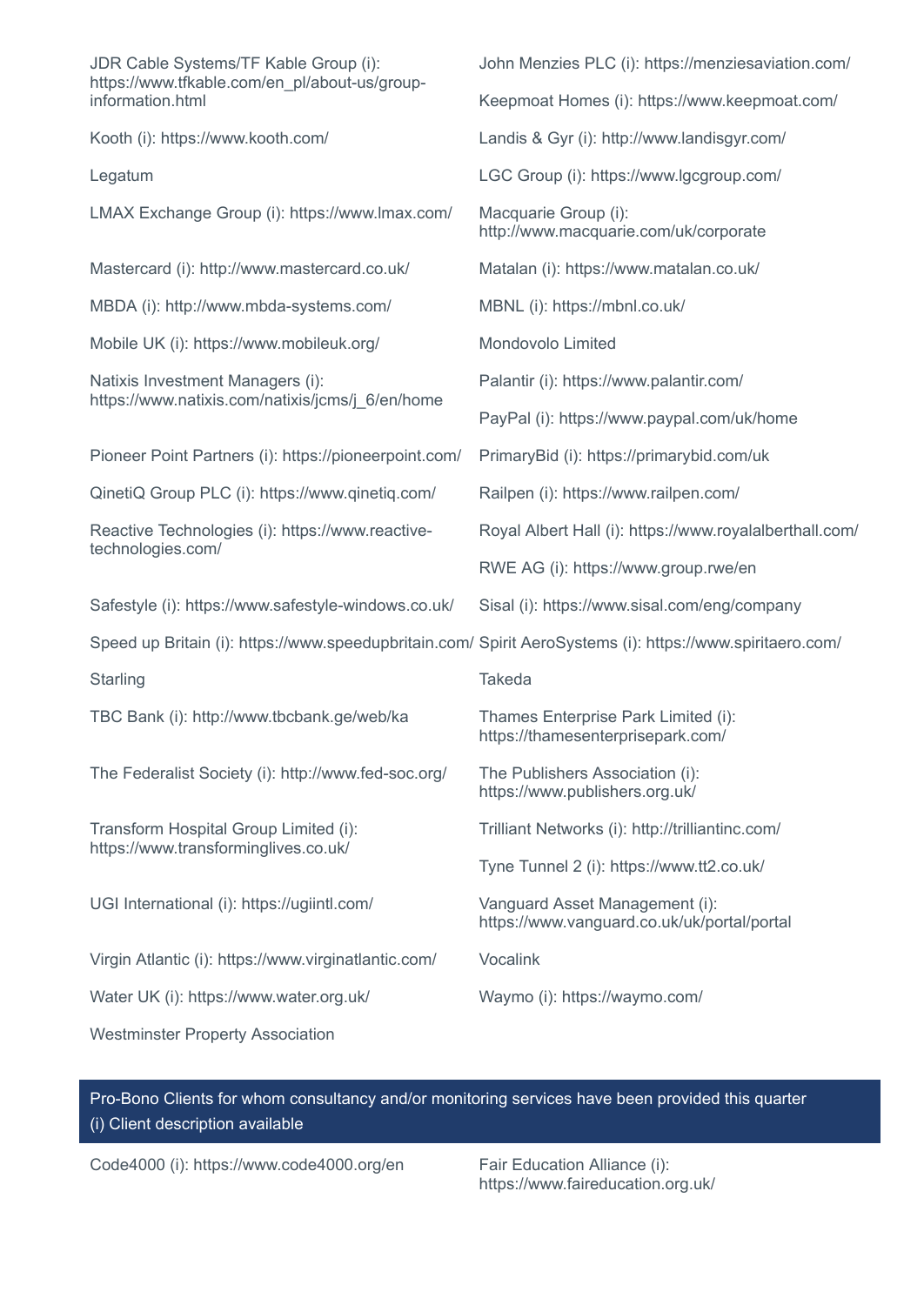JDR Cable Systems/TF Kable Group (i): https://www.tfkable.com/en_pl/about-us/group-information.html

John Menzies PLC (i): https://menziesaviation.com/

Keepmoat Homes (i): https://www.keepmoat.com/

Kooth (i): https://www.kooth.com/

Landis & Gyr (i): http://www.landisgyr.com/

Legatum

LGC Group (i): https://www.lgcgroup.com/

LMAX Exchange Group (i): https://www.lmax.com/

Macquarie Group (i): http://www.macquarie.com/uk/corporate

Mastercard (i): http://www.mastercard.co.uk/

Matalan (i): https://www.matalan.co.uk/

MBDA (i): http://www.mbda-systems.com/

MBNL (i): https://mbnl.co.uk/

Mobile UK (i): https://www.mobileuk.org/

Mondovolo Limited

Natixis Investment Managers (i): https://www.natixis.com/natixis/jcms/j_6/en/home

Palantir (i): https://www.palantir.com/

PayPal (i): https://www.paypal.com/uk/home

Pioneer Point Partners (i): https://pioneerpoint.com/

PrimaryBid (i): https://primarybid.com/uk

QinetiQ Group PLC (i): https://www.qinetiq.com/

Railpen (i): https://www.railpen.com/

Reactive Technologies (i): https://www.reactive-technologies.com/

Royal Albert Hall (i): https://www.royalalberthall.com/

RWE AG (i): https://www.group.rwe/en

Safestyle (i): https://www.safestyle-windows.co.uk/

Sisal (i): https://www.sisal.com/eng/company

Speed up Britain (i): https://www.speedupbritain.com/

Spirit AeroSystems (i): https://www.spiritaero.com/

Starling

Takeda

TBC Bank (i): http://www.tbcbank.ge/web/ka

Thames Enterprise Park Limited (i): https://thamesenterprisepark.com/

The Federalist Society (i): http://www.fed-soc.org/

The Publishers Association (i): https://www.publishers.org.uk/

Transform Hospital Group Limited (i): https://www.transforminglives.co.uk/

Trilliant Networks (i): http://trilliantinc.com/

Tyne Tunnel 2 (i): https://www.tt2.co.uk/

UGI International (i): https://ugiintl.com/

Vanguard Asset Management (i): https://www.vanguard.co.uk/uk/portal/portal

Virgin Atlantic (i): https://www.virginatlantic.com/

Vocalink

Water UK (i): https://www.water.org.uk/

Waymo (i): https://waymo.com/

Westminster Property Association

## Pro-Bono Clients for whom consultancy and/or monitoring services have been provided this quarter

(i) Client description available

Code4000 (i): https://www.code4000.org/en

Fair Education Alliance (i): https://www.faireducation.org.uk/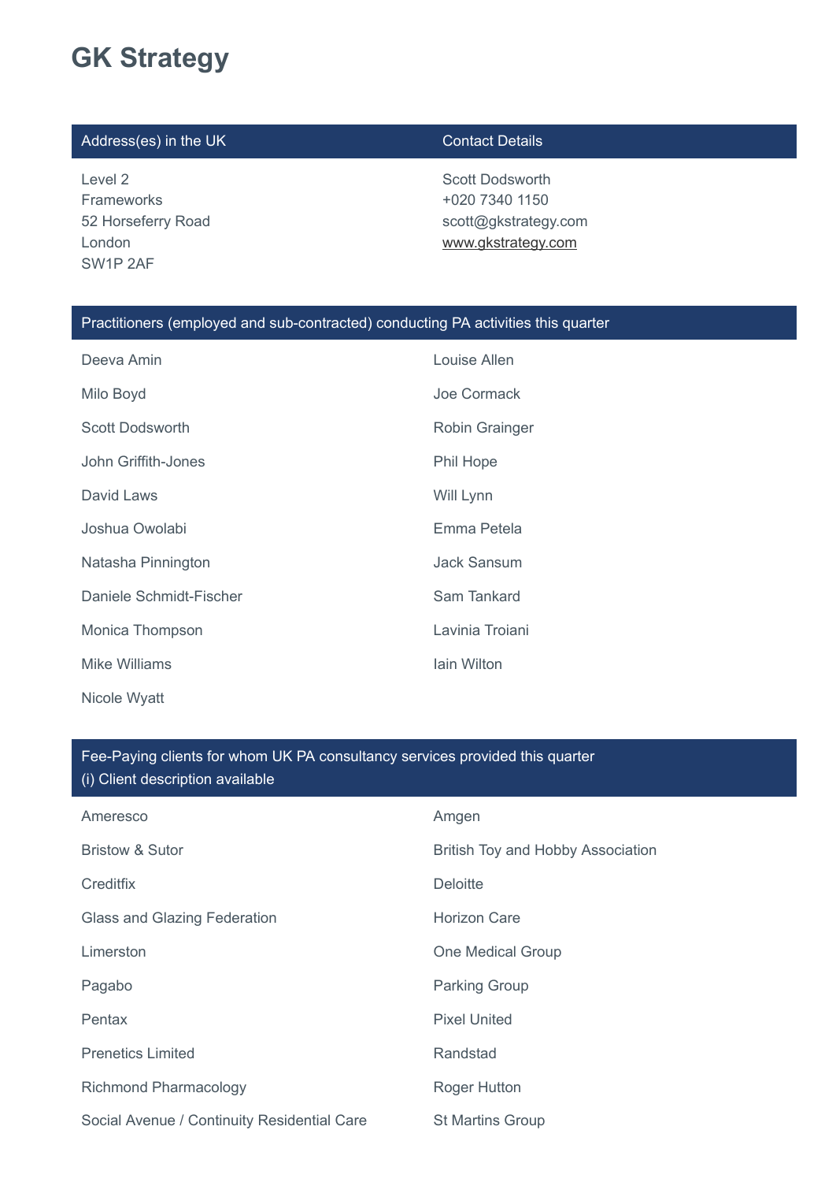# GK Strategy

| Address(es) in the UK | Contact Details |
| --- | --- |
| Level 2<br>Frameworks<br>52 Horseferry Road<br>London<br>SW1P 2AF | Scott Dodsworth<br>+020 7340 1150<br>scott@gkstrategy.com<br>www.gkstrategy.com |

| Practitioners (employed and sub-contracted) conducting PA activities this quarter | |
| --- | --- |
| Deeva Amin | Louise Allen |
| Milo Boyd | Joe Cormack |
| Scott Dodsworth | Robin Grainger |
| John Griffith-Jones | Phil Hope |
| David Laws | Will Lynn |
| Joshua Owolabi | Emma Petela |
| Natasha Pinnington | Jack Sansum |
| Daniele Schmidt-Fischer | Sam Tankard |
| Monica Thompson | Lavinia Troiani |
| Mike Williams | Iain Wilton |
| Nicole Wyatt | |

| Fee-Paying clients for whom UK PA consultancy services provided this quarter<br>(i) Client description available | |
| --- | --- |
| Ameresco | Amgen |
| Bristow & Sutor | British Toy and Hobby Association |
| Creditfix | Deloitte |
| Glass and Glazing Federation | Horizon Care |
| Limerston | One Medical Group |
| Pagabo | Parking Group |
| Pentax | Pixel United |
| Prenetics Limited | Randstad |
| Richmond Pharmacology | Roger Hutton |
| Social Avenue / Continuity Residential Care | St Martins Group |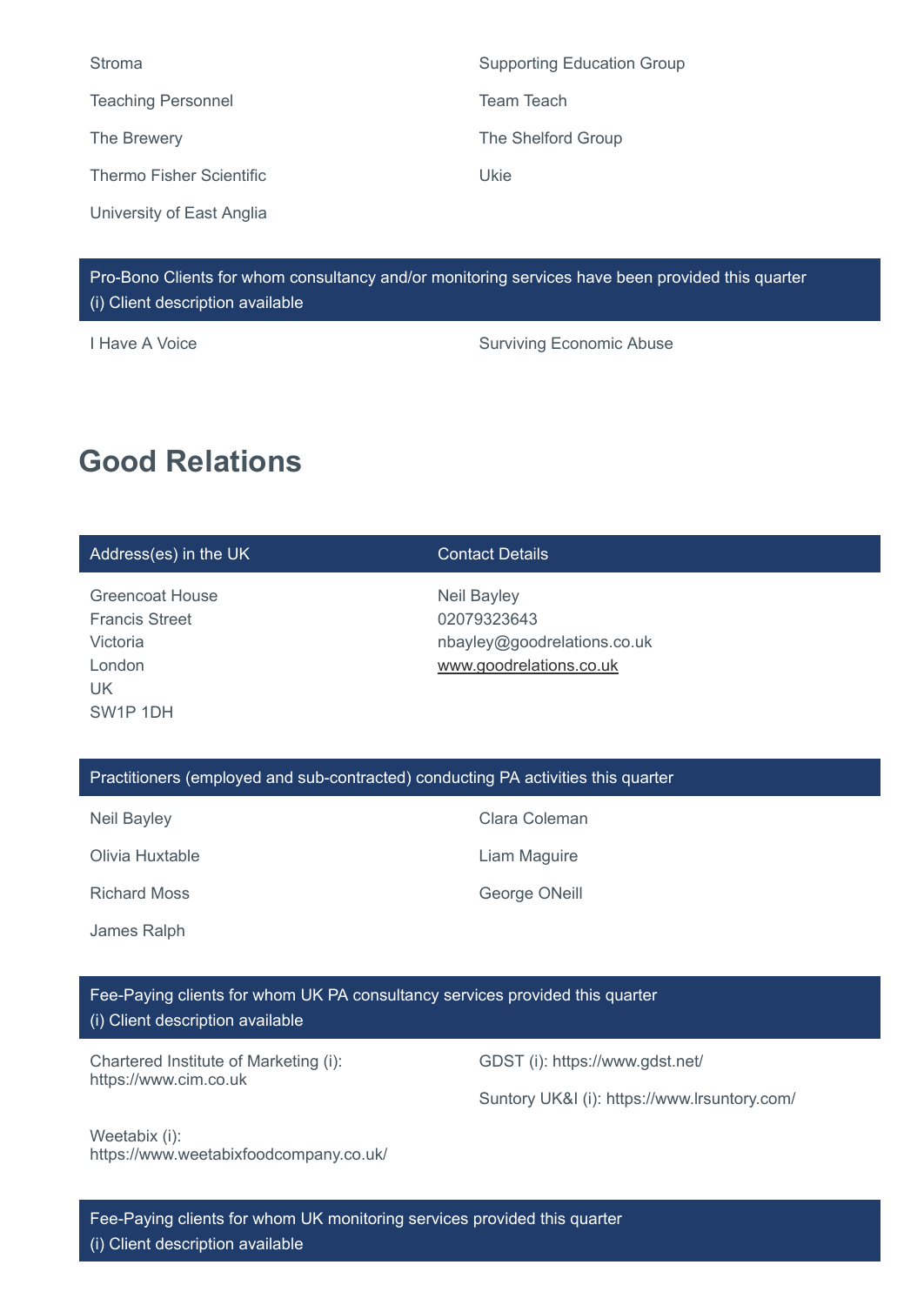Stroma

Supporting Education Group

Teaching Personnel

Team Teach

The Brewery

The Shelford Group

Thermo Fisher Scientific

Ukie

University of East Anglia

**Pro-Bono Clients for whom consultancy and/or monitoring services have been provided this quarter**
(i) Client description available

I Have A Voice

Surviving Economic Abuse

## Good Relations

| Address(es) in the UK | Contact Details |
| --- | --- |
| Greencoat House<br>Francis Street<br>Victoria<br>London<br>UK<br>SW1P 1DH | Neil Bayley<br>02079323643<br>nbayley@goodrelations.co.uk<br>www.goodrelations.co.uk |

**Practitioners (employed and sub-contracted) conducting PA activities this quarter**

Neil Bayley

Clara Coleman

Olivia Huxtable

Liam Maguire

Richard Moss

George ONeill

James Ralph

**Fee-Paying clients for whom UK PA consultancy services provided this quarter**
(i) Client description available

Chartered Institute of Marketing (i): https://www.cim.co.uk

GDST (i): https://www.gdst.net/

Suntory UK&I (i): https://www.lrsuntory.com/

Weetabix (i): https://www.weetabixfoodcompany.co.uk/

**Fee-Paying clients for whom UK monitoring services provided this quarter**
(i) Client description available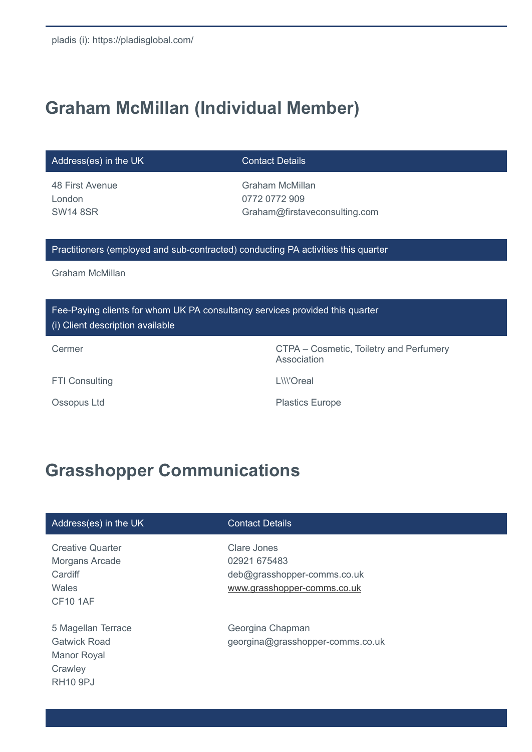pladis (i): https://pladisglobal.com/

## Graham McMillan (Individual Member)

| Address(es) in the UK | Contact Details |
|---|---|
| 48 First Avenue<br>London<br>SW14 8SR | Graham McMillan<br>0772 0772 909<br>Graham@firstaveconsulting.com |

| Practitioners (employed and sub-contracted) conducting PA activities this quarter |
|---|
| Graham McMillan |

| Fee-Paying clients for whom UK PA consultancy services provided this quarter<br>(i) Client description available | |
|---|---|
| Cermer | CTPA – Cosmetic, Toiletry and Perfumery Association |
| FTI Consulting | L\\\'Oreal |
| Ossopus Ltd | Plastics Europe |

## Grasshopper Communications

| Address(es) in the UK | Contact Details |
|---|---|
| Creative Quarter<br>Morgans Arcade<br>Cardiff<br>Wales<br>CF10 1AF | Clare Jones<br>02921 675483<br>deb@grasshopper-comms.co.uk<br>www.grasshopper-comms.co.uk |
| 5 Magellan Terrace<br>Gatwick Road<br>Manor Royal<br>Crawley<br>RH10 9PJ | Georgina Chapman<br>georgina@grasshopper-comms.co.uk |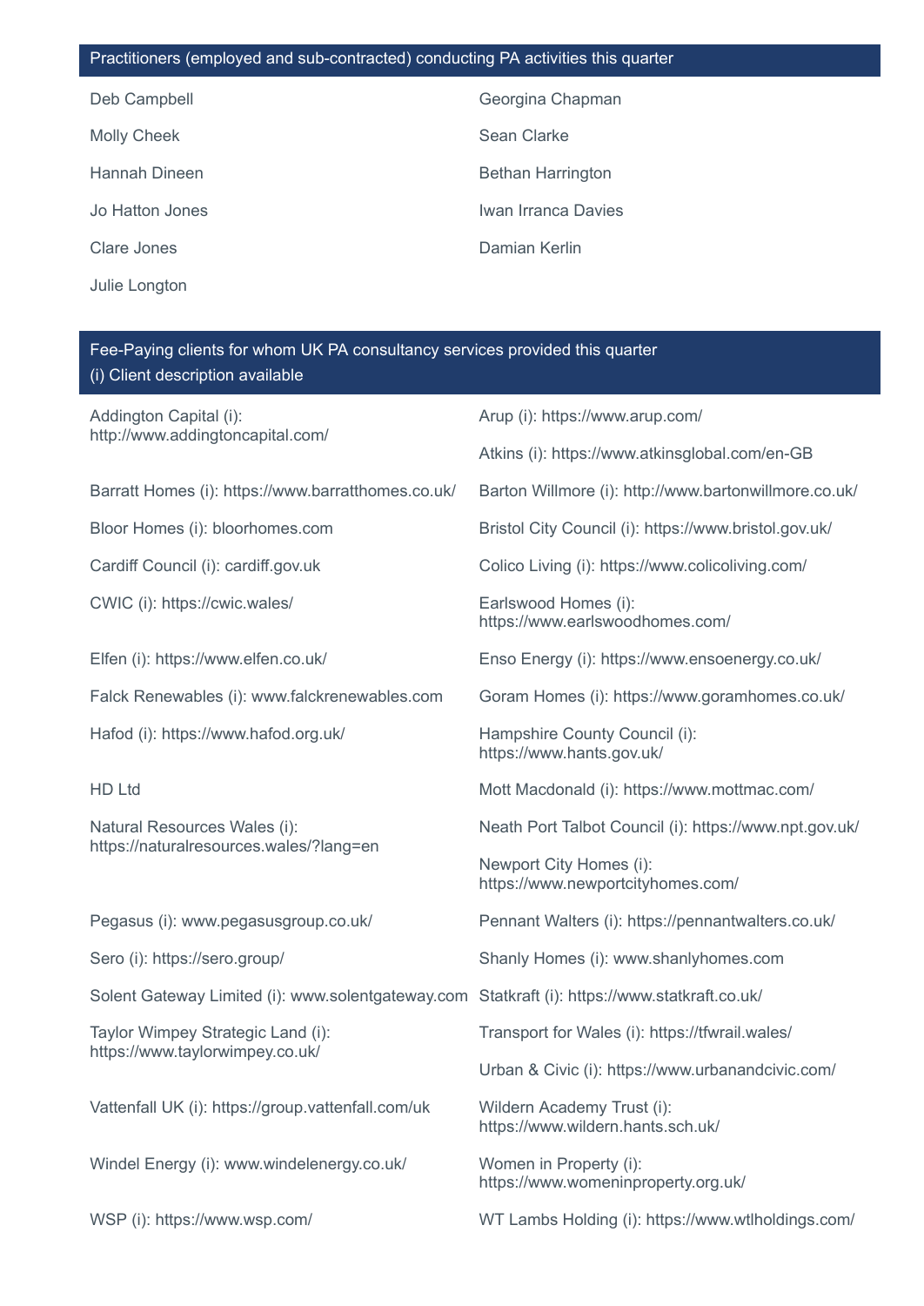## Practitioners (employed and sub-contracted) conducting PA activities this quarter

- Deb Campbell
- Molly Cheek
- Hannah Dineen
- Jo Hatton Jones
- Clare Jones
- Julie Longton
- Georgina Chapman
- Sean Clarke
- Bethan Harrington
- Iwan Irranca Davies
- Damian Kerlin

## Fee-Paying clients for whom UK PA consultancy services provided this quarter

(i) Client description available

- Addington Capital (i): http://www.addingtoncapital.com/
- Arup (i): https://www.arup.com/
- Atkins (i): https://www.atkinsglobal.com/en-GB
- Barratt Homes (i): https://www.barratthomes.co.uk/
- Barton Willmore (i): http://www.bartonwillmore.co.uk/
- Bloor Homes (i): bloorhomes.com
- Bristol City Council (i): https://www.bristol.gov.uk/
- Cardiff Council (i): cardiff.gov.uk
- Colico Living (i): https://www.colicoliving.com/
- CWIC (i): https://cwic.wales/
- Earlswood Homes (i): https://www.earlswoodhomes.com/
- Elfen (i): https://www.elfen.co.uk/
- Enso Energy (i): https://www.ensoenergy.co.uk/
- Falck Renewables (i): www.falckrenewables.com
- Goram Homes (i): https://www.goramhomes.co.uk/
- Hafod (i): https://www.hafod.org.uk/
- Hampshire County Council (i): https://www.hants.gov.uk/
- HD Ltd
- Mott Macdonald (i): https://www.mottmac.com/
- Natural Resources Wales (i): https://naturalresources.wales/?lang=en
- Neath Port Talbot Council (i): https://www.npt.gov.uk/
- Newport City Homes (i): https://www.newportcityhomes.com/
- Pegasus (i): www.pegasusgroup.co.uk/
- Pennant Walters (i): https://pennantwalters.co.uk/
- Sero (i): https://sero.group/
- Shanly Homes (i): www.shanlyhomes.com
- Solent Gateway Limited (i): www.solentgateway.com
- Statkraft (i): https://www.statkraft.co.uk/
- Taylor Wimpey Strategic Land (i): https://www.taylorwimpey.co.uk/
- Transport for Wales (i): https://tfwrail.wales/
- Urban & Civic (i): https://www.urbanandcivic.com/
- Vattenfall UK (i): https://group.vattenfall.com/uk
- Wildern Academy Trust (i): https://www.wildern.hants.sch.uk/
- Windel Energy (i): www.windelenergy.co.uk/
- Women in Property (i): https://www.womeninproperty.org.uk/
- WSP (i): https://www.wsp.com/
- WT Lambs Holding (i): https://www.wtlholdings.com/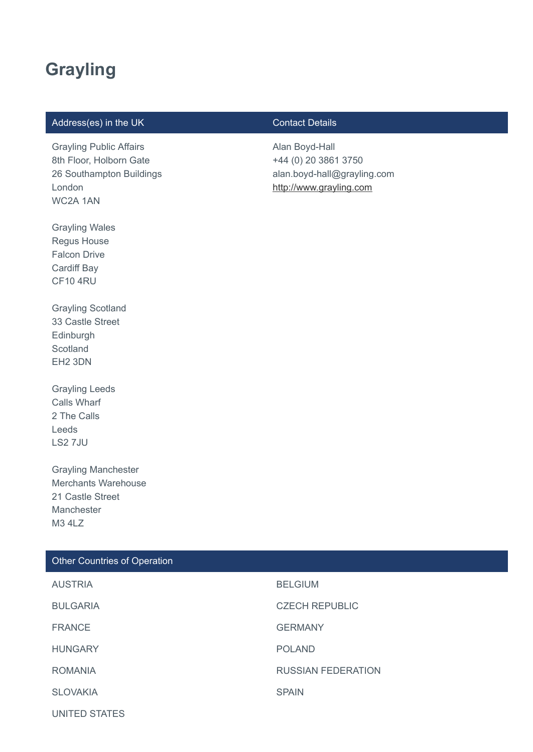# Grayling

| Address(es) in the UK | Contact Details |
| --- | --- |
| Grayling Public Affairs<br>8th Floor, Holborn Gate<br>26 Southampton Buildings<br>London<br>WC2A 1AN<br><br>Grayling Wales<br>Regus House<br>Falcon Drive<br>Cardiff Bay<br>CF10 4RU<br><br>Grayling Scotland<br>33 Castle Street<br>Edinburgh<br>Scotland<br>EH2 3DN<br><br>Grayling Leeds<br>Calls Wharf<br>2 The Calls<br>Leeds<br>LS2 7JU<br><br>Grayling Manchester<br>Merchants Warehouse<br>21 Castle Street<br>Manchester<br>M3 4LZ | Alan Boyd-Hall<br>+44 (0) 20 3861 3750<br>alan.boyd-hall@grayling.com<br>http://www.grayling.com |

| Other Countries of Operation | |
| --- | --- |
| AUSTRIA | BELGIUM |
| BULGARIA | CZECH REPUBLIC |
| FRANCE | GERMANY |
| HUNGARY | POLAND |
| ROMANIA | RUSSIAN FEDERATION |
| SLOVAKIA | SPAIN |
| UNITED STATES | |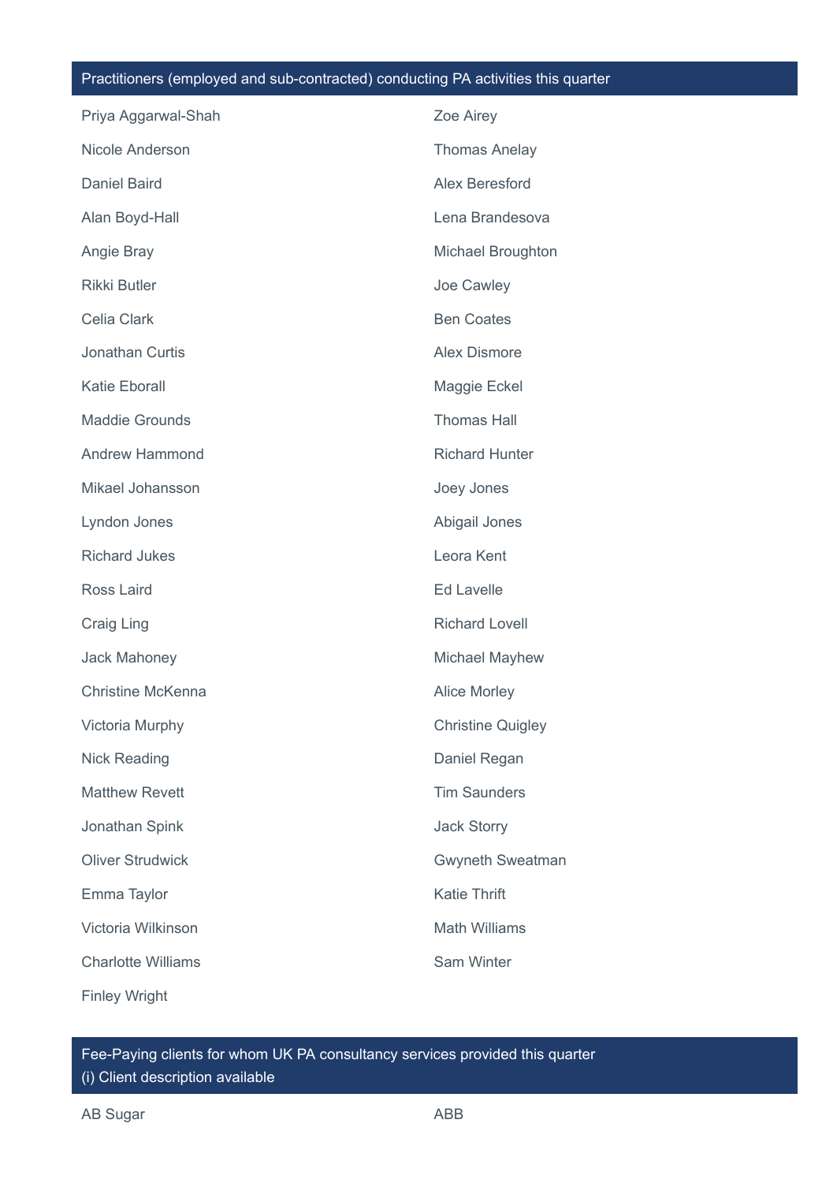## Practitioners (employed and sub-contracted) conducting PA activities this quarter

Priya Aggarwal-Shah

Zoe Airey

Nicole Anderson

Thomas Anelay

Daniel Baird

Alex Beresford

Alan Boyd-Hall

Lena Brandesova

Angie Bray

Michael Broughton

Rikki Butler

Joe Cawley

Celia Clark

Ben Coates

Jonathan Curtis

Alex Dismore

Katie Eborall

Maggie Eckel

Maddie Grounds

Thomas Hall

Andrew Hammond

Richard Hunter

Mikael Johansson

Joey Jones

Lyndon Jones

Abigail Jones

Richard Jukes

Leora Kent

Ross Laird

Ed Lavelle

Craig Ling

Richard Lovell

Jack Mahoney

Michael Mayhew

Christine McKenna

Alice Morley

Victoria Murphy

Christine Quigley

Nick Reading

Daniel Regan

Matthew Revett

Tim Saunders

Jonathan Spink

Jack Storry

Oliver Strudwick

Gwyneth Sweatman

Emma Taylor

Katie Thrift

Victoria Wilkinson

Math Williams

Charlotte Williams

Sam Winter

Finley Wright

## Fee-Paying clients for whom UK PA consultancy services provided this quarter
(i) Client description available

AB Sugar

ABB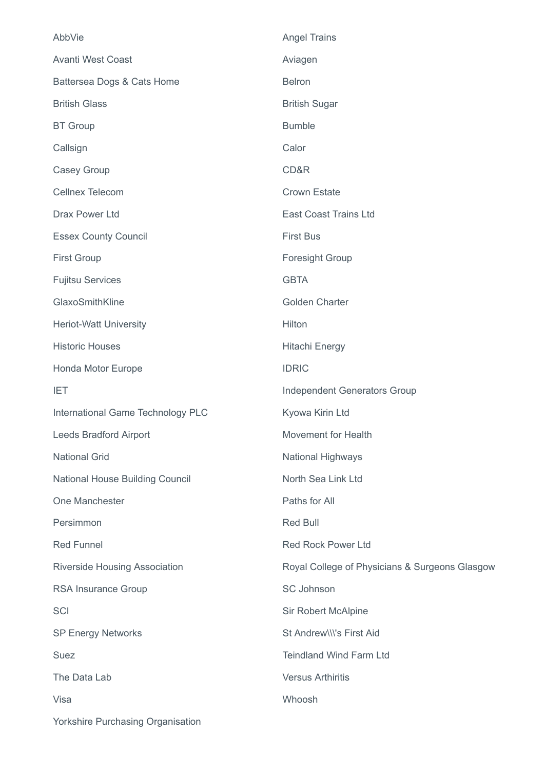AbbVie

Angel Trains

Avanti West Coast

Aviagen

Battersea Dogs & Cats Home

Belron

British Glass

British Sugar

BT Group

Bumble

Callsign

Calor

Casey Group

CD&R

Cellnex Telecom

Crown Estate

Drax Power Ltd

East Coast Trains Ltd

Essex County Council

First Bus

First Group

Foresight Group

Fujitsu Services

GBTA

GlaxoSmithKline

Golden Charter

Heriot-Watt University

Hilton

Historic Houses

Hitachi Energy

Honda Motor Europe

IDRIC

IET

Independent Generators Group

International Game Technology PLC

Kyowa Kirin Ltd

Leeds Bradford Airport

Movement for Health

National Grid

National Highways

National House Building Council

North Sea Link Ltd

One Manchester

Paths for All

Persimmon

Red Bull

Red Funnel

Red Rock Power Ltd

Riverside Housing Association

Royal College of Physicians & Surgeons Glasgow

RSA Insurance Group

SC Johnson

SCI

Sir Robert McAlpine

SP Energy Networks

St Andrew\\\'s First Aid

Suez

Teindland Wind Farm Ltd

The Data Lab

Versus Arthritis

Visa

Whoosh

Yorkshire Purchasing Organisation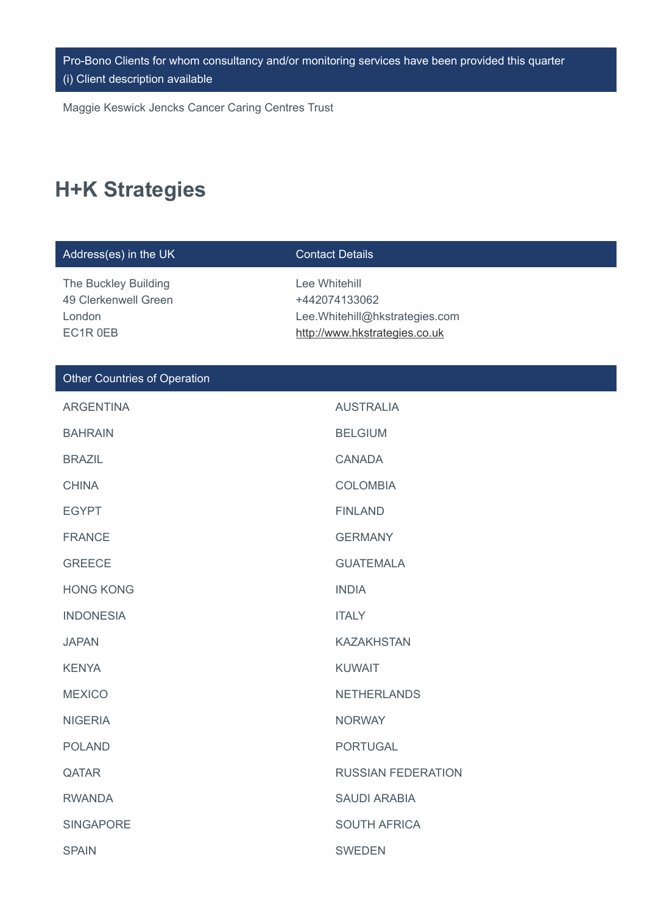| Pro-Bono Clients for whom consultancy and/or monitoring services have been provided this quarter (i) Client description available |
| --- |
| Maggie Keswick Jencks Cancer Caring Centres Trust |

## H+K Strategies

| Address(es) in the UK | Contact Details |
| --- | --- |
| The Buckley Building<br>49 Clerkenwell Green<br>London<br>EC1R 0EB | Lee Whitehill<br>+442074133062<br>Lee.Whitehill@hkstrategies.com<br>http://www.hkstrategies.co.uk |

| Other Countries of Operation | |
| --- | --- |
| ARGENTINA | AUSTRALIA |
| BAHRAIN | BELGIUM |
| BRAZIL | CANADA |
| CHINA | COLOMBIA |
| EGYPT | FINLAND |
| FRANCE | GERMANY |
| GREECE | GUATEMALA |
| HONG KONG | INDIA |
| INDONESIA | ITALY |
| JAPAN | KAZAKHSTAN |
| KENYA | KUWAIT |
| MEXICO | NETHERLANDS |
| NIGERIA | NORWAY |
| POLAND | PORTUGAL |
| QATAR | RUSSIAN FEDERATION |
| RWANDA | SAUDI ARABIA |
| SINGAPORE | SOUTH AFRICA |
| SPAIN | SWEDEN |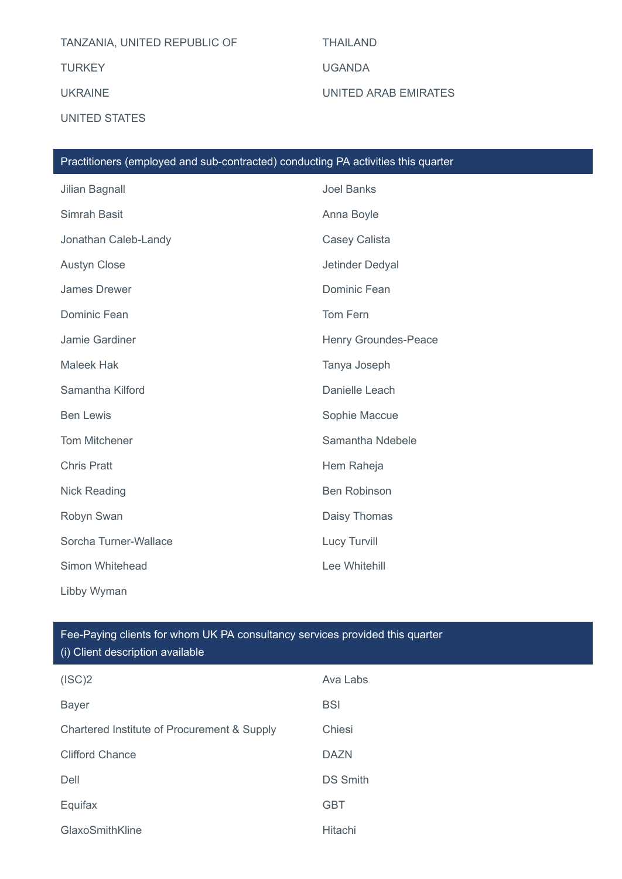TANZANIA, UNITED REPUBLIC OF

THAILAND

TURKEY

UGANDA

UKRAINE

UNITED ARAB EMIRATES

UNITED STATES

## Practitioners (employed and sub-contracted) conducting PA activities this quarter

Jilian Bagnall

Joel Banks

Simrah Basit

Anna Boyle

Jonathan Caleb-Landy

Casey Calista

Austyn Close

Jetinder Dedyal

James Drewer

Dominic Fean

Dominic Fean

Tom Fern

Jamie Gardiner

Henry Groundes-Peace

Maleek Hak

Tanya Joseph

Samantha Kilford

Danielle Leach

Ben Lewis

Sophie Maccue

Tom Mitchener

Samantha Ndebele

Chris Pratt

Hem Raheja

Nick Reading

Ben Robinson

Robyn Swan

Daisy Thomas

Sorcha Turner-Wallace

Lucy Turvill

Simon Whitehead

Lee Whitehill

Libby Wyman

## Fee-Paying clients for whom UK PA consultancy services provided this quarter (i) Client description available

(ISC)2

Ava Labs

Bayer

BSI

Chartered Institute of Procurement & Supply

Chiesi

Clifford Chance

DAZN

Dell

DS Smith

Equifax

GBT

GlaxoSmithKline

Hitachi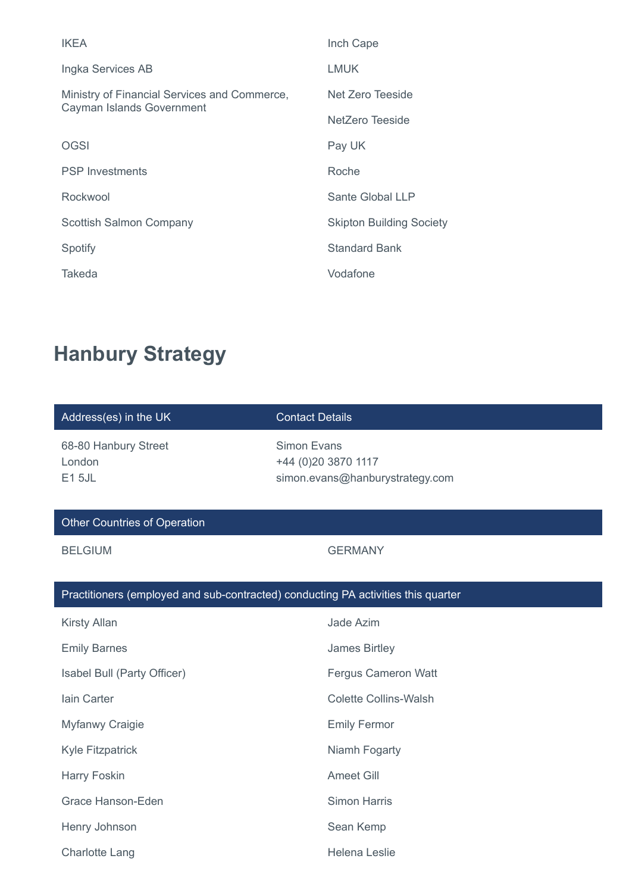| | |
|---|---|
| IKEA | Inch Cape |
| Ingka Services AB | LMUK |
| Ministry of Financial Services and Commerce, Cayman Islands Government | Net Zero Teeside |
| | NetZero Teeside |
| OGSI | Pay UK |
| PSP Investments | Roche |
| Rockwool | Sante Global LLP |
| Scottish Salmon Company | Skipton Building Society |
| Spotify | Standard Bank |
| Takeda | Vodafone |

## Hanbury Strategy

| Address(es) in the UK | Contact Details |
|---|---|
| 68-80 Hanbury Street<br>London<br>E1 5JL | Simon Evans<br>+44 (0)20 3870 1117<br>simon.evans@hanburystrategy.com |

| Other Countries of Operation | |
|---|---|
| BELGIUM | GERMANY |

| Practitioners (employed and sub-contracted) conducting PA activities this quarter | |
|---|---|
| Kirsty Allan | Jade Azim |
| Emily Barnes | James Birtley |
| Isabel Bull (Party Officer) | Fergus Cameron Watt |
| Iain Carter | Colette Collins-Walsh |
| Myfanwy Craigie | Emily Fermor |
| Kyle Fitzpatrick | Niamh Fogarty |
| Harry Foskin | Ameet Gill |
| Grace Hanson-Eden | Simon Harris |
| Henry Johnson | Sean Kemp |
| Charlotte Lang | Helena Leslie |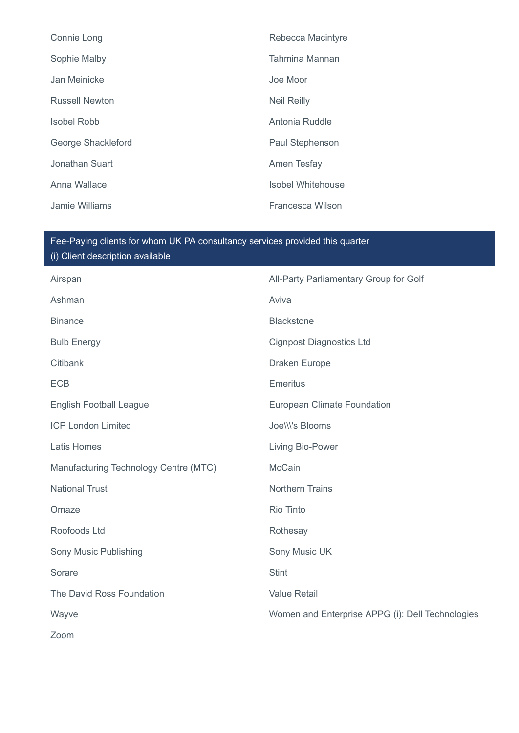Connie Long

Rebecca Macintyre

Sophie Malby

Tahmina Mannan

Jan Meinicke

Joe Moor

Russell Newton

Neil Reilly

Isobel Robb

Antonia Ruddle

George Shackleford

Paul Stephenson

Jonathan Suart

Amen Tesfay

Anna Wallace

Isobel Whitehouse

Jamie Williams

Francesca Wilson

## Fee-Paying clients for whom UK PA consultancy services provided this quarter
(i) Client description available

Airspan

All-Party Parliamentary Group for Golf

Ashman

Aviva

Binance

Blackstone

Bulb Energy

Cignpost Diagnostics Ltd

Citibank

Draken Europe

ECB

Emeritus

English Football League

European Climate Foundation

ICP London Limited

Joe\\\'s Blooms

Latis Homes

Living Bio-Power

Manufacturing Technology Centre (MTC)

McCain

National Trust

Northern Trains

Omaze

Rio Tinto

Roofoods Ltd

Rothesay

Sony Music Publishing

Sony Music UK

Sorare

Stint

The David Ross Foundation

Value Retail

Wayve

Women and Enterprise APPG (i): Dell Technologies

Zoom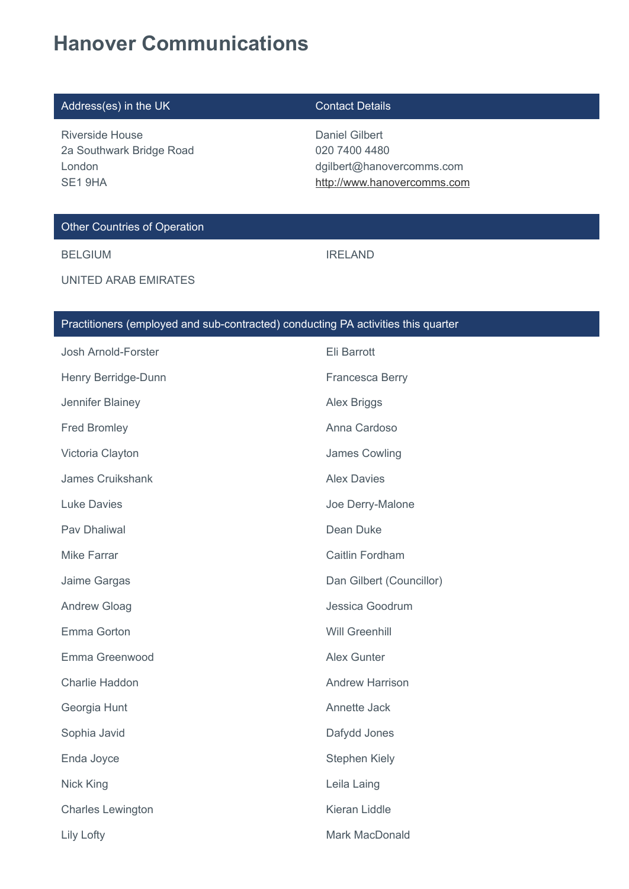# Hanover Communications

| Address(es) in the UK | Contact Details |
| --- | --- |
| Riverside House<br>2a Southwark Bridge Road<br>London<br>SE1 9HA | Daniel Gilbert<br>020 7400 4480<br>dgilbert@hanovercomms.com<br>http://www.hanovercomms.com |

## Other Countries of Operation

- BELGIUM
- IRELAND
- UNITED ARAB EMIRATES

## Practitioners (employed and sub-contracted) conducting PA activities this quarter

- Josh Arnold-Forster
- Eli Barrott
- Henry Berridge-Dunn
- Francesca Berry
- Jennifer Blainey
- Alex Briggs
- Fred Bromley
- Anna Cardoso
- Victoria Clayton
- James Cowling
- James Cruikshank
- Alex Davies
- Luke Davies
- Joe Derry-Malone
- Pav Dhaliwal
- Dean Duke
- Mike Farrar
- Caitlin Fordham
- Jaime Gargas
- Dan Gilbert (Councillor)
- Andrew Gloag
- Jessica Goodrum
- Emma Gorton
- Will Greenhill
- Emma Greenwood
- Alex Gunter
- Charlie Haddon
- Andrew Harrison
- Georgia Hunt
- Annette Jack
- Sophia Javid
- Dafydd Jones
- Enda Joyce
- Stephen Kiely
- Nick King
- Leila Laing
- Charles Lewington
- Kieran Liddle
- Lily Lofty
- Mark MacDonald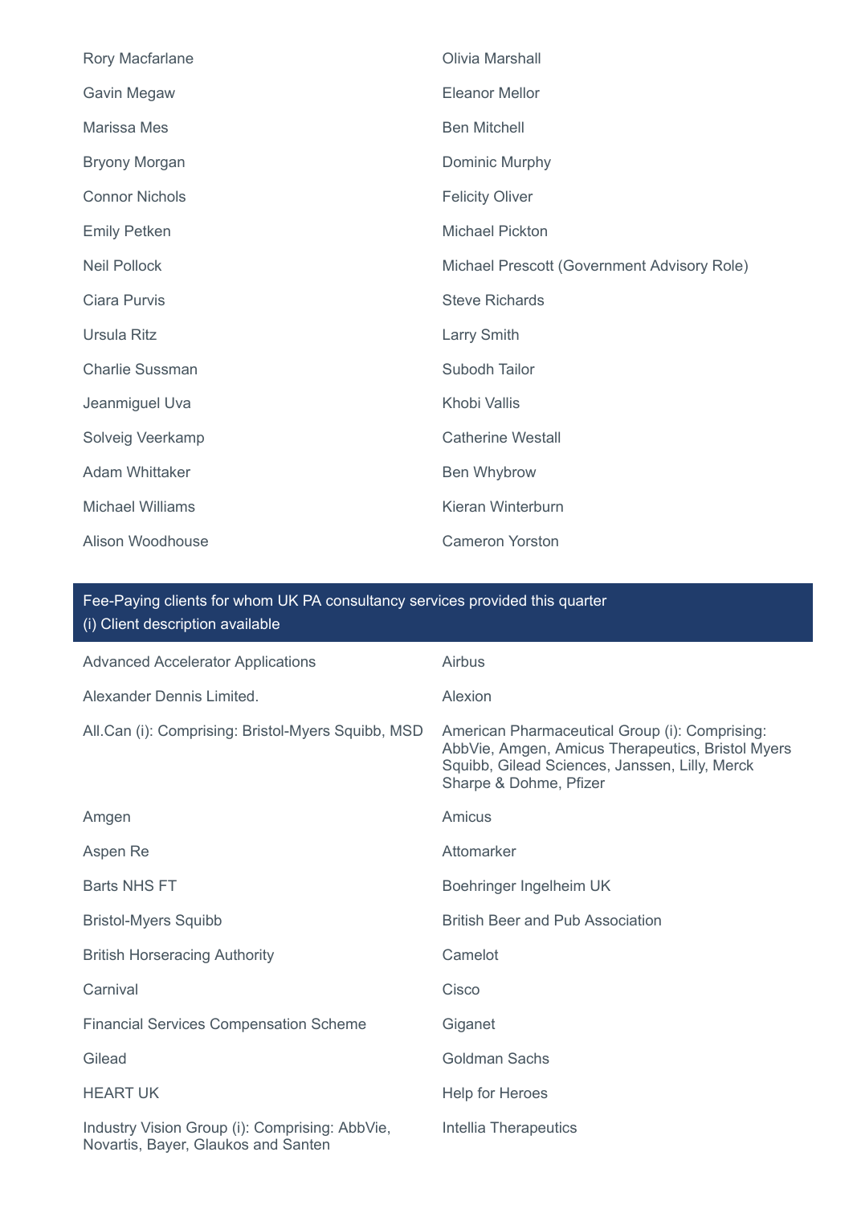Rory Macfarlane

Olivia Marshall

Gavin Megaw

Eleanor Mellor

Marissa Mes

Ben Mitchell

Bryony Morgan

Dominic Murphy

Connor Nichols

Felicity Oliver

Emily Petken

Michael Pickton

Neil Pollock

Michael Prescott (Government Advisory Role)

Ciara Purvis

Steve Richards

Ursula Ritz

Larry Smith

Charlie Sussman

Subodh Tailor

Jeanmiguel Uva

Khobi Vallis

Solveig Veerkamp

Catherine Westall

Adam Whittaker

Ben Whybrow

Michael Williams

Kieran Winterburn

Alison Woodhouse

Cameron Yorston

## Fee-Paying clients for whom UK PA consultancy services provided this quarter
(i) Client description available

Advanced Accelerator Applications

Airbus

Alexander Dennis Limited.

Alexion

All.Can (i): Comprising: Bristol-Myers Squibb, MSD

American Pharmaceutical Group (i): Comprising: AbbVie, Amgen, Amicus Therapeutics, Bristol Myers Squibb, Gilead Sciences, Janssen, Lilly, Merck Sharpe & Dohme, Pfizer

Amgen

Amicus

Aspen Re

Attomarker

Barts NHS FT

Boehringer Ingelheim UK

Bristol-Myers Squibb

British Beer and Pub Association

British Horseracing Authority

Camelot

Carnival

Cisco

Financial Services Compensation Scheme

Giganet

Gilead

Goldman Sachs

HEART UK

Help for Heroes

Industry Vision Group (i): Comprising: AbbVie, Novartis, Bayer, Glaukos and Santen

Intellia Therapeutics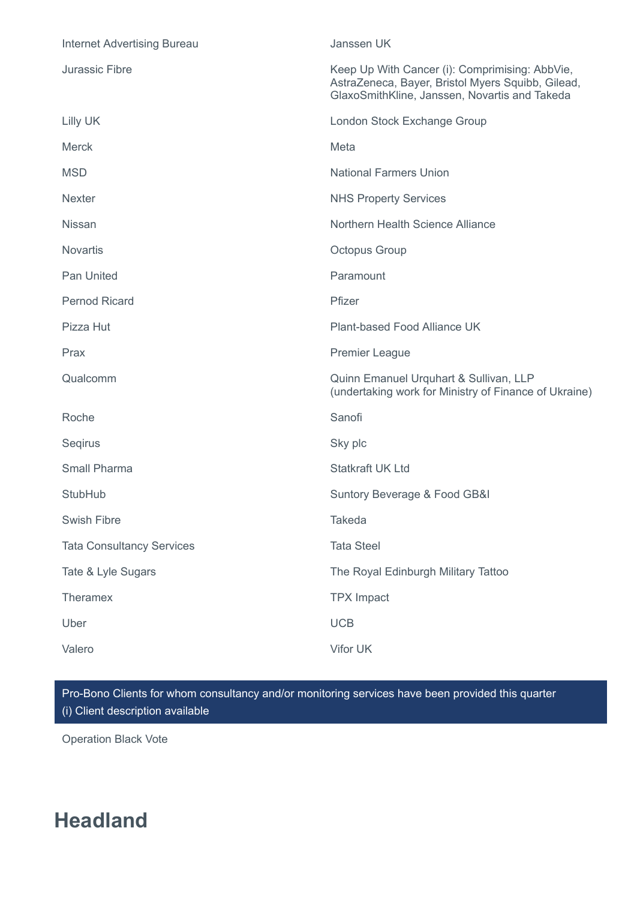| | |
|---|---|
| Internet Advertising Bureau | Janssen UK |
| Jurassic Fibre | Keep Up With Cancer (i): Comprimising: AbbVie, AstraZeneca, Bayer, Bristol Myers Squibb, Gilead, GlaxoSmithKline, Janssen, Novartis and Takeda |
| Lilly UK | London Stock Exchange Group |
| Merck | Meta |
| MSD | National Farmers Union |
| Nexter | NHS Property Services |
| Nissan | Northern Health Science Alliance |
| Novartis | Octopus Group |
| Pan United | Paramount |
| Pernod Ricard | Pfizer |
| Pizza Hut | Plant-based Food Alliance UK |
| Prax | Premier League |
| Qualcomm | Quinn Emanuel Urquhart & Sullivan, LLP (undertaking work for Ministry of Finance of Ukraine) |
| Roche | Sanofi |
| Seqirus | Sky plc |
| Small Pharma | Statkraft UK Ltd |
| StubHub | Suntory Beverage & Food GB&I |
| Swish Fibre | Takeda |
| Tata Consultancy Services | Tata Steel |
| Tate & Lyle Sugars | The Royal Edinburgh Military Tattoo |
| Theramex | TPX Impact |
| Uber | UCB |
| Valero | Vifor UK |

| Pro-Bono Clients for whom consultancy and/or monitoring services have been provided this quarter (i) Client description available |
|---|
| Operation Black Vote |

# Headland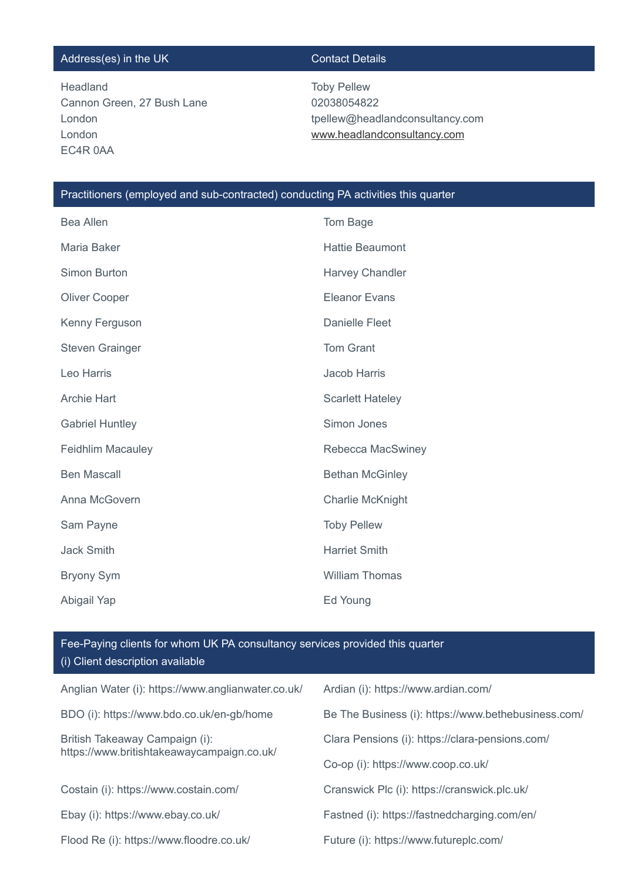| Address(es) in the UK | Contact Details |
| --- | --- |
| Headland<br>Cannon Green, 27 Bush Lane<br>London<br>London<br>EC4R 0AA | Toby Pellew<br>02038054822<br>tpellew@headlandconsultancy.com<br>www.headlandconsultancy.com |

## Practitioners (employed and sub-contracted) conducting PA activities this quarter

- Bea Allen
- Tom Bage
- Maria Baker
- Hattie Beaumont
- Simon Burton
- Harvey Chandler
- Oliver Cooper
- Eleanor Evans
- Kenny Ferguson
- Danielle Fleet
- Steven Grainger
- Tom Grant
- Leo Harris
- Jacob Harris
- Archie Hart
- Scarlett Hateley
- Gabriel Huntley
- Simon Jones
- Feidhlim Macauley
- Rebecca MacSwiney
- Ben Mascall
- Bethan McGinley
- Anna McGovern
- Charlie McKnight
- Sam Payne
- Toby Pellew
- Jack Smith
- Harriet Smith
- Bryony Sym
- William Thomas
- Abigail Yap
- Ed Young

## Fee-Paying clients for whom UK PA consultancy services provided this quarter
(i) Client description available

- Anglian Water (i): https://www.anglianwater.co.uk/
- Ardian (i): https://www.ardian.com/
- BDO (i): https://www.bdo.co.uk/en-gb/home
- Be The Business (i): https://www.bethebusiness.com/
- British Takeaway Campaign (i): https://www.britishtakeawaycampaign.co.uk/
- Clara Pensions (i): https://clara-pensions.com/
- Co-op (i): https://www.coop.co.uk/
- Costain (i): https://www.costain.com/
- Cranswick Plc (i): https://cranswick.plc.uk/
- Ebay (i): https://www.ebay.co.uk/
- Fastned (i): https://fastnedcharging.com/en/
- Flood Re (i): https://www.floodre.co.uk/
- Future (i): https://www.futureplc.com/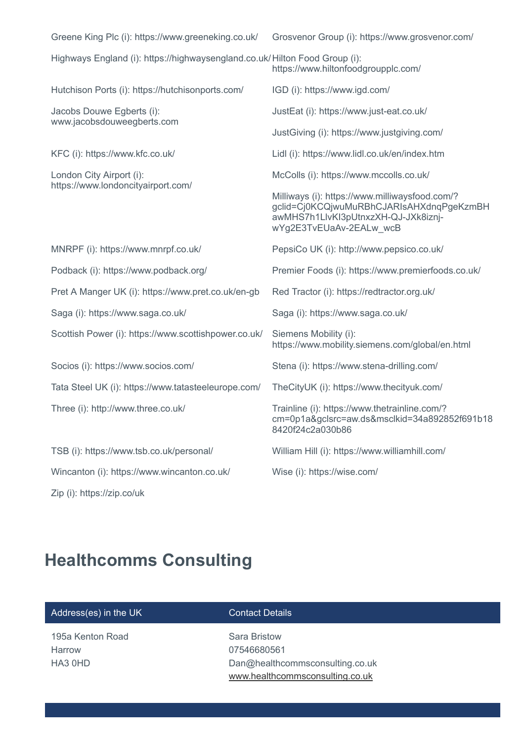Greene King Plc (i): https://www.greeneking.co.uk/

Grosvenor Group (i): https://www.grosvenor.com/

Highways England (i): https://highwaysengland.co.uk/

Hilton Food Group (i): https://www.hiltonfoodgroupplc.com/

Hutchison Ports (i): https://hutchisonports.com/

IGD (i): https://www.igd.com/

Jacobs Douwe Egberts (i): www.jacobsdouweegberts.com

JustEat (i): https://www.just-eat.co.uk/

JustGiving (i): https://www.justgiving.com/

KFC (i): https://www.kfc.co.uk/

Lidl (i): https://www.lidl.co.uk/en/index.htm

London City Airport (i): https://www.londoncityairport.com/

McColls (i): https://www.mccolls.co.uk/

Milliways (i): https://www.milliwaysfood.com/?gclid=Cj0KCQjwuMuRBhCJARIsAHXdnqPgeKzmBHawMHS7h1LlvKI3pUtnxzXH-QJ-JXk8iznj-wYg2E3TvEUaAv-2EALw_wcB

MNRPF (i): https://www.mnrpf.co.uk/

PepsiCo UK (i): http://www.pepsico.co.uk/

Podback (i): https://www.podback.org/

Premier Foods (i): https://www.premierfoods.co.uk/

Pret A Manger UK (i): https://www.pret.co.uk/en-gb

Red Tractor (i): https://redtractor.org.uk/

Saga (i): https://www.saga.co.uk/

Saga (i): https://www.saga.co.uk/

Scottish Power (i): https://www.scottishpower.co.uk/

Siemens Mobility (i): https://www.mobility.siemens.com/global/en.html

Socios (i): https://www.socios.com/

Stena (i): https://www.stena-drilling.com/

Tata Steel UK (i): https://www.tatasteeleurope.com/

TheCityUK (i): https://www.thecityuk.com/

Three (i): http://www.three.co.uk/

Trainline (i): https://www.thetrainline.com/?cm=0p1a&gclsrc=aw.ds&msclkid=34a892852f691b188420f24c2a030b86

TSB (i): https://www.tsb.co.uk/personal/

William Hill (i): https://www.williamhill.com/

Wincanton (i): https://www.wincanton.co.uk/

Wise (i): https://wise.com/

Zip (i): https://zip.co/uk

## Healthcomms Consulting

| Address(es) in the UK | Contact Details |
| --- | --- |
| 195a Kenton Road<br>Harrow<br>HA3 0HD | Sara Bristow<br>07546680561<br>Dan@healthcommsconsulting.co.uk<br>www.healthcommsconsulting.co.uk |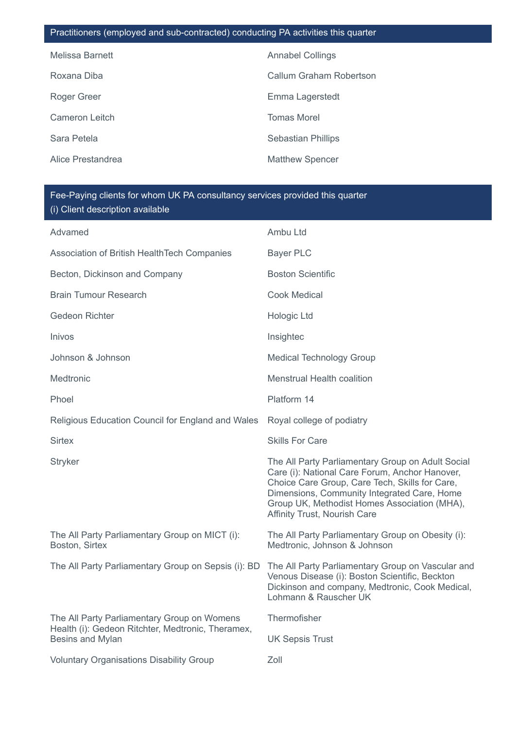## Practitioners (employed and sub-contracted) conducting PA activities this quarter

- Melissa Barnett
- Annabel Collings
- Roxana Diba
- Callum Graham Robertson
- Roger Greer
- Emma Lagerstedt
- Cameron Leitch
- Tomas Morel
- Sara Petela
- Sebastian Phillips
- Alice Prestandrea
- Matthew Spencer

## Fee-Paying clients for whom UK PA consultancy services provided this quarter

(i) Client description available

- Advamed
- Ambu Ltd
- Association of British HealthTech Companies
- Bayer PLC
- Becton, Dickinson and Company
- Boston Scientific
- Brain Tumour Research
- Cook Medical
- Gedeon Richter
- Hologic Ltd
- Inivos
- Insightec
- Johnson & Johnson
- Medical Technology Group
- Medtronic
- Menstrual Health coalition
- Phoel
- Platform 14
- Religious Education Council for England and Wales
- Royal college of podiatry
- Sirtex
- Skills For Care
- Stryker
- The All Party Parliamentary Group on Adult Social Care (i): National Care Forum, Anchor Hanover, Choice Care Group, Care Tech, Skills for Care, Dimensions, Community Integrated Care, Home Group UK, Methodist Homes Association (MHA), Affinity Trust, Nourish Care
- The All Party Parliamentary Group on MICT (i): Boston, Sirtex
- The All Party Parliamentary Group on Obesity (i): Medtronic, Johnson & Johnson
- The All Party Parliamentary Group on Sepsis (i): BD
- The All Party Parliamentary Group on Vascular and Venous Disease (i): Boston Scientific, Beckton Dickinson and company, Medtronic, Cook Medical, Lohmann & Rauscher UK
- The All Party Parliamentary Group on Womens Health (i): Gedeon Ritchter, Medtronic, Theramex, Besins and Mylan
- Thermofisher
- UK Sepsis Trust
- Voluntary Organisations Disability Group
- Zoll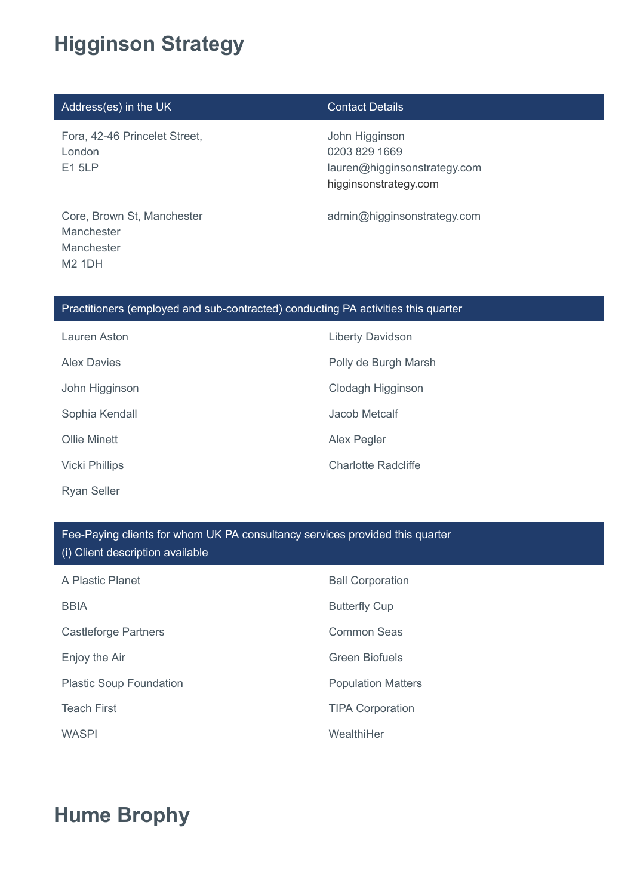# Higginson Strategy

| Address(es) in the UK | Contact Details |
| --- | --- |
| Fora, 42-46 Princelet Street,<br>London<br>E1 5LP | John Higginson<br>0203 829 1669<br>lauren@higginsonstrategy.com<br>higginsonstrategy.com |
| Core, Brown St, Manchester<br>Manchester<br>Manchester<br>M2 1DH | admin@higginsonstrategy.com |

| Practitioners (employed and sub-contracted) conducting PA activities this quarter | |
| --- | --- |
| Lauren Aston | Liberty Davidson |
| Alex Davies | Polly de Burgh Marsh |
| John Higginson | Clodagh Higginson |
| Sophia Kendall | Jacob Metcalf |
| Ollie Minett | Alex Pegler |
| Vicki Phillips | Charlotte Radcliffe |
| Ryan Seller | |

| Fee-Paying clients for whom UK PA consultancy services provided this quarter<br>(i) Client description available | |
| --- | --- |
| A Plastic Planet | Ball Corporation |
| BBIA | Butterfly Cup |
| Castleforge Partners | Common Seas |
| Enjoy the Air | Green Biofuels |
| Plastic Soup Foundation | Population Matters |
| Teach First | TIPA Corporation |
| WASPI | WealthiHer |

# Hume Brophy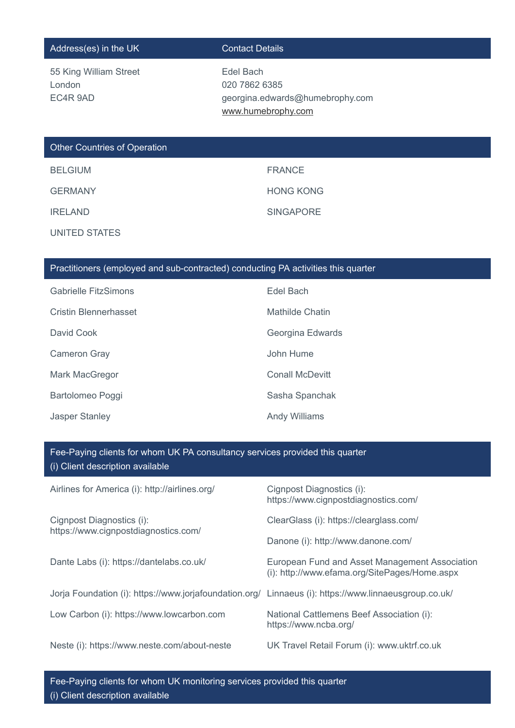| Address(es) in the UK | Contact Details |
| --- | --- |
| 55 King William Street<br>London<br>EC4R 9AD | Edel Bach<br>020 7862 6385<br>georgina.edwards@humebrophy.com<br>www.humebrophy.com |

## Other Countries of Operation

- BELGIUM
- FRANCE
- GERMANY
- HONG KONG
- IRELAND
- SINGAPORE
- UNITED STATES

## Practitioners (employed and sub-contracted) conducting PA activities this quarter

- Gabrielle FitzSimons
- Edel Bach
- Cristin Blennerhasset
- Mathilde Chatin
- David Cook
- Georgina Edwards
- Cameron Gray
- John Hume
- Mark MacGregor
- Conall McDevitt
- Bartolomeo Poggi
- Sasha Spanchak
- Jasper Stanley
- Andy Williams

## Fee-Paying clients for whom UK PA consultancy services provided this quarter
(i) Client description available

- Airlines for America (i): http://airlines.org/
- Cignpost Diagnostics (i): https://www.cignpostdiagnostics.com/
- Cignpost Diagnostics (i): https://www.cignpostdiagnostics.com/
- ClearGlass (i): https://clearglass.com/
- Danone (i): http://www.danone.com/
- Dante Labs (i): https://dantelabs.co.uk/
- European Fund and Asset Management Association (i): http://www.efama.org/SitePages/Home.aspx
- Jorja Foundation (i): https://www.jorjafoundation.org/
- Linnaeus (i): https://www.linnaeusgroup.co.uk/
- Low Carbon (i): https://www.lowcarbon.com
- National Cattlemens Beef Association (i): https://www.ncba.org/
- Neste (i): https://www.neste.com/about-neste
- UK Travel Retail Forum (i): www.uktrf.co.uk

## Fee-Paying clients for whom UK monitoring services provided this quarter
(i) Client description available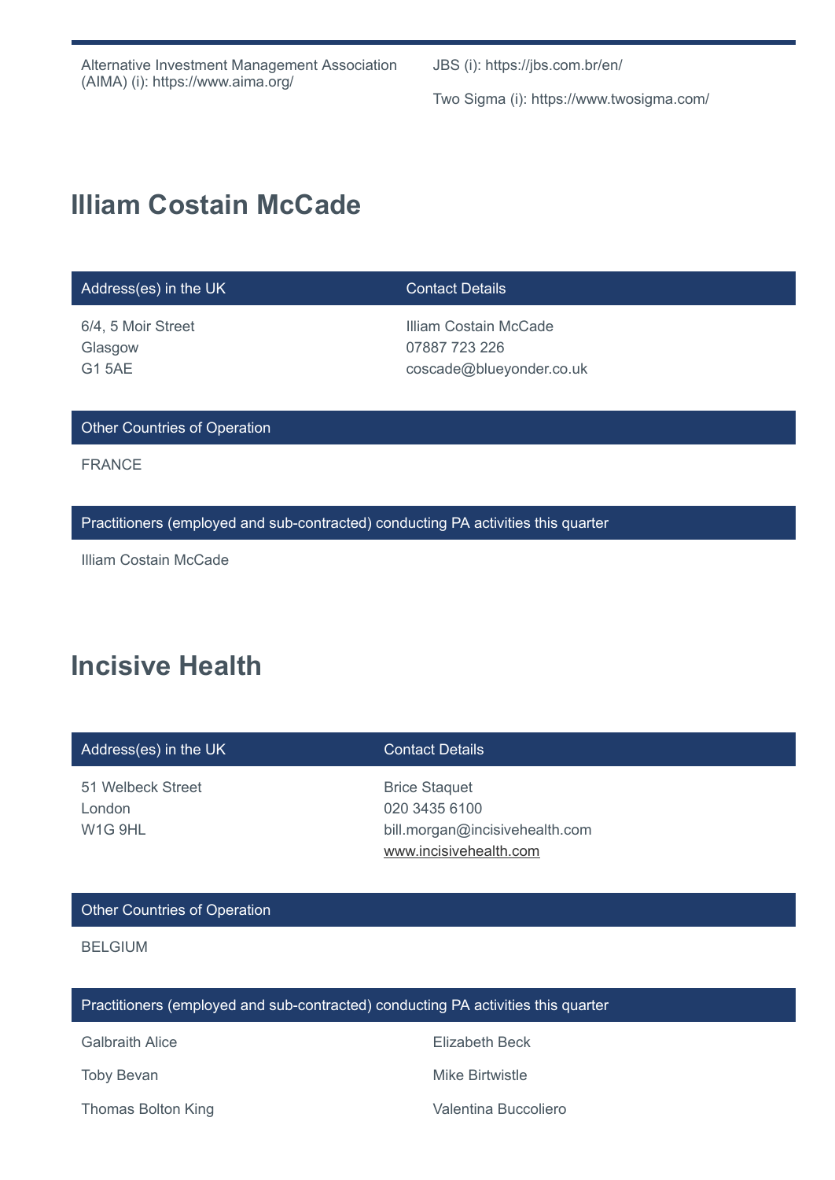Alternative Investment Management Association (AIMA) (i): https://www.aima.org/

JBS (i): https://jbs.com.br/en/

Two Sigma (i): https://www.twosigma.com/

## Illiam Costain McCade

| Address(es) in the UK | Contact Details |
|---|---|
| 6/4, 5 Moir Street<br>Glasgow<br>G1 5AE | Illiam Costain McCade<br>07887 723 226<br>coscade@blueyonder.co.uk |

**Other Countries of Operation**

FRANCE

**Practitioners (employed and sub-contracted) conducting PA activities this quarter**

Illiam Costain McCade

## Incisive Health

| Address(es) in the UK | Contact Details |
|---|---|
| 51 Welbeck Street<br>London<br>W1G 9HL | Brice Staquet<br>020 3435 6100<br>bill.morgan@incisivehealth.com<br>www.incisivehealth.com |

**Other Countries of Operation**

BELGIUM

**Practitioners (employed and sub-contracted) conducting PA activities this quarter**

Galbraith Alice

Elizabeth Beck

Toby Bevan

Mike Birtwistle

Thomas Bolton King

Valentina Buccoliero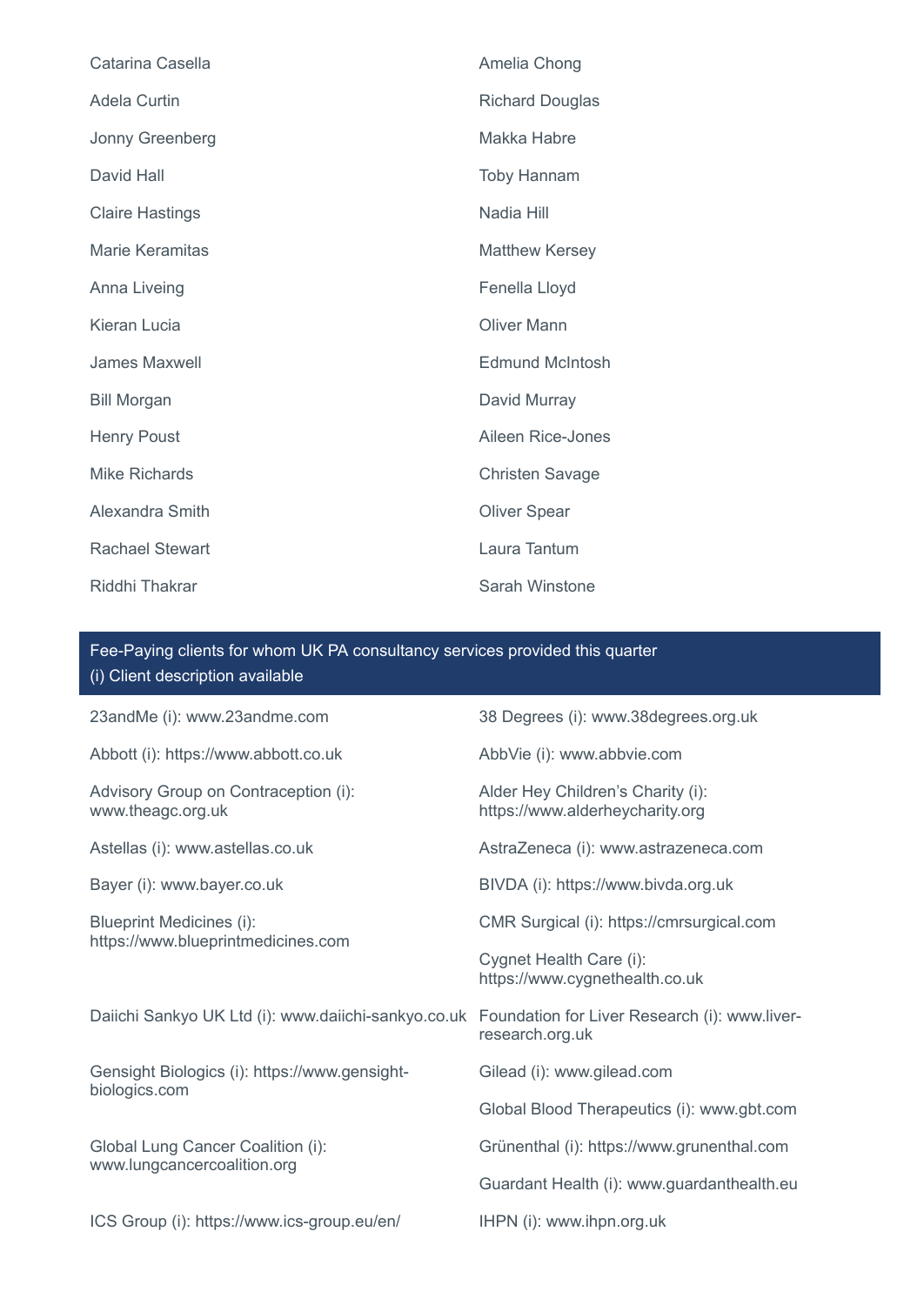Catarina Casella

Amelia Chong

Adela Curtin

Richard Douglas

Jonny Greenberg

Makka Habre

David Hall

Toby Hannam

Claire Hastings

Nadia Hill

Marie Keramitas

Matthew Kersey

Anna Liveing

Fenella Lloyd

Kieran Lucia

Oliver Mann

James Maxwell

Edmund McIntosh

Bill Morgan

David Murray

Henry Poust

Aileen Rice-Jones

Mike Richards

Christen Savage

Alexandra Smith

Oliver Spear

Rachael Stewart

Laura Tantum

Riddhi Thakrar

Sarah Winstone

## Fee-Paying clients for whom UK PA consultancy services provided this quarter

(i) Client description available

23andMe (i): www.23andme.com

38 Degrees (i): www.38degrees.org.uk

Abbott (i): https://www.abbott.co.uk

AbbVie (i): www.abbvie.com

Advisory Group on Contraception (i): www.theagc.org.uk

Alder Hey Children's Charity (i): https://www.alderheycharity.org

Astellas (i): www.astellas.co.uk

AstraZeneca (i): www.astrazeneca.com

Bayer (i): www.bayer.co.uk

BIVDA (i): https://www.bivda.org.uk

Blueprint Medicines (i): https://www.blueprintmedicines.com

CMR Surgical (i): https://cmrsurgical.com

Cygnet Health Care (i): https://www.cygnethealth.co.uk

Daiichi Sankyo UK Ltd (i): www.daiichi-sankyo.co.uk

Foundation for Liver Research (i): www.liver-research.org.uk

Gensight Biologics (i): https://www.gensight-biologics.com

Gilead (i): www.gilead.com

Global Blood Therapeutics (i): www.gbt.com

Global Lung Cancer Coalition (i): www.lungcancercoalition.org

Grünenthal (i): https://www.grunenthal.com

Guardant Health (i): www.guardanthealth.eu

ICS Group (i): https://www.ics-group.eu/en/

IHPN (i): www.ihpn.org.uk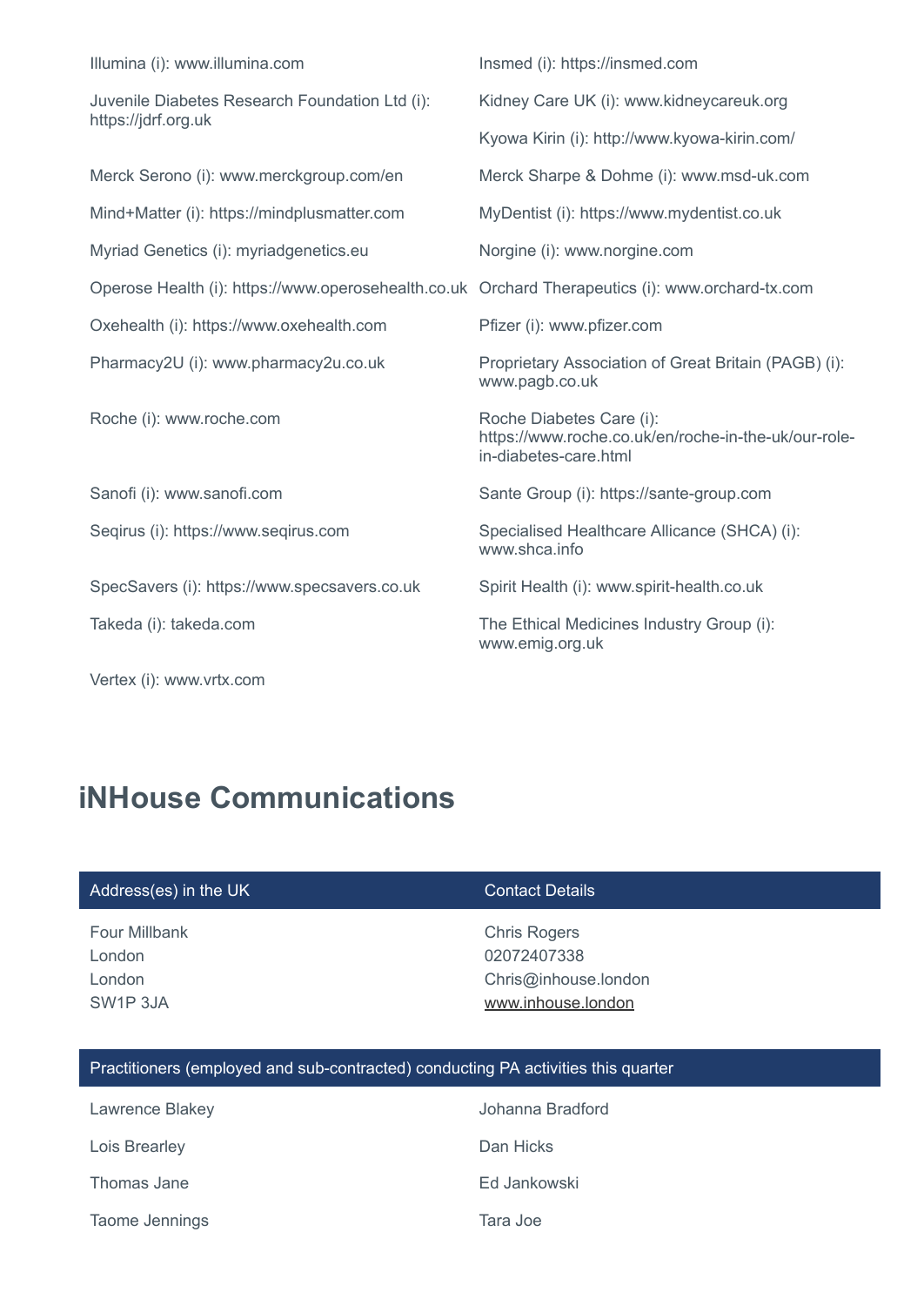Illumina (i): www.illumina.com

Insmed (i): https://insmed.com

Juvenile Diabetes Research Foundation Ltd (i): https://jdrf.org.uk

Kidney Care UK (i): www.kidneycareuk.org

Kyowa Kirin (i): http://www.kyowa-kirin.com/

Merck Serono (i): www.merckgroup.com/en

Merck Sharpe & Dohme (i): www.msd-uk.com

Mind+Matter (i): https://mindplusmatter.com

MyDentist (i): https://www.mydentist.co.uk

Myriad Genetics (i): myriadgenetics.eu

Norgine (i): www.norgine.com

Operose Health (i): https://www.operosehealth.co.uk

Orchard Therapeutics (i): www.orchard-tx.com

Oxehealth (i): https://www.oxehealth.com

Pfizer (i): www.pfizer.com

Pharmacy2U (i): www.pharmacy2u.co.uk

Proprietary Association of Great Britain (PAGB) (i): www.pagb.co.uk

Roche (i): www.roche.com

Roche Diabetes Care (i): https://www.roche.co.uk/en/roche-in-the-uk/our-role-in-diabetes-care.html

Sanofi (i): www.sanofi.com

Sante Group (i): https://sante-group.com

Seqirus (i): https://www.seqirus.com

Specialised Healthcare Allicance (SHCA) (i): www.shca.info

SpecSavers (i): https://www.specsavers.co.uk

Spirit Health (i): www.spirit-health.co.uk

Takeda (i): takeda.com

The Ethical Medicines Industry Group (i): www.emig.org.uk

Vertex (i): www.vrtx.com

# iNHouse Communications

| Address(es) in the UK | Contact Details |
|---|---|
| Four Millbank<br>London<br>London<br>SW1P 3JA | Chris Rogers<br>02072407338<br>Chris@inhouse.london<br>www.inhouse.london |

**Practitioners (employed and sub-contracted) conducting PA activities this quarter**

Lawrence Blakey

Johanna Bradford

Lois Brearley

Dan Hicks

Thomas Jane

Ed Jankowski

Taome Jennings

Tara Joe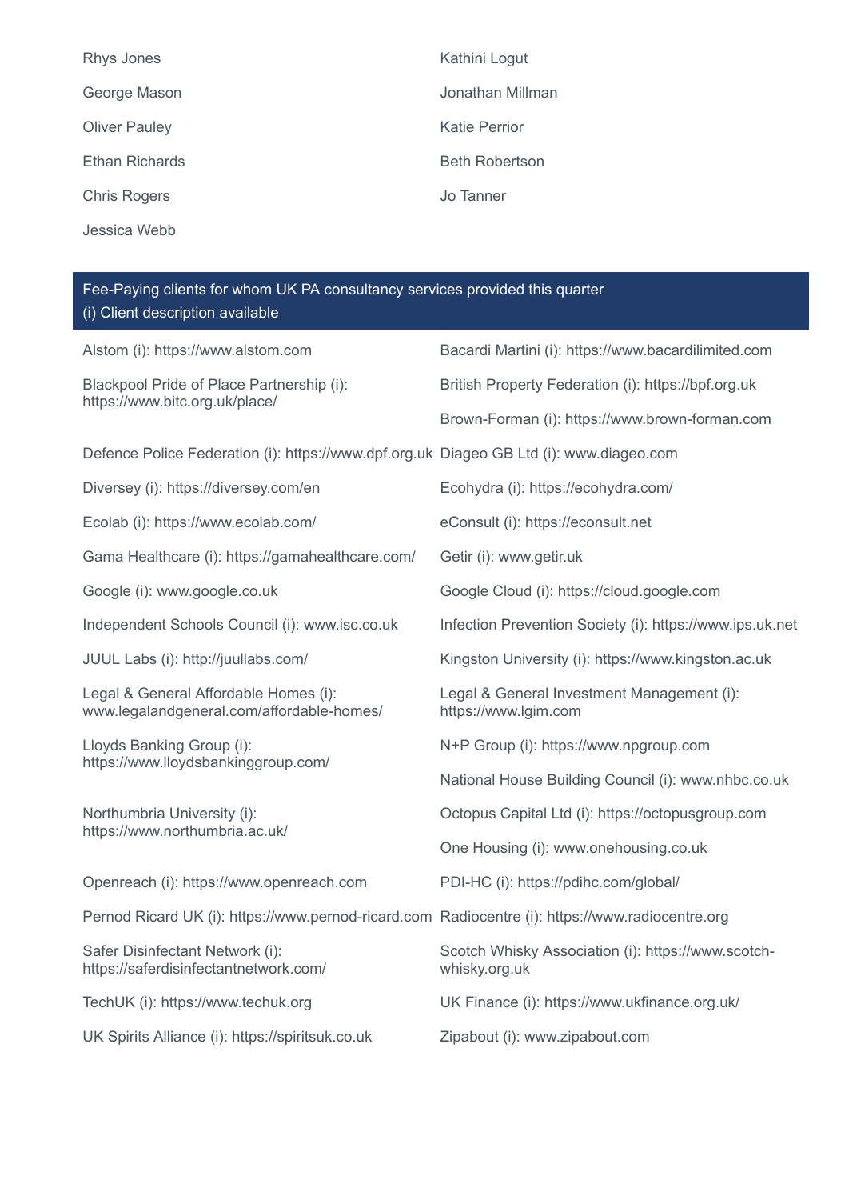Rhys Jones

George Mason

Oliver Pauley

Ethan Richards

Chris Rogers

Jessica Webb

Kathini Logut

Jonathan Millman

Katie Perrior

Beth Robertson

Jo Tanner

## Fee-Paying clients for whom UK PA consultancy services provided this quarter
(i) Client description available

Alstom (i): https://www.alstom.com

Blackpool Pride of Place Partnership (i): https://www.bitc.org.uk/place/

Defence Police Federation (i): https://www.dpf.org.uk

Diversey (i): https://diversey.com/en

Ecolab (i): https://www.ecolab.com/

Gama Healthcare (i): https://gamahealthcare.com/

Google (i): www.google.co.uk

Independent Schools Council (i): www.isc.co.uk

JUUL Labs (i): http://juullabs.com/

Legal & General Affordable Homes (i): www.legalandgeneral.com/affordable-homes/

Lloyds Banking Group (i): https://www.lloydsbankinggroup.com/

Northumbria University (i): https://www.northumbria.ac.uk/

Openreach (i): https://www.openreach.com

Pernod Ricard UK (i): https://www.pernod-ricard.com

Safer Disinfectant Network (i): https://saferdisinfectantnetwork.com/

TechUK (i): https://www.techuk.org

UK Spirits Alliance (i): https://spiritsuk.co.uk

Bacardi Martini (i): https://www.bacardilimited.com

British Property Federation (i): https://bpf.org.uk

Brown-Forman (i): https://www.brown-forman.com

Diageo GB Ltd (i): www.diageo.com

Ecohydra (i): https://ecohydra.com/

eConsult (i): https://econsult.net

Getir (i): www.getir.uk

Google Cloud (i): https://cloud.google.com

Infection Prevention Society (i): https://www.ips.uk.net

Kingston University (i): https://www.kingston.ac.uk

Legal & General Investment Management (i): https://www.lgim.com

N+P Group (i): https://www.npgroup.com

National House Building Council (i): www.nhbc.co.uk

Octopus Capital Ltd (i): https://octopusgroup.com

One Housing (i): www.onehousing.co.uk

PDI-HC (i): https://pdihc.com/global/

Radiocentre (i): https://www.radiocentre.org

Scotch Whisky Association (i): https://www.scotch-whisky.org.uk

UK Finance (i): https://www.ukfinance.org.uk/

Zipabout (i): www.zipabout.com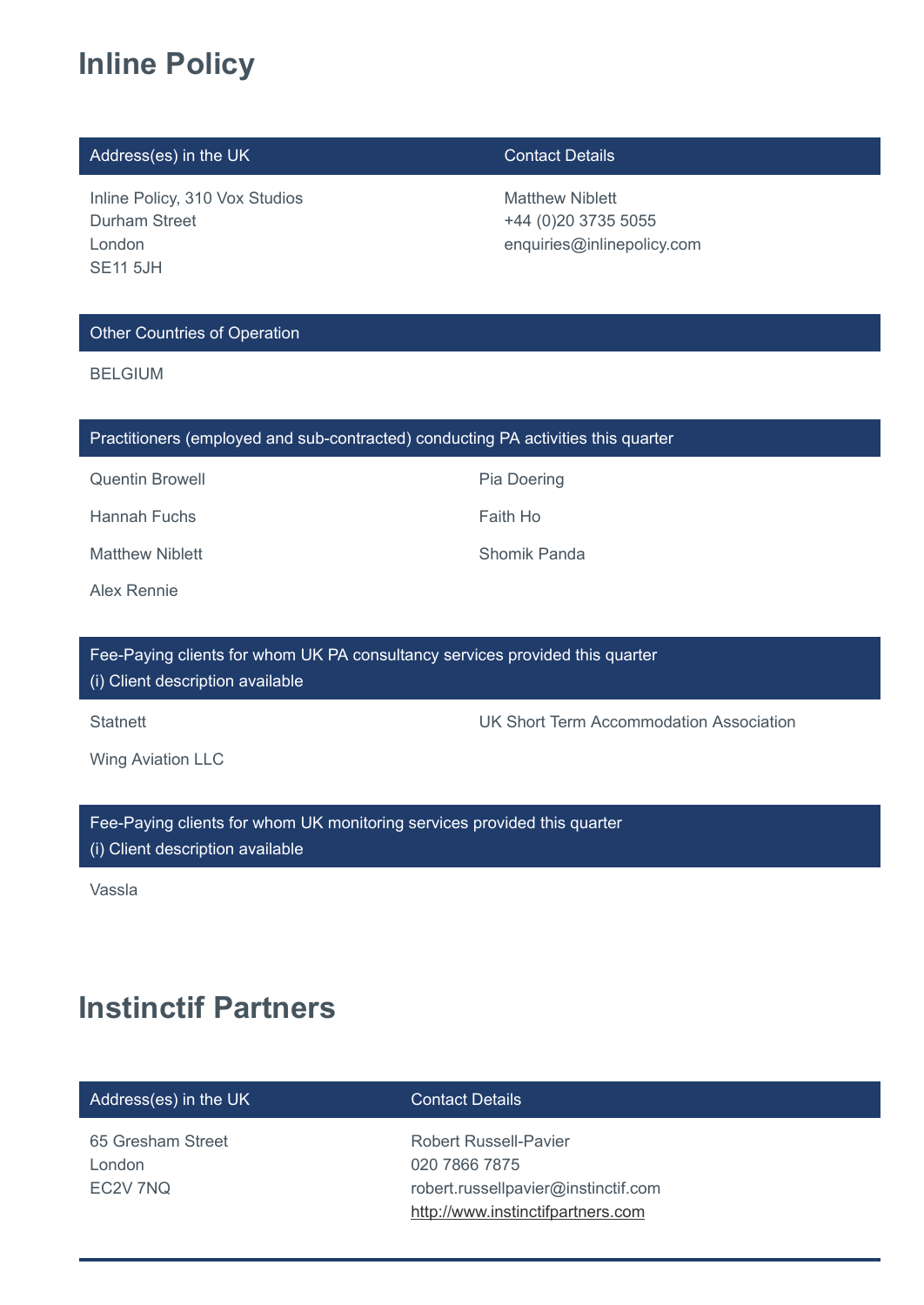# Inline Policy

| Address(es) in the UK | Contact Details |
| --- | --- |
| Inline Policy, 310 Vox Studios<br>Durham Street<br>London<br>SE11 5JH | Matthew Niblett<br>+44 (0)20 3735 5055<br>enquiries@inlinepolicy.com |

| Other Countries of Operation |
| --- |
| BELGIUM |

| Practitioners (employed and sub-contracted) conducting PA activities this quarter | |
| --- | --- |
| Quentin Browell | Pia Doering |
| Hannah Fuchs | Faith Ho |
| Matthew Niblett | Shomik Panda |
| Alex Rennie | |

| Fee-Paying clients for whom UK PA consultancy services provided this quarter<br>(i) Client description available | |
| --- | --- |
| Statnett | UK Short Term Accommodation Association |
| Wing Aviation LLC | |

| Fee-Paying clients for whom UK monitoring services provided this quarter<br>(i) Client description available |
| --- |
| Vassla |

# Instinctif Partners

| Address(es) in the UK | Contact Details |
| --- | --- |
| 65 Gresham Street<br>London<br>EC2V 7NQ | Robert Russell-Pavier<br>020 7866 7875<br>robert.russellpavier@instinctif.com<br>http://www.instinctifpartners.com |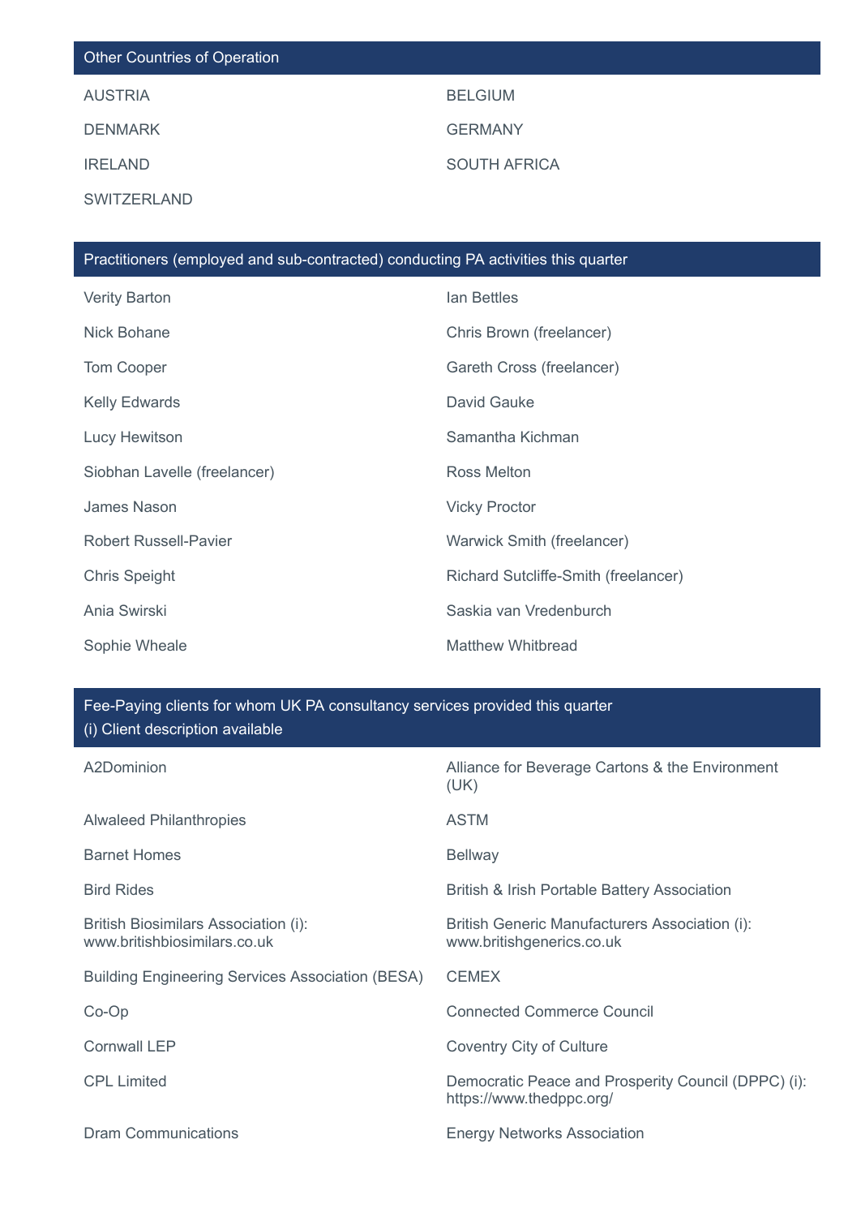## Other Countries of Operation

- AUSTRIA
- BELGIUM
- DENMARK
- GERMANY
- IRELAND
- SOUTH AFRICA
- SWITZERLAND

## Practitioners (employed and sub-contracted) conducting PA activities this quarter

- Verity Barton
- Ian Bettles
- Nick Bohane
- Chris Brown (freelancer)
- Tom Cooper
- Gareth Cross (freelancer)
- Kelly Edwards
- David Gauke
- Lucy Hewitson
- Samantha Kichman
- Siobhan Lavelle (freelancer)
- Ross Melton
- James Nason
- Vicky Proctor
- Robert Russell-Pavier
- Warwick Smith (freelancer)
- Chris Speight
- Richard Sutcliffe-Smith (freelancer)
- Ania Swirski
- Saskia van Vredenburch
- Sophie Wheale
- Matthew Whitbread

## Fee-Paying clients for whom UK PA consultancy services provided this quarter
(i) Client description available

- A2Dominion
- Alliance for Beverage Cartons & the Environment (UK)
- Alwaleed Philanthropies
- ASTM
- Barnet Homes
- Bellway
- Bird Rides
- British & Irish Portable Battery Association
- British Biosimilars Association (i): www.britishbiosimilars.co.uk
- British Generic Manufacturers Association (i): www.britishgenerics.co.uk
- Building Engineering Services Association (BESA)
- CEMEX
- Co-Op
- Connected Commerce Council
- Cornwall LEP
- Coventry City of Culture
- CPL Limited
- Democratic Peace and Prosperity Council (DPPC) (i): https://www.thedppc.org/
- Dram Communications
- Energy Networks Association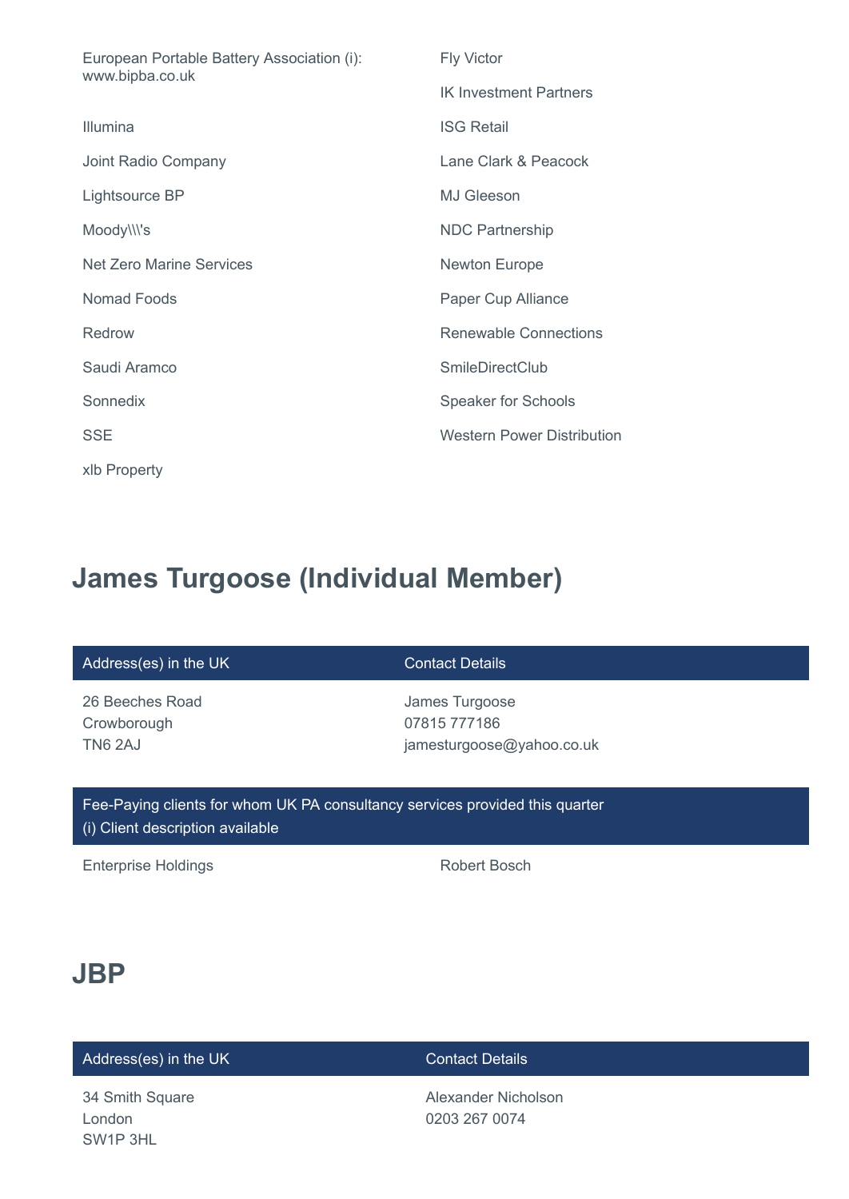European Portable Battery Association (i): www.bipba.co.uk

Fly Victor

IK Investment Partners

Illumina

ISG Retail

Joint Radio Company

Lane Clark & Peacock

Lightsource BP

MJ Gleeson

Moody\\\'s

NDC Partnership

Net Zero Marine Services

Newton Europe

Nomad Foods

Paper Cup Alliance

Redrow

Renewable Connections

Saudi Aramco

SmileDirectClub

Sonnedix

Speaker for Schools

SSE

Western Power Distribution

xlb Property

## James Turgoose (Individual Member)

| Address(es) in the UK | Contact Details |
| --- | --- |
| 26 Beeches Road<br>Crowborough<br>TN6 2AJ | James Turgoose<br>07815 777186<br>jamesturgoose@yahoo.co.uk |

**Fee-Paying clients for whom UK PA consultancy services provided this quarter**
(i) Client description available

Enterprise Holdings

Robert Bosch

## JBP

| Address(es) in the UK | Contact Details |
| --- | --- |
| 34 Smith Square<br>London<br>SW1P 3HL | Alexander Nicholson<br>0203 267 0074 |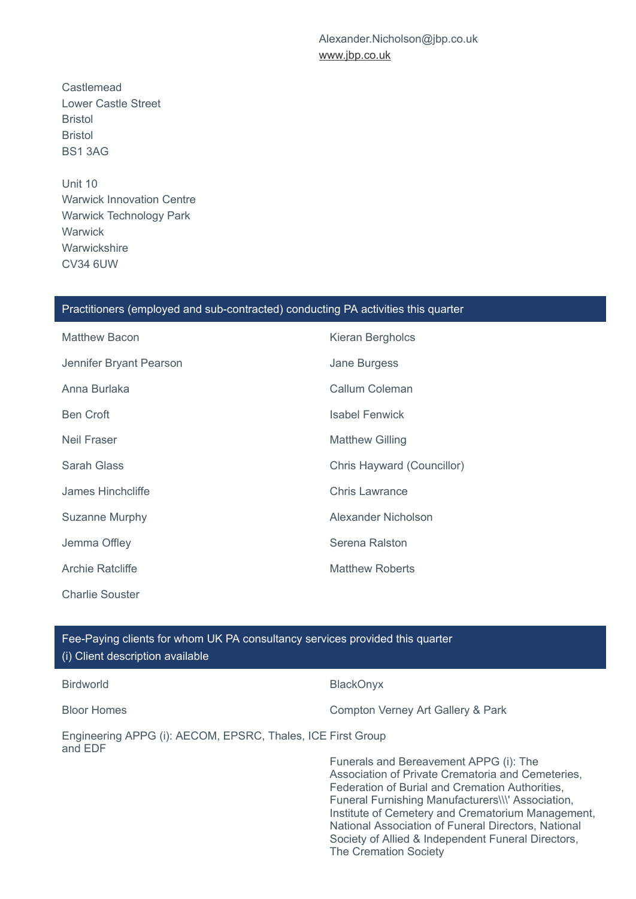Alexander.Nicholson@jbp.co.uk
www.jbp.co.uk

Castlemead
Lower Castle Street
Bristol
Bristol
BS1 3AG

Unit 10
Warwick Innovation Centre
Warwick Technology Park
Warwick
Warwickshire
CV34 6UW

## Practitioners (employed and sub-contracted) conducting PA activities this quarter

Matthew Bacon

Kieran Bergholcs

Jennifer Bryant Pearson

Jane Burgess

Anna Burlaka

Callum Coleman

Ben Croft

Isabel Fenwick

Neil Fraser

Matthew Gilling

Sarah Glass

Chris Hayward (Councillor)

James Hinchcliffe

Chris Lawrance

Suzanne Murphy

Alexander Nicholson

Jemma Offley

Serena Ralston

Archie Ratcliffe

Matthew Roberts

Charlie Souster

## Fee-Paying clients for whom UK PA consultancy services provided this quarter
(i) Client description available

Birdworld

BlackOnyx

Bloor Homes

Compton Verney Art Gallery & Park

Engineering APPG (i): AECOM, EPSRC, Thales, ICE and EDF

First Group

Funerals and Bereavement APPG (i): The Association of Private Crematoria and Cemeteries, Federation of Burial and Cremation Authorities, Funeral Furnishing Manufacturers\\\' Association, Institute of Cemetery and Crematorium Management, National Association of Funeral Directors, National Society of Allied & Independent Funeral Directors, The Cremation Society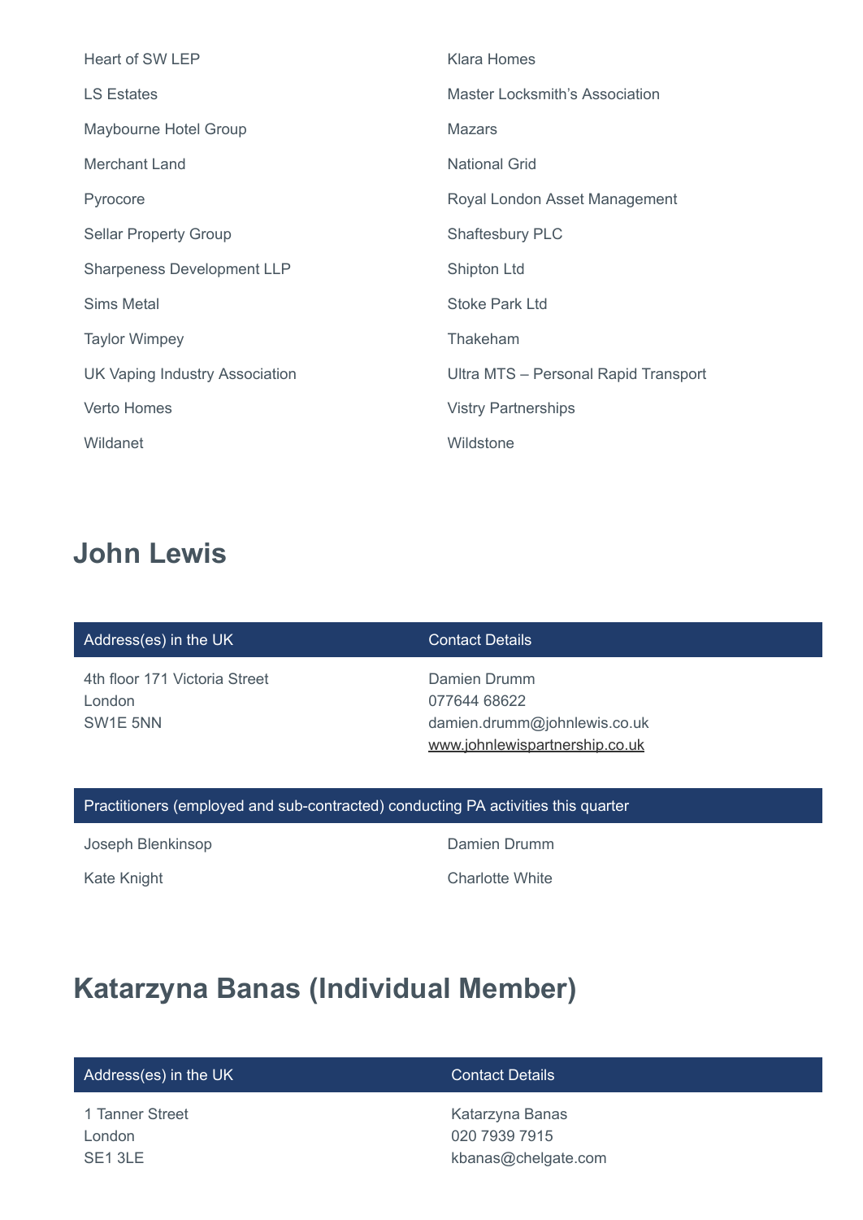| | |
|---|---|
| Heart of SW LEP | Klara Homes |
| LS Estates | Master Locksmith's Association |
| Maybourne Hotel Group | Mazars |
| Merchant Land | National Grid |
| Pyrocore | Royal London Asset Management |
| Sellar Property Group | Shaftesbury PLC |
| Sharpeness Development LLP | Shipton Ltd |
| Sims Metal | Stoke Park Ltd |
| Taylor Wimpey | Thakeham |
| UK Vaping Industry Association | Ultra MTS – Personal Rapid Transport |
| Verto Homes | Vistry Partnerships |
| Wildanet | Wildstone |

## John Lewis

| Address(es) in the UK | Contact Details |
|---|---|
| 4th floor 171 Victoria Street<br>London<br>SW1E 5NN | Damien Drumm<br>077644 68622<br>damien.drumm@johnlewis.co.uk<br>www.johnlewispartnership.co.uk |

| Practitioners (employed and sub-contracted) conducting PA activities this quarter | |
|---|---|
| Joseph Blenkinsop | Damien Drumm |
| Kate Knight | Charlotte White |

## Katarzyna Banas (Individual Member)

| Address(es) in the UK | Contact Details |
|---|---|
| 1 Tanner Street<br>London<br>SE1 3LE | Katarzyna Banas<br>020 7939 7915<br>kbanas@chelgate.com |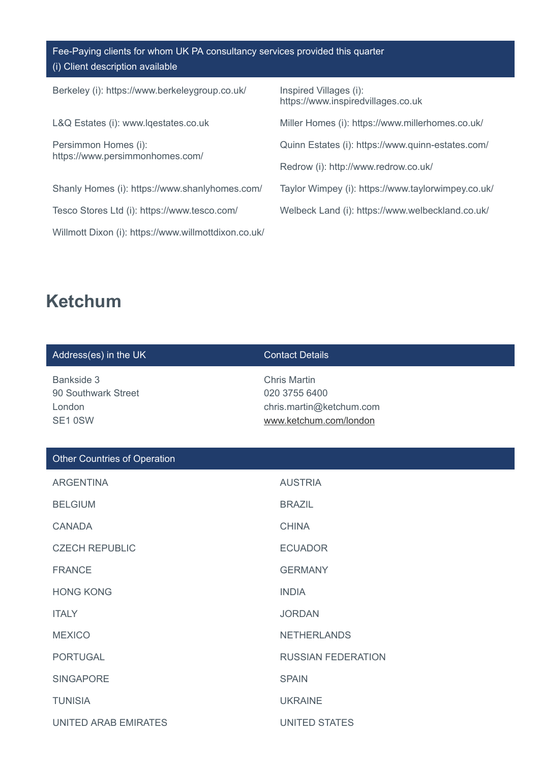| Fee-Paying clients for whom UK PA consultancy services provided this quarter<br>(i) Client description available | |
|---|---|
| Berkeley (i): https://www.berkeleygroup.co.uk/ | Inspired Villages (i): https://www.inspiredvillages.co.uk |
| L&Q Estates (i): www.lqestates.co.uk | Miller Homes (i): https://www.millerhomes.co.uk/ |
| Persimmon Homes (i): https://www.persimmonhomes.com/ | Quinn Estates (i): https://www.quinn-estates.com/ |
| | Redrow (i): http://www.redrow.co.uk/ |
| Shanly Homes (i): https://www.shanlyhomes.com/ | Taylor Wimpey (i): https://www.taylorwimpey.co.uk/ |
| Tesco Stores Ltd (i): https://www.tesco.com/ | Welbeck Land (i): https://www.welbeckland.co.uk/ |
| Willmott Dixon (i): https://www.willmottdixon.co.uk/ | |

## Ketchum

| Address(es) in the UK | Contact Details |
|---|---|
| Bankside 3<br>90 Southwark Street<br>London<br>SE1 0SW | Chris Martin<br>020 3755 6400<br>chris.martin@ketchum.com<br>www.ketchum.com/london |

| Other Countries of Operation | |
|---|---|
| ARGENTINA | AUSTRIA |
| BELGIUM | BRAZIL |
| CANADA | CHINA |
| CZECH REPUBLIC | ECUADOR |
| FRANCE | GERMANY |
| HONG KONG | INDIA |
| ITALY | JORDAN |
| MEXICO | NETHERLANDS |
| PORTUGAL | RUSSIAN FEDERATION |
| SINGAPORE | SPAIN |
| TUNISIA | UKRAINE |
| UNITED ARAB EMIRATES | UNITED STATES |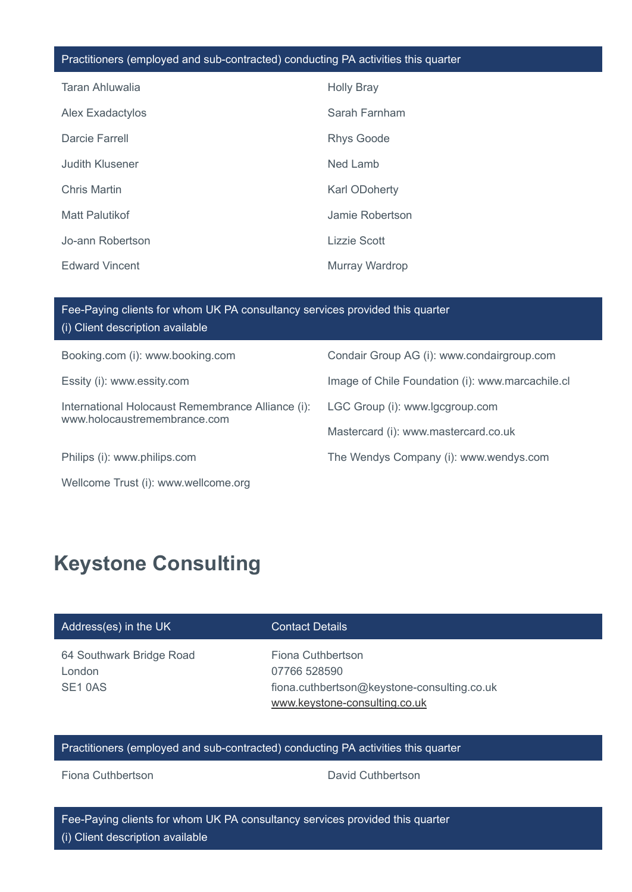| Practitioners (employed and sub-contracted) conducting PA activities this quarter | |
|---|---|
| Taran Ahluwalia | Holly Bray |
| Alex Exadactylos | Sarah Farnham |
| Darcie Farrell | Rhys Goode |
| Judith Klusener | Ned Lamb |
| Chris Martin | Karl ODoherty |
| Matt Palutikof | Jamie Robertson |
| Jo-ann Robertson | Lizzie Scott |
| Edward Vincent | Murray Wardrop |

| Fee-Paying clients for whom UK PA consultancy services provided this quarter (i) Client description available | |
|---|---|
| Booking.com (i): www.booking.com | Condair Group AG (i): www.condairgroup.com |
| Essity (i): www.essity.com | Image of Chile Foundation (i): www.marcachile.cl |
| International Holocaust Remembrance Alliance (i): www.holocaustremembrance.com | LGC Group (i): www.lgcgroup.com |
| | Mastercard (i): www.mastercard.co.uk |
| Philips (i): www.philips.com | The Wendys Company (i): www.wendys.com |
| Wellcome Trust (i): www.wellcome.org | |

## Keystone Consulting

| Address(es) in the UK | Contact Details |
|---|---|
| 64 Southwark Bridge Road<br>London<br>SE1 0AS | Fiona Cuthbertson<br>07766 528590<br>fiona.cuthbertson@keystone-consulting.co.uk<br>www.keystone-consulting.co.uk |

| Practitioners (employed and sub-contracted) conducting PA activities this quarter | |
|---|---|
| Fiona Cuthbertson | David Cuthbertson |

| Fee-Paying clients for whom UK PA consultancy services provided this quarter (i) Client description available |
|---|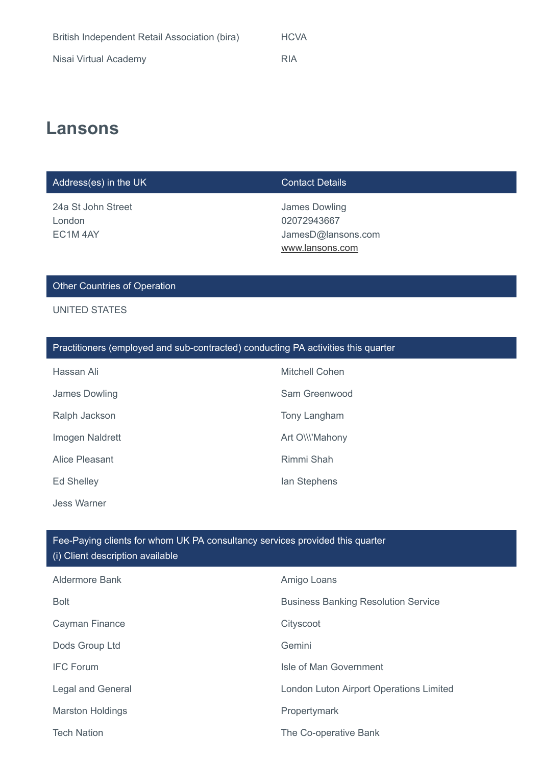| British Independent Retail Association (bira) | HCVA |
| --- | --- |
| Nisai Virtual Academy | RIA |

## Lansons

| Address(es) in the UK | Contact Details |
| --- | --- |
| 24a St John Street<br>London<br>EC1M 4AY | James Dowling<br>02072943667<br>JamesD@lansons.com<br>www.lansons.com |

| Other Countries of Operation |
| --- |
| UNITED STATES |

| Practitioners (employed and sub-contracted) conducting PA activities this quarter | |
| --- | --- |
| Hassan Ali | Mitchell Cohen |
| James Dowling | Sam Greenwood |
| Ralph Jackson | Tony Langham |
| Imogen Naldrett | Art O\\\'Mahony |
| Alice Pleasant | Rimmi Shah |
| Ed Shelley | Ian Stephens |
| Jess Warner | |

| Fee-Paying clients for whom UK PA consultancy services provided this quarter<br>(i) Client description available | |
| --- | --- |
| Aldermore Bank | Amigo Loans |
| Bolt | Business Banking Resolution Service |
| Cayman Finance | Cityscoot |
| Dods Group Ltd | Gemini |
| IFC Forum | Isle of Man Government |
| Legal and General | London Luton Airport Operations Limited |
| Marston Holdings | Propertymark |
| Tech Nation | The Co-operative Bank |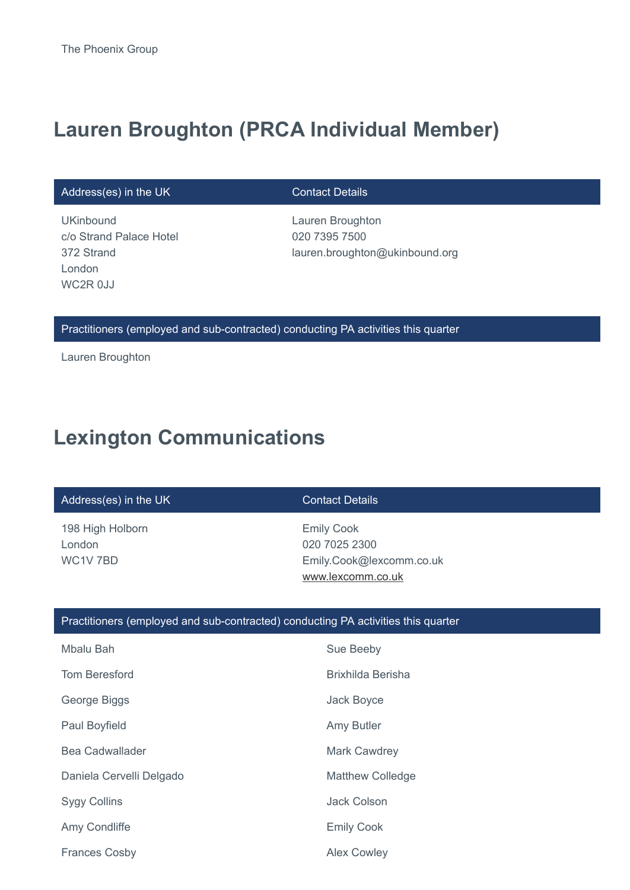The Phoenix Group

## Lauren Broughton (PRCA Individual Member)

| Address(es) in the UK | Contact Details |
| --- | --- |
| UKinbound<br>c/o Strand Palace Hotel<br>372 Strand<br>London<br>WC2R 0JJ | Lauren Broughton<br>020 7395 7500<br>lauren.broughton@ukinbound.org |

| Practitioners (employed and sub-contracted) conducting PA activities this quarter |
| --- |
| Lauren Broughton |

## Lexington Communications

| Address(es) in the UK | Contact Details |
| --- | --- |
| 198 High Holborn<br>London<br>WC1V 7BD | Emily Cook<br>020 7025 2300<br>Emily.Cook@lexcomm.co.uk<br>www.lexcomm.co.uk |

| Practitioners (employed and sub-contracted) conducting PA activities this quarter | |
| --- | --- |
| Mbalu Bah | Sue Beeby |
| Tom Beresford | Brixhilda Berisha |
| George Biggs | Jack Boyce |
| Paul Boyfield | Amy Butler |
| Bea Cadwallader | Mark Cawdrey |
| Daniela Cervelli Delgado | Matthew Colledge |
| Sygy Collins | Jack Colson |
| Amy Condliffe | Emily Cook |
| Frances Cosby | Alex Cowley |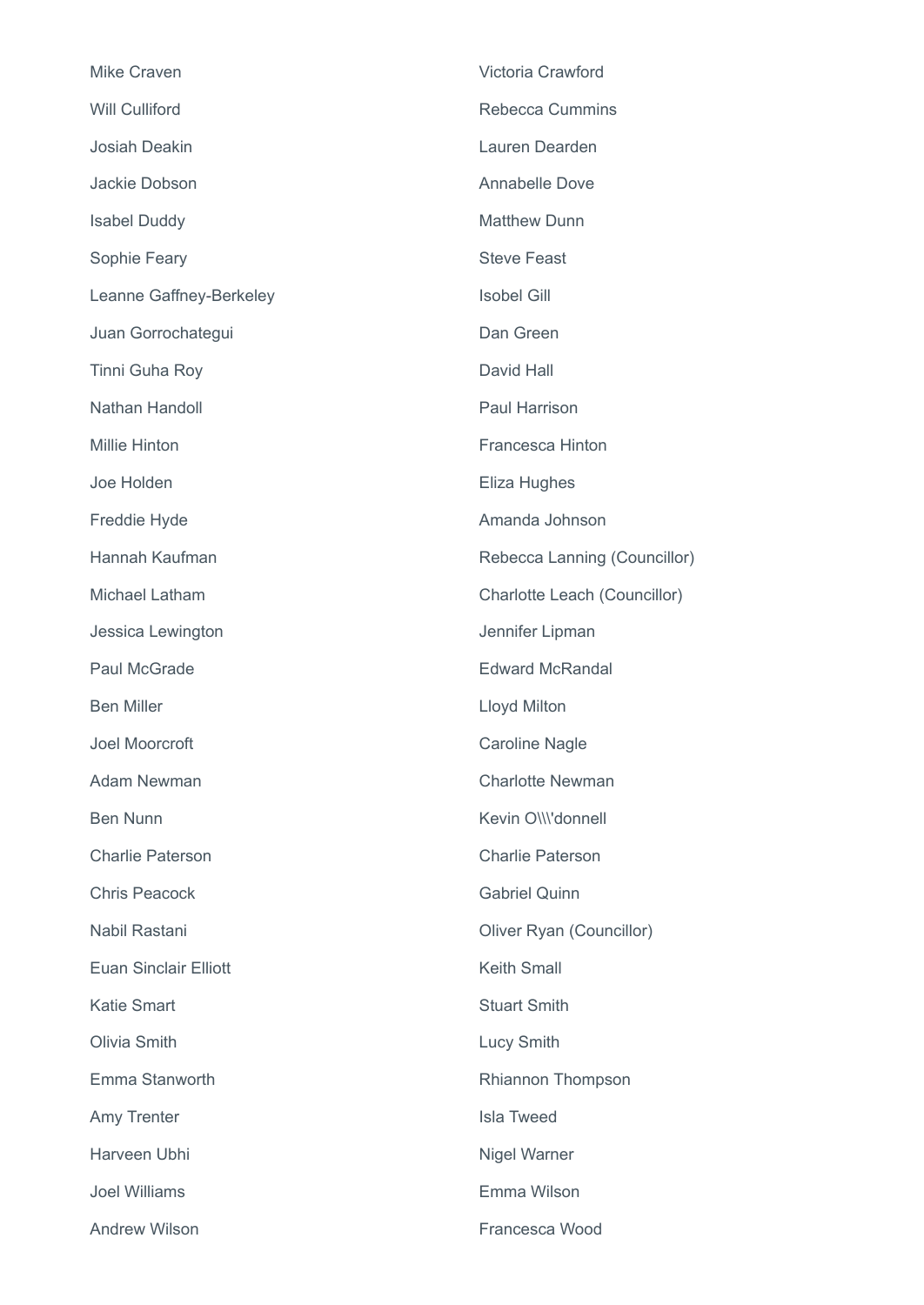Mike Craven

Victoria Crawford

Will Culliford

Rebecca Cummins

Josiah Deakin

Lauren Dearden

Jackie Dobson

Annabelle Dove

Isabel Duddy

Matthew Dunn

Sophie Feary

Steve Feast

Leanne Gaffney-Berkeley

Isobel Gill

Juan Gorrochategui

Dan Green

Tinni Guha Roy

David Hall

Nathan Handoll

Paul Harrison

Millie Hinton

Francesca Hinton

Joe Holden

Eliza Hughes

Freddie Hyde

Amanda Johnson

Hannah Kaufman

Rebecca Lanning (Councillor)

Michael Latham

Charlotte Leach (Councillor)

Jessica Lewington

Jennifer Lipman

Paul McGrade

Edward McRandal

Ben Miller

Lloyd Milton

Joel Moorcroft

Caroline Nagle

Adam Newman

Charlotte Newman

Ben Nunn

Kevin O\\\'donnell

Charlie Paterson

Charlie Paterson

Chris Peacock

Gabriel Quinn

Nabil Rastani

Oliver Ryan (Councillor)

Euan Sinclair Elliott

Keith Small

Katie Smart

Stuart Smith

Olivia Smith

Lucy Smith

Emma Stanworth

Rhiannon Thompson

Amy Trenter

Isla Tweed

Harveen Ubhi

Nigel Warner

Joel Williams

Emma Wilson

Andrew Wilson

Francesca Wood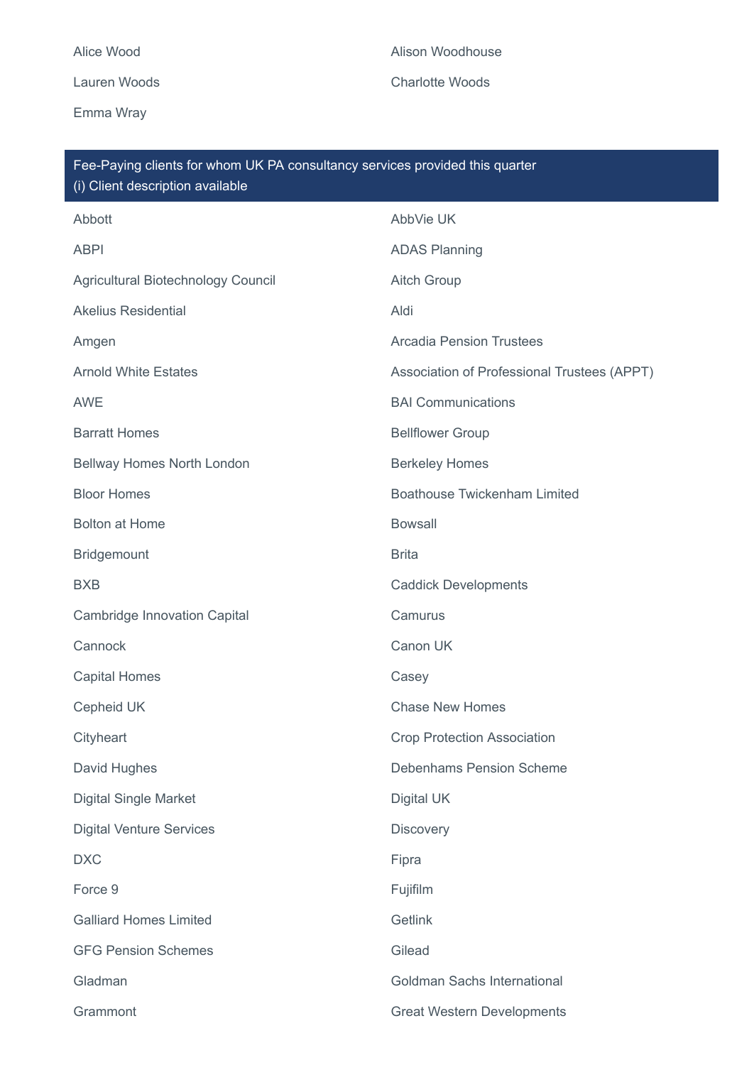Alice Wood

Alison Woodhouse

Lauren Woods

Charlotte Woods

Emma Wray

## Fee-Paying clients for whom UK PA consultancy services provided this quarter
(i) Client description available

Abbott

AbbVie UK

ABPI

ADAS Planning

Agricultural Biotechnology Council

Aitch Group

Akelius Residential

Aldi

Amgen

Arcadia Pension Trustees

Arnold White Estates

Association of Professional Trustees (APPT)

AWE

BAI Communications

Barratt Homes

Bellflower Group

Bellway Homes North London

Berkeley Homes

Bloor Homes

Boathouse Twickenham Limited

Bolton at Home

Bowsall

Bridgemount

Brita

BXB

Caddick Developments

Cambridge Innovation Capital

Camurus

Cannock

Canon UK

Capital Homes

Casey

Cepheid UK

Chase New Homes

Cityheart

Crop Protection Association

David Hughes

Debenhams Pension Scheme

Digital Single Market

Digital UK

Digital Venture Services

Discovery

DXC

Fipra

Force 9

Fujifilm

Galliard Homes Limited

Getlink

GFG Pension Schemes

Gilead

Gladman

Goldman Sachs International

Grammont

Great Western Developments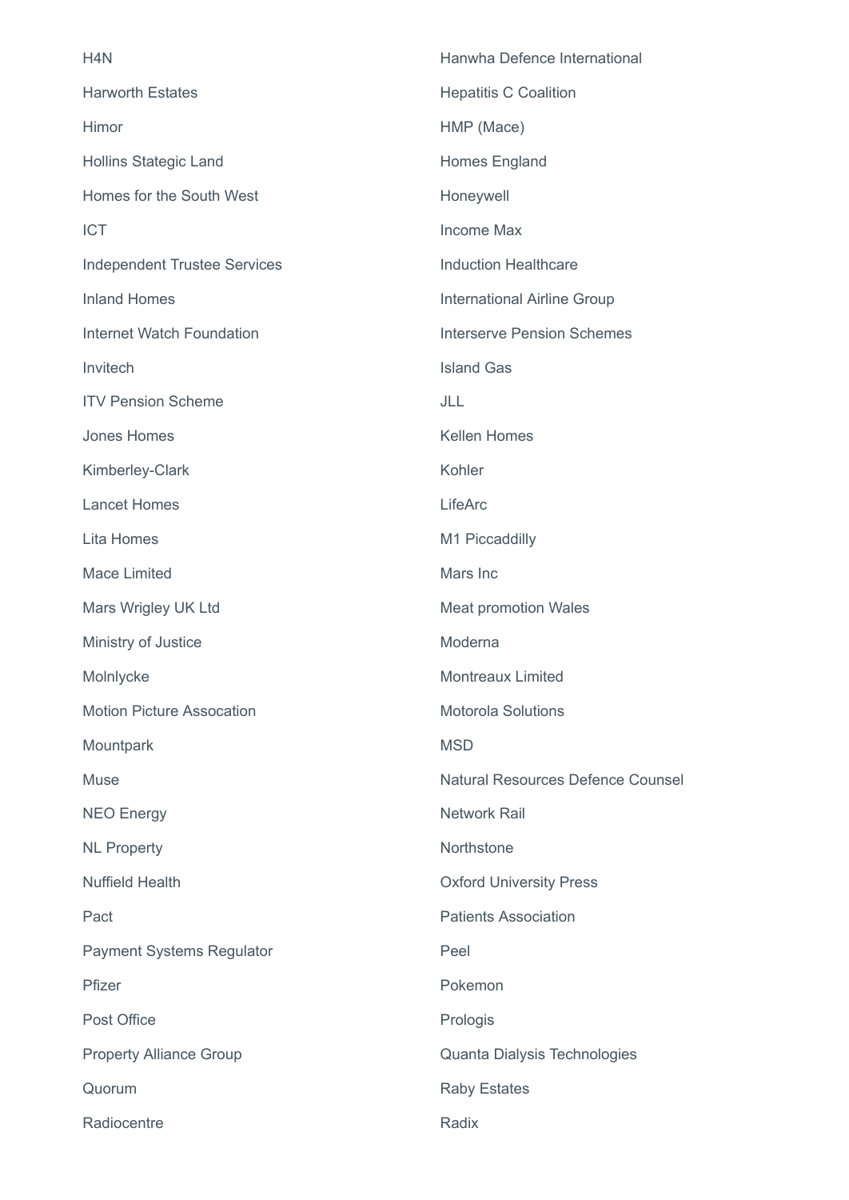H4N

Hanwha Defence International

Harworth Estates

Hepatitis C Coalition

Himor

HMP (Mace)

Hollins Stategic Land

Homes England

Homes for the South West

Honeywell

ICT

Income Max

Independent Trustee Services

Induction Healthcare

Inland Homes

International Airline Group

Internet Watch Foundation

Interserve Pension Schemes

Invitech

Island Gas

ITV Pension Scheme

JLL

Jones Homes

Kellen Homes

Kimberley-Clark

Kohler

Lancet Homes

LifeArc

Lita Homes

M1 Piccaddilly

Mace Limited

Mars Inc

Mars Wrigley UK Ltd

Meat promotion Wales

Ministry of Justice

Moderna

Molnlycke

Montreaux Limited

Motion Picture Assocation

Motorola Solutions

Mountpark

MSD

Muse

Natural Resources Defence Counsel

NEO Energy

Network Rail

NL Property

Northstone

Nuffield Health

Oxford University Press

Pact

Patients Association

Payment Systems Regulator

Peel

Pfizer

Pokemon

Post Office

Prologis

Property Alliance Group

Quanta Dialysis Technologies

Quorum

Raby Estates

Radiocentre

Radix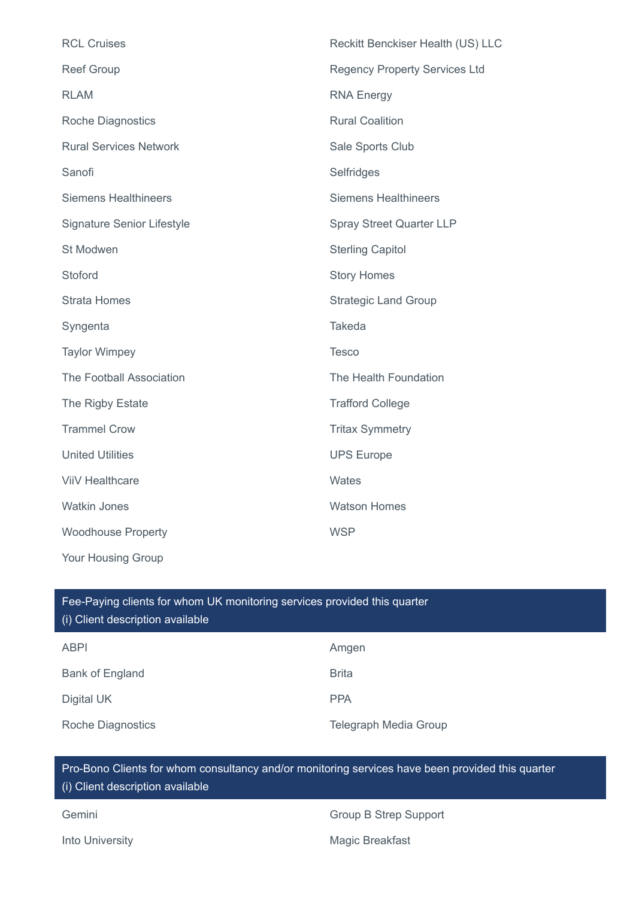| | |
|---|---|
| RCL Cruises | Reckitt Benckiser Health (US) LLC |
| Reef Group | Regency Property Services Ltd |
| RLAM | RNA Energy |
| Roche Diagnostics | Rural Coalition |
| Rural Services Network | Sale Sports Club |
| Sanofi | Selfridges |
| Siemens Healthineers | Siemens Healthineers |
| Signature Senior Lifestyle | Spray Street Quarter LLP |
| St Modwen | Sterling Capitol |
| Stoford | Story Homes |
| Strata Homes | Strategic Land Group |
| Syngenta | Takeda |
| Taylor Wimpey | Tesco |
| The Football Association | The Health Foundation |
| The Rigby Estate | Trafford College |
| Trammel Crow | Tritax Symmetry |
| United Utilities | UPS Europe |
| ViiV Healthcare | Wates |
| Watkin Jones | Watson Homes |
| Woodhouse Property | WSP |
| Your Housing Group | |

| Fee-Paying clients for whom UK monitoring services provided this quarter (i) Client description available | |
|---|---|
| ABPI | Amgen |
| Bank of England | Brita |
| Digital UK | PPA |
| Roche Diagnostics | Telegraph Media Group |

| Pro-Bono Clients for whom consultancy and/or monitoring services have been provided this quarter (i) Client description available | |
|---|---|
| Gemini | Group B Strep Support |
| Into University | Magic Breakfast |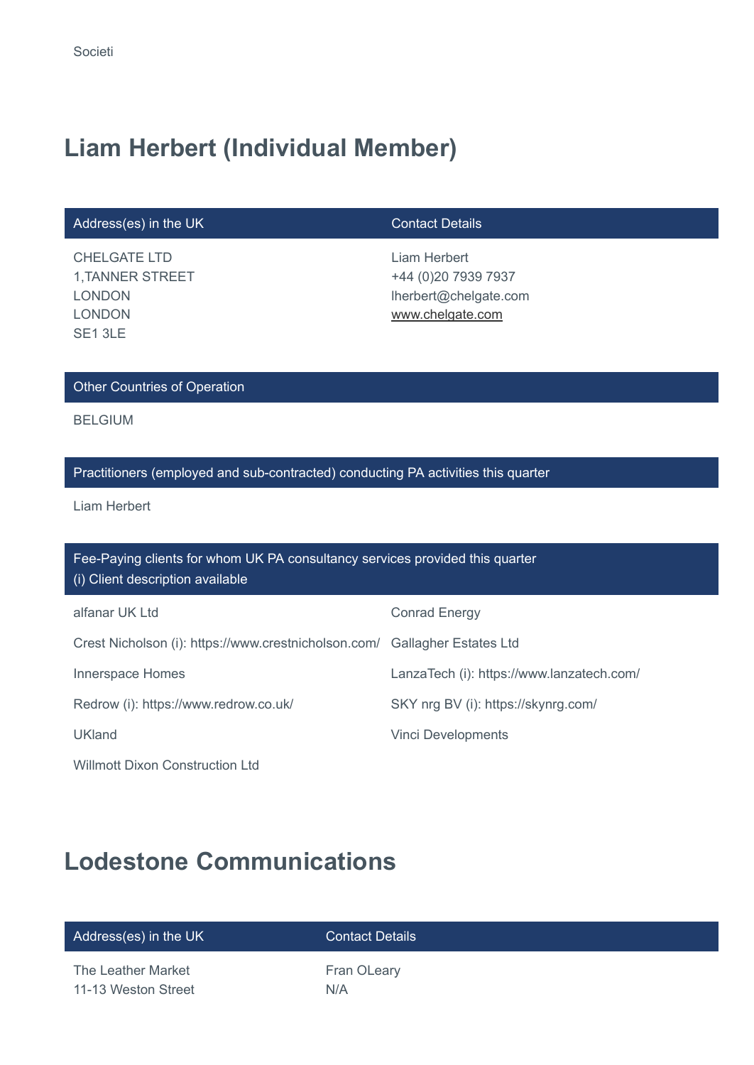Societi

## Liam Herbert (Individual Member)

| Address(es) in the UK | Contact Details |
| --- | --- |
| CHELGATE LTD<br>1,TANNER STREET<br>LONDON<br>LONDON<br>SE1 3LE | Liam Herbert<br>+44 (0)20 7939 7937<br>lherbert@chelgate.com<br>www.chelgate.com |

| Other Countries of Operation |
| --- |
| BELGIUM |

| Practitioners (employed and sub-contracted) conducting PA activities this quarter |
| --- |
| Liam Herbert |

| Fee-Paying clients for whom UK PA consultancy services provided this quarter<br>(i) Client description available | |
| --- | --- |
| alfanar UK Ltd | Conrad Energy |
| Crest Nicholson (i): https://www.crestnicholson.com/ | Gallagher Estates Ltd |
| Innerspace Homes | LanzaTech (i): https://www.lanzatech.com/ |
| Redrow (i): https://www.redrow.co.uk/ | SKY nrg BV (i): https://skynrg.com/ |
| UKland | Vinci Developments |
| Willmott Dixon Construction Ltd | |

## Lodestone Communications

| Address(es) in the UK | Contact Details |
| --- | --- |
| The Leather Market<br>11-13 Weston Street | Fran OLeary<br>N/A |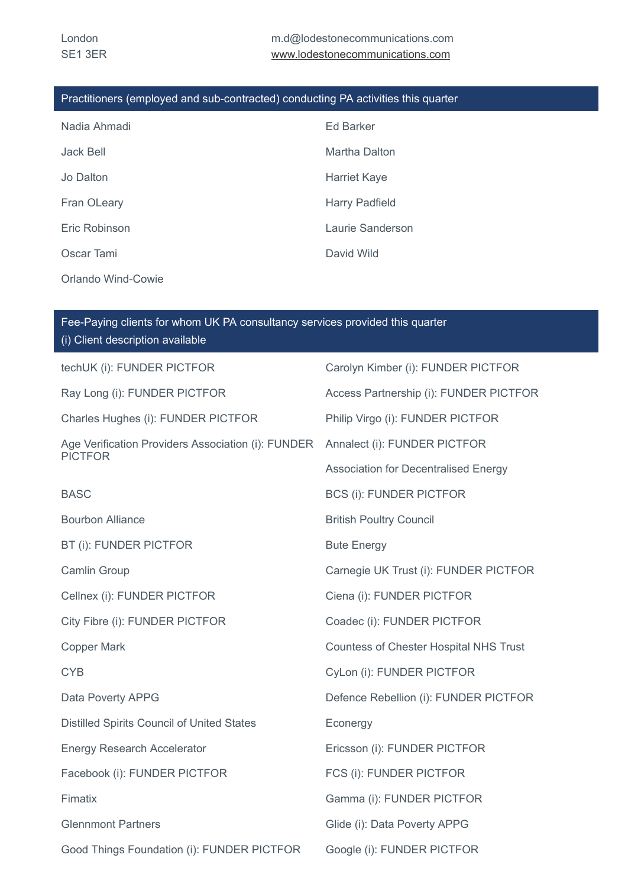London
SE1 3ER

m.d@lodestonecommunications.com
www.lodestonecommunications.com

## Practitioners (employed and sub-contracted) conducting PA activities this quarter

- Nadia Ahmadi
- Ed Barker
- Jack Bell
- Martha Dalton
- Jo Dalton
- Harriet Kaye
- Fran OLeary
- Harry Padfield
- Eric Robinson
- Laurie Sanderson
- Oscar Tami
- David Wild
- Orlando Wind-Cowie

## Fee-Paying clients for whom UK PA consultancy services provided this quarter

(i) Client description available

- techUK (i): FUNDER PICTFOR
- Carolyn Kimber (i): FUNDER PICTFOR
- Ray Long (i): FUNDER PICTFOR
- Access Partnership (i): FUNDER PICTFOR
- Charles Hughes (i): FUNDER PICTFOR
- Philip Virgo (i): FUNDER PICTFOR
- Age Verification Providers Association (i): FUNDER PICTFOR
- Annalect (i): FUNDER PICTFOR
- Association for Decentralised Energy
- BASC
- BCS (i): FUNDER PICTFOR
- Bourbon Alliance
- British Poultry Council
- BT (i): FUNDER PICTFOR
- Bute Energy
- Camlin Group
- Carnegie UK Trust (i): FUNDER PICTFOR
- Cellnex (i): FUNDER PICTFOR
- Ciena (i): FUNDER PICTFOR
- City Fibre (i): FUNDER PICTFOR
- Coadec (i): FUNDER PICTFOR
- Copper Mark
- Countess of Chester Hospital NHS Trust
- CYB
- CyLon (i): FUNDER PICTFOR
- Data Poverty APPG
- Defence Rebellion (i): FUNDER PICTFOR
- Distilled Spirits Council of United States
- Econergy
- Energy Research Accelerator
- Ericsson (i): FUNDER PICTFOR
- Facebook (i): FUNDER PICTFOR
- FCS (i): FUNDER PICTFOR
- Fimatix
- Gamma (i): FUNDER PICTFOR
- Glennmont Partners
- Glide (i): Data Poverty APPG
- Good Things Foundation (i): FUNDER PICTFOR
- Google (i): FUNDER PICTFOR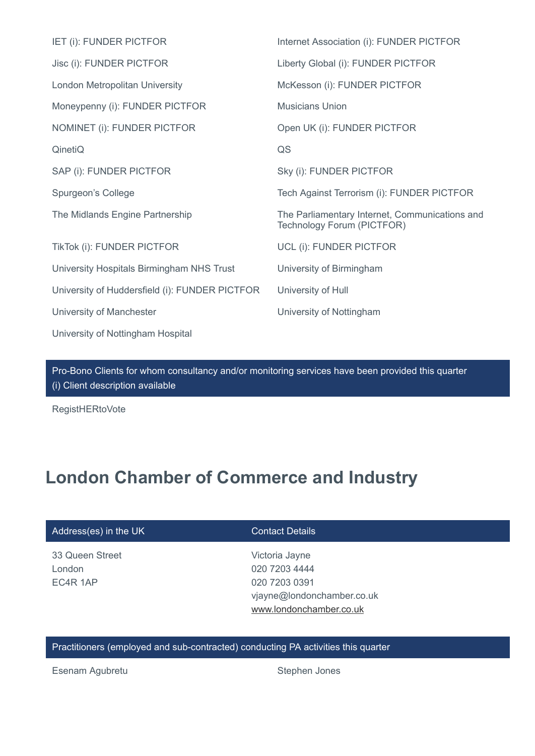IET (i): FUNDER PICTFOR

Internet Association (i): FUNDER PICTFOR

Jisc (i): FUNDER PICTFOR

Liberty Global (i): FUNDER PICTFOR

London Metropolitan University

McKesson (i): FUNDER PICTFOR

Moneypenny (i): FUNDER PICTFOR

Musicians Union

NOMINET (i): FUNDER PICTFOR

Open UK (i): FUNDER PICTFOR

QinetiQ

QS

SAP (i): FUNDER PICTFOR

Sky (i): FUNDER PICTFOR

Spurgeon's College

Tech Against Terrorism (i): FUNDER PICTFOR

The Midlands Engine Partnership

The Parliamentary Internet, Communications and Technology Forum (PICTFOR)

TikTok (i): FUNDER PICTFOR

UCL (i): FUNDER PICTFOR

University Hospitals Birmingham NHS Trust

University of Birmingham

University of Huddersfield (i): FUNDER PICTFOR

University of Hull

University of Manchester

University of Nottingham

University of Nottingham Hospital

| Pro-Bono Clients for whom consultancy and/or monitoring services have been provided this quarter (i) Client description available |
|---|
| RegistHERtoVote |

## London Chamber of Commerce and Industry

| Address(es) in the UK | Contact Details |
|---|---|
| 33 Queen Street<br>London<br>EC4R 1AP | Victoria Jayne<br>020 7203 4444<br>020 7203 0391<br>vjayne@londonchamber.co.uk<br>www.londonchamber.co.uk |

| Practitioners (employed and sub-contracted) conducting PA activities this quarter | |
|---|---|
| Esenam Agubretu | Stephen Jones |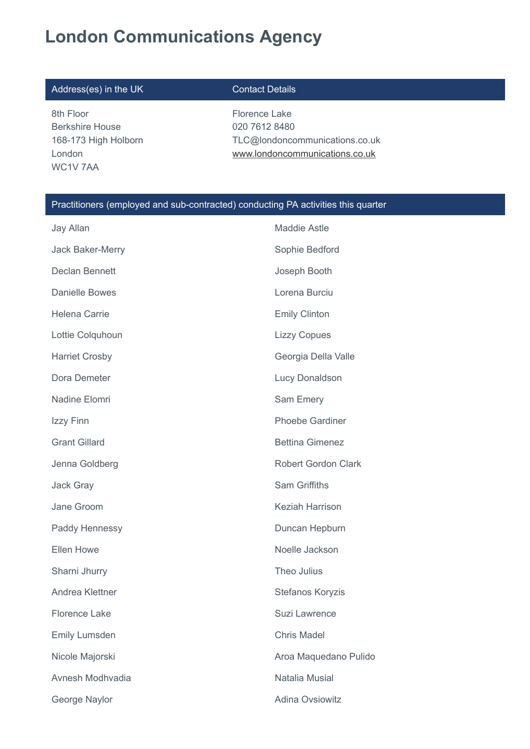# London Communications Agency

| Address(es) in the UK | Contact Details |
| --- | --- |
| 8th Floor<br>Berkshire House<br>168-173 High Holborn<br>London<br>WC1V 7AA | Florence Lake<br>020 7612 8480<br>TLC@londoncommunications.co.uk<br>www.londoncommunications.co.uk |

| Practitioners (employed and sub-contracted) conducting PA activities this quarter | |
| --- | --- |
| Jay Allan | Maddie Astle |
| Jack Baker-Merry | Sophie Bedford |
| Declan Bennett | Joseph Booth |
| Danielle Bowes | Lorena Burciu |
| Helena Carrie | Emily Clinton |
| Lottie Colquhoun | Lizzy Copues |
| Harriet Crosby | Georgia Della Valle |
| Dora Demeter | Lucy Donaldson |
| Nadine Elomri | Sam Emery |
| Izzy Finn | Phoebe Gardiner |
| Grant Gillard | Bettina Gimenez |
| Jenna Goldberg | Robert Gordon Clark |
| Jack Gray | Sam Griffiths |
| Jane Groom | Keziah Harrison |
| Paddy Hennessy | Duncan Hepburn |
| Ellen Howe | Noelle Jackson |
| Sharni Jhurry | Theo Julius |
| Andrea Klettner | Stefanos Koryzis |
| Florence Lake | Suzi Lawrence |
| Emily Lumsden | Chris Madel |
| Nicole Majorski | Aroa Maquedano Pulido |
| Avnesh Modhvadia | Natalia Musial |
| George Naylor | Adina Ovsiowitz |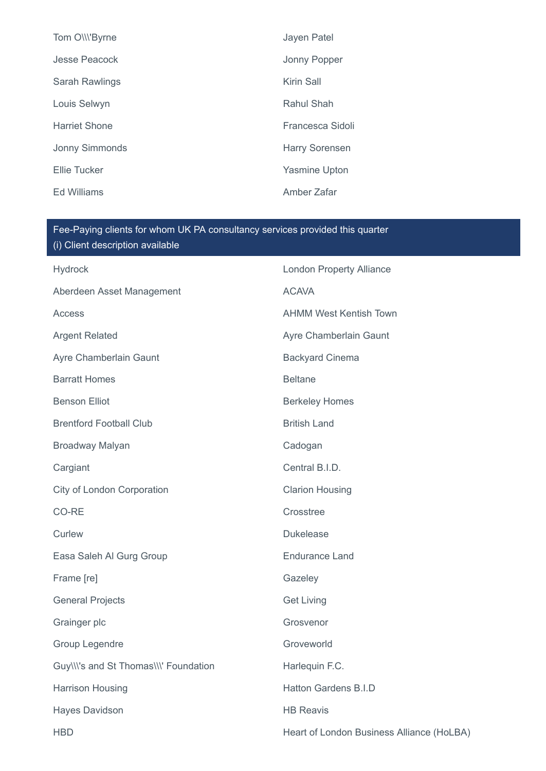Tom O\\\'Byrne

Jayen Patel

Jesse Peacock

Jonny Popper

Sarah Rawlings

Kirin Sall

Louis Selwyn

Rahul Shah

Harriet Shone

Francesca Sidoli

Jonny Simmonds

Harry Sorensen

Ellie Tucker

Yasmine Upton

Ed Williams

Amber Zafar

## Fee-Paying clients for whom UK PA consultancy services provided this quarter
(i) Client description available

Hydrock

London Property Alliance

Aberdeen Asset Management

ACAVA

Access

AHMM West Kentish Town

Argent Related

Ayre Chamberlain Gaunt

Ayre Chamberlain Gaunt

Backyard Cinema

Barratt Homes

Beltane

Benson Elliot

Berkeley Homes

Brentford Football Club

British Land

Broadway Malyan

Cadogan

Cargiant

Central B.I.D.

City of London Corporation

Clarion Housing

CO-RE

Crosstree

Curlew

Dukelease

Easa Saleh Al Gurg Group

Endurance Land

Frame [re]

Gazeley

General Projects

Get Living

Grainger plc

Grosvenor

Group Legendre

Groveworld

Guy\\\'s and St Thomas\\\' Foundation

Harlequin F.C.

Harrison Housing

Hatton Gardens B.I.D

Hayes Davidson

HB Reavis

HBD

Heart of London Business Alliance (HoLBA)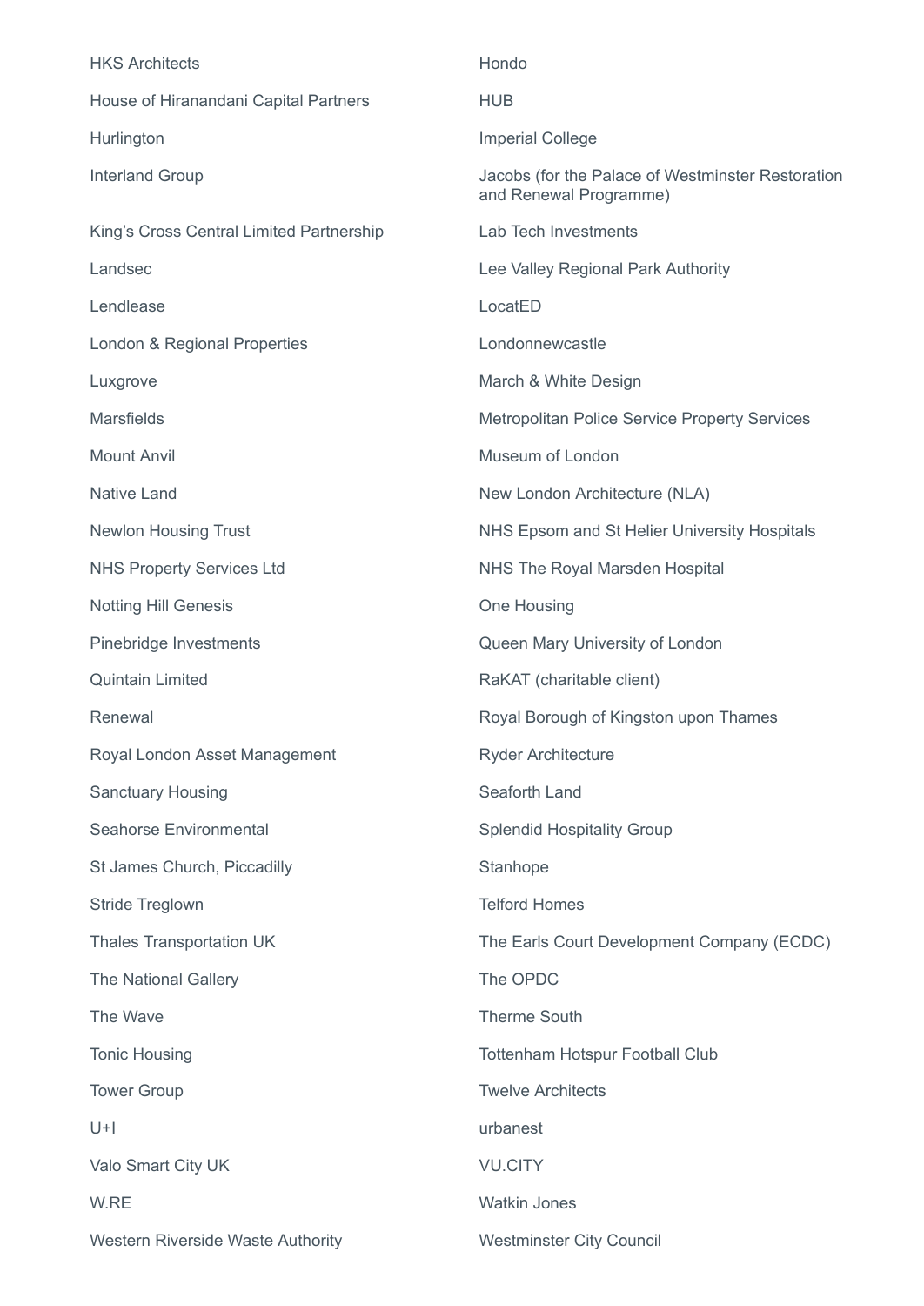HKS Architects

Hondo

House of Hiranandani Capital Partners

HUB

Hurlington

Imperial College

Interland Group

Jacobs (for the Palace of Westminster Restoration and Renewal Programme)

King’s Cross Central Limited Partnership

Lab Tech Investments

Landsec

Lee Valley Regional Park Authority

Lendlease

LocatED

London & Regional Properties

Londonnewcastle

Luxgrove

March & White Design

Marsfields

Metropolitan Police Service Property Services

Mount Anvil

Museum of London

Native Land

New London Architecture (NLA)

Newlon Housing Trust

NHS Epsom and St Helier University Hospitals

NHS Property Services Ltd

NHS The Royal Marsden Hospital

Notting Hill Genesis

One Housing

Pinebridge Investments

Queen Mary University of London

Quintain Limited

RaKAT (charitable client)

Renewal

Royal Borough of Kingston upon Thames

Royal London Asset Management

Ryder Architecture

Sanctuary Housing

Seaforth Land

Seahorse Environmental

Splendid Hospitality Group

St James Church, Piccadilly

Stanhope

Stride Treglown

Telford Homes

Thales Transportation UK

The Earls Court Development Company (ECDC)

The National Gallery

The OPDC

The Wave

Therme South

Tonic Housing

Tottenham Hotspur Football Club

Tower Group

Twelve Architects

U+I

urbanest

Valo Smart City UK

VU.CITY

W.RE

Watkin Jones

Western Riverside Waste Authority

Westminster City Council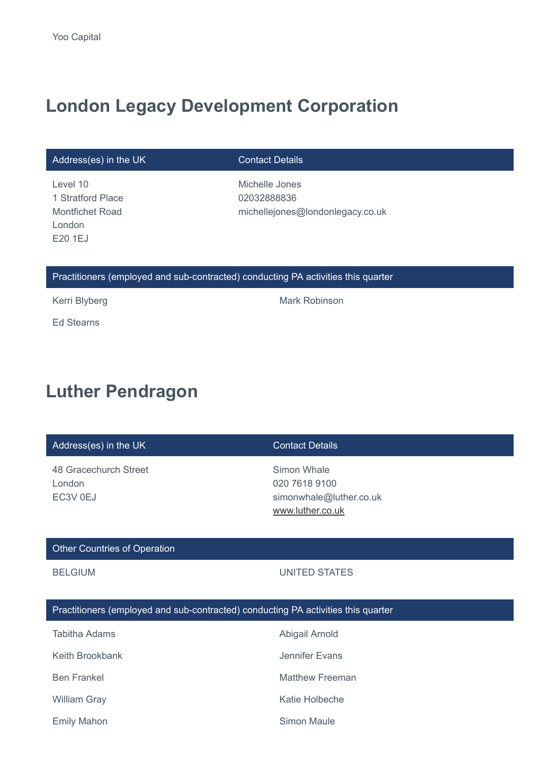Yoo Capital

## London Legacy Development Corporation

| Address(es) in the UK | Contact Details |
| --- | --- |
| Level 10<br>1 Stratford Place<br>Montfichet Road<br>London<br>E20 1EJ | Michelle Jones<br>02032888836<br>michellejones@londonlegacy.co.uk |

| Practitioners (employed and sub-contracted) conducting PA activities this quarter | |
| --- | --- |
| Kerri Blyberg | Mark Robinson |
| Ed Stearns | |

## Luther Pendragon

| Address(es) in the UK | Contact Details |
| --- | --- |
| 48 Gracechurch Street<br>London<br>EC3V 0EJ | Simon Whale<br>020 7618 9100<br>simonwhale@luther.co.uk<br>www.luther.co.uk |

| Other Countries of Operation | |
| --- | --- |
| BELGIUM | UNITED STATES |

| Practitioners (employed and sub-contracted) conducting PA activities this quarter | |
| --- | --- |
| Tabitha Adams | Abigail Arnold |
| Keith Brookbank | Jennifer Evans |
| Ben Frankel | Matthew Freeman |
| William Gray | Katie Holbeche |
| Emily Mahon | Simon Maule |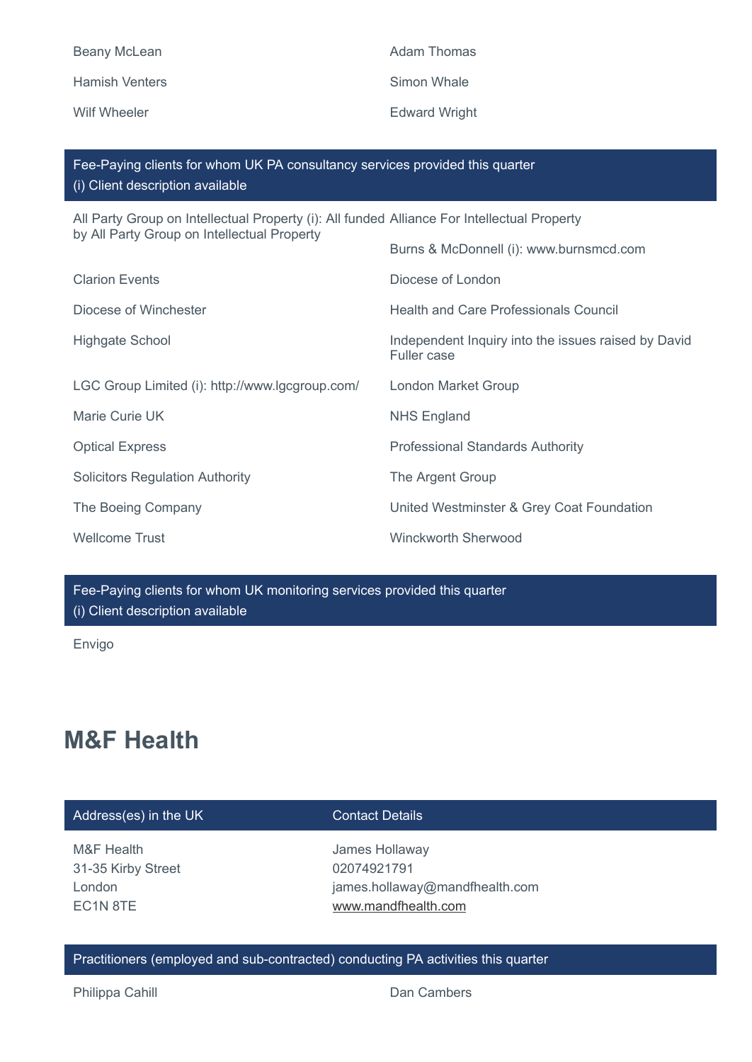Beany McLean

Adam Thomas

Hamish Venters

Simon Whale

Wilf Wheeler

Edward Wright

**Fee-Paying clients for whom UK PA consultancy services provided this quarter**
(i) Client description available

All Party Group on Intellectual Property (i): All funded by All Party Group on Intellectual Property

Alliance For Intellectual Property

Burns & McDonnell (i): www.burnsmcd.com

Clarion Events

Diocese of London

Diocese of Winchester

Health and Care Professionals Council

Highgate School

Independent Inquiry into the issues raised by David Fuller case

LGC Group Limited (i): http://www.lgcgroup.com/

London Market Group

Marie Curie UK

NHS England

Optical Express

Professional Standards Authority

Solicitors Regulation Authority

The Argent Group

The Boeing Company

United Westminster & Grey Coat Foundation

Wellcome Trust

Winckworth Sherwood

**Fee-Paying clients for whom UK monitoring services provided this quarter**
(i) Client description available

Envigo

# M&F Health

| Address(es) in the UK | Contact Details |
| --- | --- |
| M&F Health<br>31-35 Kirby Street<br>London<br>EC1N 8TE | James Hollaway<br>02074921791<br>james.hollaway@mandfhealth.com<br>www.mandfhealth.com |

**Practitioners (employed and sub-contracted) conducting PA activities this quarter**

Philippa Cahill

Dan Cambers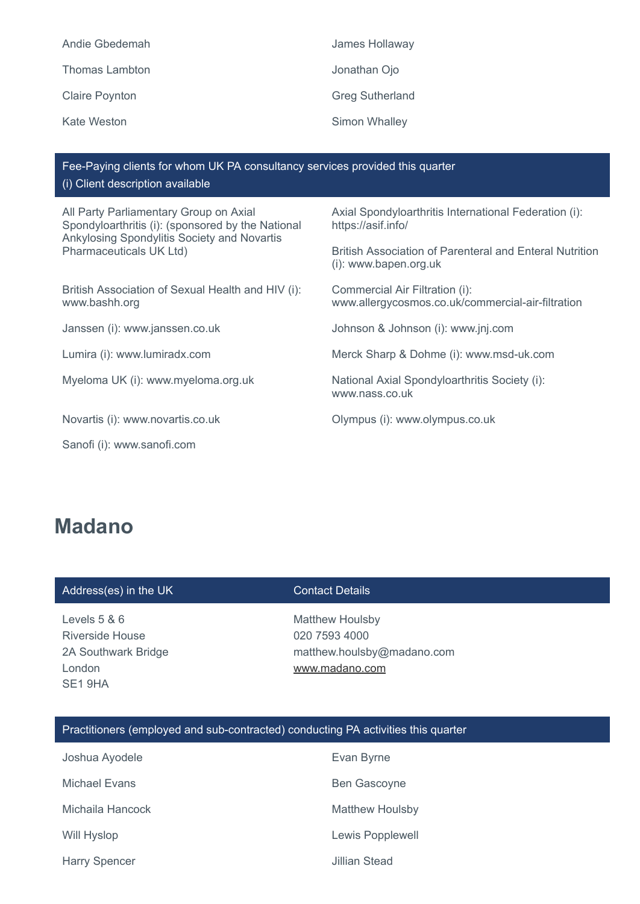Andie Gbedemah

James Hollaway

Thomas Lambton

Jonathan Ojo

Claire Poynton

Greg Sutherland

Kate Weston

Simon Whalley

**Fee-Paying clients for whom UK PA consultancy services provided this quarter**
**(i) Client description available**

All Party Parliamentary Group on Axial Spondyloarthritis (i): (sponsored by the National Ankylosing Spondylitis Society and Novartis Pharmaceuticals UK Ltd)

Axial Spondyloarthritis International Federation (i): https://asif.info/

British Association of Parenteral and Enteral Nutrition (i): www.bapen.org.uk

British Association of Sexual Health and HIV (i): www.bashh.org

Commercial Air Filtration (i): www.allergycosmos.co.uk/commercial-air-filtration

Janssen (i): www.janssen.co.uk

Johnson & Johnson (i): www.jnj.com

Lumira (i): www.lumiradx.com

Merck Sharp & Dohme (i): www.msd-uk.com

Myeloma UK (i): www.myeloma.org.uk

National Axial Spondyloarthritis Society (i): www.nass.co.uk

Novartis (i): www.novartis.co.uk

Olympus (i): www.olympus.co.uk

Sanofi (i): www.sanofi.com

# Madano

| Address(es) in the UK | Contact Details |
| --- | --- |
| Levels 5 & 6<br>Riverside House<br>2A Southwark Bridge<br>London<br>SE1 9HA | Matthew Houlsby<br>020 7593 4000<br>matthew.houlsby@madano.com<br>www.madano.com |

**Practitioners (employed and sub-contracted) conducting PA activities this quarter**

Joshua Ayodele

Evan Byrne

Michael Evans

Ben Gascoyne

Michaila Hancock

Matthew Houlsby

Will Hyslop

Lewis Popplewell

Harry Spencer

Jillian Stead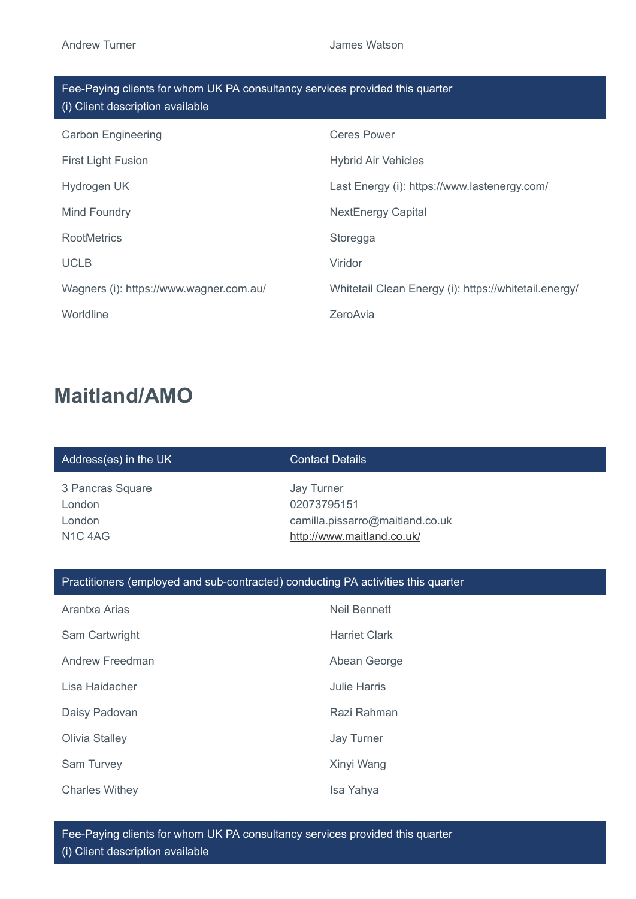| Andrew Turner | James Watson |
|---|---|

| Fee-Paying clients for whom UK PA consultancy services provided this quarter (i) Client description available | |
|---|---|
| Carbon Engineering | Ceres Power |
| First Light Fusion | Hybrid Air Vehicles |
| Hydrogen UK | Last Energy (i): https://www.lastenergy.com/ |
| Mind Foundry | NextEnergy Capital |
| RootMetrics | Storegga |
| UCLB | Viridor |
| Wagners (i): https://www.wagner.com.au/ | Whitetail Clean Energy (i): https://whitetail.energy/ |
| Worldline | ZeroAvia |

## Maitland/AMO

| Address(es) in the UK | Contact Details |
|---|---|
| 3 Pancras Square<br>London<br>London<br>N1C 4AG | Jay Turner<br>02073795151<br>camilla.pissarro@maitland.co.uk<br>http://www.maitland.co.uk/ |

| Practitioners (employed and sub-contracted) conducting PA activities this quarter | |
|---|---|
| Arantxa Arias | Neil Bennett |
| Sam Cartwright | Harriet Clark |
| Andrew Freedman | Abean George |
| Lisa Haidacher | Julie Harris |
| Daisy Padovan | Razi Rahman |
| Olivia Stalley | Jay Turner |
| Sam Turvey | Xinyi Wang |
| Charles Withey | Isa Yahya |

| Fee-Paying clients for whom UK PA consultancy services provided this quarter (i) Client description available |
|---|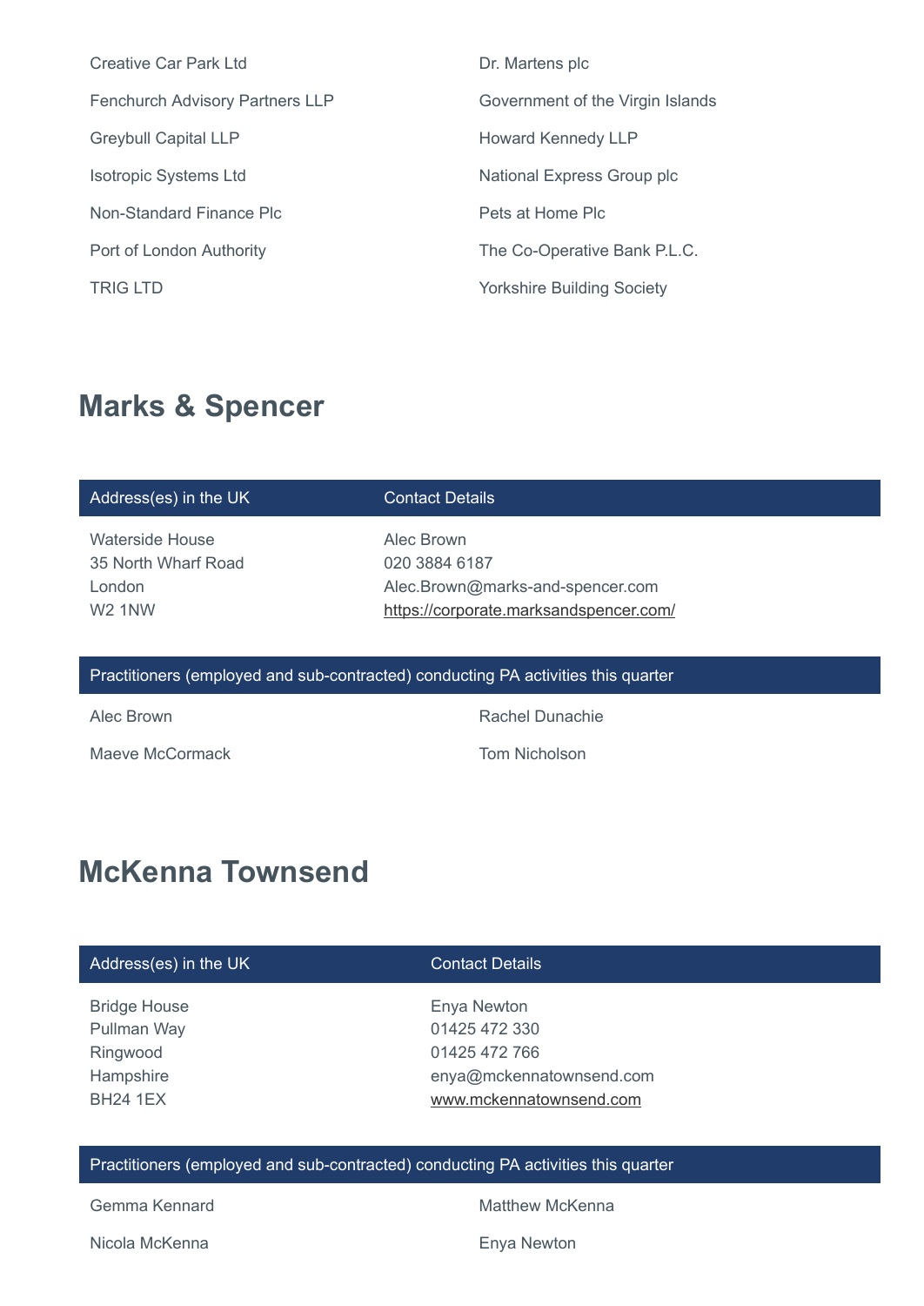| | |
|---|---|
| Creative Car Park Ltd | Dr. Martens plc |
| Fenchurch Advisory Partners LLP | Government of the Virgin Islands |
| Greybull Capital LLP | Howard Kennedy LLP |
| Isotropic Systems Ltd | National Express Group plc |
| Non-Standard Finance Plc | Pets at Home Plc |
| Port of London Authority | The Co-Operative Bank P.L.C. |
| TRIG LTD | Yorkshire Building Society |

## Marks & Spencer

| Address(es) in the UK | Contact Details |
|---|---|
| Waterside House<br>35 North Wharf Road<br>London<br>W2 1NW | Alec Brown<br>020 3884 6187<br>Alec.Brown@marks-and-spencer.com<br>https://corporate.marksandspencer.com/ |

| Practitioners (employed and sub-contracted) conducting PA activities this quarter | |
|---|---|
| Alec Brown | Rachel Dunachie |
| Maeve McCormack | Tom Nicholson |

## McKenna Townsend

| Address(es) in the UK | Contact Details |
|---|---|
| Bridge House<br>Pullman Way<br>Ringwood<br>Hampshire<br>BH24 1EX | Enya Newton<br>01425 472 330<br>01425 472 766<br>enya@mckennatownsend.com<br>www.mckennatownsend.com |

| Practitioners (employed and sub-contracted) conducting PA activities this quarter | |
|---|---|
| Gemma Kennard | Matthew McKenna |
| Nicola McKenna | Enya Newton |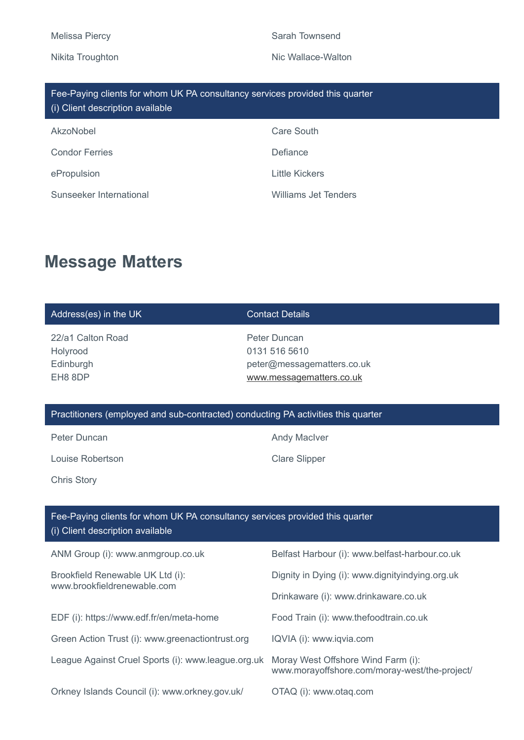Melissa Piercy

Sarah Townsend

Nikita Troughton

Nic Wallace-Walton

| Fee-Paying clients for whom UK PA consultancy services provided this quarter (i) Client description available | |
|---|---|
| AkzoNobel | Care South |
| Condor Ferries | Defiance |
| ePropulsion | Little Kickers |
| Sunseeker International | Williams Jet Tenders |

## Message Matters

| Address(es) in the UK | Contact Details |
|---|---|
| 22/a1 Calton Road<br>Holyrood<br>Edinburgh<br>EH8 8DP | Peter Duncan<br>0131 516 5610<br>peter@messagematters.co.uk<br>www.messagematters.co.uk |

| Practitioners (employed and sub-contracted) conducting PA activities this quarter | |
|---|---|
| Peter Duncan | Andy MacIver |
| Louise Robertson | Clare Slipper |
| Chris Story | |

| Fee-Paying clients for whom UK PA consultancy services provided this quarter (i) Client description available | |
|---|---|
| ANM Group (i): www.anmgroup.co.uk | Belfast Harbour (i): www.belfast-harbour.co.uk |
| Brookfield Renewable UK Ltd (i): www.brookfieldrenewable.com | Dignity in Dying (i): www.dignityindying.org.uk |
| | Drinkaware (i): www.drinkaware.co.uk |
| EDF (i): https://www.edf.fr/en/meta-home | Food Train (i): www.thefoodtrain.co.uk |
| Green Action Trust (i): www.greenactiontrust.org | IQVIA (i): www.iqvia.com |
| League Against Cruel Sports (i): www.league.org.uk | Moray West Offshore Wind Farm (i): www.morayoffshore.com/moray-west/the-project/ |
| Orkney Islands Council (i): www.orkney.gov.uk/ | OTAQ (i): www.otaq.com |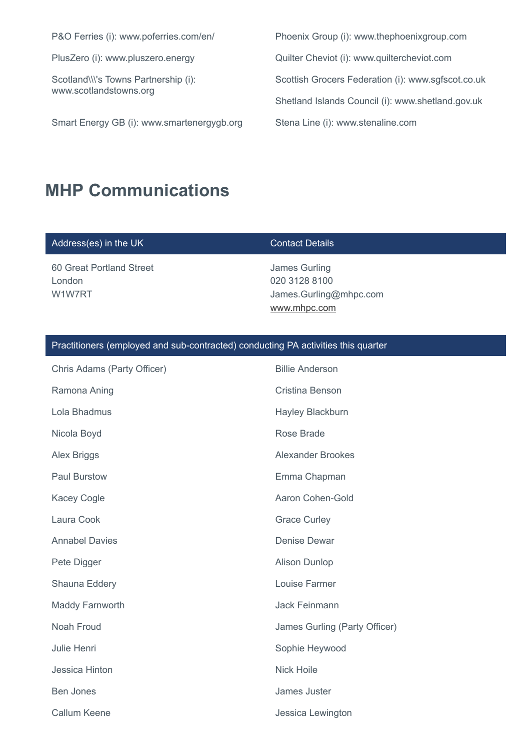P&O Ferries (i): www.poferries.com/en/

Phoenix Group (i): www.thephoenixgroup.com

PlusZero (i): www.pluszero.energy

Quilter Cheviot (i): www.quiltercheviot.com

Scotland\\\'s Towns Partnership (i): www.scotlandstowns.org

Scottish Grocers Federation (i): www.sgfscot.co.uk

Shetland Islands Council (i): www.shetland.gov.uk

Smart Energy GB (i): www.smartenergygb.org

Stena Line (i): www.stenaline.com

# MHP Communications

| Address(es) in the UK | Contact Details |
|---|---|
| 60 Great Portland Street<br>London<br>W1W7RT | James Gurling<br>020 3128 8100<br>James.Gurling@mhpc.com<br>www.mhpc.com |

| Practitioners (employed and sub-contracted) conducting PA activities this quarter | |
|---|---|
| Chris Adams (Party Officer) | Billie Anderson |
| Ramona Aning | Cristina Benson |
| Lola Bhadmus | Hayley Blackburn |
| Nicola Boyd | Rose Brade |
| Alex Briggs | Alexander Brookes |
| Paul Burstow | Emma Chapman |
| Kacey Cogle | Aaron Cohen-Gold |
| Laura Cook | Grace Curley |
| Annabel Davies | Denise Dewar |
| Pete Digger | Alison Dunlop |
| Shauna Eddery | Louise Farmer |
| Maddy Farnworth | Jack Feinmann |
| Noah Froud | James Gurling (Party Officer) |
| Julie Henri | Sophie Heywood |
| Jessica Hinton | Nick Hoile |
| Ben Jones | James Juster |
| Callum Keene | Jessica Lewington |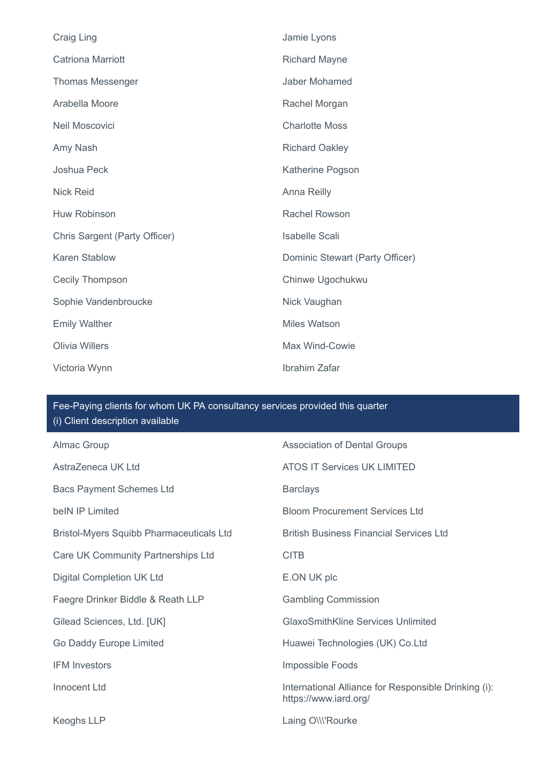Craig Ling

Jamie Lyons

Catriona Marriott

Richard Mayne

Thomas Messenger

Jaber Mohamed

Arabella Moore

Rachel Morgan

Neil Moscovici

Charlotte Moss

Amy Nash

Richard Oakley

Joshua Peck

Katherine Pogson

Nick Reid

Anna Reilly

Huw Robinson

Rachel Rowson

Chris Sargent (Party Officer)

Isabelle Scali

Karen Stablow

Dominic Stewart (Party Officer)

Cecily Thompson

Chinwe Ugochukwu

Sophie Vandenbroucke

Nick Vaughan

Emily Walther

Miles Watson

Olivia Willers

Max Wind-Cowie

Victoria Wynn

Ibrahim Zafar

## Fee-Paying clients for whom UK PA consultancy services provided this quarter
(i) Client description available

Almac Group

Association of Dental Groups

AstraZeneca UK Ltd

ATOS IT Services UK LIMITED

Bacs Payment Schemes Ltd

Barclays

beIN IP Limited

Bloom Procurement Services Ltd

Bristol-Myers Squibb Pharmaceuticals Ltd

British Business Financial Services Ltd

Care UK Community Partnerships Ltd

CITB

Digital Completion UK Ltd

E.ON UK plc

Faegre Drinker Biddle & Reath LLP

Gambling Commission

Gilead Sciences, Ltd. [UK]

GlaxoSmithKline Services Unlimited

Go Daddy Europe Limited

Huawei Technologies (UK) Co.Ltd

IFM Investors

Impossible Foods

Innocent Ltd

International Alliance for Responsible Drinking (i): https://www.iard.org/

Keoghs LLP

Laing O\\\'Rourke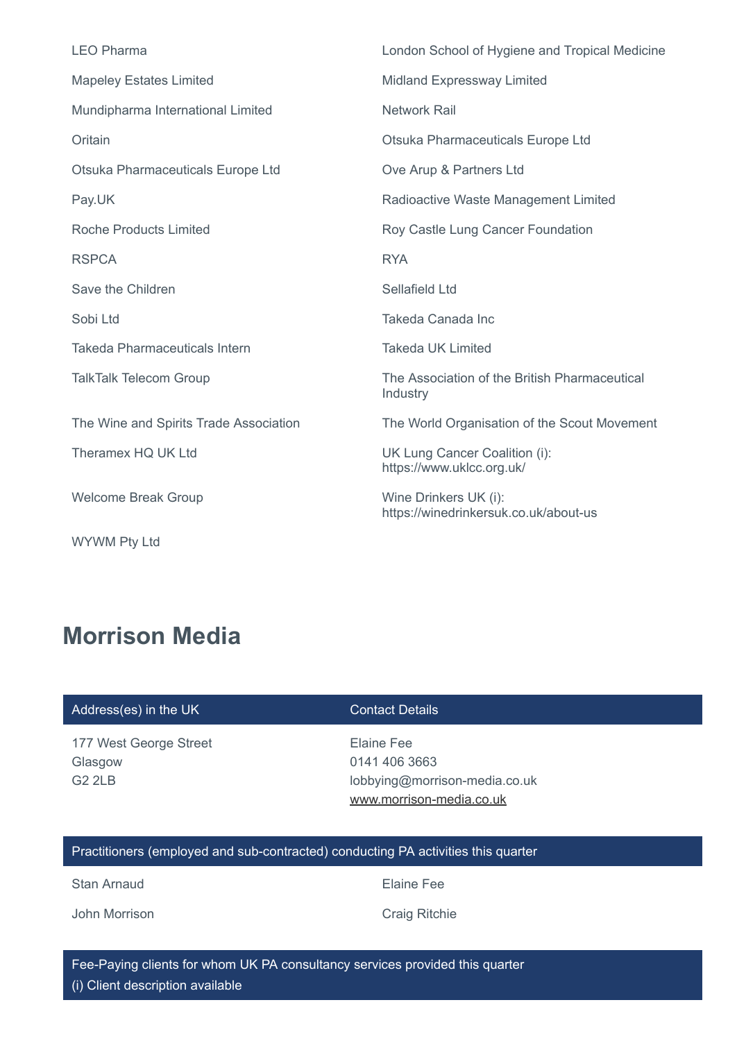- LEO Pharma
- London School of Hygiene and Tropical Medicine
- Mapeley Estates Limited
- Midland Expressway Limited
- Mundipharma International Limited
- Network Rail
- Oritain
- Otsuka Pharmaceuticals Europe Ltd
- Otsuka Pharmaceuticals Europe Ltd
- Ove Arup & Partners Ltd
- Pay.UK
- Radioactive Waste Management Limited
- Roche Products Limited
- Roy Castle Lung Cancer Foundation
- RSPCA
- RYA
- Save the Children
- Sellafield Ltd
- Sobi Ltd
- Takeda Canada Inc
- Takeda Pharmaceuticals Intern
- Takeda UK Limited
- TalkTalk Telecom Group
- The Association of the British Pharmaceutical Industry
- The Wine and Spirits Trade Association
- The World Organisation of the Scout Movement
- Theramex HQ UK Ltd
- UK Lung Cancer Coalition (i): https://www.uklcc.org.uk/
- Welcome Break Group
- Wine Drinkers UK (i): https://winedrinkersuk.co.uk/about-us
- WYWM Pty Ltd

## Morrison Media

| Address(es) in the UK | Contact Details |
| --- | --- |
| 177 West George Street<br>Glasgow<br>G2 2LB | Elaine Fee<br>0141 406 3663<br>lobbying@morrison-media.co.uk<br>www.morrison-media.co.uk |

**Practitioners (employed and sub-contracted) conducting PA activities this quarter**

- Stan Arnaud
- Elaine Fee
- John Morrison
- Craig Ritchie

**Fee-Paying clients for whom UK PA consultancy services provided this quarter**
(i) Client description available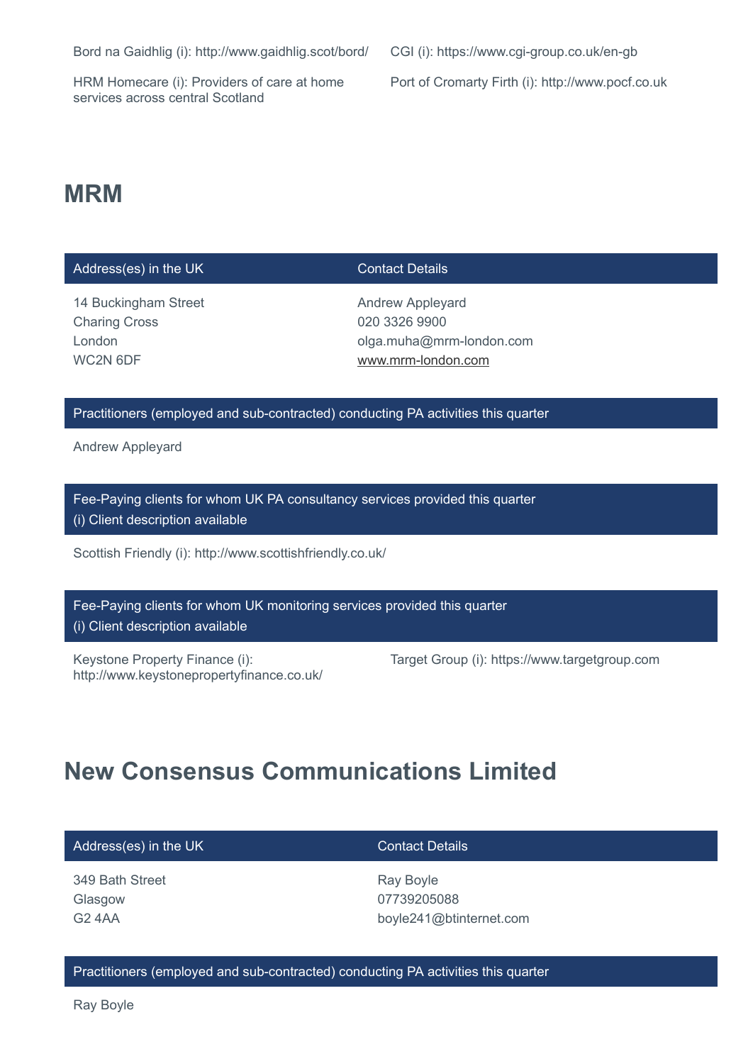Bord na Gaidhlig (i): http://www.gaidhlig.scot/bord/

CGI (i): https://www.cgi-group.co.uk/en-gb

HRM Homecare (i): Providers of care at home services across central Scotland

Port of Cromarty Firth (i): http://www.pocf.co.uk

## MRM

| Address(es) in the UK | Contact Details |
| --- | --- |
| 14 Buckingham Street<br>Charing Cross<br>London<br>WC2N 6DF | Andrew Appleyard<br>020 3326 9900<br>olga.muha@mrm-london.com<br>www.mrm-london.com |

**Practitioners (employed and sub-contracted) conducting PA activities this quarter**

Andrew Appleyard

**Fee-Paying clients for whom UK PA consultancy services provided this quarter**
**(i) Client description available**

Scottish Friendly (i): http://www.scottishfriendly.co.uk/

**Fee-Paying clients for whom UK monitoring services provided this quarter**
**(i) Client description available**

Keystone Property Finance (i): http://www.keystonepropertyfinance.co.uk/

Target Group (i): https://www.targetgroup.com

## New Consensus Communications Limited

| Address(es) in the UK | Contact Details |
| --- | --- |
| 349 Bath Street<br>Glasgow<br>G2 4AA | Ray Boyle<br>07739205088<br>boyle241@btinternet.com |

**Practitioners (employed and sub-contracted) conducting PA activities this quarter**

Ray Boyle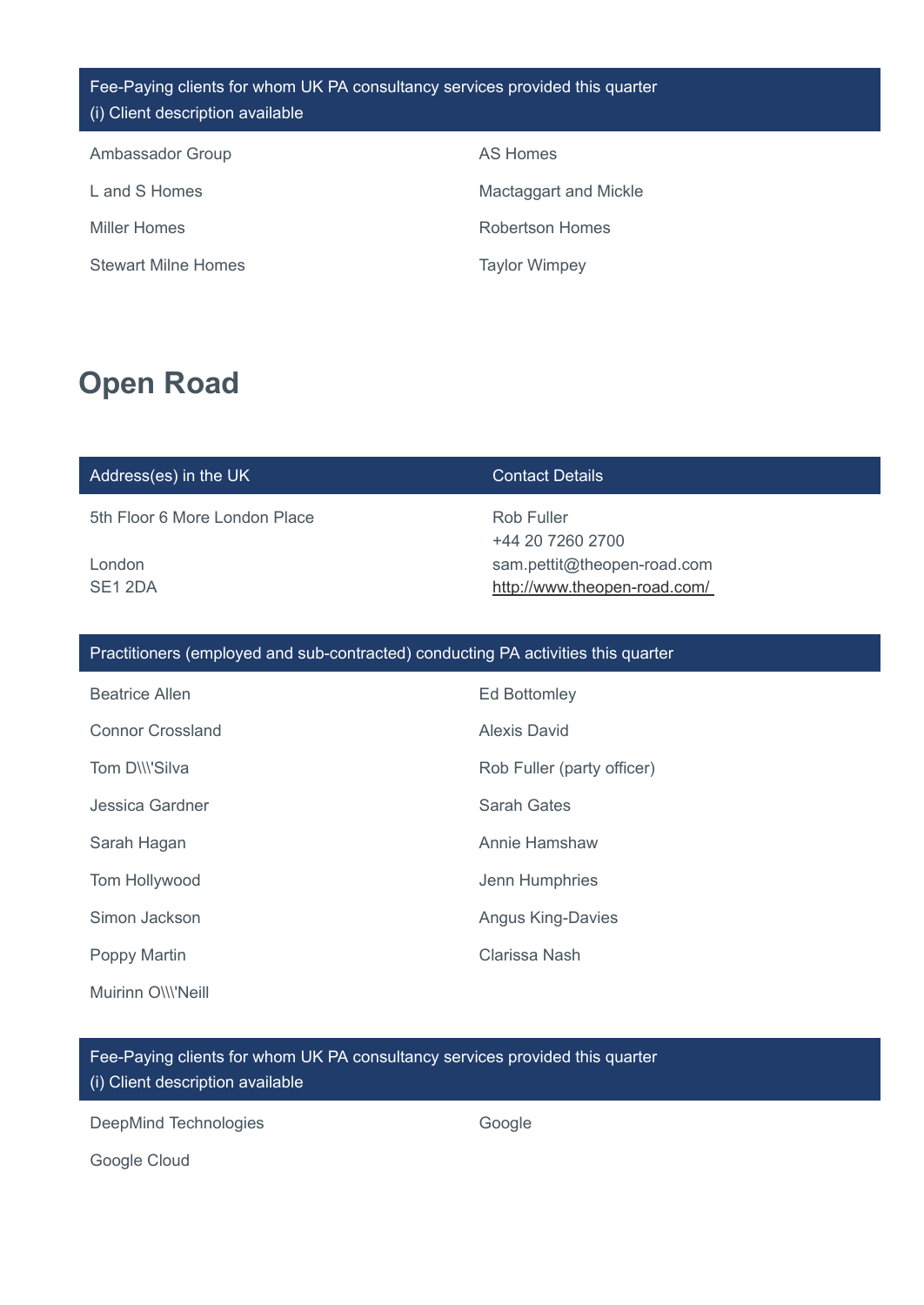| Fee-Paying clients for whom UK PA consultancy services provided this quarter<br>(i) Client description available | |
|---|---|
| Ambassador Group | AS Homes |
| L and S Homes | Mactaggart and Mickle |
| Miller Homes | Robertson Homes |
| Stewart Milne Homes | Taylor Wimpey |

## Open Road

| Address(es) in the UK | Contact Details |
|---|---|
| 5th Floor 6 More London Place<br><br>London<br>SE1 2DA | Rob Fuller<br>+44 20 7260 2700<br>sam.pettit@theopen-road.com<br>http://www.theopen-road.com/ |

| Practitioners (employed and sub-contracted) conducting PA activities this quarter | |
|---|---|
| Beatrice Allen | Ed Bottomley |
| Connor Crossland | Alexis David |
| Tom D\\\'Silva | Rob Fuller (party officer) |
| Jessica Gardner | Sarah Gates |
| Sarah Hagan | Annie Hamshaw |
| Tom Hollywood | Jenn Humphries |
| Simon Jackson | Angus King-Davies |
| Poppy Martin | Clarissa Nash |
| Muirinn O\\\'Neill | |

| Fee-Paying clients for whom UK PA consultancy services provided this quarter<br>(i) Client description available | |
|---|---|
| DeepMind Technologies | Google |
| Google Cloud | |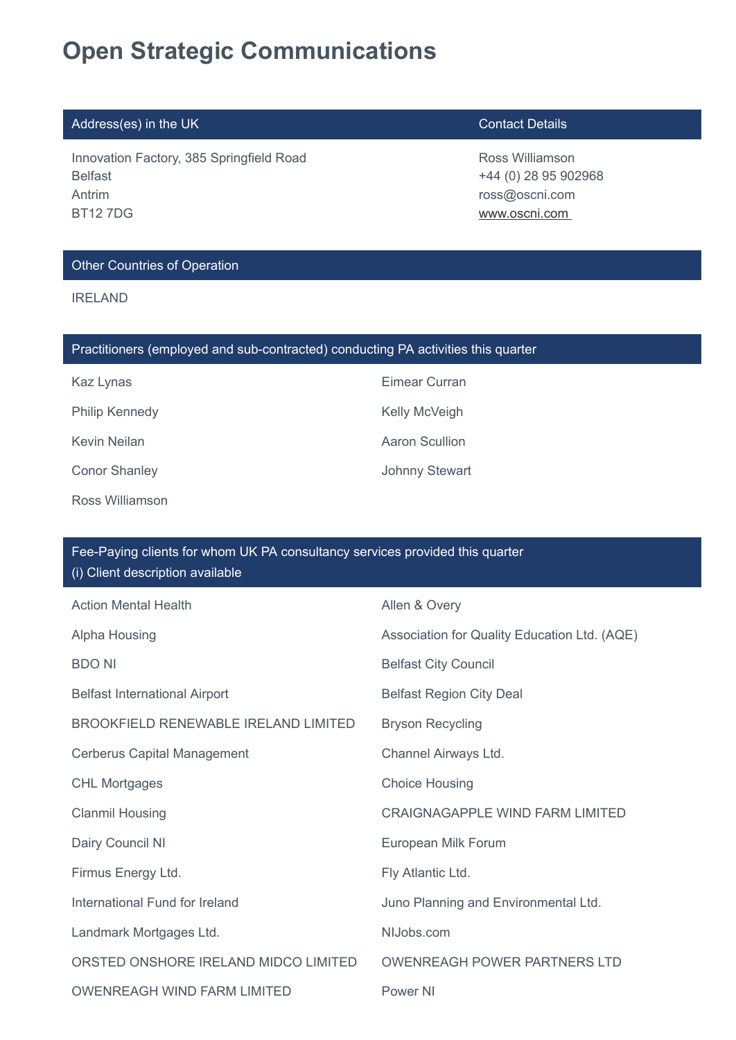# Open Strategic Communications

| Address(es) in the UK | Contact Details |
|---|---|
| Innovation Factory, 385 Springfield Road<br>Belfast<br>Antrim<br>BT12 7DG | Ross Williamson<br>+44 (0) 28 95 902968<br>ross@oscni.com<br>www.oscni.com |

## Other Countries of Operation

IRELAND

## Practitioners (employed and sub-contracted) conducting PA activities this quarter

- Kaz Lynas
- Eimear Curran
- Philip Kennedy
- Kelly McVeigh
- Kevin Neilan
- Aaron Scullion
- Conor Shanley
- Johnny Stewart
- Ross Williamson

## Fee-Paying clients for whom UK PA consultancy services provided this quarter
(i) Client description available

- Action Mental Health
- Allen & Overy
- Alpha Housing
- Association for Quality Education Ltd. (AQE)
- BDO NI
- Belfast City Council
- Belfast International Airport
- Belfast Region City Deal
- BROOKFIELD RENEWABLE IRELAND LIMITED
- Bryson Recycling
- Cerberus Capital Management
- Channel Airways Ltd.
- CHL Mortgages
- Choice Housing
- Clanmil Housing
- CRAIGNAGAPPLE WIND FARM LIMITED
- Dairy Council NI
- European Milk Forum
- Firmus Energy Ltd.
- Fly Atlantic Ltd.
- International Fund for Ireland
- Juno Planning and Environmental Ltd.
- Landmark Mortgages Ltd.
- NIJobs.com
- ORSTED ONSHORE IRELAND MIDCO LIMITED
- OWENREAGH POWER PARTNERS LTD
- OWENREAGH WIND FARM LIMITED
- Power NI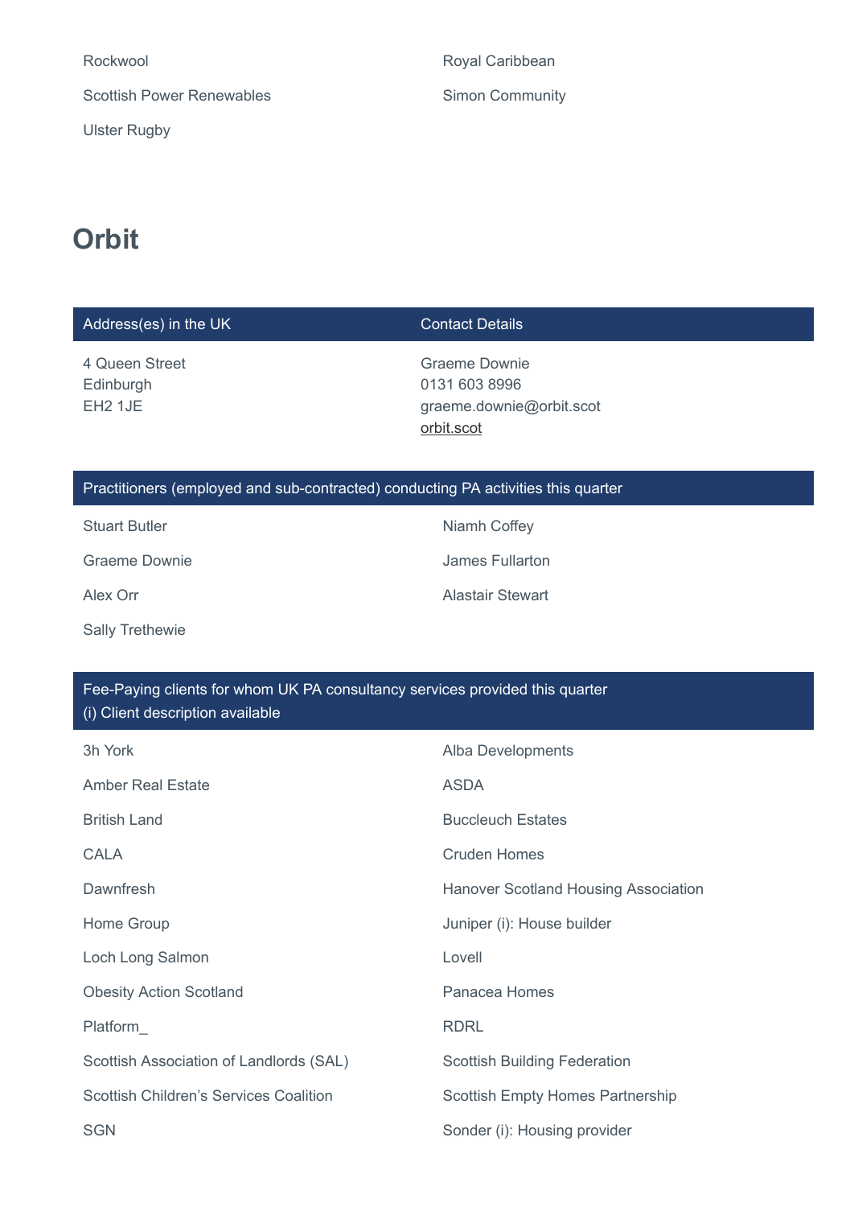| | |
|---|---|
| Rockwool | Royal Caribbean |
| Scottish Power Renewables | Simon Community |
| Ulster Rugby | |

# Orbit

| Address(es) in the UK | Contact Details |
|---|---|
| 4 Queen Street<br>Edinburgh<br>EH2 1JE | Graeme Downie<br>0131 603 8996<br>graeme.downie@orbit.scot<br>orbit.scot |

| Practitioners (employed and sub-contracted) conducting PA activities this quarter | |
|---|---|
| Stuart Butler | Niamh Coffey |
| Graeme Downie | James Fullarton |
| Alex Orr | Alastair Stewart |
| Sally Trethewie | |

| Fee-Paying clients for whom UK PA consultancy services provided this quarter<br>(i) Client description available | |
|---|---|
| 3h York | Alba Developments |
| Amber Real Estate | ASDA |
| British Land | Buccleuch Estates |
| CALA | Cruden Homes |
| Dawnfresh | Hanover Scotland Housing Association |
| Home Group | Juniper (i): House builder |
| Loch Long Salmon | Lovell |
| Obesity Action Scotland | Panacea Homes |
| Platform_ | RDRL |
| Scottish Association of Landlords (SAL) | Scottish Building Federation |
| Scottish Children's Services Coalition | Scottish Empty Homes Partnership |
| SGN | Sonder (i): Housing provider |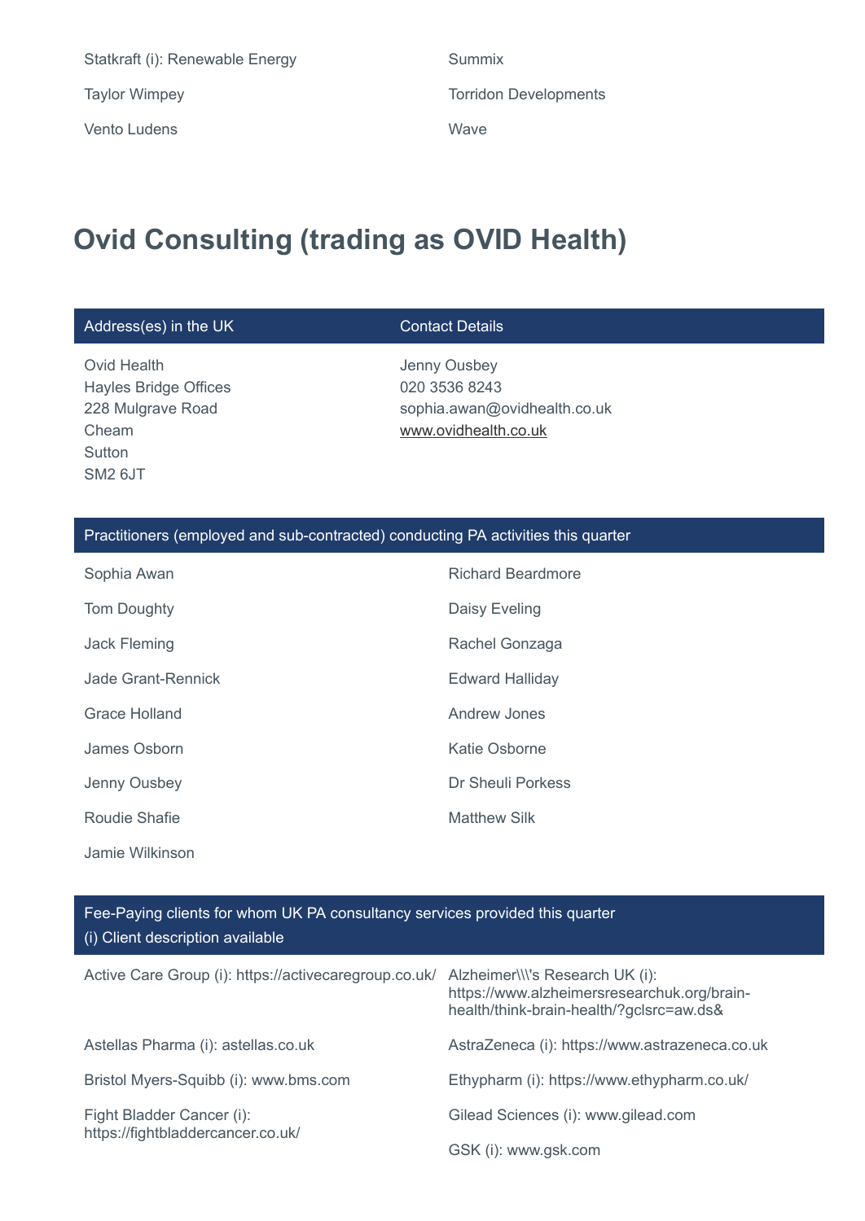| | |
|---|---|
| Statkraft (i): Renewable Energy | Summix |
| Taylor Wimpey | Torridon Developments |
| Vento Ludens | Wave |

# Ovid Consulting (trading as OVID Health)

| Address(es) in the UK | Contact Details |
|---|---|
| Ovid Health<br>Hayles Bridge Offices<br>228 Mulgrave Road<br>Cheam<br>Sutton<br>SM2 6JT | Jenny Ousbey<br>020 3536 8243<br>sophia.awan@ovidhealth.co.uk<br>www.ovidhealth.co.uk |

| Practitioners (employed and sub-contracted) conducting PA activities this quarter | |
|---|---|
| Sophia Awan | Richard Beardmore |
| Tom Doughty | Daisy Eveling |
| Jack Fleming | Rachel Gonzaga |
| Jade Grant-Rennick | Edward Halliday |
| Grace Holland | Andrew Jones |
| James Osborn | Katie Osborne |
| Jenny Ousbey | Dr Sheuli Porkess |
| Roudie Shafie | Matthew Silk |
| Jamie Wilkinson | |

| Fee-Paying clients for whom UK PA consultancy services provided this quarter<br>(i) Client description available | |
|---|---|
| Active Care Group (i): https://activecaregroup.co.uk/ | Alzheimer\\\'s Research UK (i): https://www.alzheimersresearchuk.org/brain-health/think-brain-health/?gclsrc=aw.ds& |
| Astellas Pharma (i): astellas.co.uk | AstraZeneca (i): https://www.astrazeneca.co.uk |
| Bristol Myers-Squibb (i): www.bms.com | Ethypharm (i): https://www.ethypharm.co.uk/ |
| Fight Bladder Cancer (i): https://fightbladdercancer.co.uk/ | Gilead Sciences (i): www.gilead.com |
| | GSK (i): www.gsk.com |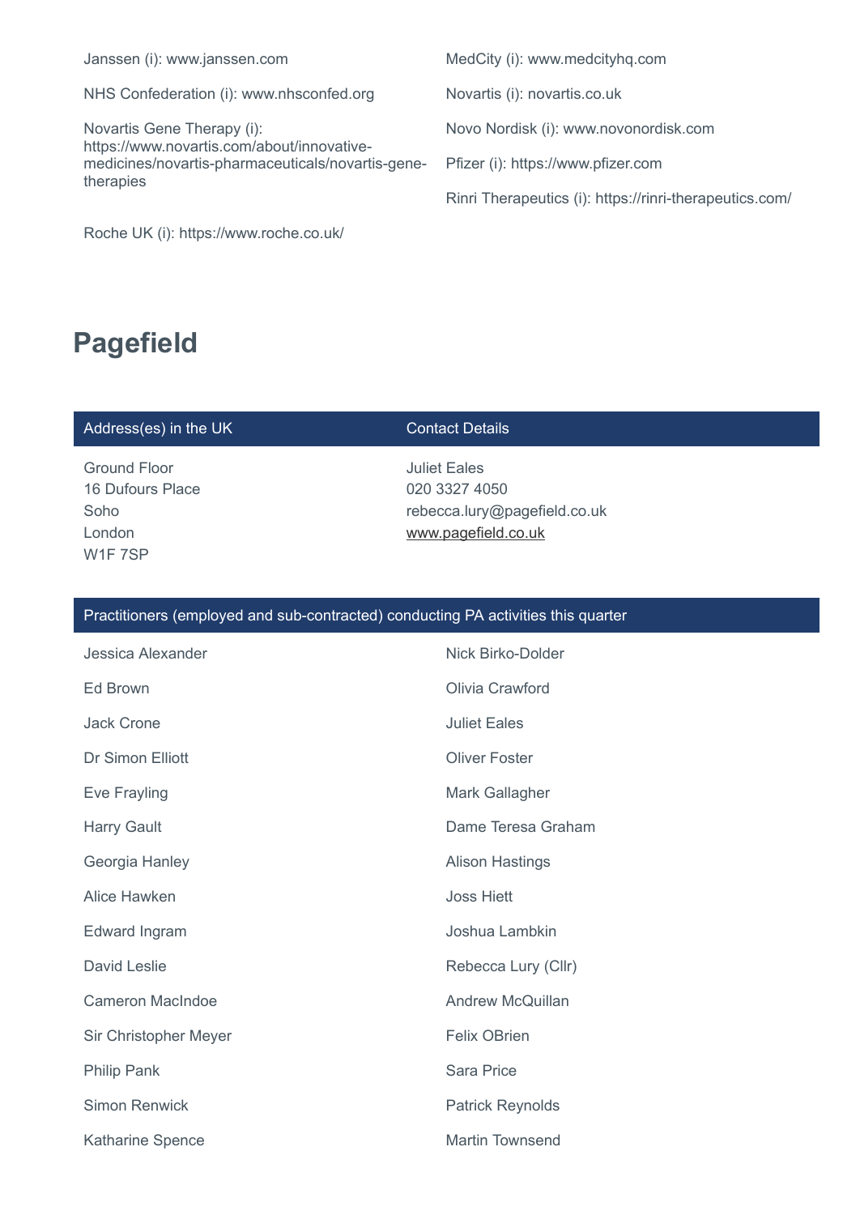Janssen (i): www.janssen.com

NHS Confederation (i): www.nhsconfed.org

Novartis Gene Therapy (i): https://www.novartis.com/about/innovative-medicines/novartis-pharmaceuticals/novartis-gene-therapies

Roche UK (i): https://www.roche.co.uk/

MedCity (i): www.medcityhq.com

Novartis (i): novartis.co.uk

Novo Nordisk (i): www.novonordisk.com

Pfizer (i): https://www.pfizer.com

Rinri Therapeutics (i): https://rinri-therapeutics.com/

## Pagefield

| Address(es) in the UK | Contact Details |
|---|---|
| Ground Floor<br>16 Dufours Place<br>Soho<br>London<br>W1F 7SP | Juliet Eales<br>020 3327 4050<br>rebecca.lury@pagefield.co.uk<br>www.pagefield.co.uk |

| Practitioners (employed and sub-contracted) conducting PA activities this quarter | |
|---|---|
| Jessica Alexander | Nick Birko-Dolder |
| Ed Brown | Olivia Crawford |
| Jack Crone | Juliet Eales |
| Dr Simon Elliott | Oliver Foster |
| Eve Frayling | Mark Gallagher |
| Harry Gault | Dame Teresa Graham |
| Georgia Hanley | Alison Hastings |
| Alice Hawken | Joss Hiett |
| Edward Ingram | Joshua Lambkin |
| David Leslie | Rebecca Lury (Cllr) |
| Cameron MacIndoe | Andrew McQuillan |
| Sir Christopher Meyer | Felix OBrien |
| Philip Pank | Sara Price |
| Simon Renwick | Patrick Reynolds |
| Katharine Spence | Martin Townsend |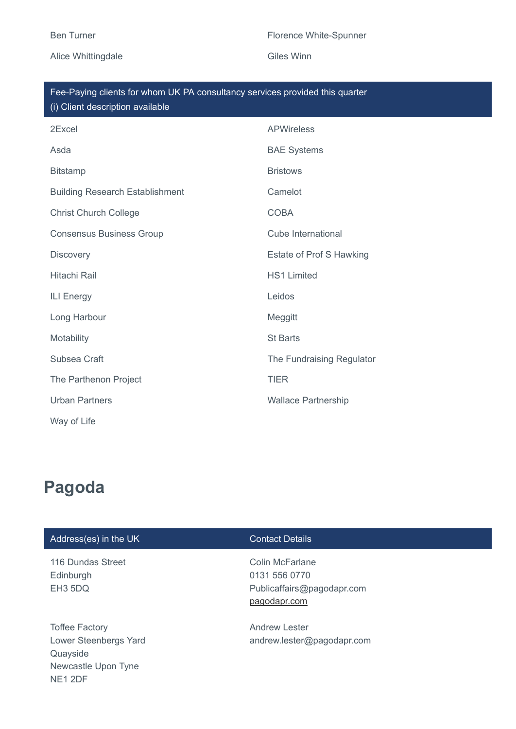| | |
|---|---|
| Ben Turner | Florence White-Spunner |
| Alice Whittingdale | Giles Winn |

| Fee-Paying clients for whom UK PA consultancy services provided this quarter (i) Client description available | |
|---|---|
| 2Excel | APWireless |
| Asda | BAE Systems |
| Bitstamp | Bristows |
| Building Research Establishment | Camelot |
| Christ Church College | COBA |
| Consensus Business Group | Cube International |
| Discovery | Estate of Prof S Hawking |
| Hitachi Rail | HS1 Limited |
| ILI Energy | Leidos |
| Long Harbour | Meggitt |
| Motability | St Barts |
| Subsea Craft | The Fundraising Regulator |
| The Parthenon Project | TIER |
| Urban Partners | Wallace Partnership |
| Way of Life | |

# Pagoda

| Address(es) in the UK | Contact Details |
|---|---|
| 116 Dundas Street<br>Edinburgh<br>EH3 5DQ | Colin McFarlane<br>0131 556 0770<br>Publicaffairs@pagodapr.com<br>pagodapr.com |
| Toffee Factory<br>Lower Steenbergs Yard<br>Quayside<br>Newcastle Upon Tyne<br>NE1 2DF | Andrew Lester<br>andrew.lester@pagodapr.com |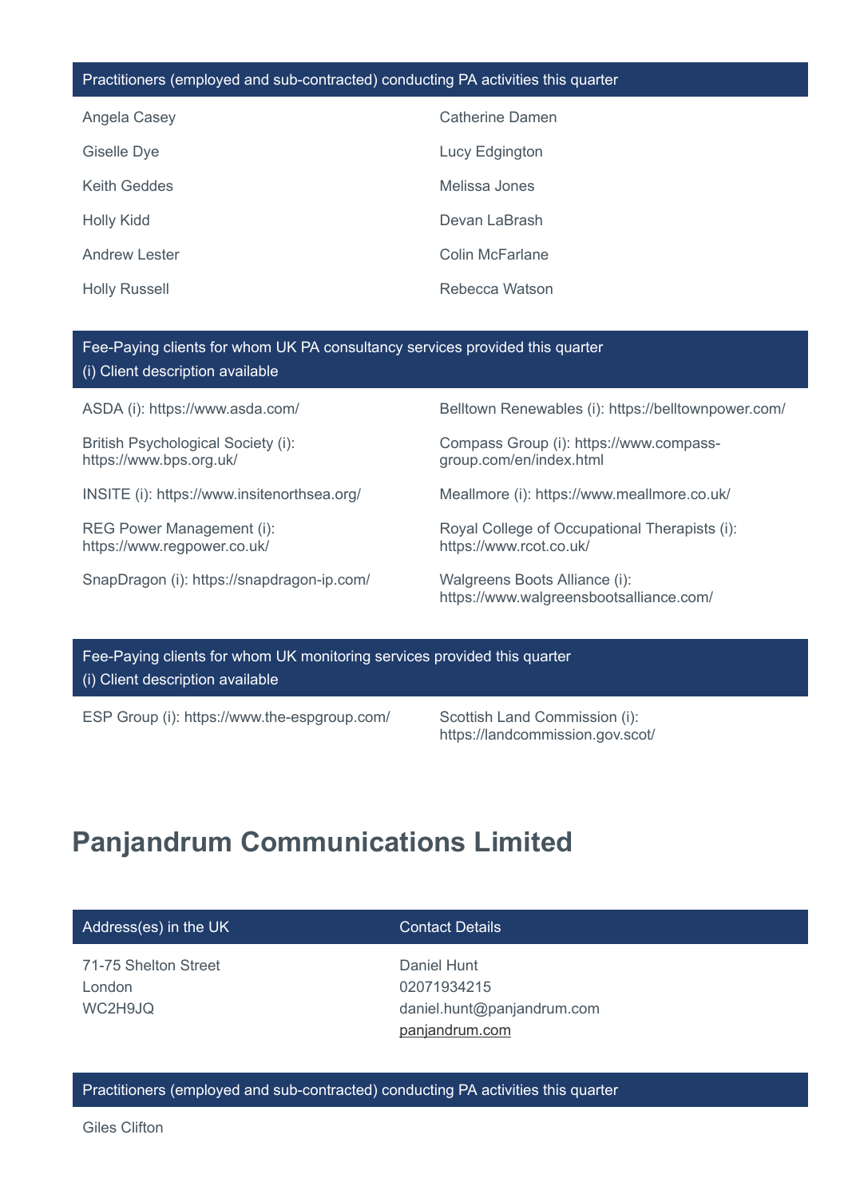| Practitioners (employed and sub-contracted) conducting PA activities this quarter | |
|---|---|
| Angela Casey | Catherine Damen |
| Giselle Dye | Lucy Edgington |
| Keith Geddes | Melissa Jones |
| Holly Kidd | Devan LaBrash |
| Andrew Lester | Colin McFarlane |
| Holly Russell | Rebecca Watson |

| Fee-Paying clients for whom UK PA consultancy services provided this quarter (i) Client description available | |
|---|---|
| ASDA (i): https://www.asda.com/ | Belltown Renewables (i): https://belltownpower.com/ |
| British Psychological Society (i): https://www.bps.org.uk/ | Compass Group (i): https://www.compass-group.com/en/index.html |
| INSITE (i): https://www.insitenorthsea.org/ | Meallmore (i): https://www.meallmore.co.uk/ |
| REG Power Management (i): https://www.regpower.co.uk/ | Royal College of Occupational Therapists (i): https://www.rcot.co.uk/ |
| SnapDragon (i): https://snapdragon-ip.com/ | Walgreens Boots Alliance (i): https://www.walgreensbootsalliance.com/ |

| Fee-Paying clients for whom UK monitoring services provided this quarter (i) Client description available | |
|---|---|
| ESP Group (i): https://www.the-espgroup.com/ | Scottish Land Commission (i): https://landcommission.gov.scot/ |

## Panjandrum Communications Limited

| Address(es) in the UK | Contact Details |
|---|---|
| 71-75 Shelton Street<br>London<br>WC2H9JQ | Daniel Hunt<br>02071934215<br>daniel.hunt@panjandrum.com<br>panjandrum.com |

| Practitioners (employed and sub-contracted) conducting PA activities this quarter |
|---|
| Giles Clifton |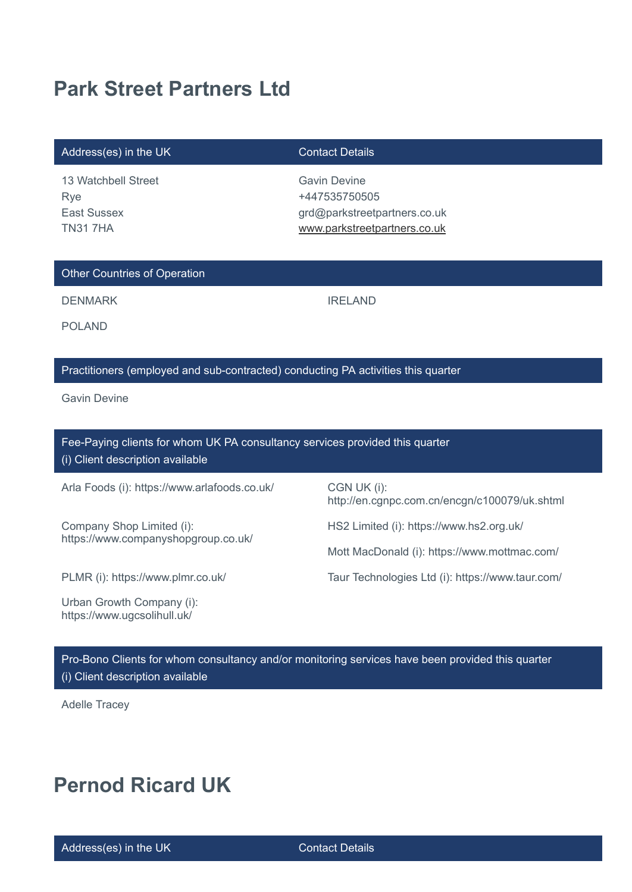# Park Street Partners Ltd

| Address(es) in the UK | Contact Details |
| --- | --- |
| 13 Watchbell Street<br>Rye<br>East Sussex<br>TN31 7HA | Gavin Devine<br>+447535750505<br>grd@parkstreetpartners.co.uk<br>www.parkstreetpartners.co.uk |

| Other Countries of Operation | |
| --- | --- |
| DENMARK | IRELAND |
| POLAND | |

| Practitioners (employed and sub-contracted) conducting PA activities this quarter |
| --- |
| Gavin Devine |

| Fee-Paying clients for whom UK PA consultancy services provided this quarter<br>(i) Client description available | |
| --- | --- |
| Arla Foods (i): https://www.arlafoods.co.uk/ | CGN UK (i): http://en.cgnpc.com.cn/encgn/c100079/uk.shtml |
| Company Shop Limited (i): https://www.companyshopgroup.co.uk/ | HS2 Limited (i): https://www.hs2.org.uk/ |
| | Mott MacDonald (i): https://www.mottmac.com/ |
| PLMR (i): https://www.plmr.co.uk/ | Taur Technologies Ltd (i): https://www.taur.com/ |
| Urban Growth Company (i): https://www.ugcsolihull.uk/ | |

| Pro-Bono Clients for whom consultancy and/or monitoring services have been provided this quarter<br>(i) Client description available |
| --- |
| Adelle Tracey |

# Pernod Ricard UK

| Address(es) in the UK | Contact Details |
| --- | --- |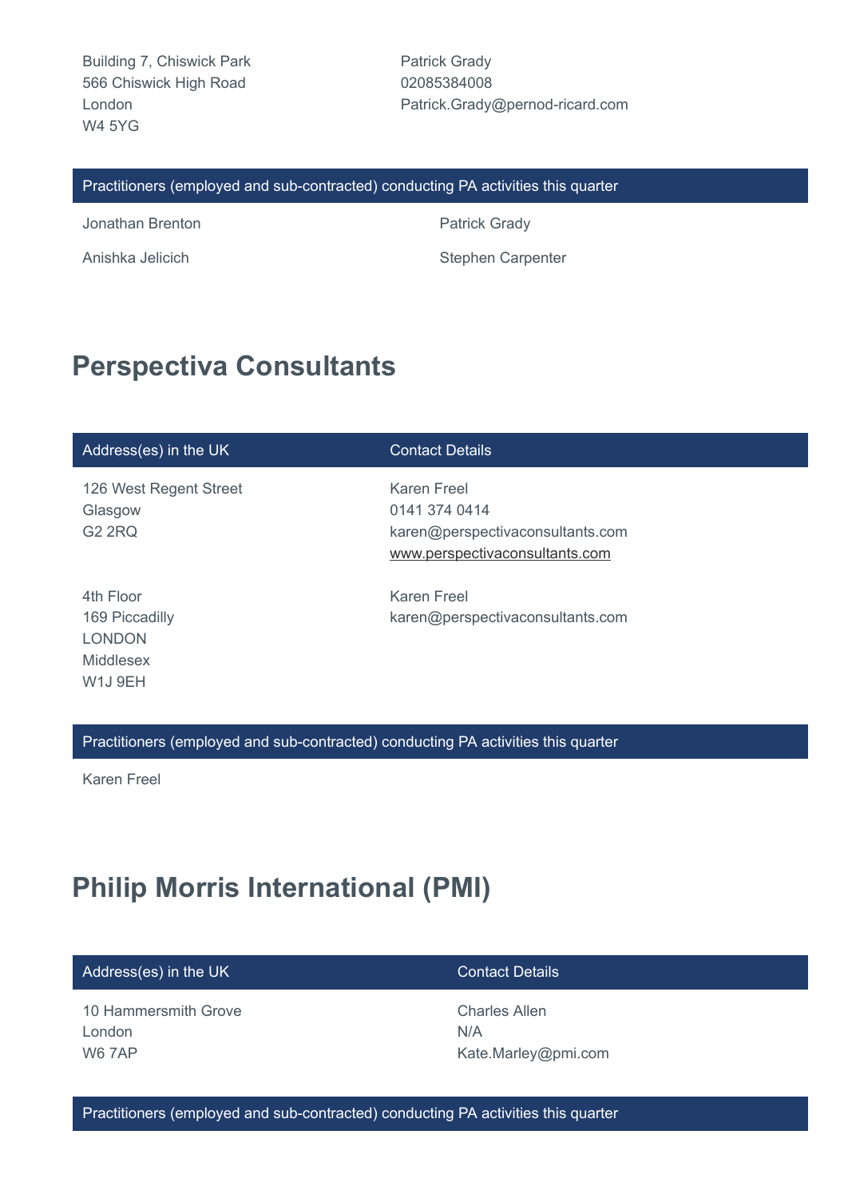| Address(es) in the UK | Contact Details |
| --- | --- |
| Building 7, Chiswick Park<br>566 Chiswick High Road<br>London<br>W4 5YG | Patrick Grady<br>02085384008<br>Patrick.Grady@pernod-ricard.com |

| Practitioners (employed and sub-contracted) conducting PA activities this quarter | |
| --- | --- |
| Jonathan Brenton | Patrick Grady |
| Anishka Jelicich | Stephen Carpenter |

## Perspectiva Consultants

| Address(es) in the UK | Contact Details |
| --- | --- |
| 126 West Regent Street<br>Glasgow<br>G2 2RQ | Karen Freel<br>0141 374 0414<br>karen@perspectivaconsultants.com<br>www.perspectivaconsultants.com |
| 4th Floor<br>169 Piccadilly<br>LONDON<br>Middlesex<br>W1J 9EH | Karen Freel<br>karen@perspectivaconsultants.com |

| Practitioners (employed and sub-contracted) conducting PA activities this quarter |
| --- |
| Karen Freel |

## Philip Morris International (PMI)

| Address(es) in the UK | Contact Details |
| --- | --- |
| 10 Hammersmith Grove<br>London<br>W6 7AP | Charles Allen<br>N/A<br>Kate.Marley@pmi.com |

| Practitioners (employed and sub-contracted) conducting PA activities this quarter |
| --- |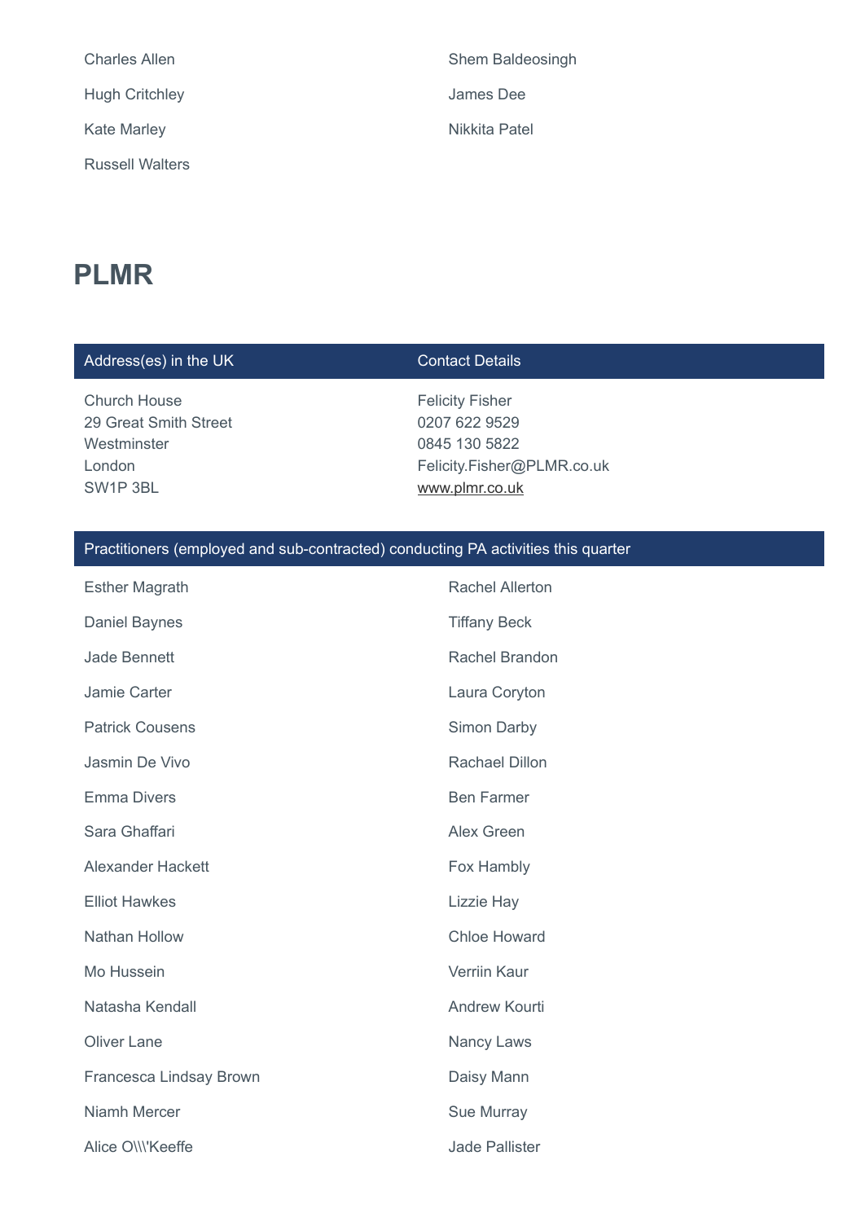Charles Allen

Shem Baldeosingh

Hugh Critchley

James Dee

Kate Marley

Nikkita Patel

Russell Walters

## PLMR

| Address(es) in the UK | Contact Details |
| --- | --- |
| Church House<br>29 Great Smith Street<br>Westminster<br>London<br>SW1P 3BL | Felicity Fisher<br>0207 622 9529<br>0845 130 5822<br>Felicity.Fisher@PLMR.co.uk<br>www.plmr.co.uk |

| Practitioners (employed and sub-contracted) conducting PA activities this quarter | |
| --- | --- |
| Esther Magrath | Rachel Allerton |
| Daniel Baynes | Tiffany Beck |
| Jade Bennett | Rachel Brandon |
| Jamie Carter | Laura Coryton |
| Patrick Cousens | Simon Darby |
| Jasmin De Vivo | Rachael Dillon |
| Emma Divers | Ben Farmer |
| Sara Ghaffari | Alex Green |
| Alexander Hackett | Fox Hambly |
| Elliot Hawkes | Lizzie Hay |
| Nathan Hollow | Chloe Howard |
| Mo Hussein | Verriin Kaur |
| Natasha Kendall | Andrew Kourti |
| Oliver Lane | Nancy Laws |
| Francesca Lindsay Brown | Daisy Mann |
| Niamh Mercer | Sue Murray |
| Alice O\\\'Keeffe | Jade Pallister |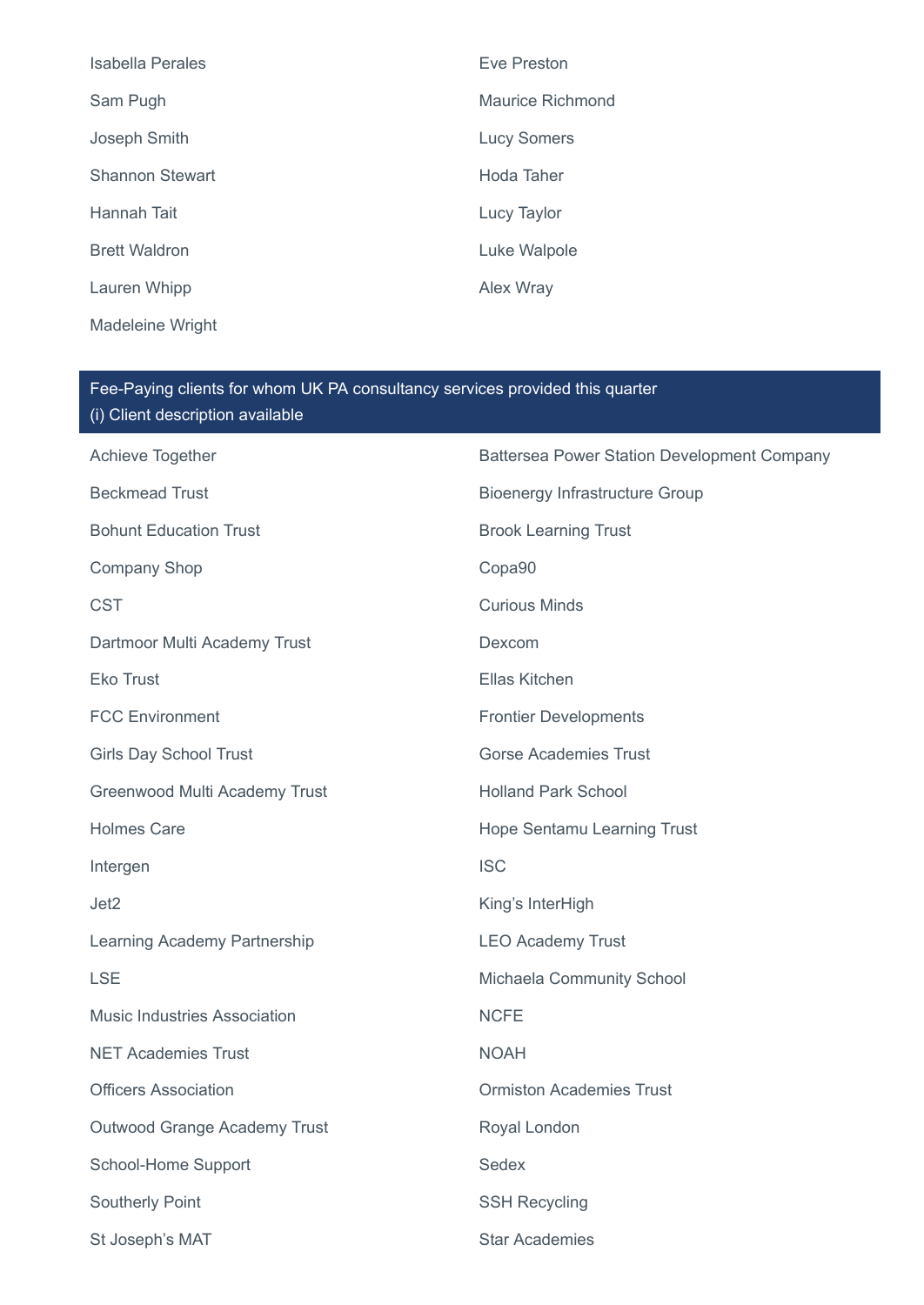Isabella Perales

Eve Preston

Sam Pugh

Maurice Richmond

Joseph Smith

Lucy Somers

Shannon Stewart

Hoda Taher

Hannah Tait

Lucy Taylor

Brett Waldron

Luke Walpole

Lauren Whipp

Alex Wray

Madeleine Wright

## Fee-Paying clients for whom UK PA consultancy services provided this quarter
(i) Client description available

Achieve Together

Battersea Power Station Development Company

Beckmead Trust

Bioenergy Infrastructure Group

Bohunt Education Trust

Brook Learning Trust

Company Shop

Copa90

CST

Curious Minds

Dartmoor Multi Academy Trust

Dexcom

Eko Trust

Ellas Kitchen

FCC Environment

Frontier Developments

Girls Day School Trust

Gorse Academies Trust

Greenwood Multi Academy Trust

Holland Park School

Holmes Care

Hope Sentamu Learning Trust

Intergen

ISC

Jet2

King’s InterHigh

Learning Academy Partnership

LEO Academy Trust

LSE

Michaela Community School

Music Industries Association

NCFE

NET Academies Trust

NOAH

Officers Association

Ormiston Academies Trust

Outwood Grange Academy Trust

Royal London

School-Home Support

Sedex

Southerly Point

SSH Recycling

St Joseph’s MAT

Star Academies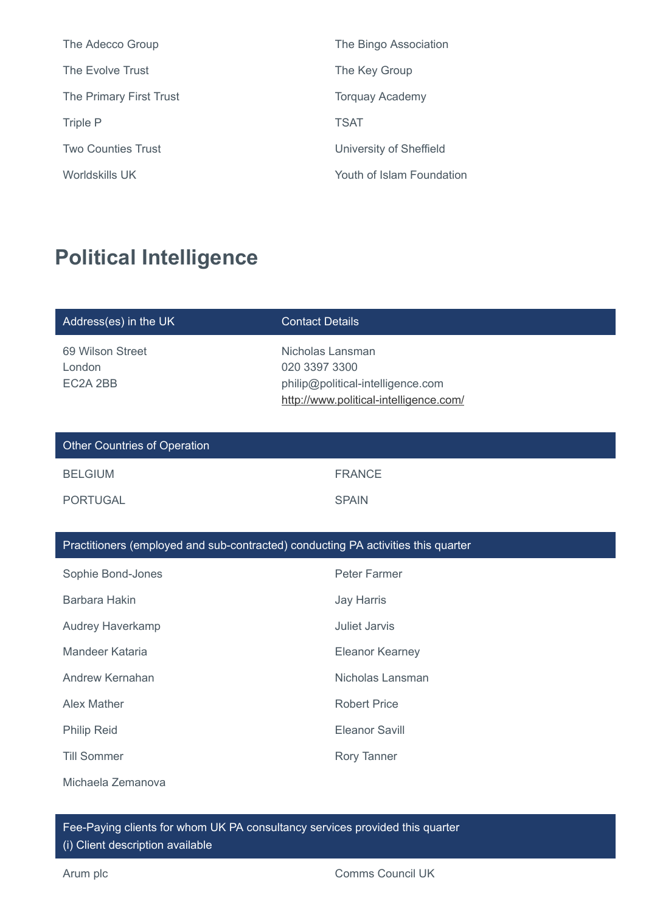| | |
|---|---|
| The Adecco Group | The Bingo Association |
| The Evolve Trust | The Key Group |
| The Primary First Trust | Torquay Academy |
| Triple P | TSAT |
| Two Counties Trust | University of Sheffield |
| Worldskills UK | Youth of Islam Foundation |

## Political Intelligence

| Address(es) in the UK | Contact Details |
|---|---|
| 69 Wilson Street<br>London<br>EC2A 2BB | Nicholas Lansman<br>020 3397 3300<br>philip@political-intelligence.com<br>http://www.political-intelligence.com/ |

| Other Countries of Operation | |
|---|---|
| BELGIUM | FRANCE |
| PORTUGAL | SPAIN |

| Practitioners (employed and sub-contracted) conducting PA activities this quarter | |
|---|---|
| Sophie Bond-Jones | Peter Farmer |
| Barbara Hakin | Jay Harris |
| Audrey Haverkamp | Juliet Jarvis |
| Mandeer Kataria | Eleanor Kearney |
| Andrew Kernahan | Nicholas Lansman |
| Alex Mather | Robert Price |
| Philip Reid | Eleanor Savill |
| Till Sommer | Rory Tanner |
| Michaela Zemanova | |

| Fee-Paying clients for whom UK PA consultancy services provided this quarter<br>(i) Client description available | |
|---|---|
| Arum plc | Comms Council UK |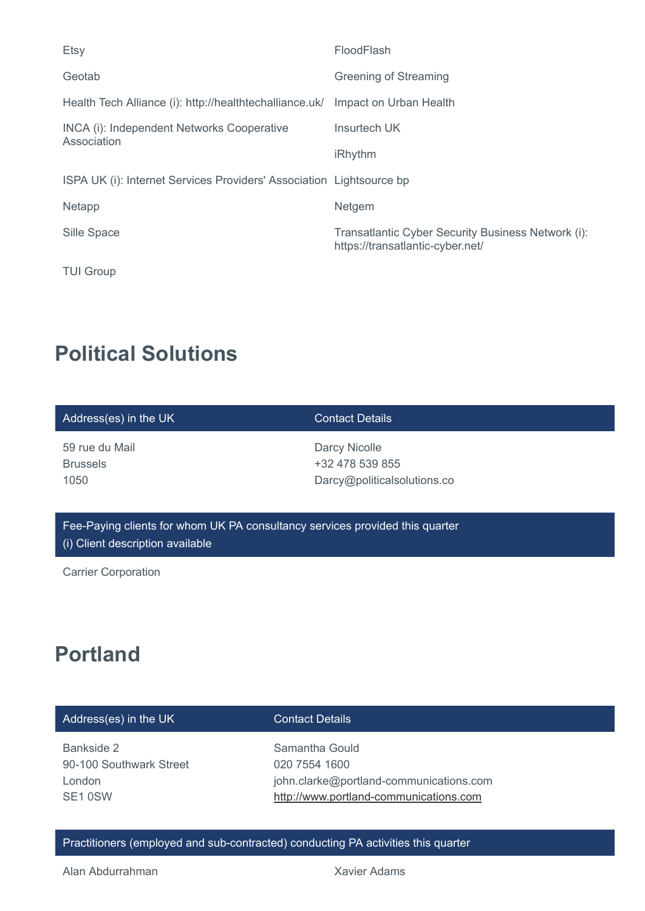| | |
|---|---|
| Etsy | FloodFlash |
| Geotab | Greening of Streaming |
| Health Tech Alliance (i): http://healthtechalliance.uk/ | Impact on Urban Health |
| INCA (i): Independent Networks Cooperative Association | Insurtech UK |
| | iRhythm |
| ISPA UK (i): Internet Services Providers' Association | Lightsource bp |
| Netapp | Netgem |
| Sille Space | Transatlantic Cyber Security Business Network (i): https://transatlantic-cyber.net/ |
| TUI Group | |

## Political Solutions

| Address(es) in the UK | Contact Details |
|---|---|
| 59 rue du Mail<br>Brussels<br>1050 | Darcy Nicolle<br>+32 478 539 855<br>Darcy@politicalsolutions.co |

| Fee-Paying clients for whom UK PA consultancy services provided this quarter<br>(i) Client description available |
|---|
| Carrier Corporation |

## Portland

| Address(es) in the UK | Contact Details |
|---|---|
| Bankside 2<br>90-100 Southwark Street<br>London<br>SE1 0SW | Samantha Gould<br>020 7554 1600<br>john.clarke@portland-communications.com<br>http://www.portland-communications.com |

| Practitioners (employed and sub-contracted) conducting PA activities this quarter | |
|---|---|
| Alan Abdurrahman | Xavier Adams |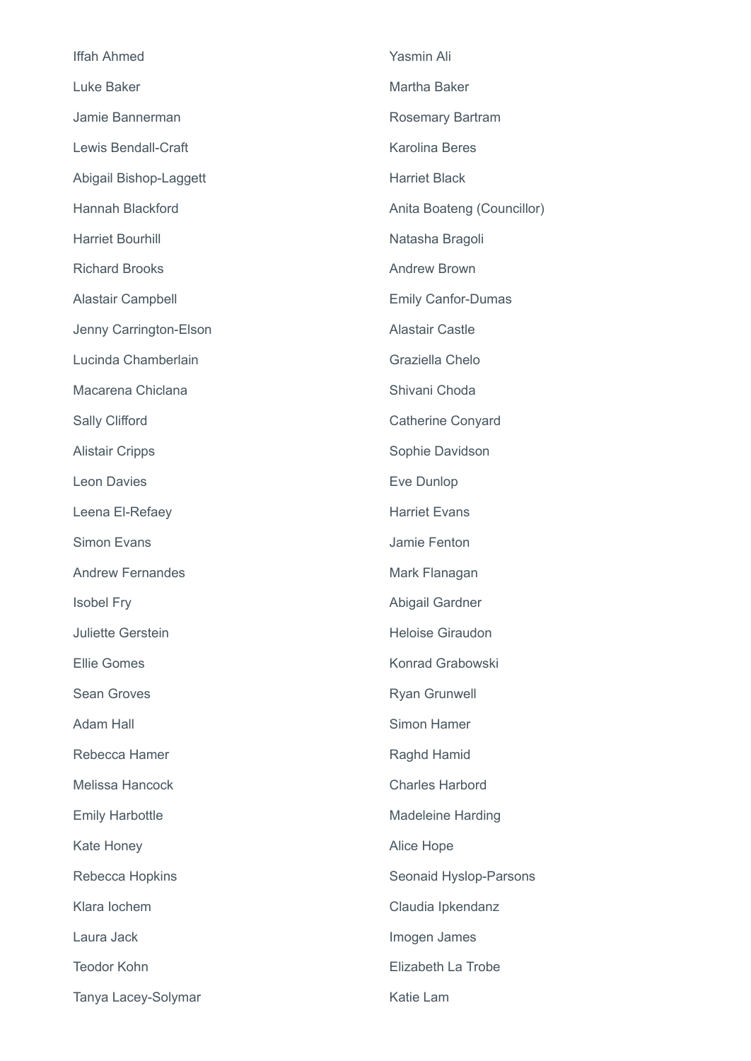Iffah Ahmed

Yasmin Ali

Luke Baker

Martha Baker

Jamie Bannerman

Rosemary Bartram

Lewis Bendall-Craft

Karolina Beres

Abigail Bishop-Laggett

Harriet Black

Hannah Blackford

Anita Boateng (Councillor)

Harriet Bourhill

Natasha Bragoli

Richard Brooks

Andrew Brown

Alastair Campbell

Emily Canfor-Dumas

Jenny Carrington-Elson

Alastair Castle

Lucinda Chamberlain

Graziella Chelo

Macarena Chiclana

Shivani Choda

Sally Clifford

Catherine Conyard

Alistair Cripps

Sophie Davidson

Leon Davies

Eve Dunlop

Leena El-Refaey

Harriet Evans

Simon Evans

Jamie Fenton

Andrew Fernandes

Mark Flanagan

Isobel Fry

Abigail Gardner

Juliette Gerstein

Heloise Giraudon

Ellie Gomes

Konrad Grabowski

Sean Groves

Ryan Grunwell

Adam Hall

Simon Hamer

Rebecca Hamer

Raghd Hamid

Melissa Hancock

Charles Harbord

Emily Harbottle

Madeleine Harding

Kate Honey

Alice Hope

Rebecca Hopkins

Seonaid Hyslop-Parsons

Klara Iochem

Claudia Ipkendanz

Laura Jack

Imogen James

Teodor Kohn

Elizabeth La Trobe

Tanya Lacey-Solymar

Katie Lam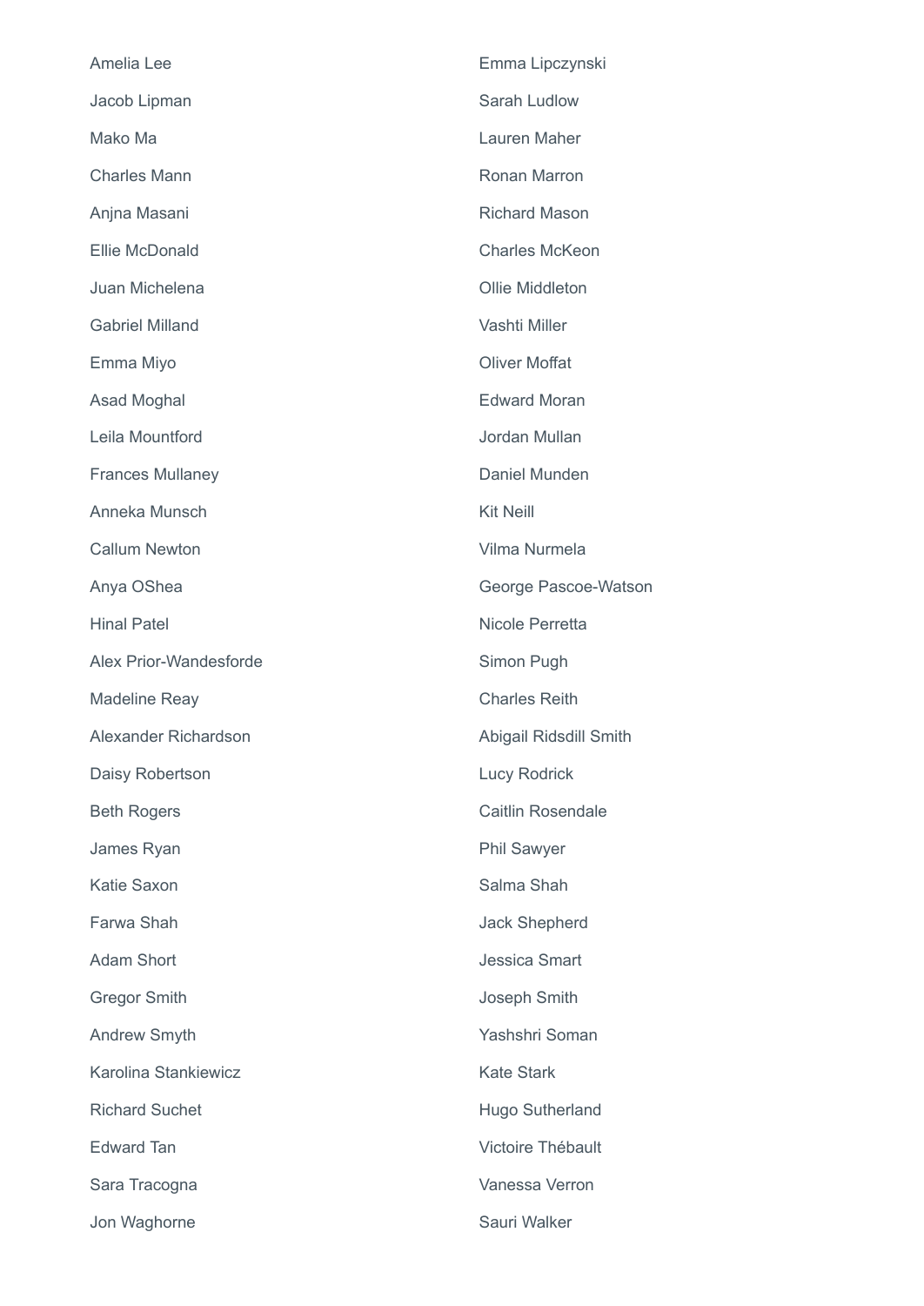Amelia Lee

Emma Lipczynski

Jacob Lipman

Sarah Ludlow

Mako Ma

Lauren Maher

Charles Mann

Ronan Marron

Anjna Masani

Richard Mason

Ellie McDonald

Charles McKeon

Juan Michelena

Ollie Middleton

Gabriel Milland

Vashti Miller

Emma Miyo

Oliver Moffat

Asad Moghal

Edward Moran

Leila Mountford

Jordan Mullan

Frances Mullaney

Daniel Munden

Anneka Munsch

Kit Neill

Callum Newton

Vilma Nurmela

Anya OShea

George Pascoe-Watson

Hinal Patel

Nicole Perretta

Alex Prior-Wandesforde

Simon Pugh

Madeline Reay

Charles Reith

Alexander Richardson

Abigail Ridsdill Smith

Daisy Robertson

Lucy Rodrick

Beth Rogers

Caitlin Rosendale

James Ryan

Phil Sawyer

Katie Saxon

Salma Shah

Farwa Shah

Jack Shepherd

Adam Short

Jessica Smart

Gregor Smith

Joseph Smith

Andrew Smyth

Yashshri Soman

Karolina Stankiewicz

Kate Stark

Richard Suchet

Hugo Sutherland

Edward Tan

Victoire Thébault

Sara Tracogna

Vanessa Verron

Jon Waghorne

Sauri Walker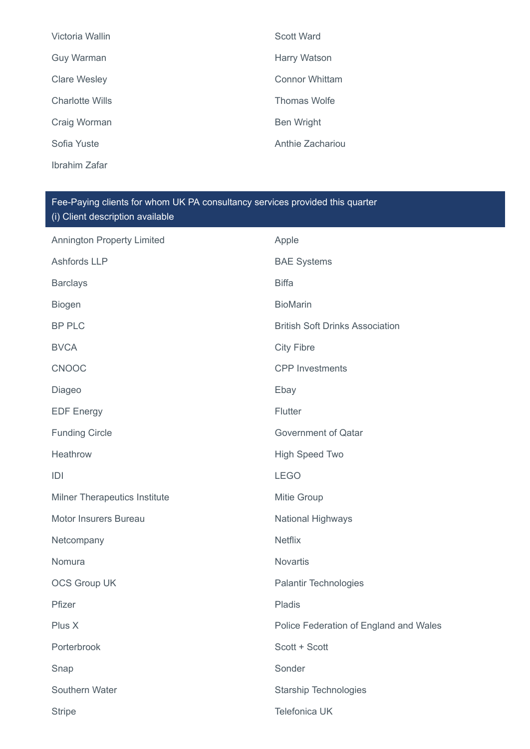Victoria Wallin

Scott Ward

Guy Warman

Harry Watson

Clare Wesley

Connor Whittam

Charlotte Wills

Thomas Wolfe

Craig Worman

Ben Wright

Sofia Yuste

Anthie Zachariou

Ibrahim Zafar

## Fee-Paying clients for whom UK PA consultancy services provided this quarter
(i) Client description available

Annington Property Limited

Apple

Ashfords LLP

BAE Systems

Barclays

Biffa

Biogen

BioMarin

BP PLC

British Soft Drinks Association

BVCA

City Fibre

CNOOC

CPP Investments

Diageo

Ebay

EDF Energy

Flutter

Funding Circle

Government of Qatar

Heathrow

High Speed Two

IDI

LEGO

Milner Therapeutics Institute

Mitie Group

Motor Insurers Bureau

National Highways

Netcompany

Netflix

Nomura

Novartis

OCS Group UK

Palantir Technologies

Pfizer

Pladis

Plus X

Police Federation of England and Wales

Porterbrook

Scott + Scott

Snap

Sonder

Southern Water

Starship Technologies

Stripe

Telefonica UK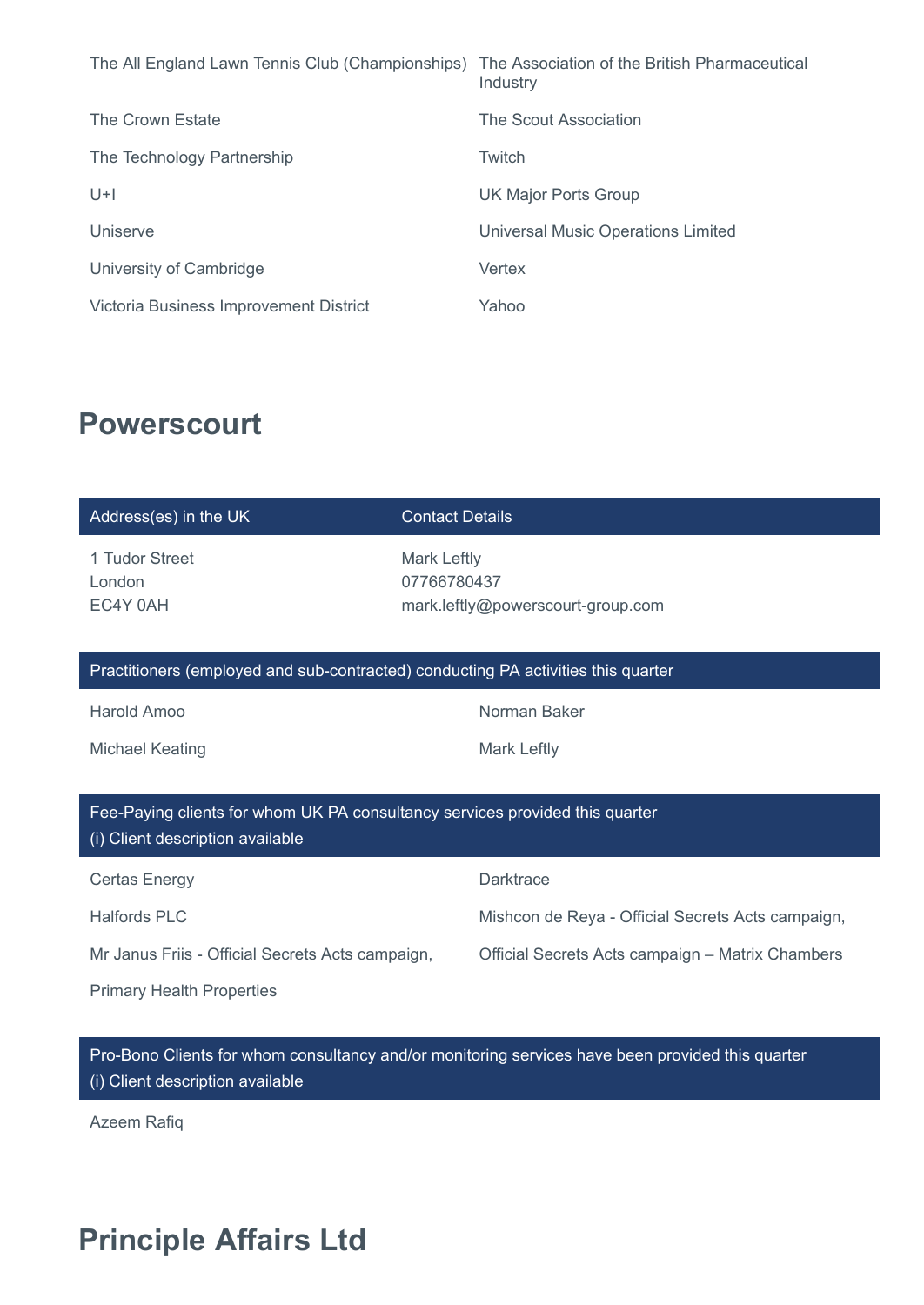| | |
|---|---|
| The All England Lawn Tennis Club (Championships) | The Association of the British Pharmaceutical Industry |
| The Crown Estate | The Scout Association |
| The Technology Partnership | Twitch |
| U+I | UK Major Ports Group |
| Uniserve | Universal Music Operations Limited |
| University of Cambridge | Vertex |
| Victoria Business Improvement District | Yahoo |

# Powerscourt

| Address(es) in the UK | Contact Details |
|---|---|
| 1 Tudor Street<br>London<br>EC4Y 0AH | Mark Leftly<br>07766780437<br>mark.leftly@powerscourt-group.com |

| Practitioners (employed and sub-contracted) conducting PA activities this quarter | |
|---|---|
| Harold Amoo | Norman Baker |
| Michael Keating | Mark Leftly |

| Fee-Paying clients for whom UK PA consultancy services provided this quarter<br>(i) Client description available | |
|---|---|
| Certas Energy | Darktrace |
| Halfords PLC | Mishcon de Reya - Official Secrets Acts campaign, |
| Mr Janus Friis - Official Secrets Acts campaign, | Official Secrets Acts campaign – Matrix Chambers |
| Primary Health Properties | |

| Pro-Bono Clients for whom consultancy and/or monitoring services have been provided this quarter<br>(i) Client description available |
|---|
| Azeem Rafiq |

# Principle Affairs Ltd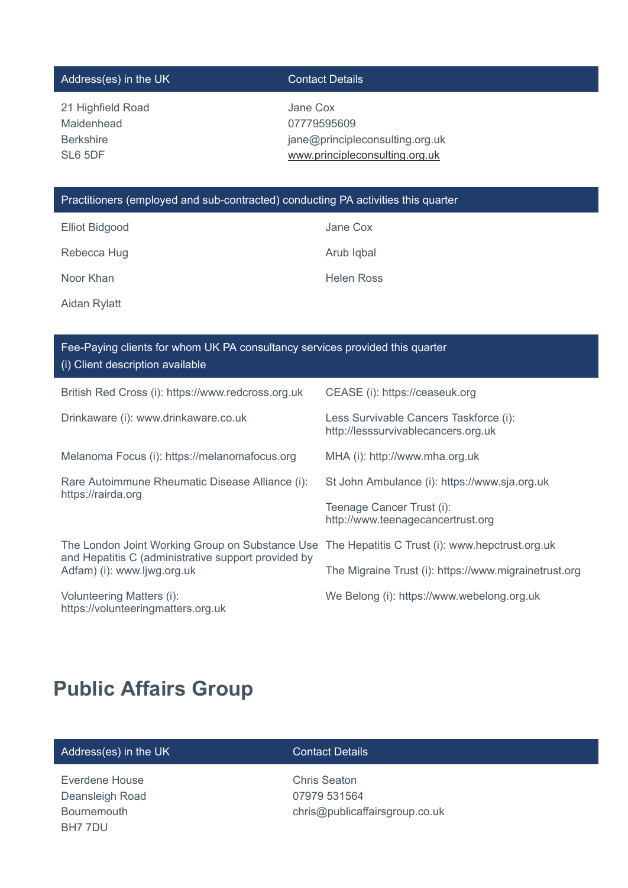| Address(es) in the UK | Contact Details |
| --- | --- |
| 21 Highfield Road<br>Maidenhead<br>Berkshire<br>SL6 5DF | Jane Cox<br>07779595609<br>jane@principleconsulting.org.uk<br>www.principleconsulting.org.uk |

| Practitioners (employed and sub-contracted) conducting PA activities this quarter | |
| --- | --- |
| Elliot Bidgood | Jane Cox |
| Rebecca Hug | Arub Iqbal |
| Noor Khan | Helen Ross |
| Aidan Rylatt | |

| Fee-Paying clients for whom UK PA consultancy services provided this quarter<br>(i) Client description available | |
| --- | --- |
| British Red Cross (i): https://www.redcross.org.uk | CEASE (i): https://ceaseuk.org |
| Drinkaware (i): www.drinkaware.co.uk | Less Survivable Cancers Taskforce (i): http://lesssurvivablecancers.org.uk |
| Melanoma Focus (i): https://melanomafocus.org | MHA (i): http://www.mha.org.uk |
| Rare Autoimmune Rheumatic Disease Alliance (i): https://rairda.org | St John Ambulance (i): https://www.sja.org.uk |
| | Teenage Cancer Trust (i): http://www.teenagecancertrust.org |
| The London Joint Working Group on Substance Use and Hepatitis C (administrative support provided by Adfam) (i): www.ljwg.org.uk | The Hepatitis C Trust (i): www.hepctrust.org.uk |
| | The Migraine Trust (i): https://www.migrainetrust.org |
| Volunteering Matters (i): https://volunteeringmatters.org.uk | We Belong (i): https://www.webelong.org.uk |

## Public Affairs Group

| Address(es) in the UK | Contact Details |
| --- | --- |
| Everdene House<br>Deansleigh Road<br>Bournemouth<br>BH7 7DU | Chris Seaton<br>07979 531564<br>chris@publicaffairsgroup.co.uk |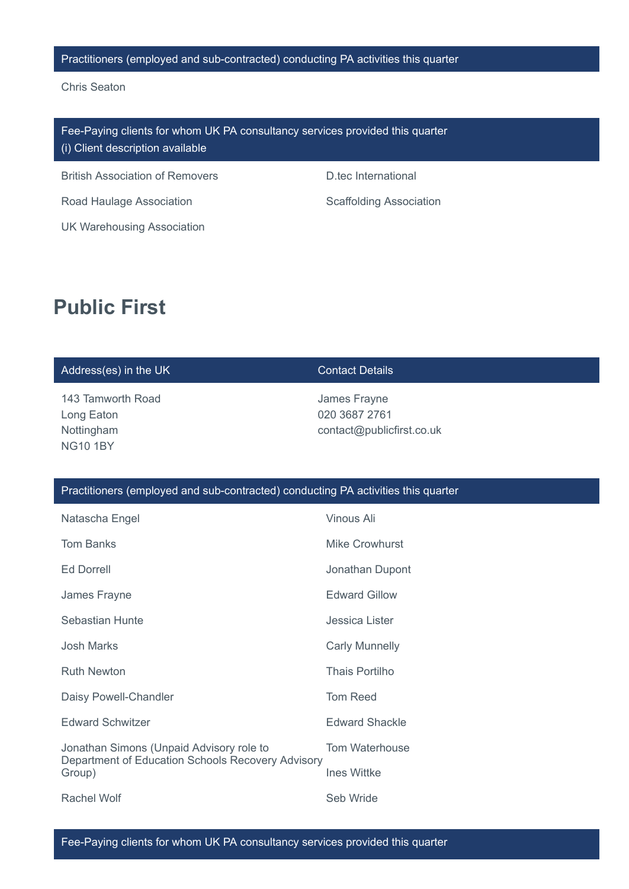| Practitioners (employed and sub-contracted) conducting PA activities this quarter |
| --- |
| Chris Seaton |

| Fee-Paying clients for whom UK PA consultancy services provided this quarter (i) Client description available | |
| --- | --- |
| British Association of Removers | D.tec International |
| Road Haulage Association | Scaffolding Association |
| UK Warehousing Association | |

## Public First

| Address(es) in the UK | Contact Details |
| --- | --- |
| 143 Tamworth Road<br>Long Eaton<br>Nottingham<br>NG10 1BY | James Frayne<br>020 3687 2761<br>contact@publicfirst.co.uk |

| Practitioners (employed and sub-contracted) conducting PA activities this quarter | |
| --- | --- |
| Natascha Engel | Vinous Ali |
| Tom Banks | Mike Crowhurst |
| Ed Dorrell | Jonathan Dupont |
| James Frayne | Edward Gillow |
| Sebastian Hunte | Jessica Lister |
| Josh Marks | Carly Munnelly |
| Ruth Newton | Thais Portilho |
| Daisy Powell-Chandler | Tom Reed |
| Edward Schwitzer | Edward Shackle |
| Jonathan Simons (Unpaid Advisory role to Department of Education Schools Recovery Advisory Group) | Tom Waterhouse |
| | Ines Wittke |
| Rachel Wolf | Seb Wride |

| Fee-Paying clients for whom UK PA consultancy services provided this quarter |
| --- |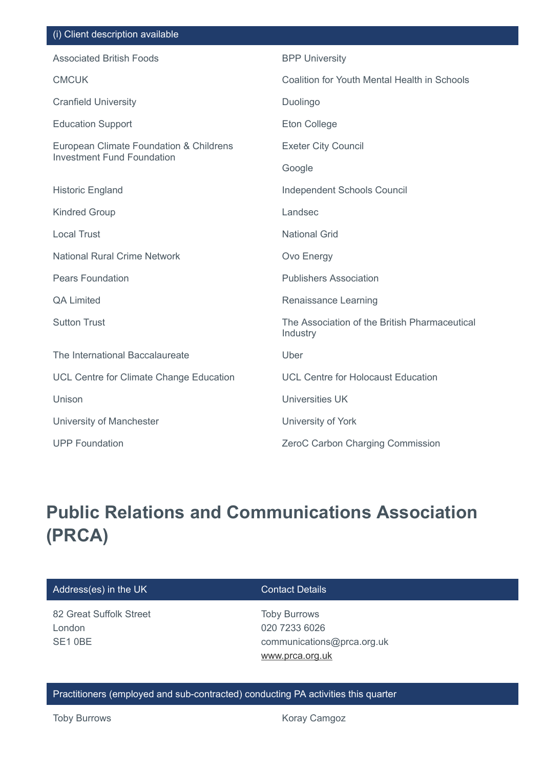| (i) Client description available | |
|---|---|
| Associated British Foods | BPP University |
| CMCUK | Coalition for Youth Mental Health in Schools |
| Cranfield University | Duolingo |
| Education Support | Eton College |
| European Climate Foundation & Childrens Investment Fund Foundation | Exeter City Council |
| | Google |
| Historic England | Independent Schools Council |
| Kindred Group | Landsec |
| Local Trust | National Grid |
| National Rural Crime Network | Ovo Energy |
| Pears Foundation | Publishers Association |
| QA Limited | Renaissance Learning |
| Sutton Trust | The Association of the British Pharmaceutical Industry |
| The International Baccalaureate | Uber |
| UCL Centre for Climate Change Education | UCL Centre for Holocaust Education |
| Unison | Universities UK |
| University of Manchester | University of York |
| UPP Foundation | ZeroC Carbon Charging Commission |

# Public Relations and Communications Association (PRCA)

| Address(es) in the UK | Contact Details |
|---|---|
| 82 Great Suffolk Street<br>London<br>SE1 0BE | Toby Burrows<br>020 7233 6026<br>communications@prca.org.uk<br>www.prca.org.uk |

| Practitioners (employed and sub-contracted) conducting PA activities this quarter | |
|---|---|
| Toby Burrows | Koray Camgoz |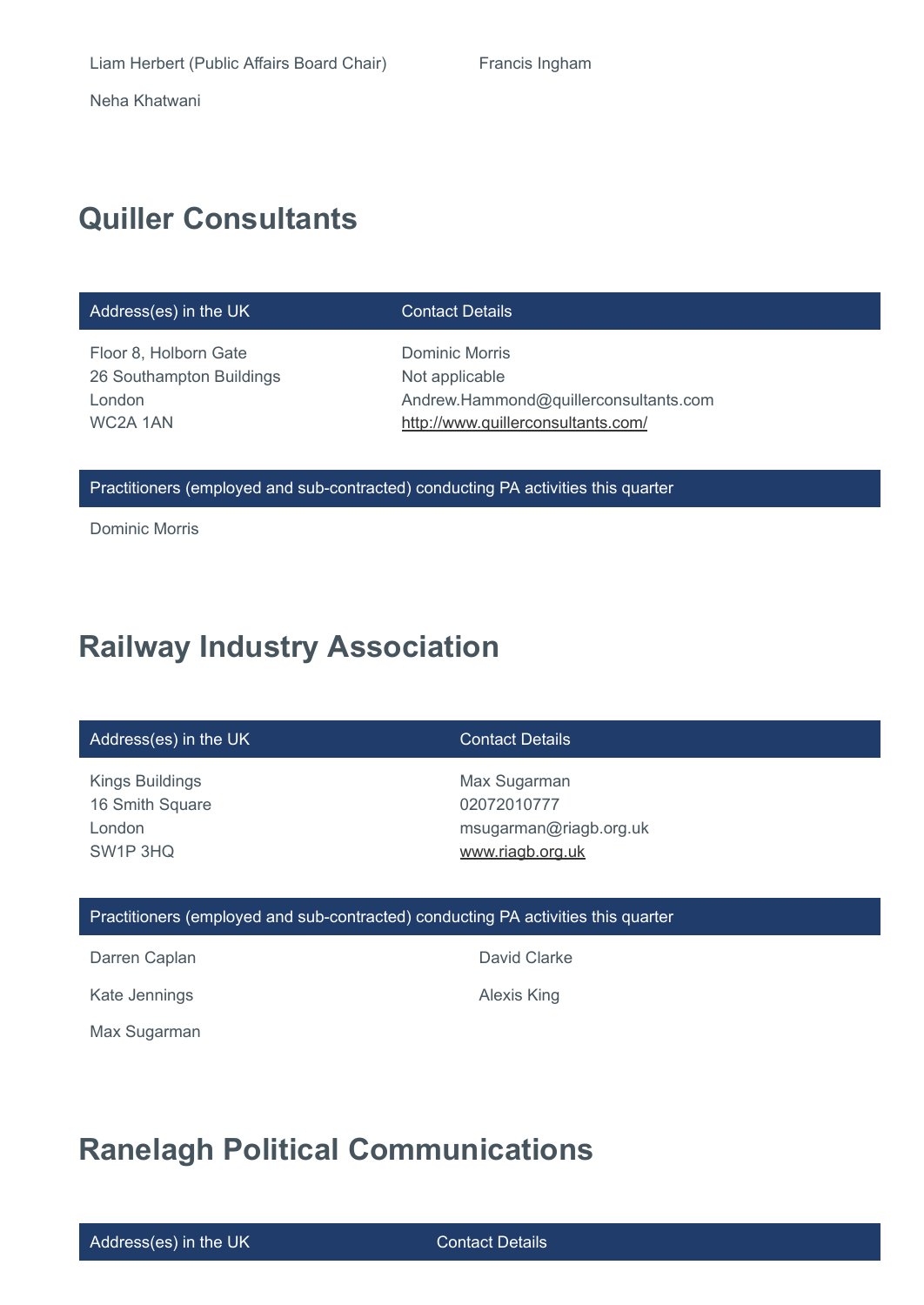Liam Herbert (Public Affairs Board Chair)

Francis Ingham

Neha Khatwani

## Quiller Consultants

| Address(es) in the UK | Contact Details |
| --- | --- |
| Floor 8, Holborn Gate<br>26 Southampton Buildings<br>London<br>WC2A 1AN | Dominic Morris<br>Not applicable<br>Andrew.Hammond@quillerconsultants.com<br>http://www.quillerconsultants.com/ |

| Practitioners (employed and sub-contracted) conducting PA activities this quarter |
| --- |
| Dominic Morris |

## Railway Industry Association

| Address(es) in the UK | Contact Details |
| --- | --- |
| Kings Buildings<br>16 Smith Square<br>London<br>SW1P 3HQ | Max Sugarman<br>02072010777<br>msugarman@riagb.org.uk<br>www.riagb.org.uk |

| Practitioners (employed and sub-contracted) conducting PA activities this quarter | |
| --- | --- |
| Darren Caplan | David Clarke |
| Kate Jennings | Alexis King |
| Max Sugarman | |

## Ranelagh Political Communications

| Address(es) in the UK | Contact Details |
| --- | --- |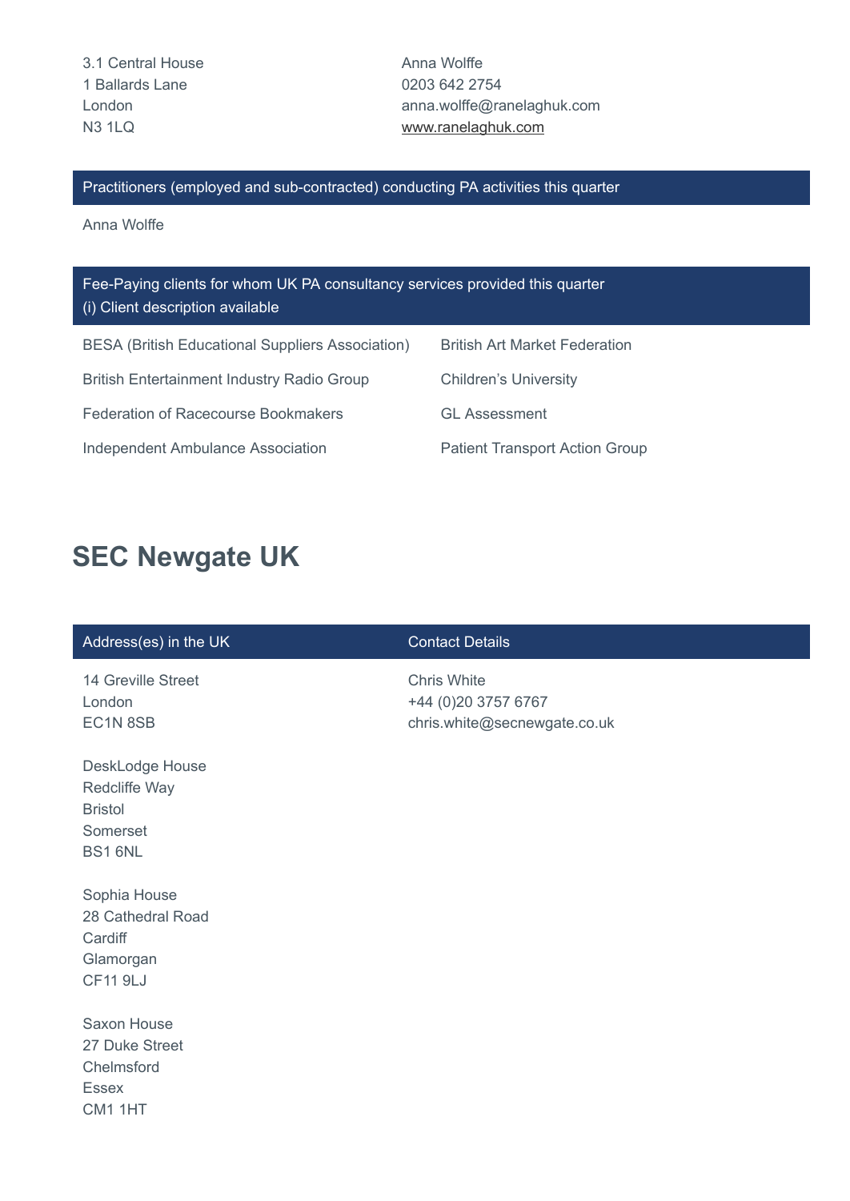| | |
|---|---|
| 3.1 Central House<br>1 Ballards Lane<br>London<br>N3 1LQ | Anna Wolffe<br>0203 642 2754<br>anna.wolffe@ranelaghuk.com<br>www.ranelaghuk.com |

| Practitioners (employed and sub-contracted) conducting PA activities this quarter |
|---|
| Anna Wolffe |

| Fee-Paying clients for whom UK PA consultancy services provided this quarter<br>(i) Client description available | |
|---|---|
| BESA (British Educational Suppliers Association) | British Art Market Federation |
| British Entertainment Industry Radio Group | Children's University |
| Federation of Racecourse Bookmakers | GL Assessment |
| Independent Ambulance Association | Patient Transport Action Group |

## SEC Newgate UK

| Address(es) in the UK | Contact Details |
|---|---|
| 14 Greville Street<br>London<br>EC1N 8SB<br><br>DeskLodge House<br>Redcliffe Way<br>Bristol<br>Somerset<br>BS1 6NL<br><br>Sophia House<br>28 Cathedral Road<br>Cardiff<br>Glamorgan<br>CF11 9LJ<br><br>Saxon House<br>27 Duke Street<br>Chelmsford<br>Essex<br>CM1 1HT | Chris White<br>+44 (0)20 3757 6767<br>chris.white@secnewgate.co.uk |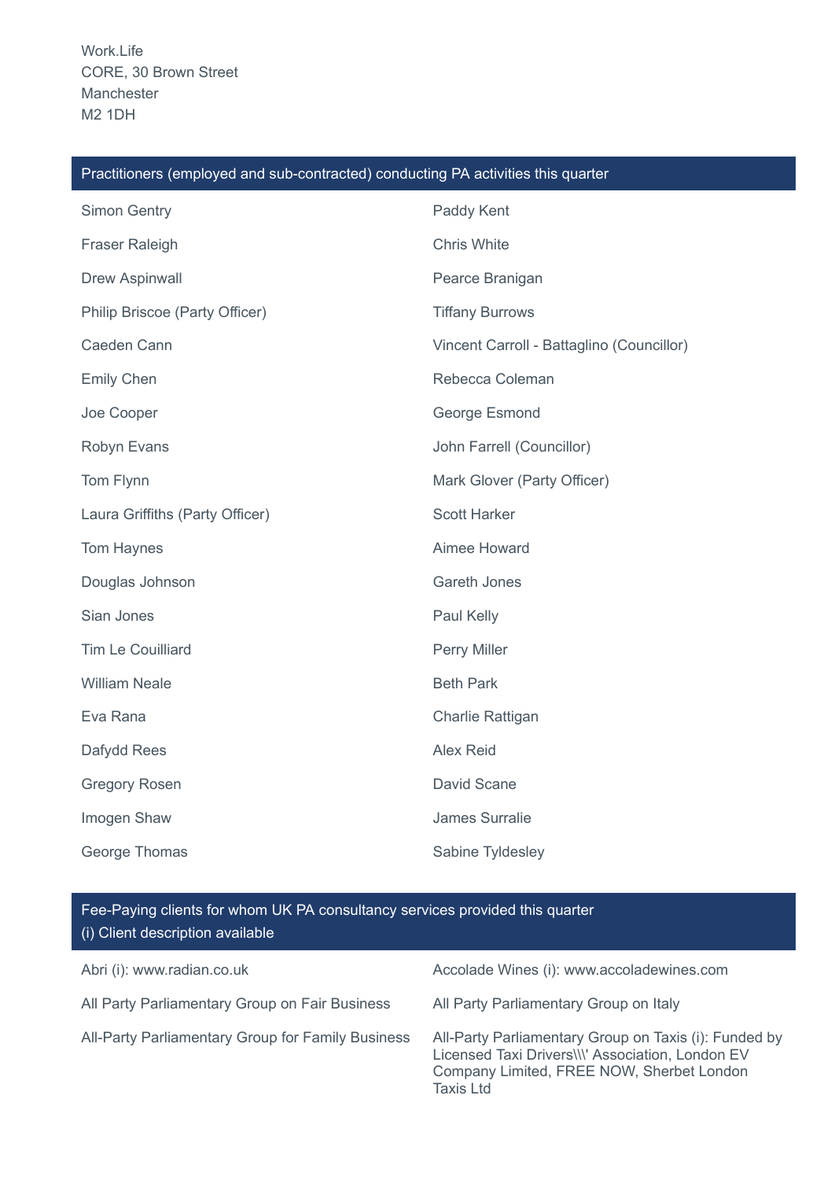Work.Life
CORE, 30 Brown Street
Manchester
M2 1DH

## Practitioners (employed and sub-contracted) conducting PA activities this quarter

- Simon Gentry
- Paddy Kent
- Fraser Raleigh
- Chris White
- Drew Aspinwall
- Pearce Branigan
- Philip Briscoe (Party Officer)
- Tiffany Burrows
- Caeden Cann
- Vincent Carroll - Battaglino (Councillor)
- Emily Chen
- Rebecca Coleman
- Joe Cooper
- George Esmond
- Robyn Evans
- John Farrell (Councillor)
- Tom Flynn
- Mark Glover (Party Officer)
- Laura Griffiths (Party Officer)
- Scott Harker
- Tom Haynes
- Aimee Howard
- Douglas Johnson
- Gareth Jones
- Sian Jones
- Paul Kelly
- Tim Le Couilliard
- Perry Miller
- William Neale
- Beth Park
- Eva Rana
- Charlie Rattigan
- Dafydd Rees
- Alex Reid
- Gregory Rosen
- David Scane
- Imogen Shaw
- James Surralie
- George Thomas
- Sabine Tyldesley

## Fee-Paying clients for whom UK PA consultancy services provided this quarter
(i) Client description available

- Abri (i): www.radian.co.uk
- Accolade Wines (i): www.accoladewines.com
- All Party Parliamentary Group on Fair Business
- All Party Parliamentary Group on Italy
- All-Party Parliamentary Group for Family Business
- All-Party Parliamentary Group on Taxis (i): Funded by Licensed Taxi Drivers\\\' Association, London EV Company Limited, FREE NOW, Sherbet London Taxis Ltd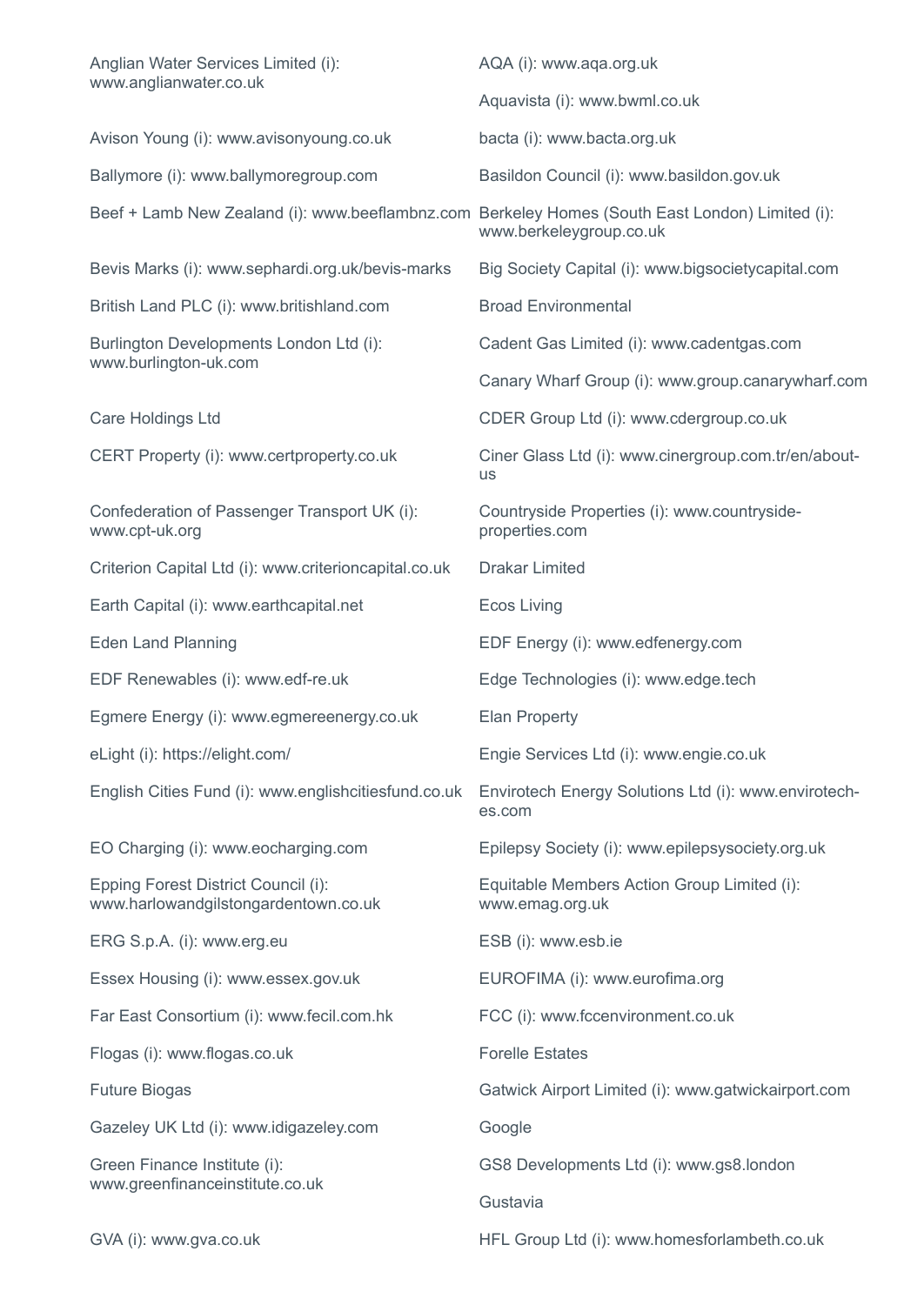Anglian Water Services Limited (i): www.anglianwater.co.uk

AQA (i): www.aqa.org.uk

Aquavista (i): www.bwml.co.uk

Avison Young (i): www.avisonyoung.co.uk

bacta (i): www.bacta.org.uk

Ballymore (i): www.ballymoregroup.com

Basildon Council (i): www.basildon.gov.uk

Beef + Lamb New Zealand (i): www.beeflambnz.com

Berkeley Homes (South East London) Limited (i): www.berkeleygroup.co.uk

Bevis Marks (i): www.sephardi.org.uk/bevis-marks

Big Society Capital (i): www.bigsocietycapital.com

British Land PLC (i): www.britishland.com

Broad Environmental

Burlington Developments London Ltd (i): www.burlington-uk.com

Cadent Gas Limited (i): www.cadentgas.com

Canary Wharf Group (i): www.group.canarywharf.com

Care Holdings Ltd

CDER Group Ltd (i): www.cdergroup.co.uk

CERT Property (i): www.certproperty.co.uk

Ciner Glass Ltd (i): www.cinergroup.com.tr/en/about-us

Confederation of Passenger Transport UK (i): www.cpt-uk.org

Countryside Properties (i): www.countryside-properties.com

Criterion Capital Ltd (i): www.criterioncapital.co.uk

Drakar Limited

Earth Capital (i): www.earthcapital.net

Ecos Living

Eden Land Planning

EDF Energy (i): www.edfenergy.com

EDF Renewables (i): www.edf-re.uk

Edge Technologies (i): www.edge.tech

Egmere Energy (i): www.egmereenergy.co.uk

Elan Property

eLight (i): https://elight.com/

Engie Services Ltd (i): www.engie.co.uk

English Cities Fund (i): www.englishcitiesfund.co.uk

Envirotech Energy Solutions Ltd (i): www.envirotech-es.com

EO Charging (i): www.eocharging.com

Epilepsy Society (i): www.epilepsysociety.org.uk

Epping Forest District Council (i): www.harlowandgilstongardentown.co.uk

Equitable Members Action Group Limited (i): www.emag.org.uk

ERG S.p.A. (i): www.erg.eu

ESB (i): www.esb.ie

Essex Housing (i): www.essex.gov.uk

EUROFIMA (i): www.eurofima.org

Far East Consortium (i): www.fecil.com.hk

FCC (i): www.fccenvironment.co.uk

Flogas (i): www.flogas.co.uk

Forelle Estates

Future Biogas

Gatwick Airport Limited (i): www.gatwickairport.com

Gazeley UK Ltd (i): www.idigazeley.com

Google

Green Finance Institute (i): www.greenfinanceinstitute.co.uk

GS8 Developments Ltd (i): www.gs8.london

Gustavia

GVA (i): www.gva.co.uk

HFL Group Ltd (i): www.homesforlambeth.co.uk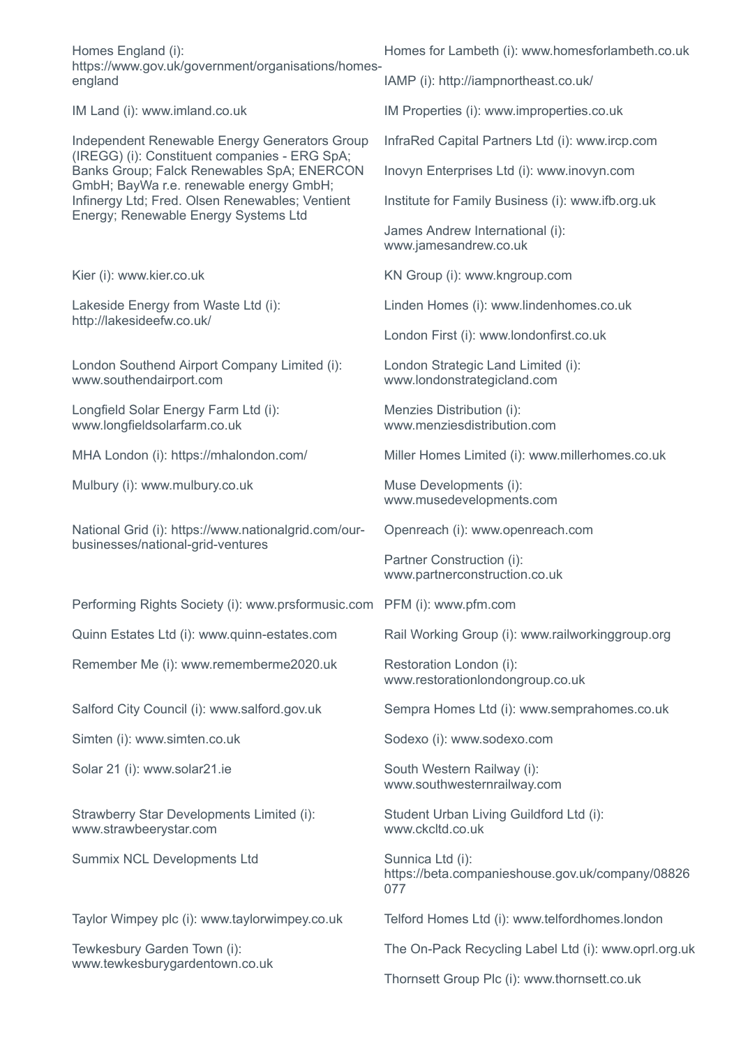Homes England (i): https://www.gov.uk/government/organisations/homes-england

IM Land (i): www.imland.co.uk

Independent Renewable Energy Generators Group (IREGG) (i): Constituent companies - ERG SpA; Banks Group; Falck Renewables SpA; ENERCON GmbH; BayWa r.e. renewable energy GmbH; Infinergy Ltd; Fred. Olsen Renewables; Ventient Energy; Renewable Energy Systems Ltd

Kier (i): www.kier.co.uk

Lakeside Energy from Waste Ltd (i): http://lakesideefw.co.uk/

London Southend Airport Company Limited (i): www.southendairport.com

Longfield Solar Energy Farm Ltd (i): www.longfieldsolarfarm.co.uk

MHA London (i): https://mhalondon.com/

Mulbury (i): www.mulbury.co.uk

National Grid (i): https://www.nationalgrid.com/our-businesses/national-grid-ventures

Performing Rights Society (i): www.prsformusic.com

Quinn Estates Ltd (i): www.quinn-estates.com

Remember Me (i): www.rememberme2020.uk

Salford City Council (i): www.salford.gov.uk

Simten (i): www.simten.co.uk

Solar 21 (i): www.solar21.ie

Strawberry Star Developments Limited (i): www.strawbeerystar.com

Summix NCL Developments Ltd

Taylor Wimpey plc (i): www.taylorwimpey.co.uk

Tewkesbury Garden Town (i): www.tewkesburygardentown.co.uk

Homes for Lambeth (i): www.homesforlambeth.co.uk

IAMP (i): http://iampnortheast.co.uk/

IM Properties (i): www.improperties.co.uk

InfraRed Capital Partners Ltd (i): www.ircp.com

Inovyn Enterprises Ltd (i): www.inovyn.com

Institute for Family Business (i): www.ifb.org.uk

James Andrew International (i): www.jamesandrew.co.uk

KN Group (i): www.kngroup.com

Linden Homes (i): www.lindenhomes.co.uk

London First (i): www.londonfirst.co.uk

London Strategic Land Limited (i): www.londonstrategicland.com

Menzies Distribution (i): www.menziesdistribution.com

Miller Homes Limited (i): www.millerhomes.co.uk

Muse Developments (i): www.musedevelopments.com

Openreach (i): www.openreach.com

Partner Construction (i): www.partnerconstruction.co.uk

PFM (i): www.pfm.com

Rail Working Group (i): www.railworkinggroup.org

Restoration London (i): www.restorationlondongroup.co.uk

Sempra Homes Ltd (i): www.semprahomes.co.uk

Sodexo (i): www.sodexo.com

South Western Railway (i): www.southwesternrailway.com

Student Urban Living Guildford Ltd (i): www.ckcltd.co.uk

Sunnica Ltd (i): https://beta.companieshouse.gov.uk/company/08826077

Telford Homes Ltd (i): www.telfordhomes.london

The On-Pack Recycling Label Ltd (i): www.oprl.org.uk

Thornsett Group Plc (i): www.thornsett.co.uk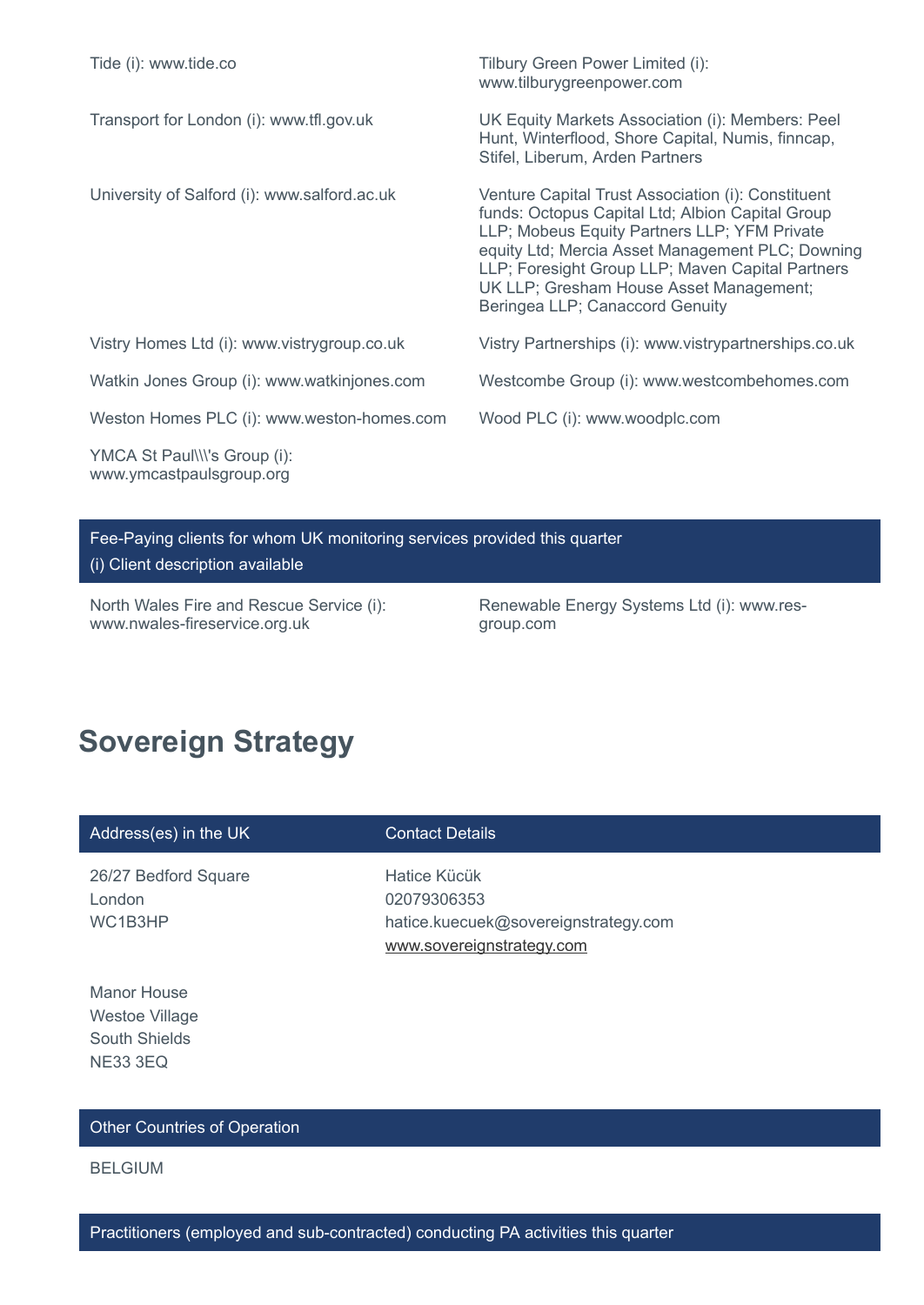Tide (i): www.tide.co

Tilbury Green Power Limited (i): www.tilburygreenpower.com

Transport for London (i): www.tfl.gov.uk

UK Equity Markets Association (i): Members: Peel Hunt, Winterflood, Shore Capital, Numis, finncap, Stifel, Liberum, Arden Partners

University of Salford (i): www.salford.ac.uk

Venture Capital Trust Association (i): Constituent funds: Octopus Capital Ltd; Albion Capital Group LLP; Mobeus Equity Partners LLP; YFM Private equity Ltd; Mercia Asset Management PLC; Downing LLP; Foresight Group LLP; Maven Capital Partners UK LLP; Gresham House Asset Management; Beringea LLP; Canaccord Genuity

Vistry Homes Ltd (i): www.vistrygroup.co.uk

Vistry Partnerships (i): www.vistrypartnerships.co.uk

Watkin Jones Group (i): www.watkinjones.com

Westcombe Group (i): www.westcombehomes.com

Weston Homes PLC (i): www.weston-homes.com

Wood PLC (i): www.woodplc.com

YMCA St Paul\\\'s Group (i): www.ymcastpaulsgroup.org

| Fee-Paying clients for whom UK monitoring services provided this quarter<br>(i) Client description available |
|---|

North Wales Fire and Rescue Service (i): www.nwales-fireservice.org.uk

Renewable Energy Systems Ltd (i): www.res-group.com

# Sovereign Strategy

| Address(es) in the UK | Contact Details |
|---|---|
| 26/27 Bedford Square<br>London<br>WC1B3HP | Hatice Kücük<br>02079306353<br>hatice.kuecuek@sovereignstrategy.com<br>www.sovereignstrategy.com |
| Manor House<br>Westoe Village<br>South Shields<br>NE33 3EQ | |

| Other Countries of Operation |
|---|
| BELGIUM |

| Practitioners (employed and sub-contracted) conducting PA activities this quarter |
|---|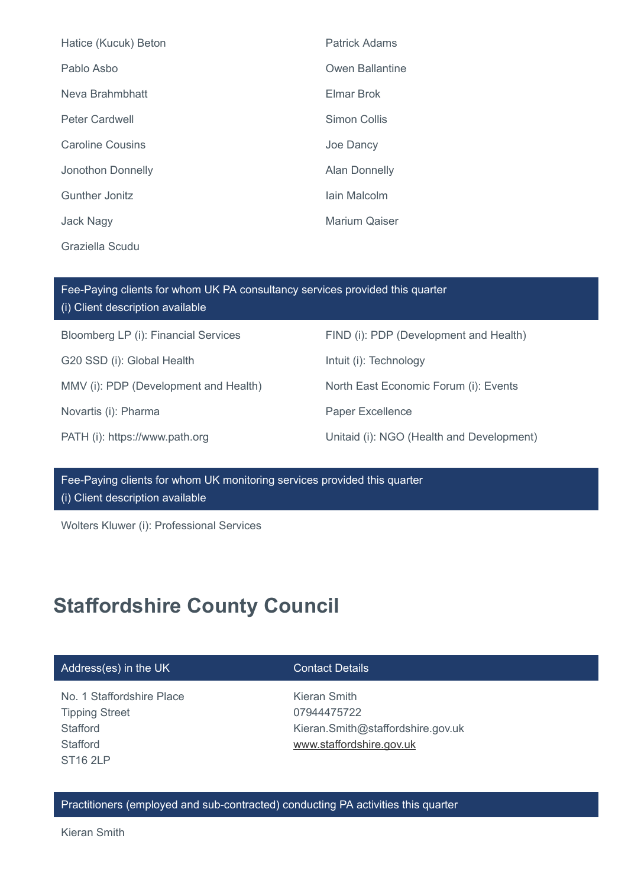Hatice (Kucuk) Beton

Patrick Adams

Pablo Asbo

Owen Ballantine

Neva Brahmbhatt

Elmar Brok

Peter Cardwell

Simon Collis

Caroline Cousins

Joe Dancy

Jonothon Donnelly

Alan Donnelly

Gunther Jonitz

Iain Malcolm

Jack Nagy

Marium Qaiser

Graziella Scudu

| Fee-Paying clients for whom UK PA consultancy services provided this quarter<br>(i) Client description available | |
|---|---|
| Bloomberg LP (i): Financial Services | FIND (i): PDP (Development and Health) |
| G20 SSD (i): Global Health | Intuit (i): Technology |
| MMV (i): PDP (Development and Health) | North East Economic Forum (i): Events |
| Novartis (i): Pharma | Paper Excellence |
| PATH (i): https://www.path.org | Unitaid (i): NGO (Health and Development) |

| Fee-Paying clients for whom UK monitoring services provided this quarter<br>(i) Client description available |
|---|
| Wolters Kluwer (i): Professional Services |

## Staffordshire County Council

| Address(es) in the UK | Contact Details |
|---|---|
| No. 1 Staffordshire Place<br>Tipping Street<br>Stafford<br>Stafford<br>ST16 2LP | Kieran Smith<br>07944475722<br>Kieran.Smith@staffordshire.gov.uk<br>www.staffordshire.gov.uk |

| Practitioners (employed and sub-contracted) conducting PA activities this quarter |
|---|
| Kieran Smith |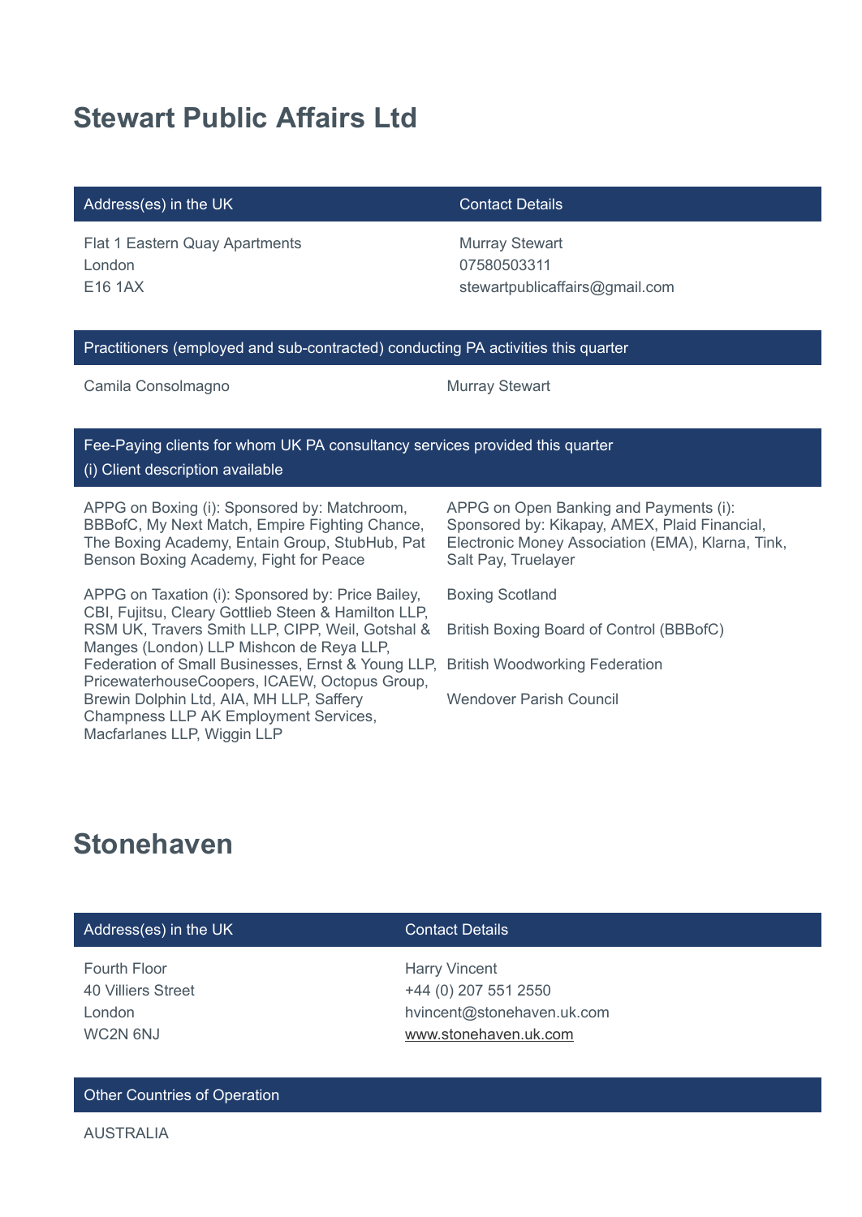## Stewart Public Affairs Ltd

| Address(es) in the UK | Contact Details |
|---|---|
| Flat 1 Eastern Quay Apartments<br>London<br>E16 1AX | Murray Stewart<br>07580503311<br>stewartpublicaffairs@gmail.com |

| Practitioners (employed and sub-contracted) conducting PA activities this quarter | |
|---|---|
| Camila Consolmagno | Murray Stewart |

| Fee-Paying clients for whom UK PA consultancy services provided this quarter<br>(i) Client description available | |
|---|---|
| APPG on Boxing (i): Sponsored by: Matchroom, BBBofC, My Next Match, Empire Fighting Chance, The Boxing Academy, Entain Group, StubHub, Pat Benson Boxing Academy, Fight for Peace | APPG on Open Banking and Payments (i): Sponsored by: Kikapay, AMEX, Plaid Financial, Electronic Money Association (EMA), Klarna, Tink, Salt Pay, Truelayer |
| APPG on Taxation (i): Sponsored by: Price Bailey, CBI, Fujitsu, Cleary Gottlieb Steen & Hamilton LLP, RSM UK, Travers Smith LLP, CIPP, Weil, Gotshal & Manges (London) LLP Mishcon de Reya LLP, Federation of Small Businesses, Ernst & Young LLP, PricewaterhouseCoopers, ICAEW, Octopus Group, Brewin Dolphin Ltd, AIA, MH LLP, Saffery Champness LLP AK Employment Services, Macfarlanes LLP, Wiggin LLP | Boxing Scotland<br>British Boxing Board of Control (BBBofC)<br>British Woodworking Federation<br>Wendover Parish Council |

## Stonehaven

| Address(es) in the UK | Contact Details |
|---|---|
| Fourth Floor<br>40 Villiers Street<br>London<br>WC2N 6NJ | Harry Vincent<br>+44 (0) 207 551 2550<br>hvincent@stonehaven.uk.com<br>www.stonehaven.uk.com |

| Other Countries of Operation |
|---|
| AUSTRALIA |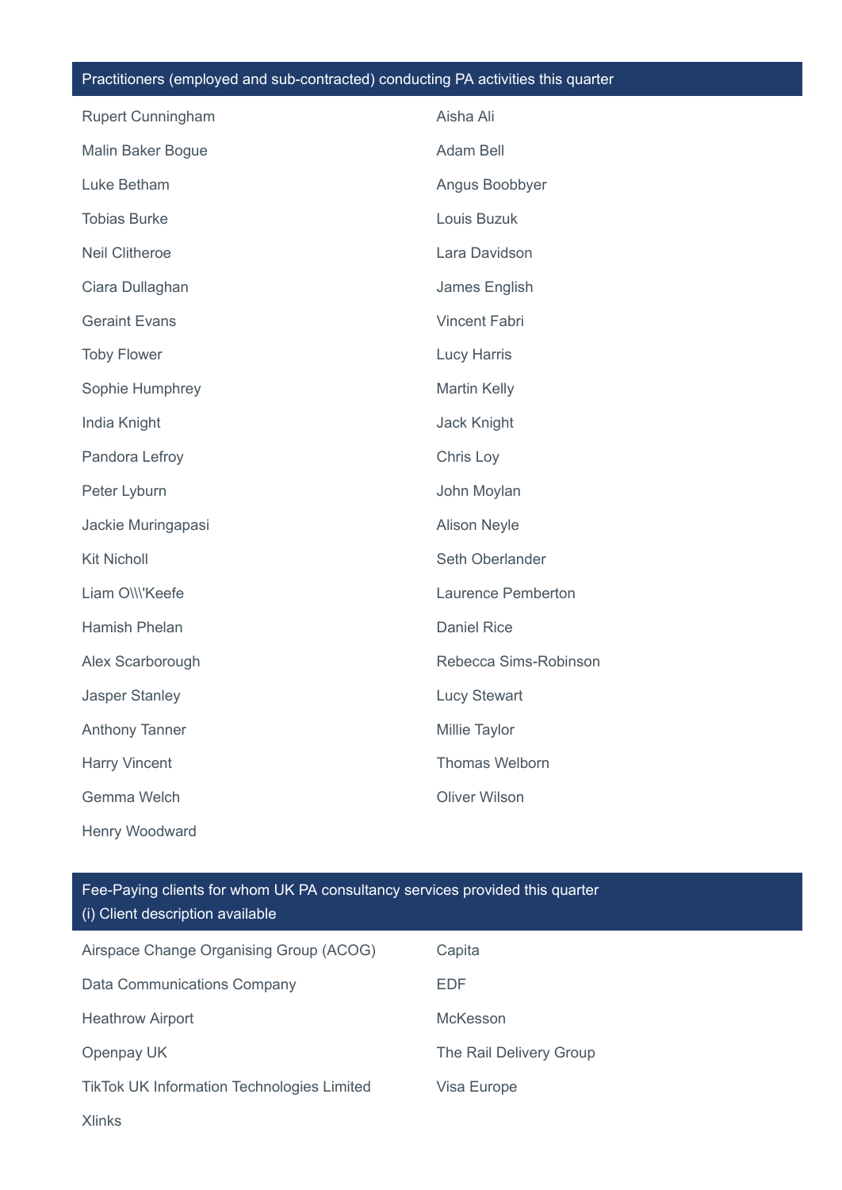## Practitioners (employed and sub-contracted) conducting PA activities this quarter

- Rupert Cunningham
- Malin Baker Bogue
- Luke Betham
- Tobias Burke
- Neil Clitheroe
- Ciara Dullaghan
- Geraint Evans
- Toby Flower
- Sophie Humphrey
- India Knight
- Pandora Lefroy
- Peter Lyburn
- Jackie Muringapasi
- Kit Nicholl
- Liam O\\\\'Keefe
- Hamish Phelan
- Alex Scarborough
- Jasper Stanley
- Anthony Tanner
- Harry Vincent
- Gemma Welch
- Henry Woodward
- Aisha Ali
- Adam Bell
- Angus Boobbyer
- Louis Buzuk
- Lara Davidson
- James English
- Vincent Fabri
- Lucy Harris
- Martin Kelly
- Jack Knight
- Chris Loy
- John Moylan
- Alison Neyle
- Seth Oberlander
- Laurence Pemberton
- Daniel Rice
- Rebecca Sims-Robinson
- Lucy Stewart
- Millie Taylor
- Thomas Welborn
- Oliver Wilson

## Fee-Paying clients for whom UK PA consultancy services provided this quarter (i) Client description available

- Airspace Change Organising Group (ACOG)
- Data Communications Company
- Heathrow Airport
- Openpay UK
- TikTok UK Information Technologies Limited
- Xlinks
- Capita
- EDF
- McKesson
- The Rail Delivery Group
- Visa Europe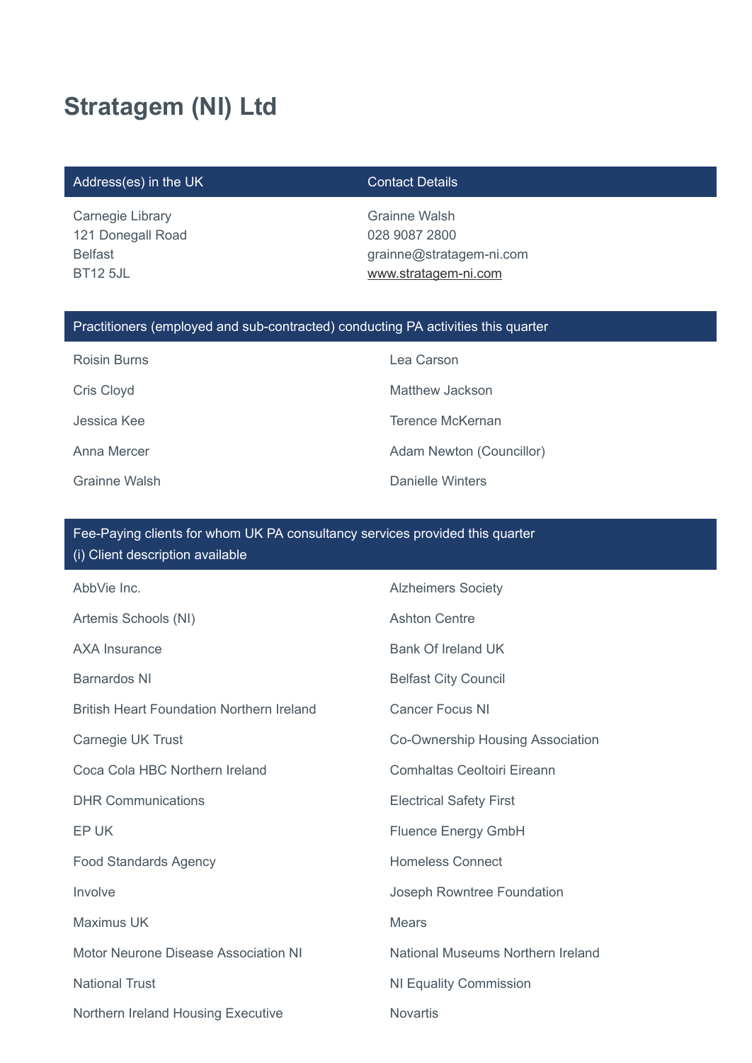# Stratagem (NI) Ltd

| Address(es) in the UK | Contact Details |
| --- | --- |
| Carnegie Library<br>121 Donegall Road<br>Belfast<br>BT12 5JL | Grainne Walsh<br>028 9087 2800<br>grainne@stratagem-ni.com<br>www.stratagem-ni.com |

| Practitioners (employed and sub-contracted) conducting PA activities this quarter | |
| --- | --- |
| Roisin Burns | Lea Carson |
| Cris Cloyd | Matthew Jackson |
| Jessica Kee | Terence McKernan |
| Anna Mercer | Adam Newton (Councillor) |
| Grainne Walsh | Danielle Winters |

| Fee-Paying clients for whom UK PA consultancy services provided this quarter<br>(i) Client description available | |
| --- | --- |
| AbbVie Inc. | Alzheimers Society |
| Artemis Schools (NI) | Ashton Centre |
| AXA Insurance | Bank Of Ireland UK |
| Barnardos NI | Belfast City Council |
| British Heart Foundation Northern Ireland | Cancer Focus NI |
| Carnegie UK Trust | Co-Ownership Housing Association |
| Coca Cola HBC Northern Ireland | Comhaltas Ceoltoiri Eireann |
| DHR Communications | Electrical Safety First |
| EP UK | Fluence Energy GmbH |
| Food Standards Agency | Homeless Connect |
| Involve | Joseph Rowntree Foundation |
| Maximus UK | Mears |
| Motor Neurone Disease Association NI | National Museums Northern Ireland |
| National Trust | NI Equality Commission |
| Northern Ireland Housing Executive | Novartis |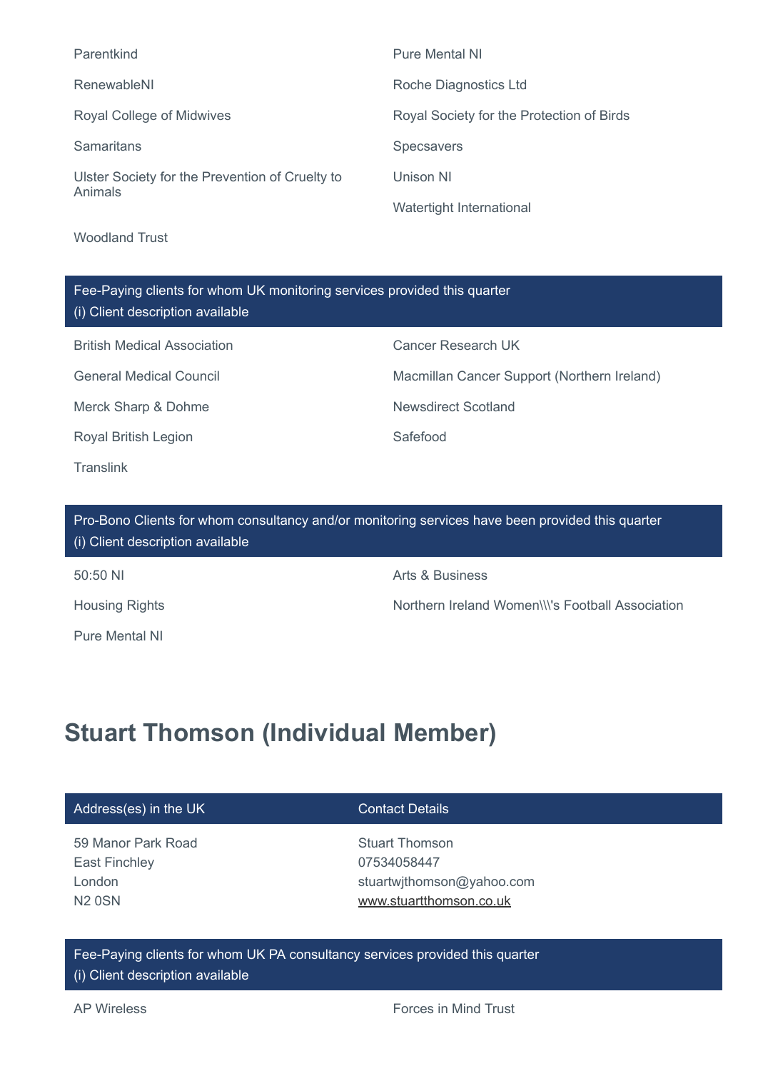Parentkind

Pure Mental NI

RenewableNI

Roche Diagnostics Ltd

Royal College of Midwives

Royal Society for the Protection of Birds

Samaritans

Specsavers

Ulster Society for the Prevention of Cruelty to Animals

Unison NI

Watertight International

Woodland Trust

**Fee-Paying clients for whom UK monitoring services provided this quarter**
(i) Client description available

British Medical Association

Cancer Research UK

General Medical Council

Macmillan Cancer Support (Northern Ireland)

Merck Sharp & Dohme

Newsdirect Scotland

Royal British Legion

Safefood

Translink

**Pro-Bono Clients for whom consultancy and/or monitoring services have been provided this quarter**
(i) Client description available

50:50 NI

Arts & Business

Housing Rights

Northern Ireland Women\\\'s Football Association

Pure Mental NI

## Stuart Thomson (Individual Member)

| Address(es) in the UK | Contact Details |
| --- | --- |
| 59 Manor Park Road<br>East Finchley<br>London<br>N2 0SN | Stuart Thomson<br>07534058447<br>stuartwjthomson@yahoo.com<br>www.stuartthomson.co.uk |

**Fee-Paying clients for whom UK PA consultancy services provided this quarter**
(i) Client description available

AP Wireless

Forces in Mind Trust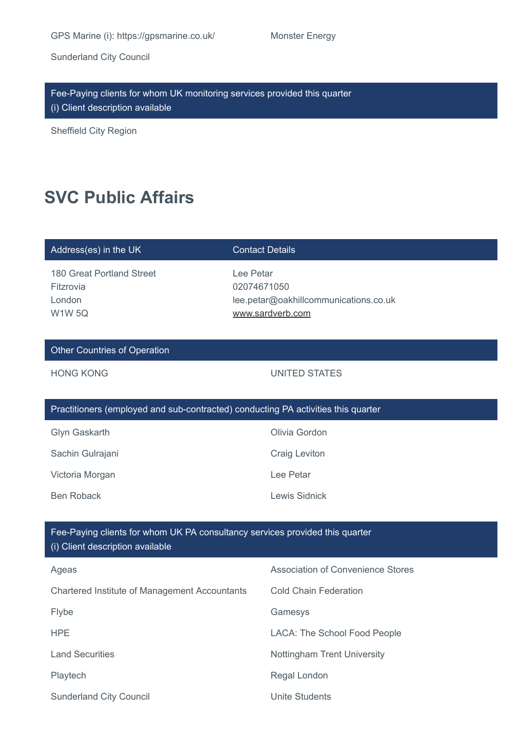GPS Marine (i): https://gpsmarine.co.uk/

Monster Energy

Sunderland City Council

| Fee-Paying clients for whom UK monitoring services provided this quarter<br>(i) Client description available |
| --- |
| Sheffield City Region |

# SVC Public Affairs

| Address(es) in the UK | Contact Details |
| --- | --- |
| 180 Great Portland Street<br>Fitzrovia<br>London<br>W1W 5Q | Lee Petar<br>02074671050<br>lee.petar@oakhillcommunications.co.uk<br>www.sardverb.com |

| Other Countries of Operation | |
| --- | --- |
| HONG KONG | UNITED STATES |

| Practitioners (employed and sub-contracted) conducting PA activities this quarter | |
| --- | --- |
| Glyn Gaskarth | Olivia Gordon |
| Sachin Gulrajani | Craig Leviton |
| Victoria Morgan | Lee Petar |
| Ben Roback | Lewis Sidnick |

| Fee-Paying clients for whom UK PA consultancy services provided this quarter<br>(i) Client description available | |
| --- | --- |
| Ageas | Association of Convenience Stores |
| Chartered Institute of Management Accountants | Cold Chain Federation |
| Flybe | Gamesys |
| HPE | LACA: The School Food People |
| Land Securities | Nottingham Trent University |
| Playtech | Regal London |
| Sunderland City Council | Unite Students |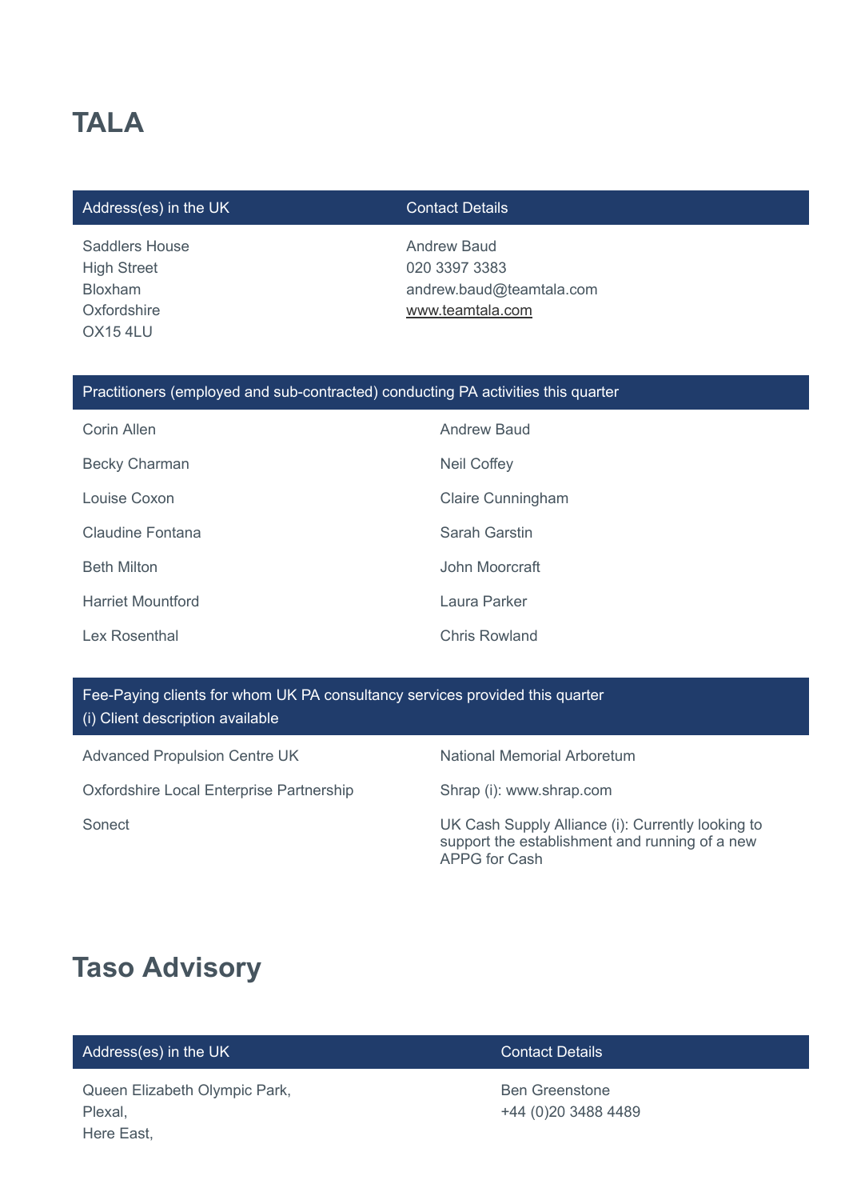# TALA

| Address(es) in the UK | Contact Details |
| --- | --- |
| Saddlers House<br>High Street<br>Bloxham<br>Oxfordshire<br>OX15 4LU | Andrew Baud<br>020 3397 3383<br>andrew.baud@teamtala.com<br>www.teamtala.com |

| Practitioners (employed and sub-contracted) conducting PA activities this quarter | |
| --- | --- |
| Corin Allen | Andrew Baud |
| Becky Charman | Neil Coffey |
| Louise Coxon | Claire Cunningham |
| Claudine Fontana | Sarah Garstin |
| Beth Milton | John Moorcraft |
| Harriet Mountford | Laura Parker |
| Lex Rosenthal | Chris Rowland |

| Fee-Paying clients for whom UK PA consultancy services provided this quarter<br>(i) Client description available | |
| --- | --- |
| Advanced Propulsion Centre UK | National Memorial Arboretum |
| Oxfordshire Local Enterprise Partnership | Shrap (i): www.shrap.com |
| Sonect | UK Cash Supply Alliance (i): Currently looking to support the establishment and running of a new APPG for Cash |

# Taso Advisory

| Address(es) in the UK | Contact Details |
| --- | --- |
| Queen Elizabeth Olympic Park,<br>Plexal,<br>Here East, | Ben Greenstone<br>+44 (0)20 3488 4489 |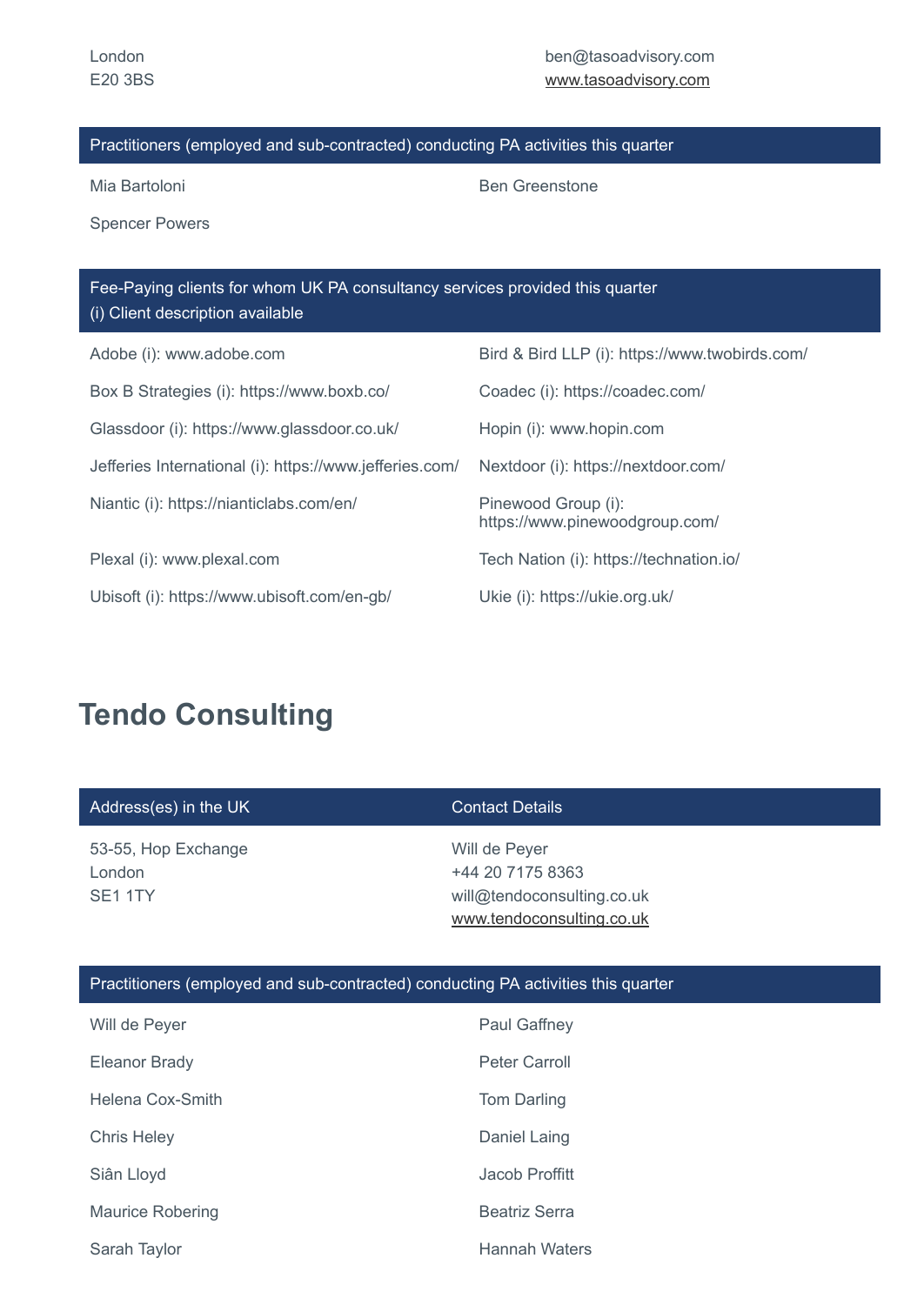London
E20 3BS

ben@tasoadvisory.com
www.tasoadvisory.com

| Practitioners (employed and sub-contracted) conducting PA activities this quarter | |
|---|---|
| Mia Bartoloni | Ben Greenstone |
| Spencer Powers | |

| Fee-Paying clients for whom UK PA consultancy services provided this quarter (i) Client description available | |
|---|---|
| Adobe (i): www.adobe.com | Bird & Bird LLP (i): https://www.twobirds.com/ |
| Box B Strategies (i): https://www.boxb.co/ | Coadec (i): https://coadec.com/ |
| Glassdoor (i): https://www.glassdoor.co.uk/ | Hopin (i): www.hopin.com |
| Jefferies International (i): https://www.jefferies.com/ | Nextdoor (i): https://nextdoor.com/ |
| Niantic (i): https://nianticlabs.com/en/ | Pinewood Group (i): https://www.pinewoodgroup.com/ |
| Plexal (i): www.plexal.com | Tech Nation (i): https://technation.io/ |
| Ubisoft (i): https://www.ubisoft.com/en-gb/ | Ukie (i): https://ukie.org.uk/ |

## Tendo Consulting

| Address(es) in the UK | Contact Details |
|---|---|
| 53-55, Hop Exchange<br>London<br>SE1 1TY | Will de Peyer<br>+44 20 7175 8363<br>will@tendoconsulting.co.uk<br>www.tendoconsulting.co.uk |

| Practitioners (employed and sub-contracted) conducting PA activities this quarter | |
|---|---|
| Will de Peyer | Paul Gaffney |
| Eleanor Brady | Peter Carroll |
| Helena Cox-Smith | Tom Darling |
| Chris Heley | Daniel Laing |
| Siân Lloyd | Jacob Proffitt |
| Maurice Robering | Beatriz Serra |
| Sarah Taylor | Hannah Waters |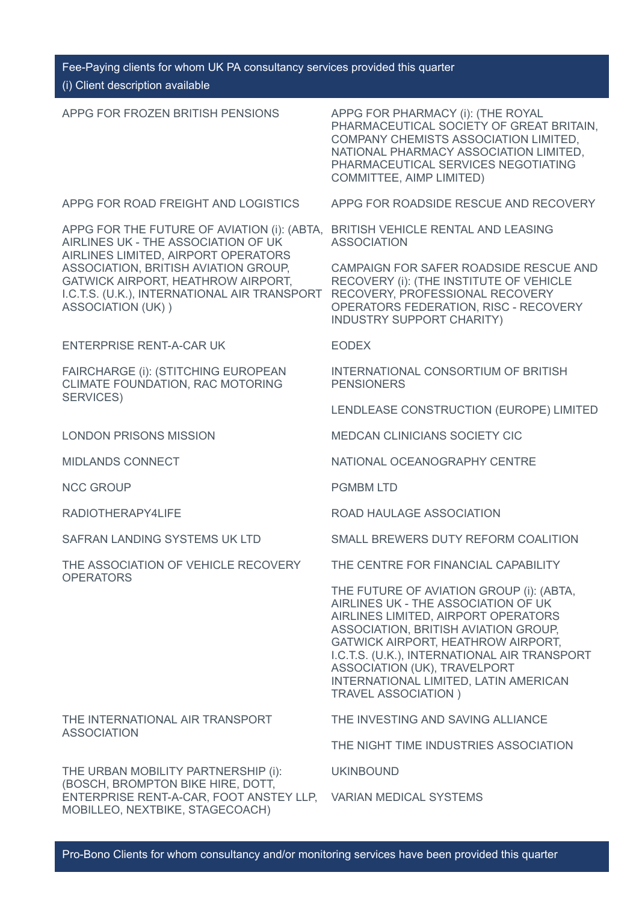## Fee-Paying clients for whom UK PA consultancy services provided this quarter

(i) Client description available

- APPG FOR FROZEN BRITISH PENSIONS
- APPG FOR PHARMACY (i): (THE ROYAL PHARMACEUTICAL SOCIETY OF GREAT BRITAIN, COMPANY CHEMISTS ASSOCIATION LIMITED, NATIONAL PHARMACY ASSOCIATION LIMITED, PHARMACEUTICAL SERVICES NEGOTIATING COMMITTEE, AIMP LIMITED)
- APPG FOR ROAD FREIGHT AND LOGISTICS
- APPG FOR ROADSIDE RESCUE AND RECOVERY
- APPG FOR THE FUTURE OF AVIATION (i): (ABTA, AIRLINES UK - THE ASSOCIATION OF UK AIRLINES LIMITED, AIRPORT OPERATORS ASSOCIATION, BRITISH AVIATION GROUP, GATWICK AIRPORT, HEATHROW AIRPORT, I.C.T.S. (U.K.), INTERNATIONAL AIR TRANSPORT ASSOCIATION (UK) )
- BRITISH VEHICLE RENTAL AND LEASING ASSOCIATION
- CAMPAIGN FOR SAFER ROADSIDE RESCUE AND RECOVERY (i): (THE INSTITUTE OF VEHICLE RECOVERY, PROFESSIONAL RECOVERY OPERATORS FEDERATION, RISC - RECOVERY INDUSTRY SUPPORT CHARITY)
- ENTERPRISE RENT-A-CAR UK
- EODEX
- FAIRCHARGE (i): (STITCHING EUROPEAN CLIMATE FOUNDATION, RAC MOTORING SERVICES)
- INTERNATIONAL CONSORTIUM OF BRITISH PENSIONERS
- LENDLEASE CONSTRUCTION (EUROPE) LIMITED
- LONDON PRISONS MISSION
- MEDCAN CLINICIANS SOCIETY CIC
- MIDLANDS CONNECT
- NATIONAL OCEANOGRAPHY CENTRE
- NCC GROUP
- PGMBM LTD
- RADIOTHERAPY4LIFE
- ROAD HAULAGE ASSOCIATION
- SAFRAN LANDING SYSTEMS UK LTD
- SMALL BREWERS DUTY REFORM COALITION
- THE ASSOCIATION OF VEHICLE RECOVERY OPERATORS
- THE CENTRE FOR FINANCIAL CAPABILITY
- THE FUTURE OF AVIATION GROUP (i): (ABTA, AIRLINES UK - THE ASSOCIATION OF UK AIRLINES LIMITED, AIRPORT OPERATORS ASSOCIATION, BRITISH AVIATION GROUP, GATWICK AIRPORT, HEATHROW AIRPORT, I.C.T.S. (U.K.), INTERNATIONAL AIR TRANSPORT ASSOCIATION (UK), TRAVELPORT INTERNATIONAL LIMITED, LATIN AMERICAN TRAVEL ASSOCIATION )
- THE INTERNATIONAL AIR TRANSPORT ASSOCIATION
- THE INVESTING AND SAVING ALLIANCE
- THE NIGHT TIME INDUSTRIES ASSOCIATION
- THE URBAN MOBILITY PARTNERSHIP (i): (BOSCH, BROMPTON BIKE HIRE, DOTT, ENTERPRISE RENT-A-CAR, FOOT ANSTEY LLP, MOBILLEO, NEXTBIKE, STAGECOACH)
- UKINBOUND
- VARIAN MEDICAL SYSTEMS

## Pro-Bono Clients for whom consultancy and/or monitoring services have been provided this quarter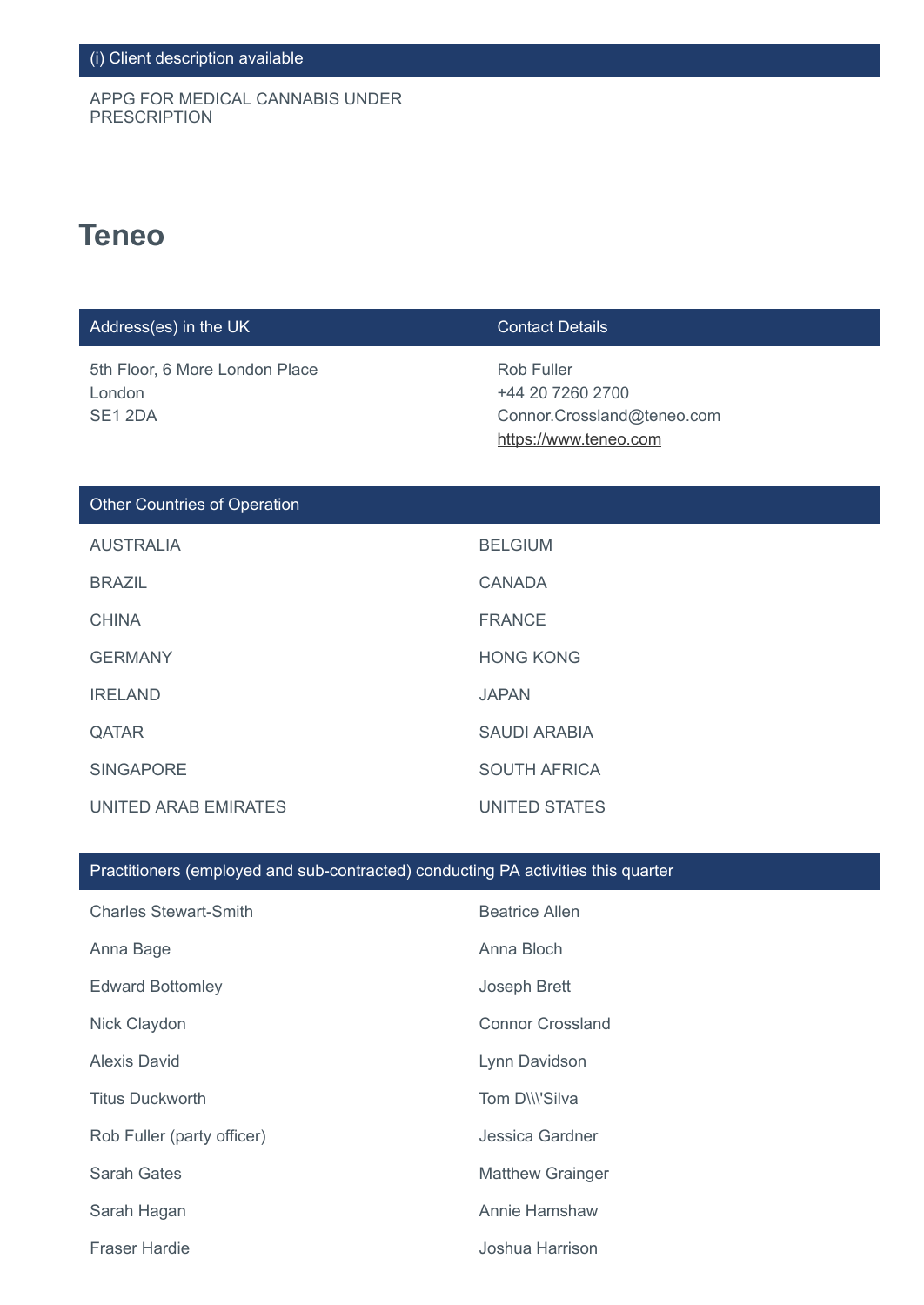| (i) Client description available |
|---|
| APPG FOR MEDICAL CANNABIS UNDER PRESCRIPTION |

## Teneo

| Address(es) in the UK | Contact Details |
|---|---|
| 5th Floor, 6 More London Place<br>London<br>SE1 2DA | Rob Fuller<br>+44 20 7260 2700<br>Connor.Crossland@teneo.com<br>https://www.teneo.com |

| Other Countries of Operation | |
|---|---|
| AUSTRALIA | BELGIUM |
| BRAZIL | CANADA |
| CHINA | FRANCE |
| GERMANY | HONG KONG |
| IRELAND | JAPAN |
| QATAR | SAUDI ARABIA |
| SINGAPORE | SOUTH AFRICA |
| UNITED ARAB EMIRATES | UNITED STATES |

| Practitioners (employed and sub-contracted) conducting PA activities this quarter | |
|---|---|
| Charles Stewart-Smith | Beatrice Allen |
| Anna Bage | Anna Bloch |
| Edward Bottomley | Joseph Brett |
| Nick Claydon | Connor Crossland |
| Alexis David | Lynn Davidson |
| Titus Duckworth | Tom D\\\'Silva |
| Rob Fuller (party officer) | Jessica Gardner |
| Sarah Gates | Matthew Grainger |
| Sarah Hagan | Annie Hamshaw |
| Fraser Hardie | Joshua Harrison |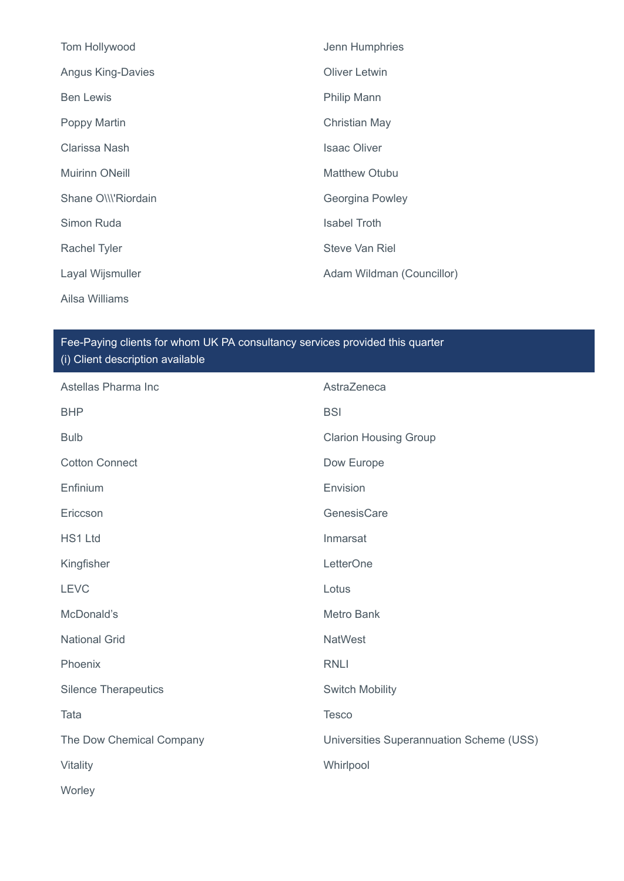Tom Hollywood

Jenn Humphries

Angus King-Davies

Oliver Letwin

Ben Lewis

Philip Mann

Poppy Martin

Christian May

Clarissa Nash

Isaac Oliver

Muirinn ONeill

Matthew Otubu

Shane O\\\'Riordain

Georgina Powley

Simon Ruda

Isabel Troth

Rachel Tyler

Steve Van Riel

Layal Wijsmuller

Adam Wildman (Councillor)

Ailsa Williams

## Fee-Paying clients for whom UK PA consultancy services provided this quarter
(i) Client description available

Astellas Pharma Inc

AstraZeneca

BHP

BSI

Bulb

Clarion Housing Group

Cotton Connect

Dow Europe

Enfinium

Envision

Ericcson

GenesisCare

HS1 Ltd

Inmarsat

Kingfisher

LetterOne

LEVC

Lotus

McDonald's

Metro Bank

National Grid

NatWest

Phoenix

RNLI

Silence Therapeutics

Switch Mobility

Tata

Tesco

The Dow Chemical Company

Universities Superannuation Scheme (USS)

Vitality

Whirlpool

Worley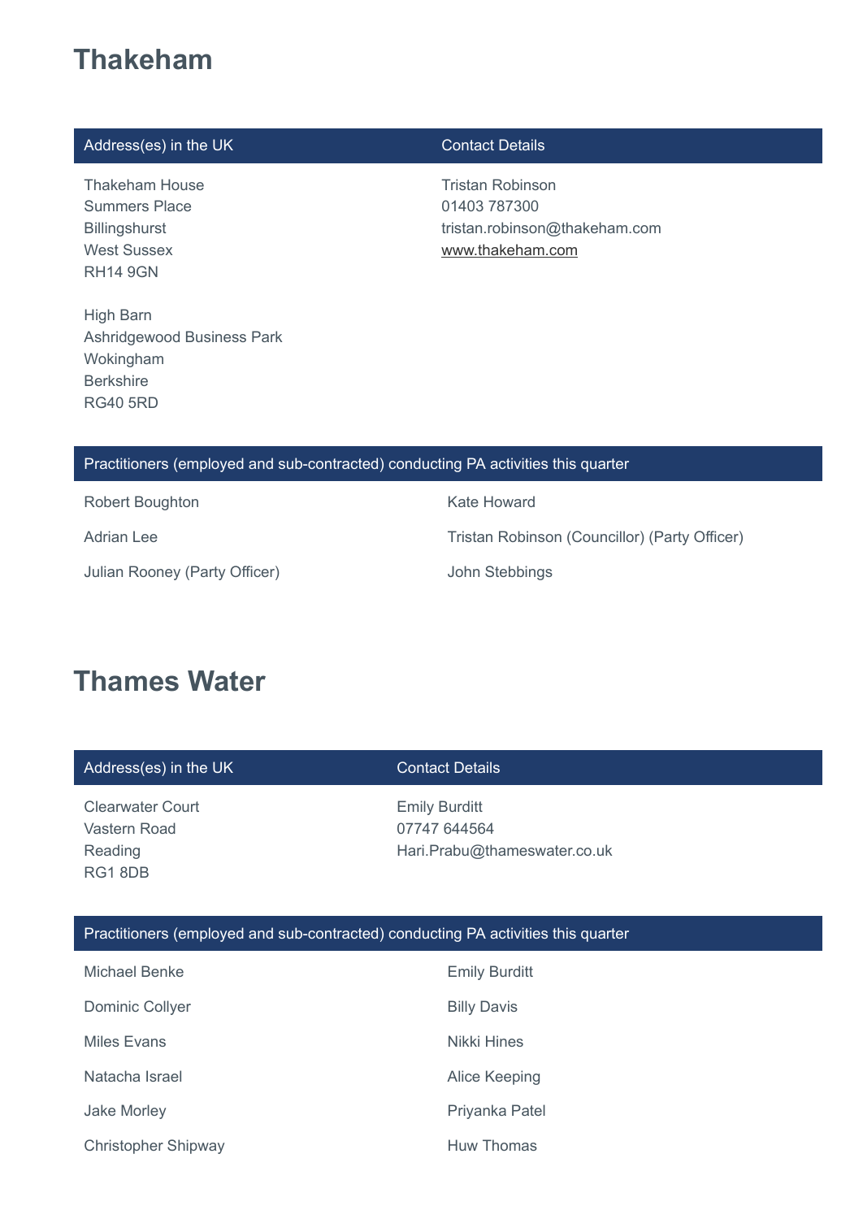# Thakeham

| Address(es) in the UK | Contact Details |
| --- | --- |
| Thakeham House<br>Summers Place<br>Billingshurst<br>West Sussex<br>RH14 9GN<br><br>High Barn<br>Ashridgewood Business Park<br>Wokingham<br>Berkshire<br>RG40 5RD | Tristan Robinson<br>01403 787300<br>tristan.robinson@thakeham.com<br>www.thakeham.com |

| Practitioners (employed and sub-contracted) conducting PA activities this quarter | |
| --- | --- |
| Robert Boughton | Kate Howard |
| Adrian Lee | Tristan Robinson (Councillor) (Party Officer) |
| Julian Rooney (Party Officer) | John Stebbings |

# Thames Water

| Address(es) in the UK | Contact Details |
| --- | --- |
| Clearwater Court<br>Vastern Road<br>Reading<br>RG1 8DB | Emily Burditt<br>07747 644564<br>Hari.Prabu@thameswater.co.uk |

| Practitioners (employed and sub-contracted) conducting PA activities this quarter | |
| --- | --- |
| Michael Benke | Emily Burditt |
| Dominic Collyer | Billy Davis |
| Miles Evans | Nikki Hines |
| Natacha Israel | Alice Keeping |
| Jake Morley | Priyanka Patel |
| Christopher Shipway | Huw Thomas |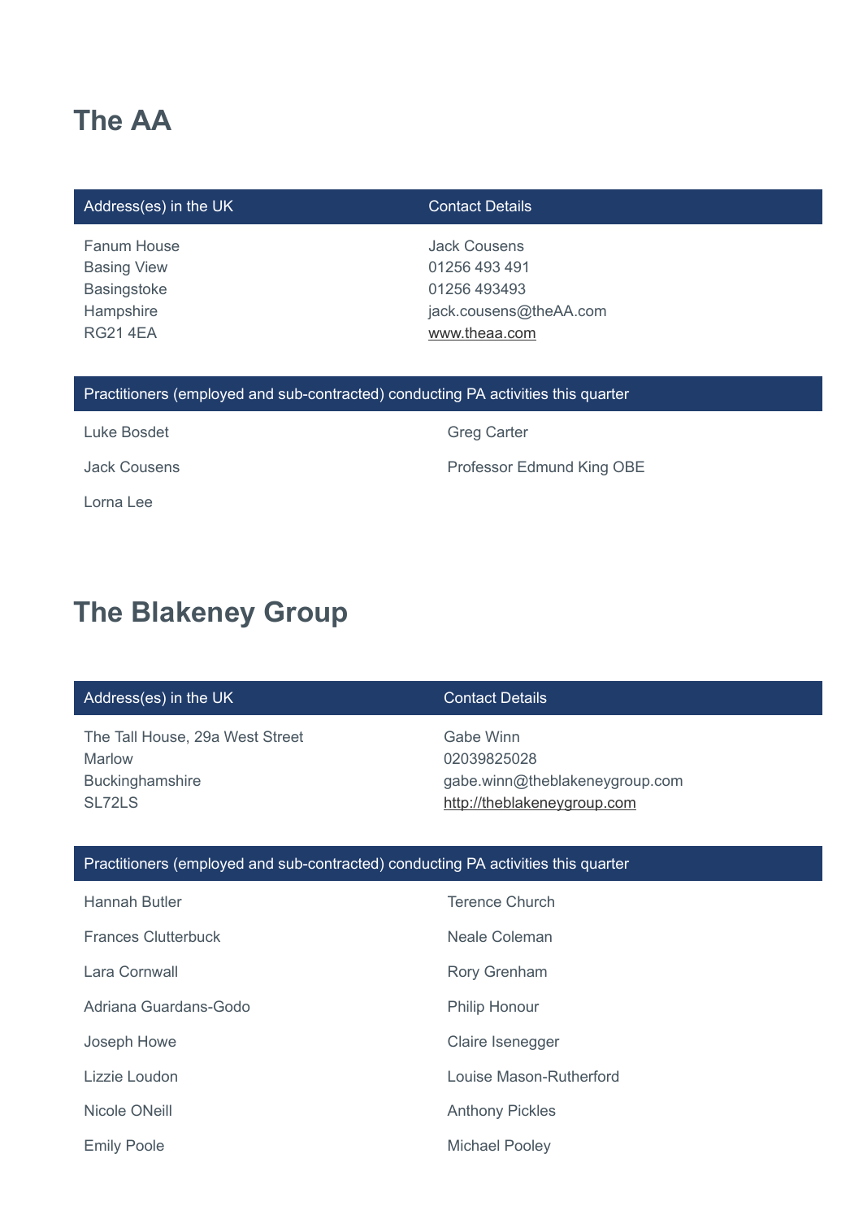# The AA

| Address(es) in the UK | Contact Details |
| --- | --- |
| Fanum House<br>Basing View<br>Basingstoke<br>Hampshire<br>RG21 4EA | Jack Cousens<br>01256 493 491<br>01256 493493<br>jack.cousens@theAA.com<br>www.theaa.com |

| Practitioners (employed and sub-contracted) conducting PA activities this quarter | |
| --- | --- |
| Luke Bosdet | Greg Carter |
| Jack Cousens | Professor Edmund King OBE |
| Lorna Lee | |

# The Blakeney Group

| Address(es) in the UK | Contact Details |
| --- | --- |
| The Tall House, 29a West Street<br>Marlow<br>Buckinghamshire<br>SL72LS | Gabe Winn<br>02039825028<br>gabe.winn@theblakeneygroup.com<br>http://theblakeneygroup.com |

| Practitioners (employed and sub-contracted) conducting PA activities this quarter | |
| --- | --- |
| Hannah Butler | Terence Church |
| Frances Clutterbuck | Neale Coleman |
| Lara Cornwall | Rory Grenham |
| Adriana Guardans-Godo | Philip Honour |
| Joseph Howe | Claire Isenegger |
| Lizzie Loudon | Louise Mason-Rutherford |
| Nicole ONeill | Anthony Pickles |
| Emily Poole | Michael Pooley |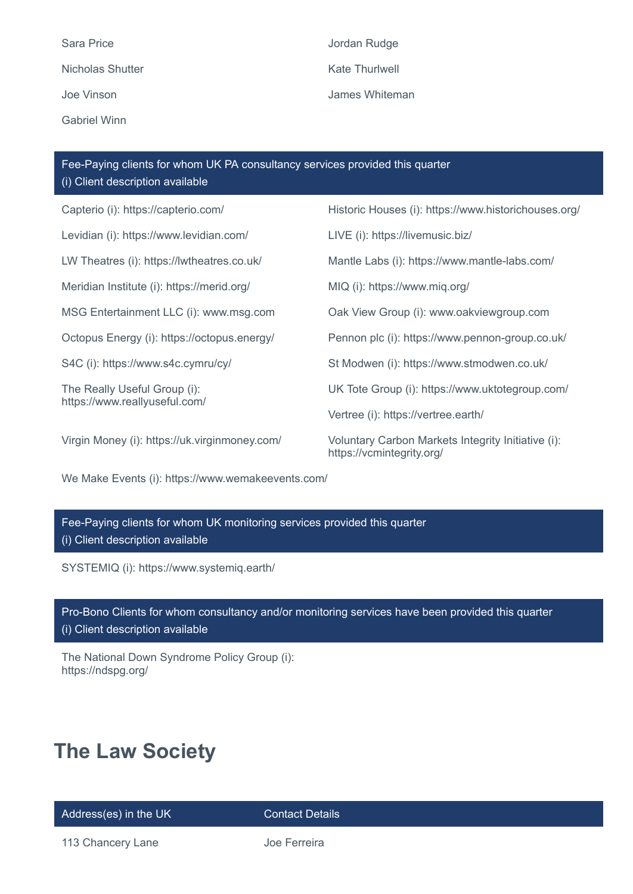Sara Price

Jordan Rudge

Nicholas Shutter

Kate Thurlwell

Joe Vinson

James Whiteman

Gabriel Winn

| Fee-Paying clients for whom UK PA consultancy services provided this quarter (i) Client description available | |
|---|---|
| Capterio (i): https://capterio.com/ | Historic Houses (i): https://www.historichouses.org/ |
| Levidian (i): https://www.levidian.com/ | LIVE (i): https://livemusic.biz/ |
| LW Theatres (i): https://lwtheatres.co.uk/ | Mantle Labs (i): https://www.mantle-labs.com/ |
| Meridian Institute (i): https://merid.org/ | MIQ (i): https://www.miq.org/ |
| MSG Entertainment LLC (i): www.msg.com | Oak View Group (i): www.oakviewgroup.com |
| Octopus Energy (i): https://octopus.energy/ | Pennon plc (i): https://www.pennon-group.co.uk/ |
| S4C (i): https://www.s4c.cymru/cy/ | St Modwen (i): https://www.stmodwen.co.uk/ |
| The Really Useful Group (i): https://www.reallyuseful.com/ | UK Tote Group (i): https://www.uktotegroup.com/ |
| | Vertree (i): https://vertree.earth/ |
| Virgin Money (i): https://uk.virginmoney.com/ | Voluntary Carbon Markets Integrity Initiative (i): https://vcmintegrity.org/ |
| We Make Events (i): https://www.wemakeevents.com/ | |

| Fee-Paying clients for whom UK monitoring services provided this quarter (i) Client description available |
|---|
| SYSTEMIQ (i): https://www.systemiq.earth/ |

| Pro-Bono Clients for whom consultancy and/or monitoring services have been provided this quarter (i) Client description available |
|---|
| The National Down Syndrome Policy Group (i): https://ndspg.org/ |

## The Law Society

| Address(es) in the UK | Contact Details |
|---|---|
| 113 Chancery Lane | Joe Ferreira |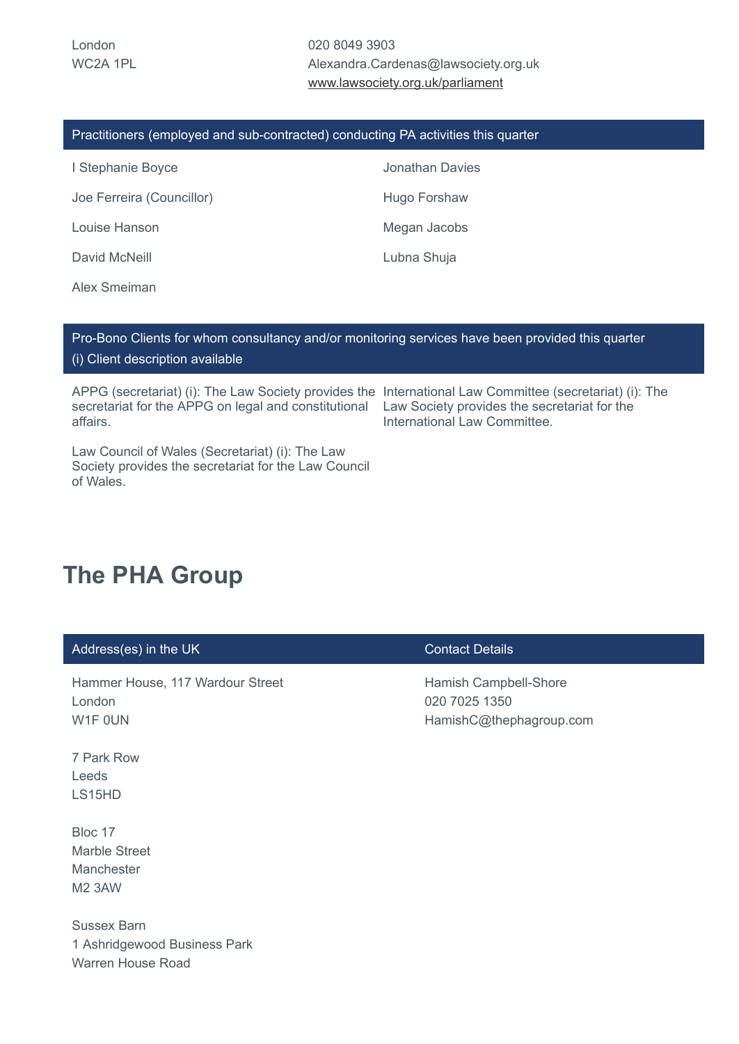London
WC2A 1PL

020 8049 3903
Alexandra.Cardenas@lawsociety.org.uk
www.lawsociety.org.uk/parliament

| Practitioners (employed and sub-contracted) conducting PA activities this quarter | |
|---|---|
| I Stephanie Boyce | Jonathan Davies |
| Joe Ferreira (Councillor) | Hugo Forshaw |
| Louise Hanson | Megan Jacobs |
| David McNeill | Lubna Shuja |
| Alex Smeiman | |

| Pro-Bono Clients for whom consultancy and/or monitoring services have been provided this quarter (i) Client description available | |
|---|---|
| APPG (secretariat) (i): The Law Society provides the secretariat for the APPG on legal and constitutional affairs. | International Law Committee (secretariat) (i): The Law Society provides the secretariat for the International Law Committee. |
| Law Council of Wales (Secretariat) (i): The Law Society provides the secretariat for the Law Council of Wales. | |

## The PHA Group

| Address(es) in the UK | Contact Details |
|---|---|
| Hammer House, 117 Wardour Street<br>London<br>W1F 0UN<br><br>7 Park Row<br>Leeds<br>LS15HD<br><br>Bloc 17<br>Marble Street<br>Manchester<br>M2 3AW<br><br>Sussex Barn<br>1 Ashridgewood Business Park<br>Warren House Road | Hamish Campbell-Shore<br>020 7025 1350<br>HamishC@thephagroup.com |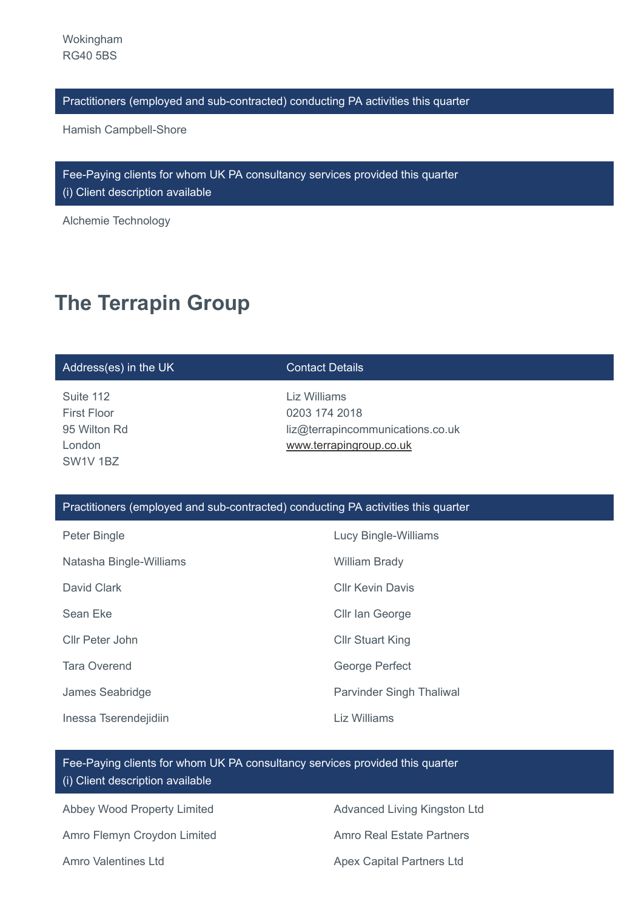Wokingham
RG40 5BS

| Practitioners (employed and sub-contracted) conducting PA activities this quarter |
| --- |
| Hamish Campbell-Shore |

| Fee-Paying clients for whom UK PA consultancy services provided this quarter (i) Client description available |
| --- |
| Alchemie Technology |

# The Terrapin Group

| Address(es) in the UK | Contact Details |
| --- | --- |
| Suite 112<br>First Floor<br>95 Wilton Rd<br>London<br>SW1V 1BZ | Liz Williams<br>0203 174 2018<br>liz@terrapincommunications.co.uk<br>www.terrapingroup.co.uk |

| Practitioners (employed and sub-contracted) conducting PA activities this quarter | |
| --- | --- |
| Peter Bingle | Lucy Bingle-Williams |
| Natasha Bingle-Williams | William Brady |
| David Clark | Cllr Kevin Davis |
| Sean Eke | Cllr Ian George |
| Cllr Peter John | Cllr Stuart King |
| Tara Overend | George Perfect |
| James Seabridge | Parvinder Singh Thaliwal |
| Inessa Tserendejidiin | Liz Williams |

| Fee-Paying clients for whom UK PA consultancy services provided this quarter (i) Client description available | |
| --- | --- |
| Abbey Wood Property Limited | Advanced Living Kingston Ltd |
| Amro Flemyn Croydon Limited | Amro Real Estate Partners |
| Amro Valentines Ltd | Apex Capital Partners Ltd |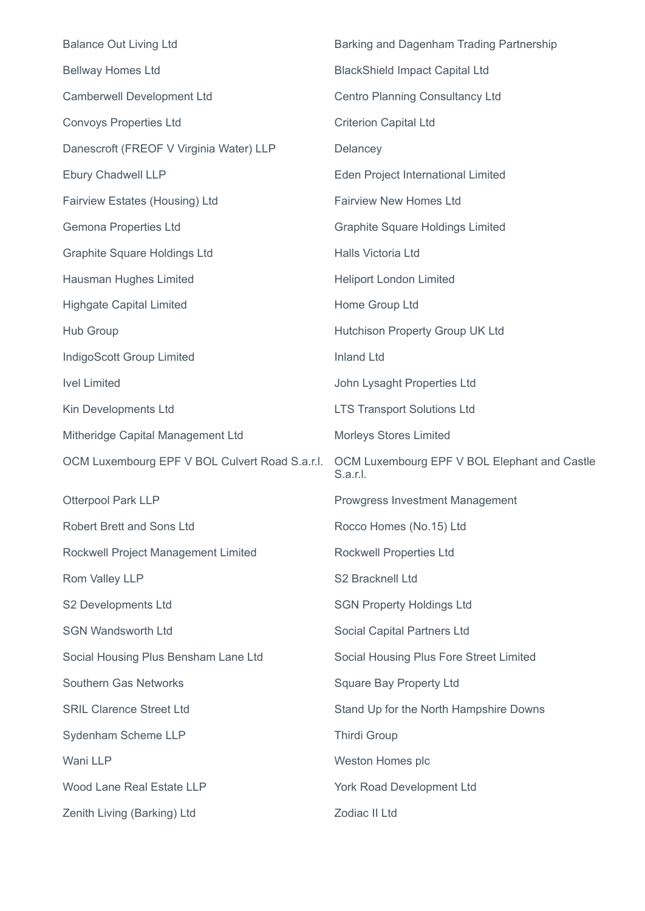Balance Out Living Ltd

Barking and Dagenham Trading Partnership

Bellway Homes Ltd

BlackShield Impact Capital Ltd

Camberwell Development Ltd

Centro Planning Consultancy Ltd

Convoys Properties Ltd

Criterion Capital Ltd

Danescroft (FREOF V Virginia Water) LLP

Delancey

Ebury Chadwell LLP

Eden Project International Limited

Fairview Estates (Housing) Ltd

Fairview New Homes Ltd

Gemona Properties Ltd

Graphite Square Holdings Limited

Graphite Square Holdings Ltd

Halls Victoria Ltd

Hausman Hughes Limited

Heliport London Limited

Highgate Capital Limited

Home Group Ltd

Hub Group

Hutchison Property Group UK Ltd

IndigoScott Group Limited

Inland Ltd

Ivel Limited

John Lysaght Properties Ltd

Kin Developments Ltd

LTS Transport Solutions Ltd

Mitheridge Capital Management Ltd

Morleys Stores Limited

OCM Luxembourg EPF V BOL Culvert Road S.a.r.l.

OCM Luxembourg EPF V BOL Elephant and Castle S.a.r.l.

Otterpool Park LLP

Prowgress Investment Management

Robert Brett and Sons Ltd

Rocco Homes (No.15) Ltd

Rockwell Project Management Limited

Rockwell Properties Ltd

Rom Valley LLP

S2 Bracknell Ltd

S2 Developments Ltd

SGN Property Holdings Ltd

SGN Wandsworth Ltd

Social Capital Partners Ltd

Social Housing Plus Bensham Lane Ltd

Social Housing Plus Fore Street Limited

Southern Gas Networks

Square Bay Property Ltd

SRIL Clarence Street Ltd

Stand Up for the North Hampshire Downs

Sydenham Scheme LLP

Thirdi Group

Wani LLP

Weston Homes plc

Wood Lane Real Estate LLP

York Road Development Ltd

Zenith Living (Barking) Ltd

Zodiac II Ltd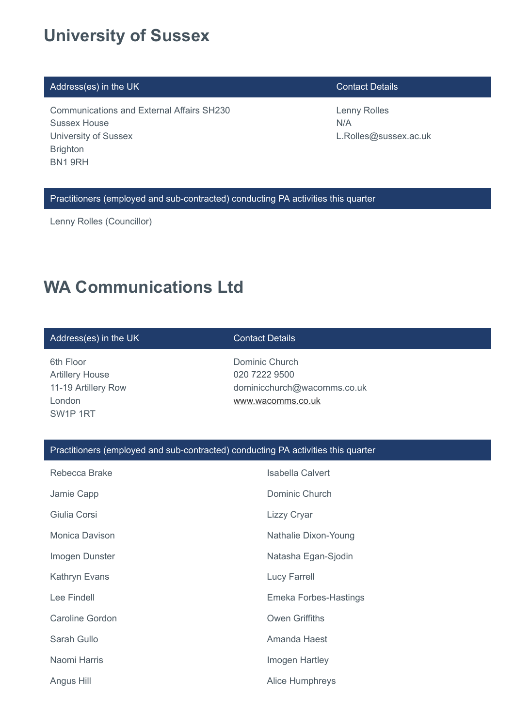## University of Sussex

| Address(es) in the UK | Contact Details |
| --- | --- |
| Communications and External Affairs SH230<br>Sussex House<br>University of Sussex<br>Brighton<br>BN1 9RH | Lenny Rolles<br>N/A<br>L.Rolles@sussex.ac.uk |

| Practitioners (employed and sub-contracted) conducting PA activities this quarter |
| --- |
| Lenny Rolles (Councillor) |

## WA Communications Ltd

| Address(es) in the UK | Contact Details |
| --- | --- |
| 6th Floor<br>Artillery House<br>11-19 Artillery Row<br>London<br>SW1P 1RT | Dominic Church<br>020 7222 9500<br>dominicchurch@wacomms.co.uk<br>www.wacomms.co.uk |

| Practitioners (employed and sub-contracted) conducting PA activities this quarter | |
| --- | --- |
| Rebecca Brake | Isabella Calvert |
| Jamie Capp | Dominic Church |
| Giulia Corsi | Lizzy Cryar |
| Monica Davison | Nathalie Dixon-Young |
| Imogen Dunster | Natasha Egan-Sjodin |
| Kathryn Evans | Lucy Farrell |
| Lee Findell | Emeka Forbes-Hastings |
| Caroline Gordon | Owen Griffiths |
| Sarah Gullo | Amanda Haest |
| Naomi Harris | Imogen Hartley |
| Angus Hill | Alice Humphreys |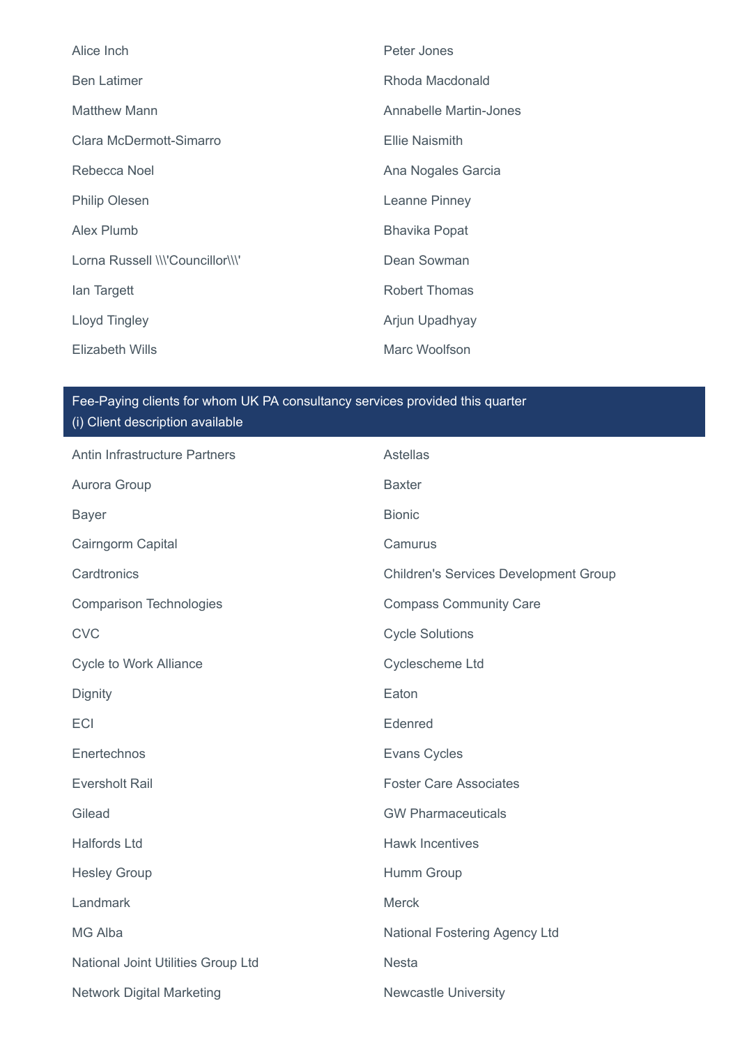Alice Inch

Peter Jones

Ben Latimer

Rhoda Macdonald

Matthew Mann

Annabelle Martin-Jones

Clara McDermott-Simarro

Ellie Naismith

Rebecca Noel

Ana Nogales Garcia

Philip Olesen

Leanne Pinney

Alex Plumb

Bhavika Popat

Lorna Russell \\\\'Councillor\\\\'

Dean Sowman

Ian Targett

Robert Thomas

Lloyd Tingley

Arjun Upadhyay

Elizabeth Wills

Marc Woolfson

## Fee-Paying clients for whom UK PA consultancy services provided this quarter

### (i) Client description available

Antin Infrastructure Partners

Astellas

Aurora Group

Baxter

Bayer

Bionic

Cairngorm Capital

Camurus

Cardtronics

Children's Services Development Group

Comparison Technologies

Compass Community Care

CVC

Cycle Solutions

Cycle to Work Alliance

Cyclescheme Ltd

Dignity

Eaton

ECI

Edenred

Enertechnos

Evans Cycles

Eversholt Rail

Foster Care Associates

Gilead

GW Pharmaceuticals

Halfords Ltd

Hawk Incentives

Hesley Group

Humm Group

Landmark

Merck

MG Alba

National Fostering Agency Ltd

National Joint Utilities Group Ltd

Nesta

Network Digital Marketing

Newcastle University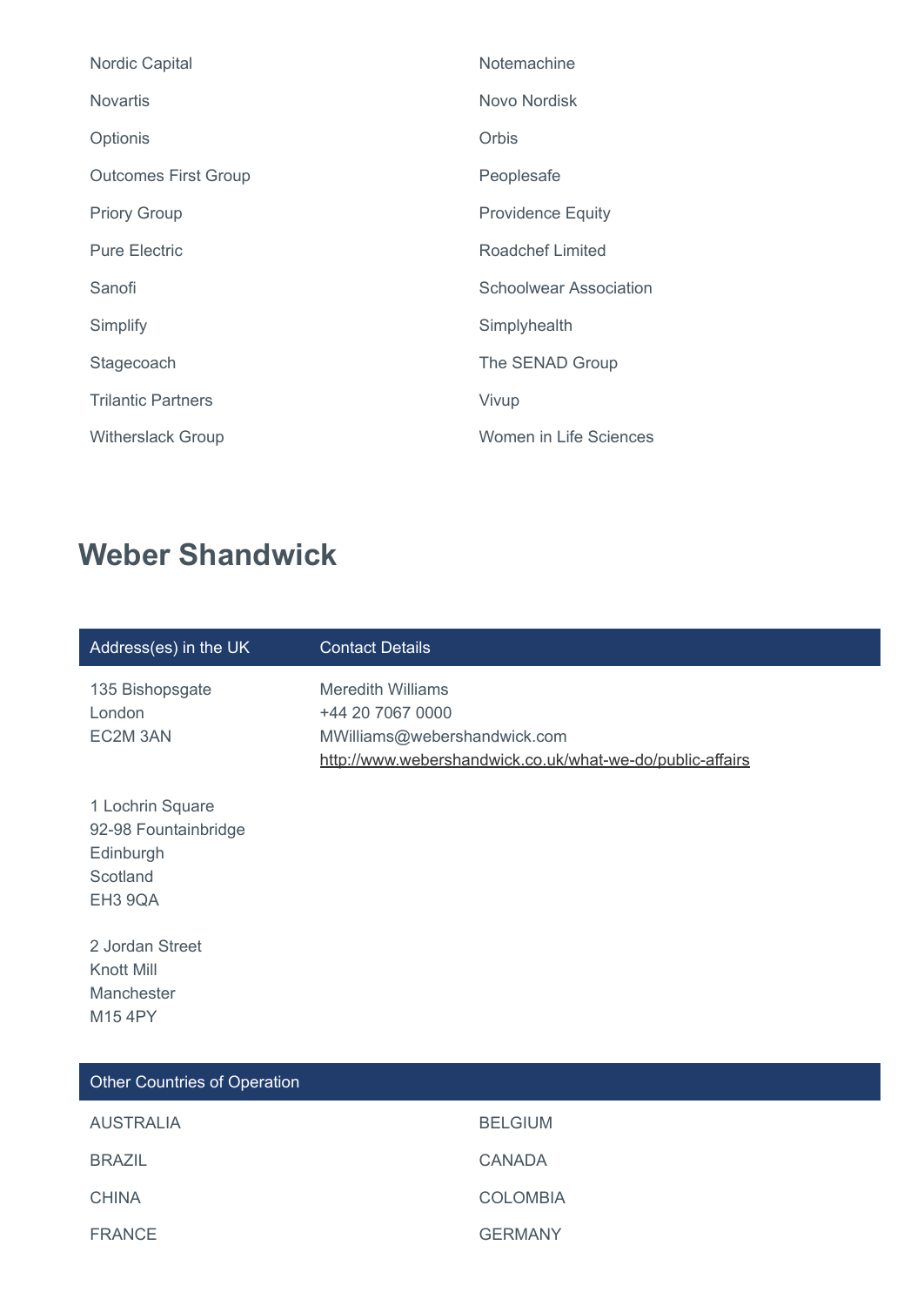| | |
|---|---|
| Nordic Capital | Notemachine |
| Novartis | Novo Nordisk |
| Optionis | Orbis |
| Outcomes First Group | Peoplesafe |
| Priory Group | Providence Equity |
| Pure Electric | Roadchef Limited |
| Sanofi | Schoolwear Association |
| Simplify | Simplyhealth |
| Stagecoach | The SENAD Group |
| Trilantic Partners | Vivup |
| Witherslack Group | Women in Life Sciences |

## Weber Shandwick

| Address(es) in the UK | Contact Details |
|---|---|
| 135 Bishopsgate<br>London<br>EC2M 3AN | Meredith Williams<br>+44 20 7067 0000<br>MWilliams@webershandwick.com<br>http://www.webershandwick.co.uk/what-we-do/public-affairs |
| 1 Lochrin Square<br>92-98 Fountainbridge<br>Edinburgh<br>Scotland<br>EH3 9QA | |
| 2 Jordan Street<br>Knott Mill<br>Manchester<br>M15 4PY | |

| Other Countries of Operation | |
|---|---|
| AUSTRALIA | BELGIUM |
| BRAZIL | CANADA |
| CHINA | COLOMBIA |
| FRANCE | GERMANY |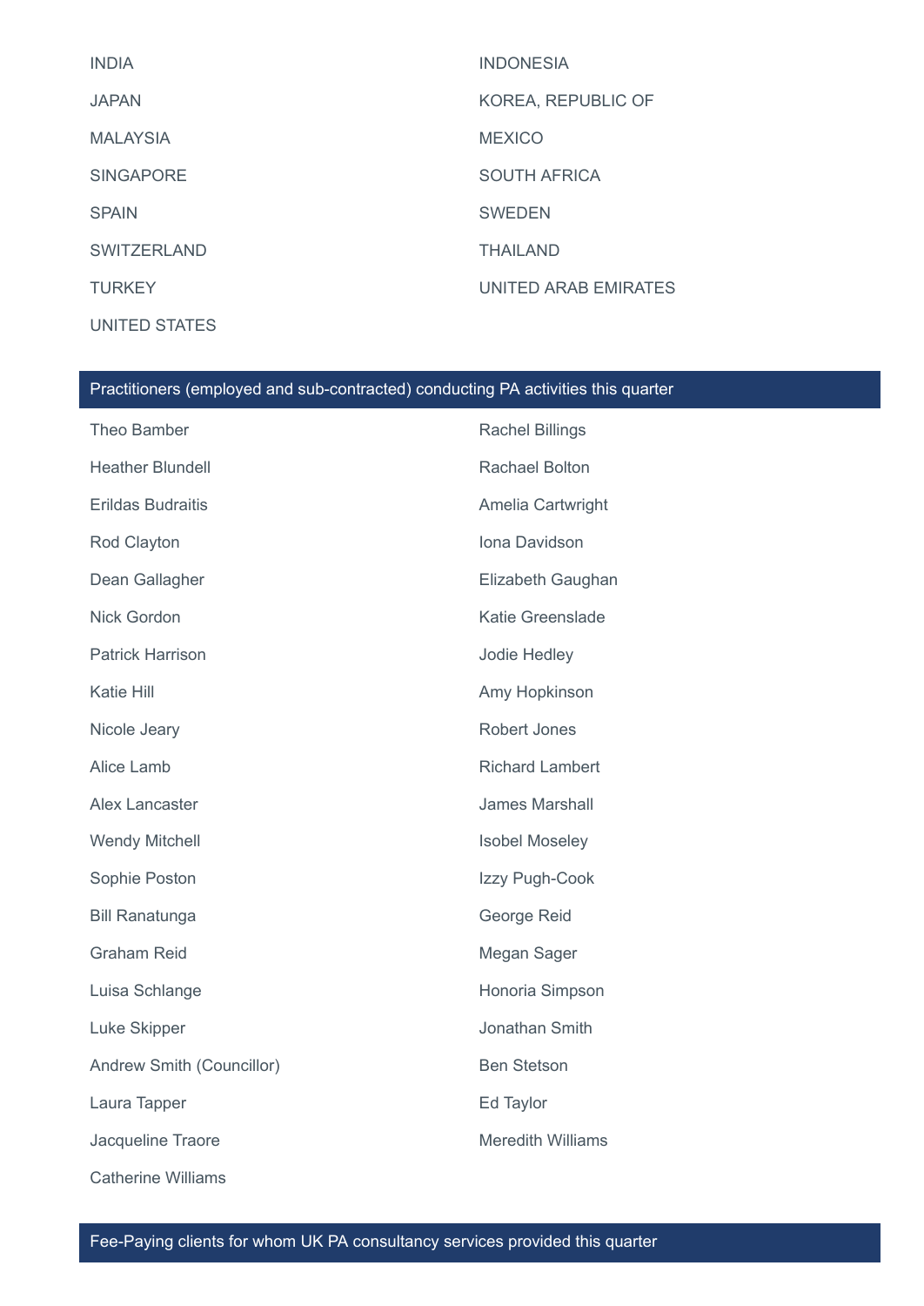INDIA

INDONESIA

JAPAN

KOREA, REPUBLIC OF

MALAYSIA

MEXICO

SINGAPORE

SOUTH AFRICA

SPAIN

SWEDEN

SWITZERLAND

THAILAND

TURKEY

UNITED ARAB EMIRATES

UNITED STATES

## Practitioners (employed and sub-contracted) conducting PA activities this quarter

Theo Bamber

Rachel Billings

Heather Blundell

Rachael Bolton

Erildas Budraitis

Amelia Cartwright

Rod Clayton

Iona Davidson

Dean Gallagher

Elizabeth Gaughan

Nick Gordon

Katie Greenslade

Patrick Harrison

Jodie Hedley

Katie Hill

Amy Hopkinson

Nicole Jeary

Robert Jones

Alice Lamb

Richard Lambert

Alex Lancaster

James Marshall

Wendy Mitchell

Isobel Moseley

Sophie Poston

Izzy Pugh-Cook

Bill Ranatunga

George Reid

Graham Reid

Megan Sager

Luisa Schlange

Honoria Simpson

Luke Skipper

Jonathan Smith

Andrew Smith (Councillor)

Ben Stetson

Laura Tapper

Ed Taylor

Jacqueline Traore

Meredith Williams

Catherine Williams

## Fee-Paying clients for whom UK PA consultancy services provided this quarter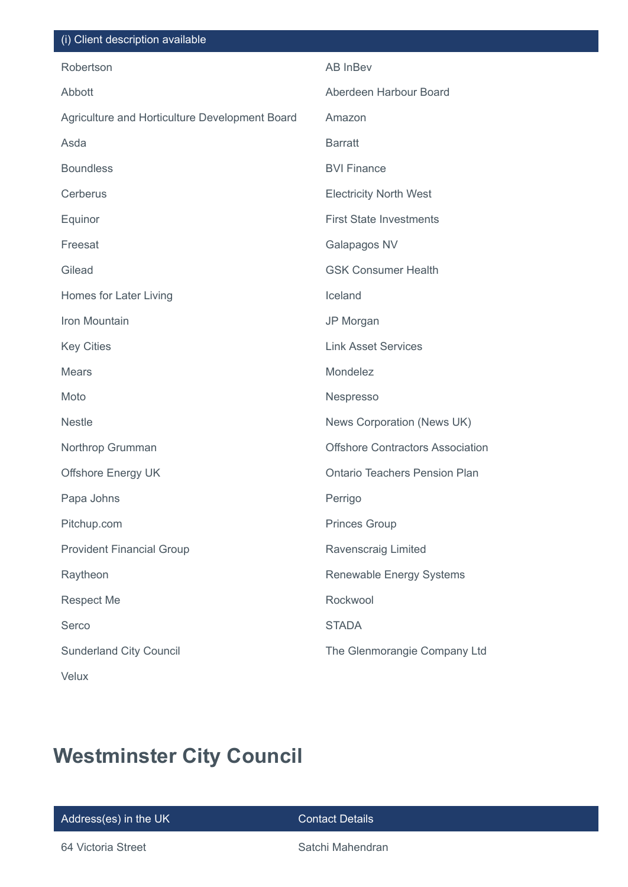| (i) Client description available | |
| --- | --- |
| Robertson | AB InBev |
| Abbott | Aberdeen Harbour Board |
| Agriculture and Horticulture Development Board | Amazon |
| Asda | Barratt |
| Boundless | BVI Finance |
| Cerberus | Electricity North West |
| Equinor | First State Investments |
| Freesat | Galapagos NV |
| Gilead | GSK Consumer Health |
| Homes for Later Living | Iceland |
| Iron Mountain | JP Morgan |
| Key Cities | Link Asset Services |
| Mears | Mondelez |
| Moto | Nespresso |
| Nestle | News Corporation (News UK) |
| Northrop Grumman | Offshore Contractors Association |
| Offshore Energy UK | Ontario Teachers Pension Plan |
| Papa Johns | Perrigo |
| Pitchup.com | Princes Group |
| Provident Financial Group | Ravenscraig Limited |
| Raytheon | Renewable Energy Systems |
| Respect Me | Rockwool |
| Serco | STADA |
| Sunderland City Council | The Glenmorangie Company Ltd |
| Velux | |

# Westminster City Council

| Address(es) in the UK | Contact Details |
| --- | --- |
| 64 Victoria Street | Satchi Mahendran |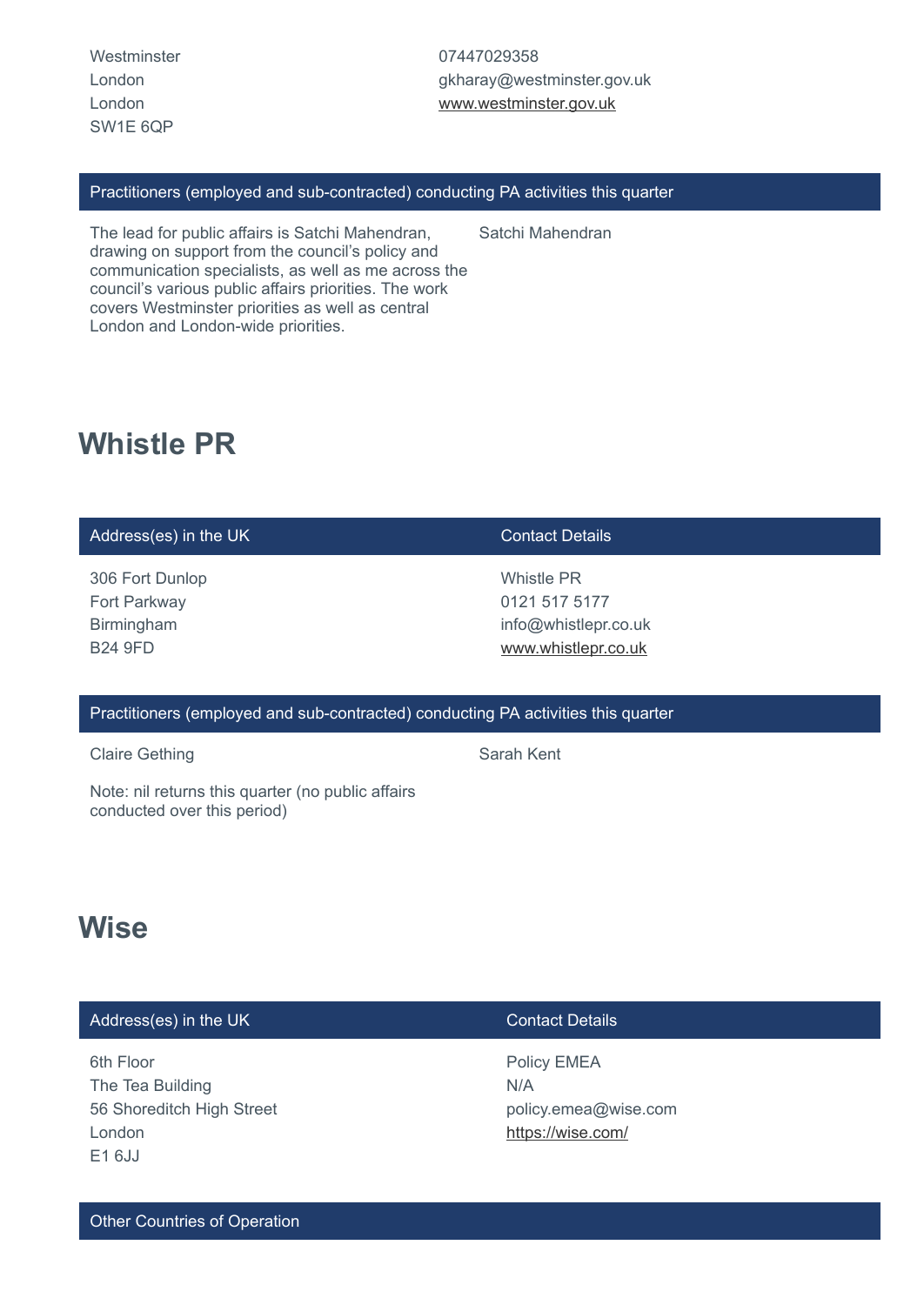| | |
|---|---|
| Westminster<br>London<br>London<br>SW1E 6QP | 07447029358<br>gkharay@westminster.gov.uk<br>www.westminster.gov.uk |

| Practitioners (employed and sub-contracted) conducting PA activities this quarter | |
|---|---|
| The lead for public affairs is Satchi Mahendran, drawing on support from the council's policy and communication specialists, as well as me across the council's various public affairs priorities. The work covers Westminster priorities as well as central London and London-wide priorities. | Satchi Mahendran |

## Whistle PR

| Address(es) in the UK | Contact Details |
|---|---|
| 306 Fort Dunlop<br>Fort Parkway<br>Birmingham<br>B24 9FD | Whistle PR<br>0121 517 5177<br>info@whistlepr.co.uk<br>www.whistlepr.co.uk |

| Practitioners (employed and sub-contracted) conducting PA activities this quarter | |
|---|---|
| Claire Gething | Sarah Kent |
| Note: nil returns this quarter (no public affairs conducted over this period) | |

## Wise

| Address(es) in the UK | Contact Details |
|---|---|
| 6th Floor<br>The Tea Building<br>56 Shoreditch High Street<br>London<br>E1 6JJ | Policy EMEA<br>N/A<br>policy.emea@wise.com<br>https://wise.com/ |

| Other Countries of Operation |
|---|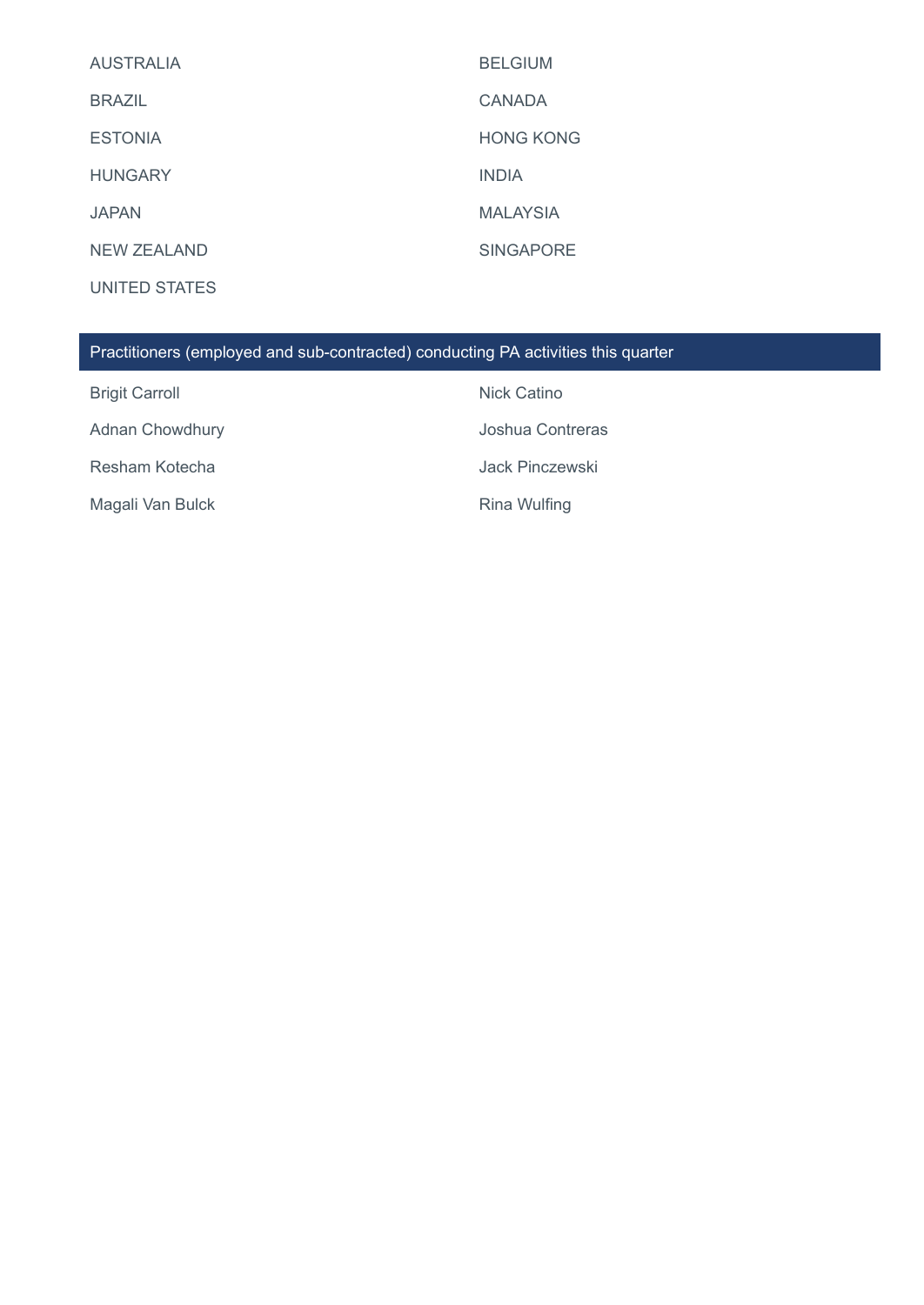AUSTRALIA

BELGIUM

BRAZIL

CANADA

ESTONIA

HONG KONG

HUNGARY

INDIA

JAPAN

MALAYSIA

NEW ZEALAND

SINGAPORE

UNITED STATES

## Practitioners (employed and sub-contracted) conducting PA activities this quarter

Brigit Carroll

Nick Catino

Adnan Chowdhury

Joshua Contreras

Resham Kotecha

Jack Pinczewski

Magali Van Bulck

Rina Wulfing